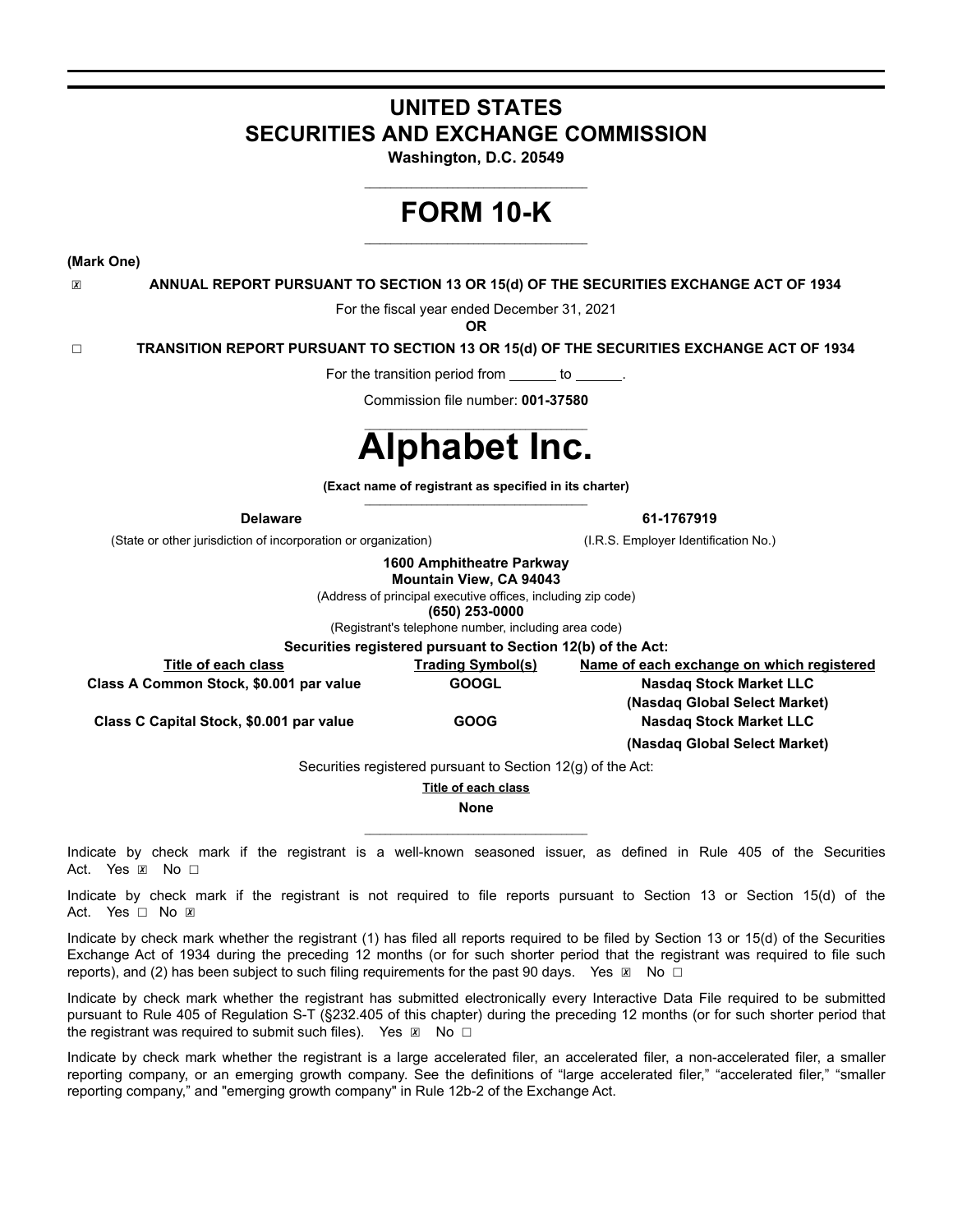# UNITED STATES
# SECURITIES AND EXCHANGE COMMISSION

**Washington, D.C. 20549**

# FORM 10-K

**(Mark One)**

☒ **ANNUAL REPORT PURSUANT TO SECTION 13 OR 15(d) OF THE SECURITIES EXCHANGE ACT OF 1934**

For the fiscal year ended December 31, 2021

**OR**

☐ **TRANSITION REPORT PURSUANT TO SECTION 13 OR 15(d) OF THE SECURITIES EXCHANGE ACT OF 1934**

For the transition period from ______ to ______.

Commission file number: **001-37580**

# Alphabet Inc.

**(Exact name of registrant as specified in its charter)**

| **Delaware** | **61-1767919** |
|---|---|
| (State or other jurisdiction of incorporation or organization) | (I.R.S. Employer Identification No.) |

**1600 Amphitheatre Parkway**
**Mountain View, CA 94043**
(Address of principal executive offices, including zip code)
**(650) 253-0000**
(Registrant's telephone number, including area code)

**Securities registered pursuant to Section 12(b) of the Act:**

| Title of each class | Trading Symbol(s) | Name of each exchange on which registered |
|---|---|---|
| **Class A Common Stock, $0.001 par value** | **GOOGL** | **Nasdaq Stock Market LLC (Nasdaq Global Select Market)** |
| **Class C Capital Stock, $0.001 par value** | **GOOG** | **Nasdaq Stock Market LLC (Nasdaq Global Select Market)** |

Securities registered pursuant to Section 12(g) of the Act:

**Title of each class**

**None**

Indicate by check mark if the registrant is a well-known seasoned issuer, as defined in Rule 405 of the Securities Act. Yes ☒ No ☐

Indicate by check mark if the registrant is not required to file reports pursuant to Section 13 or Section 15(d) of the Act. Yes ☐ No ☒

Indicate by check mark whether the registrant (1) has filed all reports required to be filed by Section 13 or 15(d) of the Securities Exchange Act of 1934 during the preceding 12 months (or for such shorter period that the registrant was required to file such reports), and (2) has been subject to such filing requirements for the past 90 days. Yes ☒ No ☐

Indicate by check mark whether the registrant has submitted electronically every Interactive Data File required to be submitted pursuant to Rule 405 of Regulation S-T (§232.405 of this chapter) during the preceding 12 months (or for such shorter period that the registrant was required to submit such files). Yes ☒ No ☐

Indicate by check mark whether the registrant is a large accelerated filer, an accelerated filer, a non-accelerated filer, a smaller reporting company, or an emerging growth company. See the definitions of "large accelerated filer," "accelerated filer," "smaller reporting company," and "emerging growth company" in Rule 12b-2 of the Exchange Act.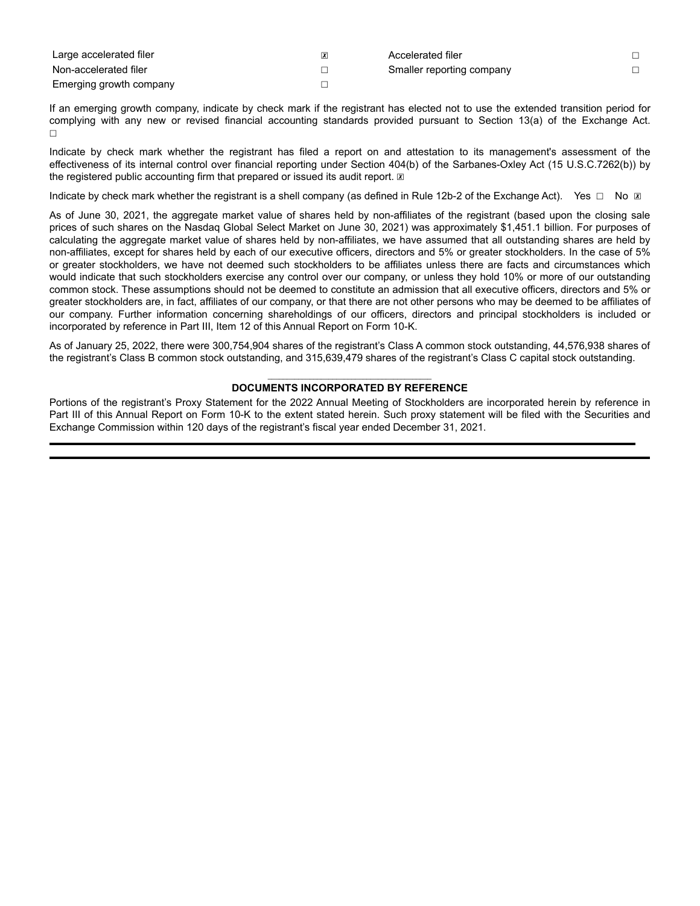| Large accelerated filer | ☒ | Accelerated filer | ☐ |
|---|---|---|---|
| Non-accelerated filer | ☐ | Smaller reporting company | ☐ |
| Emerging growth company | ☐ | | |

If an emerging growth company, indicate by check mark if the registrant has elected not to use the extended transition period for complying with any new or revised financial accounting standards provided pursuant to Section 13(a) of the Exchange Act. ☐

Indicate by check mark whether the registrant has filed a report on and attestation to its management's assessment of the effectiveness of its internal control over financial reporting under Section 404(b) of the Sarbanes-Oxley Act (15 U.S.C.7262(b)) by the registered public accounting firm that prepared or issued its audit report. ☒

Indicate by check mark whether the registrant is a shell company (as defined in Rule 12b-2 of the Exchange Act). Yes ☐ No ☒

As of June 30, 2021, the aggregate market value of shares held by non-affiliates of the registrant (based upon the closing sale prices of such shares on the Nasdaq Global Select Market on June 30, 2021) was approximately $1,451.1 billion. For purposes of calculating the aggregate market value of shares held by non-affiliates, we have assumed that all outstanding shares are held by non-affiliates, except for shares held by each of our executive officers, directors and 5% or greater stockholders. In the case of 5% or greater stockholders, we have not deemed such stockholders to be affiliates unless there are facts and circumstances which would indicate that such stockholders exercise any control over our company, or unless they hold 10% or more of our outstanding common stock. These assumptions should not be deemed to constitute an admission that all executive officers, directors and 5% or greater stockholders are, in fact, affiliates of our company, or that there are not other persons who may be deemed to be affiliates of our company. Further information concerning shareholdings of our officers, directors and principal stockholders is included or incorporated by reference in Part III, Item 12 of this Annual Report on Form 10-K.

As of January 25, 2022, there were 300,754,904 shares of the registrant's Class A common stock outstanding, 44,576,938 shares of the registrant's Class B common stock outstanding, and 315,639,479 shares of the registrant's Class C capital stock outstanding.

## DOCUMENTS INCORPORATED BY REFERENCE

Portions of the registrant's Proxy Statement for the 2022 Annual Meeting of Stockholders are incorporated herein by reference in Part III of this Annual Report on Form 10-K to the extent stated herein. Such proxy statement will be filed with the Securities and Exchange Commission within 120 days of the registrant's fiscal year ended December 31, 2021.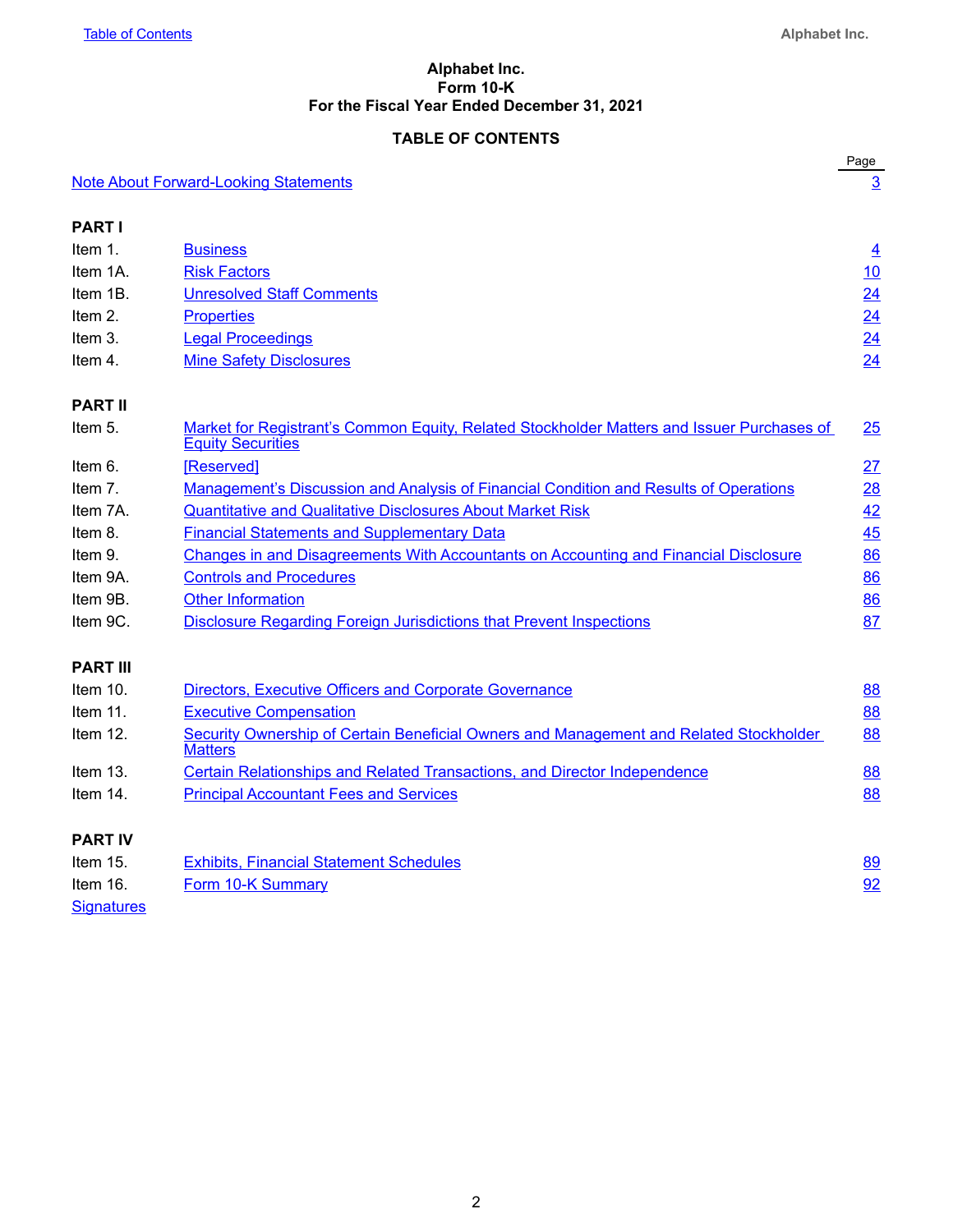**Alphabet Inc.**
**Form 10-K**
**For the Fiscal Year Ended December 31, 2021**

## TABLE OF CONTENTS

| | | Page |
|---|---|---|
| Note About Forward-Looking Statements | | 3 |
| **PART I** | | |
| Item 1. | Business | 4 |
| Item 1A. | Risk Factors | 10 |
| Item 1B. | Unresolved Staff Comments | 24 |
| Item 2. | Properties | 24 |
| Item 3. | Legal Proceedings | 24 |
| Item 4. | Mine Safety Disclosures | 24 |
| **PART II** | | |
| Item 5. | Market for Registrant's Common Equity, Related Stockholder Matters and Issuer Purchases of Equity Securities | 25 |
| Item 6. | [Reserved] | 27 |
| Item 7. | Management's Discussion and Analysis of Financial Condition and Results of Operations | 28 |
| Item 7A. | Quantitative and Qualitative Disclosures About Market Risk | 42 |
| Item 8. | Financial Statements and Supplementary Data | 45 |
| Item 9. | Changes in and Disagreements With Accountants on Accounting and Financial Disclosure | 86 |
| Item 9A. | Controls and Procedures | 86 |
| Item 9B. | Other Information | 86 |
| Item 9C. | Disclosure Regarding Foreign Jurisdictions that Prevent Inspections | 87 |
| **PART III** | | |
| Item 10. | Directors, Executive Officers and Corporate Governance | 88 |
| Item 11. | Executive Compensation | 88 |
| Item 12. | Security Ownership of Certain Beneficial Owners and Management and Related Stockholder Matters | 88 |
| Item 13. | Certain Relationships and Related Transactions, and Director Independence | 88 |
| Item 14. | Principal Accountant Fees and Services | 88 |
| **PART IV** | | |
| Item 15. | Exhibits, Financial Statement Schedules | 89 |
| Item 16. | Form 10-K Summary | 92 |
| Signatures | | |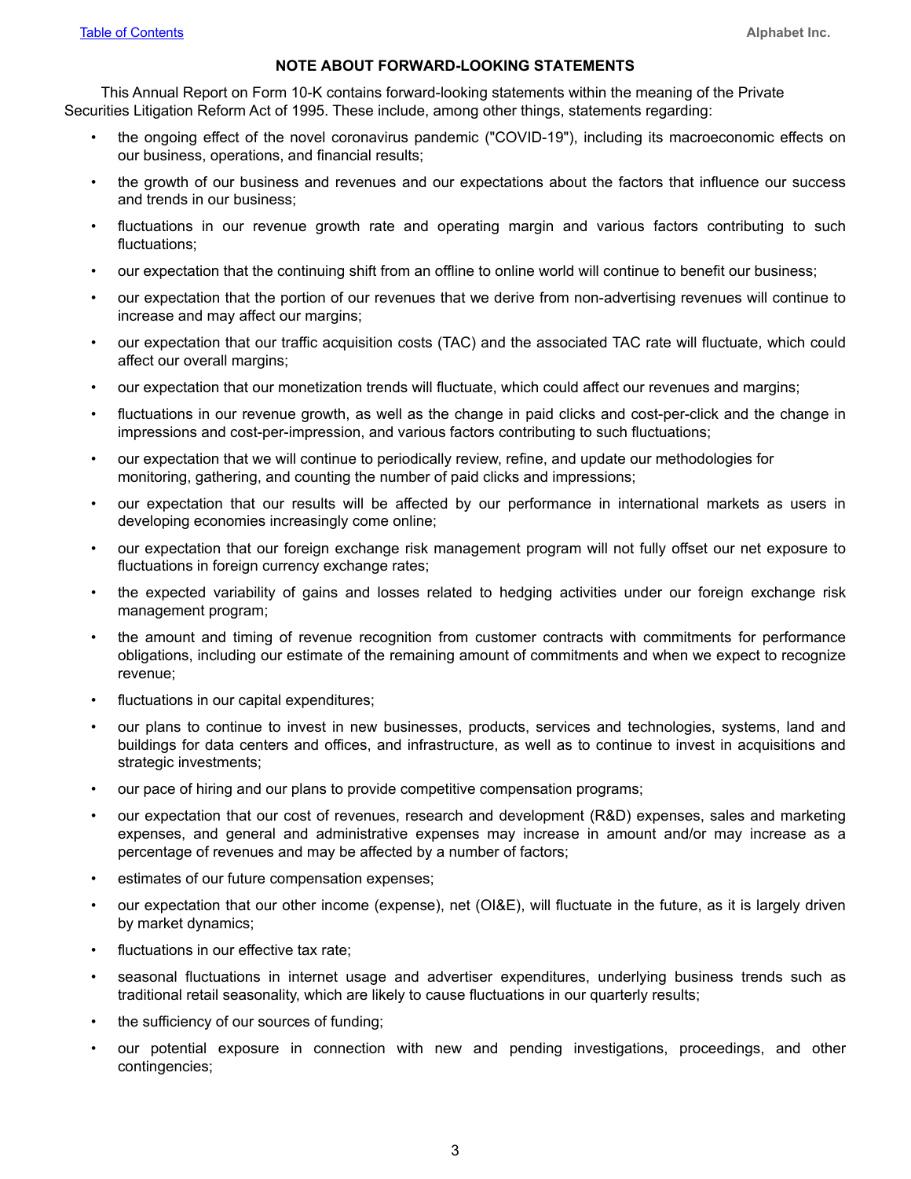## NOTE ABOUT FORWARD-LOOKING STATEMENTS

This Annual Report on Form 10-K contains forward-looking statements within the meaning of the Private Securities Litigation Reform Act of 1995. These include, among other things, statements regarding:

- the ongoing effect of the novel coronavirus pandemic ("COVID-19"), including its macroeconomic effects on our business, operations, and financial results;
- the growth of our business and revenues and our expectations about the factors that influence our success and trends in our business;
- fluctuations in our revenue growth rate and operating margin and various factors contributing to such fluctuations;
- our expectation that the continuing shift from an offline to online world will continue to benefit our business;
- our expectation that the portion of our revenues that we derive from non-advertising revenues will continue to increase and may affect our margins;
- our expectation that our traffic acquisition costs (TAC) and the associated TAC rate will fluctuate, which could affect our overall margins;
- our expectation that our monetization trends will fluctuate, which could affect our revenues and margins;
- fluctuations in our revenue growth, as well as the change in paid clicks and cost-per-click and the change in impressions and cost-per-impression, and various factors contributing to such fluctuations;
- our expectation that we will continue to periodically review, refine, and update our methodologies for monitoring, gathering, and counting the number of paid clicks and impressions;
- our expectation that our results will be affected by our performance in international markets as users in developing economies increasingly come online;
- our expectation that our foreign exchange risk management program will not fully offset our net exposure to fluctuations in foreign currency exchange rates;
- the expected variability of gains and losses related to hedging activities under our foreign exchange risk management program;
- the amount and timing of revenue recognition from customer contracts with commitments for performance obligations, including our estimate of the remaining amount of commitments and when we expect to recognize revenue;
- fluctuations in our capital expenditures;
- our plans to continue to invest in new businesses, products, services and technologies, systems, land and buildings for data centers and offices, and infrastructure, as well as to continue to invest in acquisitions and strategic investments;
- our pace of hiring and our plans to provide competitive compensation programs;
- our expectation that our cost of revenues, research and development (R&D) expenses, sales and marketing expenses, and general and administrative expenses may increase in amount and/or may increase as a percentage of revenues and may be affected by a number of factors;
- estimates of our future compensation expenses;
- our expectation that our other income (expense), net (OI&E), will fluctuate in the future, as it is largely driven by market dynamics;
- fluctuations in our effective tax rate;
- seasonal fluctuations in internet usage and advertiser expenditures, underlying business trends such as traditional retail seasonality, which are likely to cause fluctuations in our quarterly results;
- the sufficiency of our sources of funding;
- our potential exposure in connection with new and pending investigations, proceedings, and other contingencies;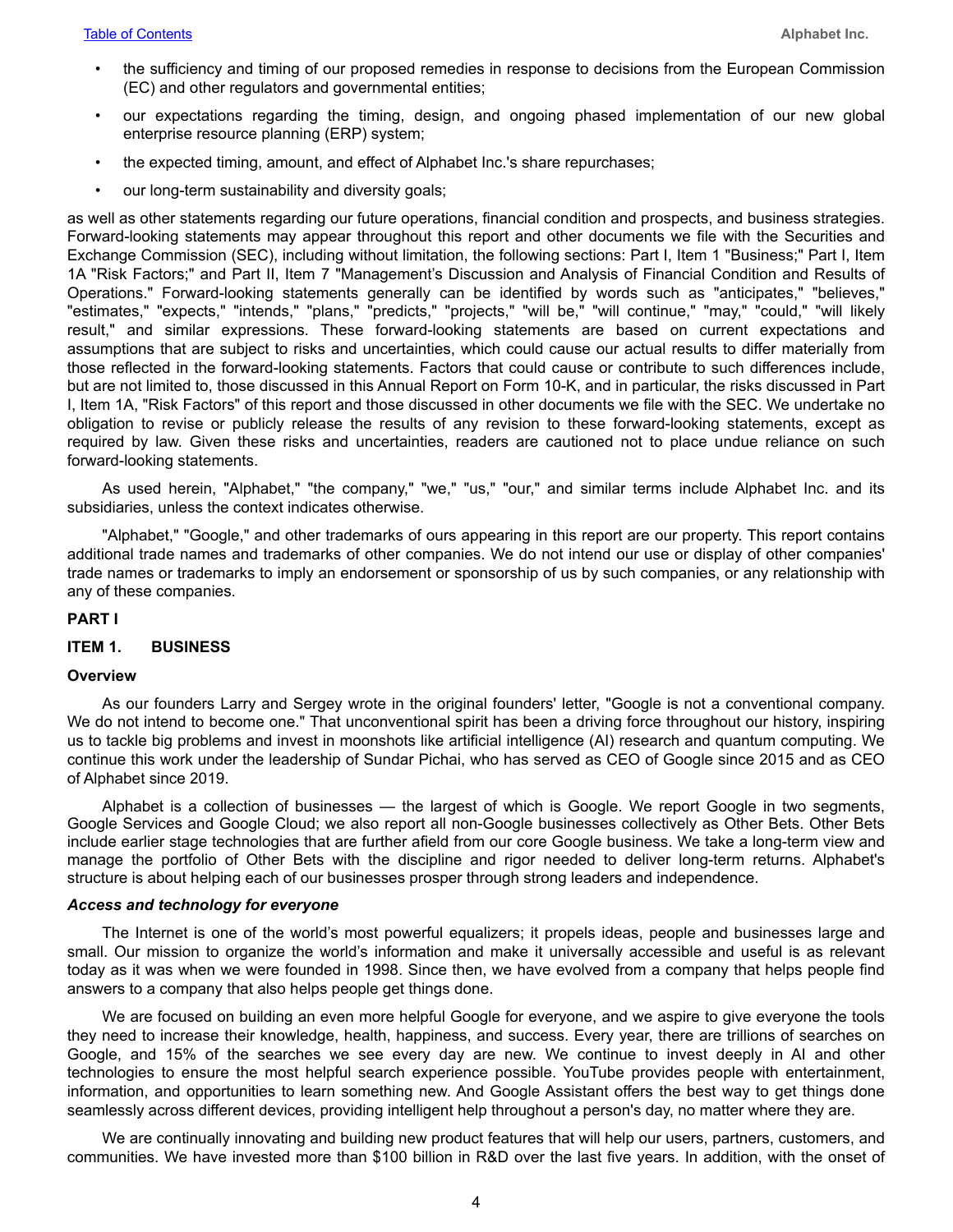- the sufficiency and timing of our proposed remedies in response to decisions from the European Commission (EC) and other regulators and governmental entities;
- our expectations regarding the timing, design, and ongoing phased implementation of our new global enterprise resource planning (ERP) system;
- the expected timing, amount, and effect of Alphabet Inc.'s share repurchases;
- our long-term sustainability and diversity goals;

as well as other statements regarding our future operations, financial condition and prospects, and business strategies. Forward-looking statements may appear throughout this report and other documents we file with the Securities and Exchange Commission (SEC), including without limitation, the following sections: Part I, Item 1 "Business;" Part I, Item 1A "Risk Factors;" and Part II, Item 7 "Management's Discussion and Analysis of Financial Condition and Results of Operations." Forward-looking statements generally can be identified by words such as "anticipates," "believes," "estimates," "expects," "intends," "plans," "predicts," "projects," "will be," "will continue," "may," "could," "will likely result," and similar expressions. These forward-looking statements are based on current expectations and assumptions that are subject to risks and uncertainties, which could cause our actual results to differ materially from those reflected in the forward-looking statements. Factors that could cause or contribute to such differences include, but are not limited to, those discussed in this Annual Report on Form 10-K, and in particular, the risks discussed in Part I, Item 1A, "Risk Factors" of this report and those discussed in other documents we file with the SEC. We undertake no obligation to revise or publicly release the results of any revision to these forward-looking statements, except as required by law. Given these risks and uncertainties, readers are cautioned not to place undue reliance on such forward-looking statements.

As used herein, "Alphabet," "the company," "we," "us," "our," and similar terms include Alphabet Inc. and its subsidiaries, unless the context indicates otherwise.

"Alphabet," "Google," and other trademarks of ours appearing in this report are our property. This report contains additional trade names and trademarks of other companies. We do not intend our use or display of other companies' trade names or trademarks to imply an endorsement or sponsorship of us by such companies, or any relationship with any of these companies.

# PART I

## ITEM 1. BUSINESS

### Overview

As our founders Larry and Sergey wrote in the original founders' letter, "Google is not a conventional company. We do not intend to become one." That unconventional spirit has been a driving force throughout our history, inspiring us to tackle big problems and invest in moonshots like artificial intelligence (AI) research and quantum computing. We continue this work under the leadership of Sundar Pichai, who has served as CEO of Google since 2015 and as CEO of Alphabet since 2019.

Alphabet is a collection of businesses — the largest of which is Google. We report Google in two segments, Google Services and Google Cloud; we also report all non-Google businesses collectively as Other Bets. Other Bets include earlier stage technologies that are further afield from our core Google business. We take a long-term view and manage the portfolio of Other Bets with the discipline and rigor needed to deliver long-term returns. Alphabet's structure is about helping each of our businesses prosper through strong leaders and independence.

#### *Access and technology for everyone*

The Internet is one of the world's most powerful equalizers; it propels ideas, people and businesses large and small. Our mission to organize the world's information and make it universally accessible and useful is as relevant today as it was when we were founded in 1998. Since then, we have evolved from a company that helps people find answers to a company that also helps people get things done.

We are focused on building an even more helpful Google for everyone, and we aspire to give everyone the tools they need to increase their knowledge, health, happiness, and success. Every year, there are trillions of searches on Google, and 15% of the searches we see every day are new. We continue to invest deeply in AI and other technologies to ensure the most helpful search experience possible. YouTube provides people with entertainment, information, and opportunities to learn something new. And Google Assistant offers the best way to get things done seamlessly across different devices, providing intelligent help throughout a person's day, no matter where they are.

We are continually innovating and building new product features that will help our users, partners, customers, and communities. We have invested more than $100 billion in R&D over the last five years. In addition, with the onset of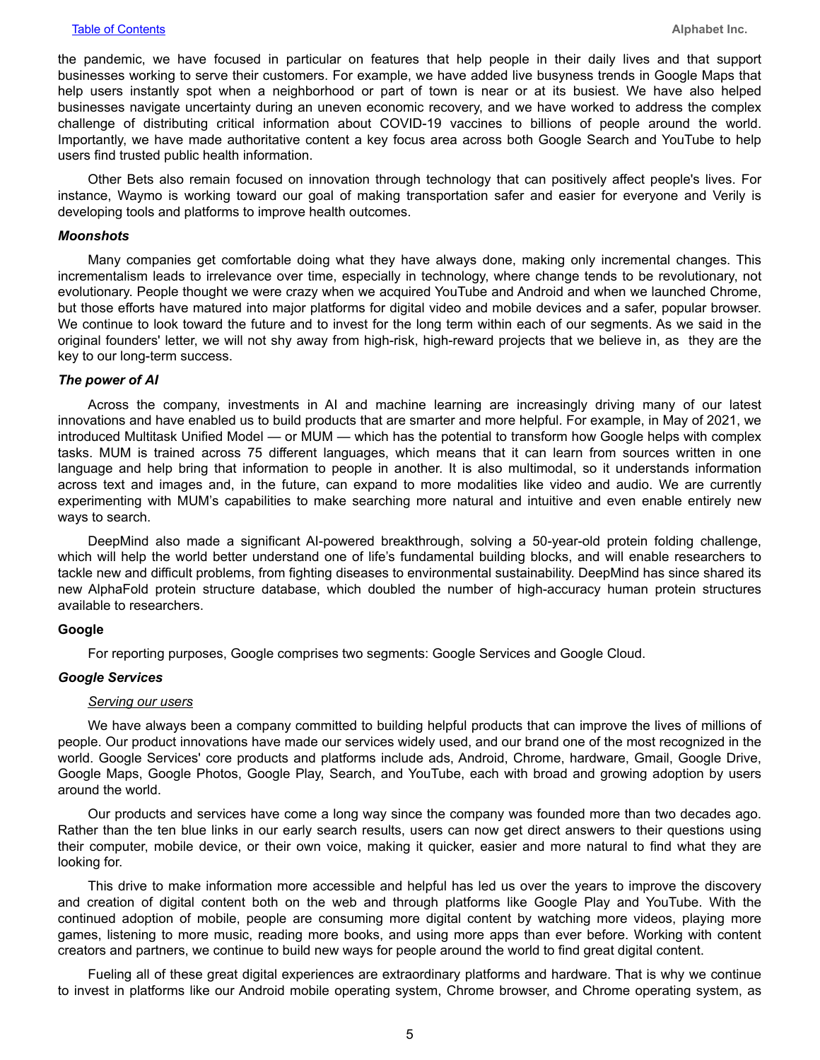the pandemic, we have focused in particular on features that help people in their daily lives and that support businesses working to serve their customers. For example, we have added live busyness trends in Google Maps that help users instantly spot when a neighborhood or part of town is near or at its busiest. We have also helped businesses navigate uncertainty during an uneven economic recovery, and we have worked to address the complex challenge of distributing critical information about COVID-19 vaccines to billions of people around the world. Importantly, we have made authoritative content a key focus area across both Google Search and YouTube to help users find trusted public health information.

Other Bets also remain focused on innovation through technology that can positively affect people's lives. For instance, Waymo is working toward our goal of making transportation safer and easier for everyone and Verily is developing tools and platforms to improve health outcomes.

***Moonshots***

Many companies get comfortable doing what they have always done, making only incremental changes. This incrementalism leads to irrelevance over time, especially in technology, where change tends to be revolutionary, not evolutionary. People thought we were crazy when we acquired YouTube and Android and when we launched Chrome, but those efforts have matured into major platforms for digital video and mobile devices and a safer, popular browser. We continue to look toward the future and to invest for the long term within each of our segments. As we said in the original founders' letter, we will not shy away from high-risk, high-reward projects that we believe in, as they are the key to our long-term success.

***The power of AI***

Across the company, investments in AI and machine learning are increasingly driving many of our latest innovations and have enabled us to build products that are smarter and more helpful. For example, in May of 2021, we introduced Multitask Unified Model — or MUM — which has the potential to transform how Google helps with complex tasks. MUM is trained across 75 different languages, which means that it can learn from sources written in one language and help bring that information to people in another. It is also multimodal, so it understands information across text and images and, in the future, can expand to more modalities like video and audio. We are currently experimenting with MUM's capabilities to make searching more natural and intuitive and even enable entirely new ways to search.

DeepMind also made a significant AI-powered breakthrough, solving a 50-year-old protein folding challenge, which will help the world better understand one of life's fundamental building blocks, and will enable researchers to tackle new and difficult problems, from fighting diseases to environmental sustainability. DeepMind has since shared its new AlphaFold protein structure database, which doubled the number of high-accuracy human protein structures available to researchers.

**Google**

For reporting purposes, Google comprises two segments: Google Services and Google Cloud.

***Google Services***

*Serving our users*

We have always been a company committed to building helpful products that can improve the lives of millions of people. Our product innovations have made our services widely used, and our brand one of the most recognized in the world. Google Services' core products and platforms include ads, Android, Chrome, hardware, Gmail, Google Drive, Google Maps, Google Photos, Google Play, Search, and YouTube, each with broad and growing adoption by users around the world.

Our products and services have come a long way since the company was founded more than two decades ago. Rather than the ten blue links in our early search results, users can now get direct answers to their questions using their computer, mobile device, or their own voice, making it quicker, easier and more natural to find what they are looking for.

This drive to make information more accessible and helpful has led us over the years to improve the discovery and creation of digital content both on the web and through platforms like Google Play and YouTube. With the continued adoption of mobile, people are consuming more digital content by watching more videos, playing more games, listening to more music, reading more books, and using more apps than ever before. Working with content creators and partners, we continue to build new ways for people around the world to find great digital content.

Fueling all of these great digital experiences are extraordinary platforms and hardware. That is why we continue to invest in platforms like our Android mobile operating system, Chrome browser, and Chrome operating system, as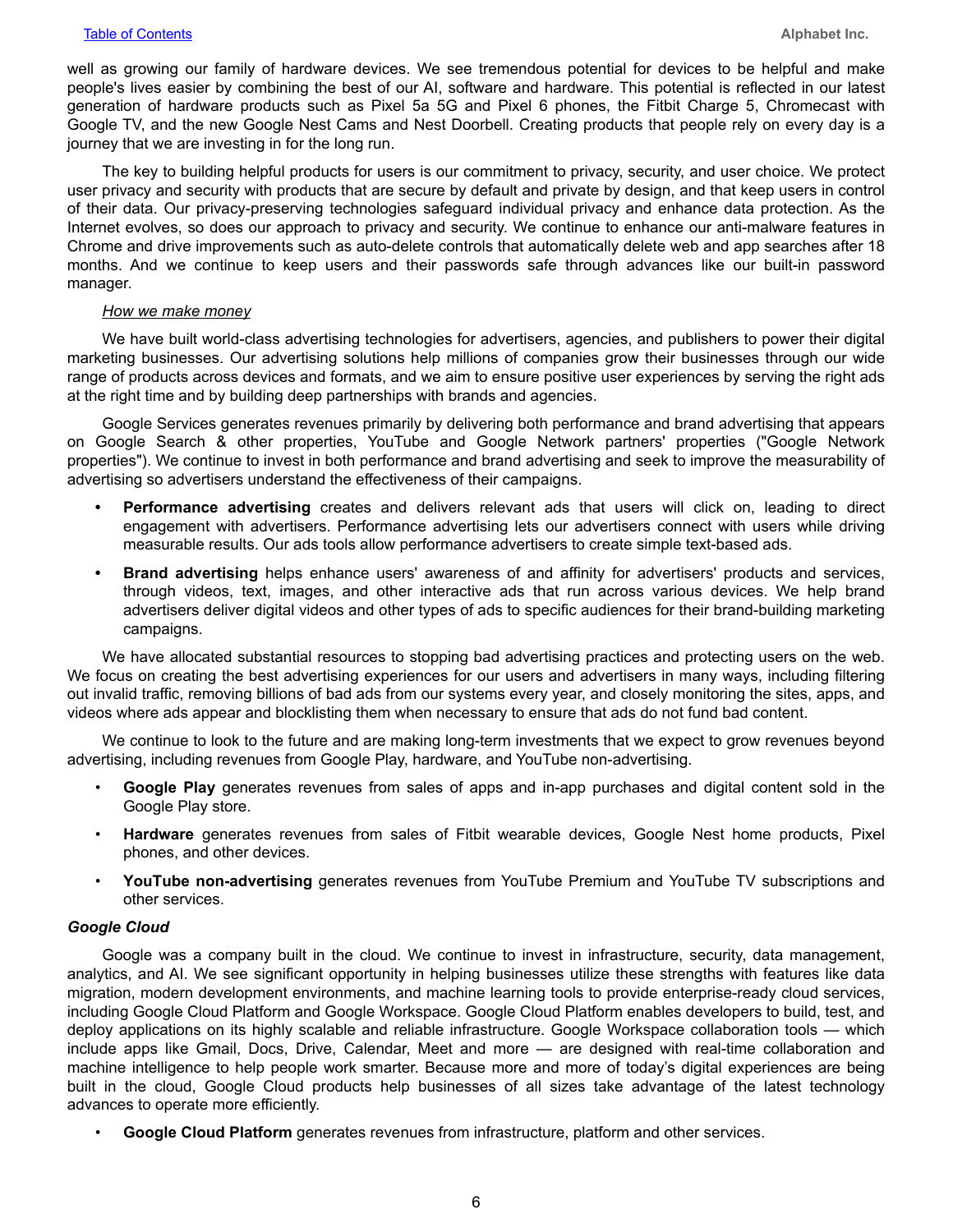well as growing our family of hardware devices. We see tremendous potential for devices to be helpful and make people's lives easier by combining the best of our AI, software and hardware. This potential is reflected in our latest generation of hardware products such as Pixel 5a 5G and Pixel 6 phones, the Fitbit Charge 5, Chromecast with Google TV, and the new Google Nest Cams and Nest Doorbell. Creating products that people rely on every day is a journey that we are investing in for the long run.

The key to building helpful products for users is our commitment to privacy, security, and user choice. We protect user privacy and security with products that are secure by default and private by design, and that keep users in control of their data. Our privacy-preserving technologies safeguard individual privacy and enhance data protection. As the Internet evolves, so does our approach to privacy and security. We continue to enhance our anti-malware features in Chrome and drive improvements such as auto-delete controls that automatically delete web and app searches after 18 months. And we continue to keep users and their passwords safe through advances like our built-in password manager.

*How we make money*

We have built world-class advertising technologies for advertisers, agencies, and publishers to power their digital marketing businesses. Our advertising solutions help millions of companies grow their businesses through our wide range of products across devices and formats, and we aim to ensure positive user experiences by serving the right ads at the right time and by building deep partnerships with brands and agencies.

Google Services generates revenues primarily by delivering both performance and brand advertising that appears on Google Search & other properties, YouTube and Google Network partners' properties ("Google Network properties"). We continue to invest in both performance and brand advertising and seek to improve the measurability of advertising so advertisers understand the effectiveness of their campaigns.

- **Performance advertising** creates and delivers relevant ads that users will click on, leading to direct engagement with advertisers. Performance advertising lets our advertisers connect with users while driving measurable results. Our ads tools allow performance advertisers to create simple text-based ads.
- **Brand advertising** helps enhance users' awareness of and affinity for advertisers' products and services, through videos, text, images, and other interactive ads that run across various devices. We help brand advertisers deliver digital videos and other types of ads to specific audiences for their brand-building marketing campaigns.

We have allocated substantial resources to stopping bad advertising practices and protecting users on the web. We focus on creating the best advertising experiences for our users and advertisers in many ways, including filtering out invalid traffic, removing billions of bad ads from our systems every year, and closely monitoring the sites, apps, and videos where ads appear and blocklisting them when necessary to ensure that ads do not fund bad content.

We continue to look to the future and are making long-term investments that we expect to grow revenues beyond advertising, including revenues from Google Play, hardware, and YouTube non-advertising.

- **Google Play** generates revenues from sales of apps and in-app purchases and digital content sold in the Google Play store.
- **Hardware** generates revenues from sales of Fitbit wearable devices, Google Nest home products, Pixel phones, and other devices.
- **YouTube non-advertising** generates revenues from YouTube Premium and YouTube TV subscriptions and other services.

***Google Cloud***

Google was a company built in the cloud. We continue to invest in infrastructure, security, data management, analytics, and AI. We see significant opportunity in helping businesses utilize these strengths with features like data migration, modern development environments, and machine learning tools to provide enterprise-ready cloud services, including Google Cloud Platform and Google Workspace. Google Cloud Platform enables developers to build, test, and deploy applications on its highly scalable and reliable infrastructure. Google Workspace collaboration tools — which include apps like Gmail, Docs, Drive, Calendar, Meet and more — are designed with real-time collaboration and machine intelligence to help people work smarter. Because more and more of today's digital experiences are being built in the cloud, Google Cloud products help businesses of all sizes take advantage of the latest technology advances to operate more efficiently.

- **Google Cloud Platform** generates revenues from infrastructure, platform and other services.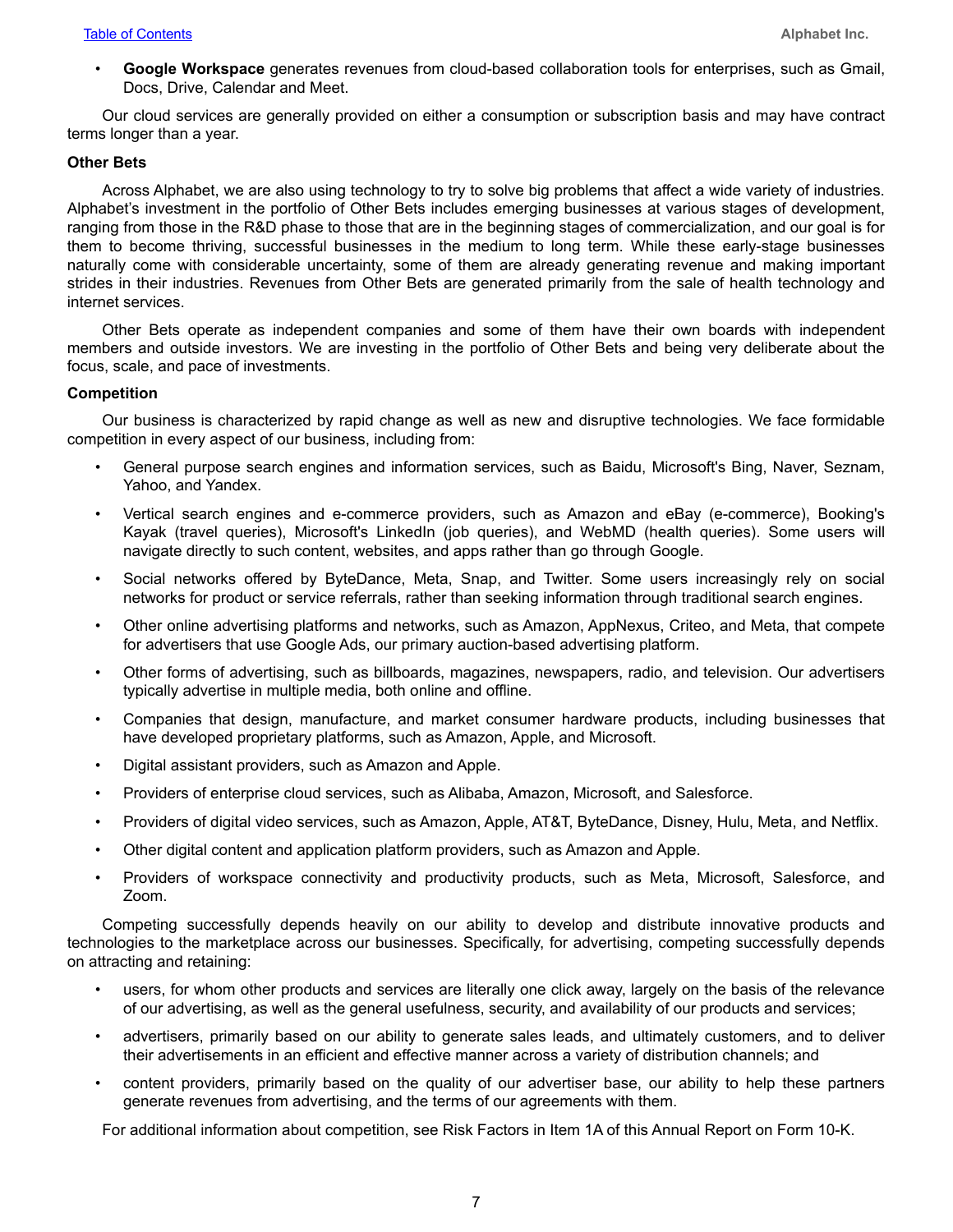- **Google Workspace** generates revenues from cloud-based collaboration tools for enterprises, such as Gmail, Docs, Drive, Calendar and Meet.

Our cloud services are generally provided on either a consumption or subscription basis and may have contract terms longer than a year.

**Other Bets**

Across Alphabet, we are also using technology to try to solve big problems that affect a wide variety of industries. Alphabet's investment in the portfolio of Other Bets includes emerging businesses at various stages of development, ranging from those in the R&D phase to those that are in the beginning stages of commercialization, and our goal is for them to become thriving, successful businesses in the medium to long term. While these early-stage businesses naturally come with considerable uncertainty, some of them are already generating revenue and making important strides in their industries. Revenues from Other Bets are generated primarily from the sale of health technology and internet services.

Other Bets operate as independent companies and some of them have their own boards with independent members and outside investors. We are investing in the portfolio of Other Bets and being very deliberate about the focus, scale, and pace of investments.

**Competition**

Our business is characterized by rapid change as well as new and disruptive technologies. We face formidable competition in every aspect of our business, including from:

- General purpose search engines and information services, such as Baidu, Microsoft's Bing, Naver, Seznam, Yahoo, and Yandex.
- Vertical search engines and e-commerce providers, such as Amazon and eBay (e-commerce), Booking's Kayak (travel queries), Microsoft's LinkedIn (job queries), and WebMD (health queries). Some users will navigate directly to such content, websites, and apps rather than go through Google.
- Social networks offered by ByteDance, Meta, Snap, and Twitter. Some users increasingly rely on social networks for product or service referrals, rather than seeking information through traditional search engines.
- Other online advertising platforms and networks, such as Amazon, AppNexus, Criteo, and Meta, that compete for advertisers that use Google Ads, our primary auction-based advertising platform.
- Other forms of advertising, such as billboards, magazines, newspapers, radio, and television. Our advertisers typically advertise in multiple media, both online and offline.
- Companies that design, manufacture, and market consumer hardware products, including businesses that have developed proprietary platforms, such as Amazon, Apple, and Microsoft.
- Digital assistant providers, such as Amazon and Apple.
- Providers of enterprise cloud services, such as Alibaba, Amazon, Microsoft, and Salesforce.
- Providers of digital video services, such as Amazon, Apple, AT&T, ByteDance, Disney, Hulu, Meta, and Netflix.
- Other digital content and application platform providers, such as Amazon and Apple.
- Providers of workspace connectivity and productivity products, such as Meta, Microsoft, Salesforce, and Zoom.

Competing successfully depends heavily on our ability to develop and distribute innovative products and technologies to the marketplace across our businesses. Specifically, for advertising, competing successfully depends on attracting and retaining:

- users, for whom other products and services are literally one click away, largely on the basis of the relevance of our advertising, as well as the general usefulness, security, and availability of our products and services;
- advertisers, primarily based on our ability to generate sales leads, and ultimately customers, and to deliver their advertisements in an efficient and effective manner across a variety of distribution channels; and
- content providers, primarily based on the quality of our advertiser base, our ability to help these partners generate revenues from advertising, and the terms of our agreements with them.

For additional information about competition, see Risk Factors in Item 1A of this Annual Report on Form 10-K.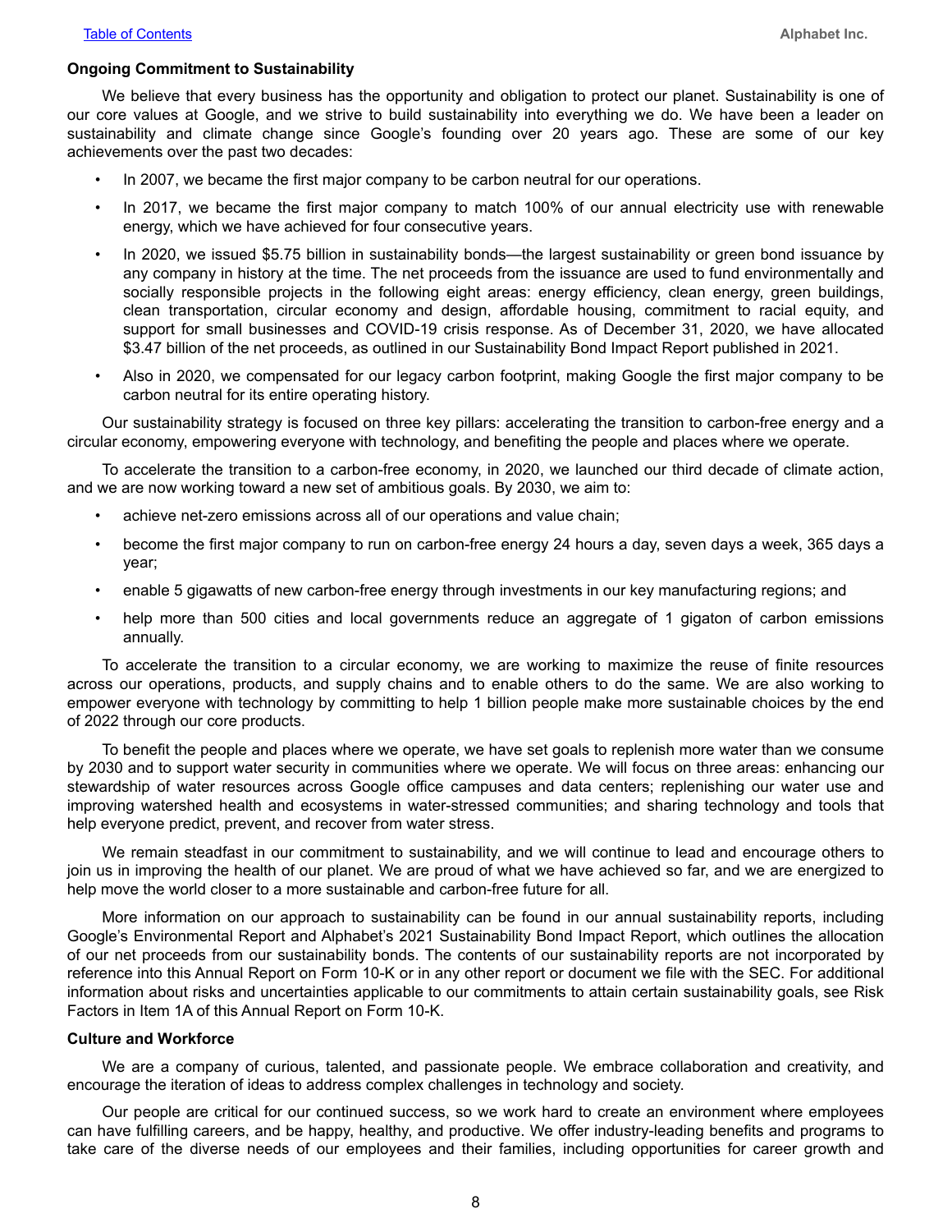### Ongoing Commitment to Sustainability

We believe that every business has the opportunity and obligation to protect our planet. Sustainability is one of our core values at Google, and we strive to build sustainability into everything we do. We have been a leader on sustainability and climate change since Google's founding over 20 years ago. These are some of our key achievements over the past two decades:

- In 2007, we became the first major company to be carbon neutral for our operations.
- In 2017, we became the first major company to match 100% of our annual electricity use with renewable energy, which we have achieved for four consecutive years.
- In 2020, we issued $5.75 billion in sustainability bonds—the largest sustainability or green bond issuance by any company in history at the time. The net proceeds from the issuance are used to fund environmentally and socially responsible projects in the following eight areas: energy efficiency, clean energy, green buildings, clean transportation, circular economy and design, affordable housing, commitment to racial equity, and support for small businesses and COVID-19 crisis response. As of December 31, 2020, we have allocated $3.47 billion of the net proceeds, as outlined in our Sustainability Bond Impact Report published in 2021.
- Also in 2020, we compensated for our legacy carbon footprint, making Google the first major company to be carbon neutral for its entire operating history.

Our sustainability strategy is focused on three key pillars: accelerating the transition to carbon-free energy and a circular economy, empowering everyone with technology, and benefiting the people and places where we operate.

To accelerate the transition to a carbon-free economy, in 2020, we launched our third decade of climate action, and we are now working toward a new set of ambitious goals. By 2030, we aim to:

- achieve net-zero emissions across all of our operations and value chain;
- become the first major company to run on carbon-free energy 24 hours a day, seven days a week, 365 days a year;
- enable 5 gigawatts of new carbon-free energy through investments in our key manufacturing regions; and
- help more than 500 cities and local governments reduce an aggregate of 1 gigaton of carbon emissions annually.

To accelerate the transition to a circular economy, we are working to maximize the reuse of finite resources across our operations, products, and supply chains and to enable others to do the same. We are also working to empower everyone with technology by committing to help 1 billion people make more sustainable choices by the end of 2022 through our core products.

To benefit the people and places where we operate, we have set goals to replenish more water than we consume by 2030 and to support water security in communities where we operate. We will focus on three areas: enhancing our stewardship of water resources across Google office campuses and data centers; replenishing our water use and improving watershed health and ecosystems in water-stressed communities; and sharing technology and tools that help everyone predict, prevent, and recover from water stress.

We remain steadfast in our commitment to sustainability, and we will continue to lead and encourage others to join us in improving the health of our planet. We are proud of what we have achieved so far, and we are energized to help move the world closer to a more sustainable and carbon-free future for all.

More information on our approach to sustainability can be found in our annual sustainability reports, including Google's Environmental Report and Alphabet's 2021 Sustainability Bond Impact Report, which outlines the allocation of our net proceeds from our sustainability bonds. The contents of our sustainability reports are not incorporated by reference into this Annual Report on Form 10-K or in any other report or document we file with the SEC. For additional information about risks and uncertainties applicable to our commitments to attain certain sustainability goals, see Risk Factors in Item 1A of this Annual Report on Form 10-K.

### Culture and Workforce

We are a company of curious, talented, and passionate people. We embrace collaboration and creativity, and encourage the iteration of ideas to address complex challenges in technology and society.

Our people are critical for our continued success, so we work hard to create an environment where employees can have fulfilling careers, and be happy, healthy, and productive. We offer industry-leading benefits and programs to take care of the diverse needs of our employees and their families, including opportunities for career growth and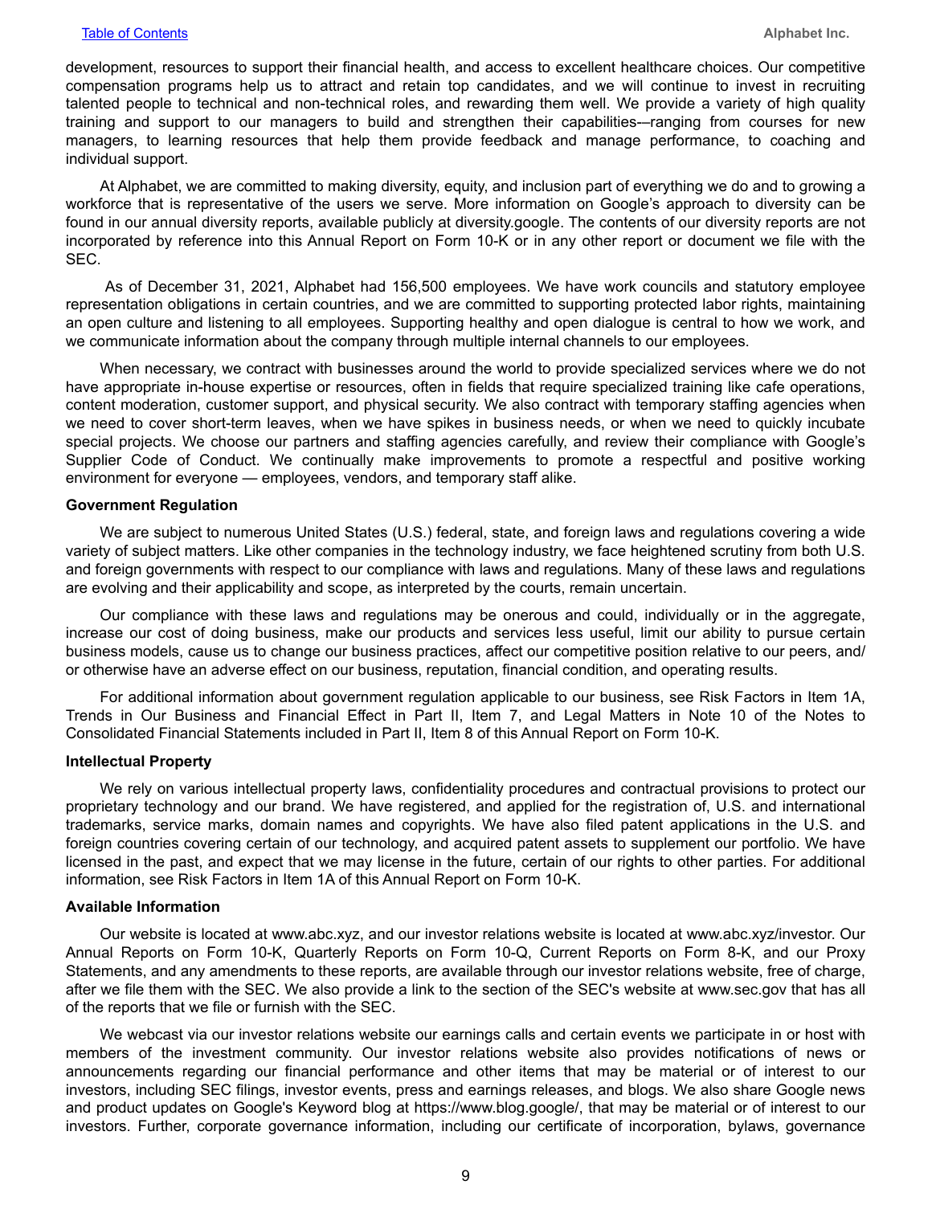development, resources to support their financial health, and access to excellent healthcare choices. Our competitive compensation programs help us to attract and retain top candidates, and we will continue to invest in recruiting talented people to technical and non-technical roles, and rewarding them well. We provide a variety of high quality training and support to our managers to build and strengthen their capabilities-–ranging from courses for new managers, to learning resources that help them provide feedback and manage performance, to coaching and individual support.

At Alphabet, we are committed to making diversity, equity, and inclusion part of everything we do and to growing a workforce that is representative of the users we serve. More information on Google's approach to diversity can be found in our annual diversity reports, available publicly at diversity.google. The contents of our diversity reports are not incorporated by reference into this Annual Report on Form 10-K or in any other report or document we file with the SEC.

As of December 31, 2021, Alphabet had 156,500 employees. We have work councils and statutory employee representation obligations in certain countries, and we are committed to supporting protected labor rights, maintaining an open culture and listening to all employees. Supporting healthy and open dialogue is central to how we work, and we communicate information about the company through multiple internal channels to our employees.

When necessary, we contract with businesses around the world to provide specialized services where we do not have appropriate in-house expertise or resources, often in fields that require specialized training like cafe operations, content moderation, customer support, and physical security. We also contract with temporary staffing agencies when we need to cover short-term leaves, when we have spikes in business needs, or when we need to quickly incubate special projects. We choose our partners and staffing agencies carefully, and review their compliance with Google's Supplier Code of Conduct. We continually make improvements to promote a respectful and positive working environment for everyone — employees, vendors, and temporary staff alike.

**Government Regulation**

We are subject to numerous United States (U.S.) federal, state, and foreign laws and regulations covering a wide variety of subject matters. Like other companies in the technology industry, we face heightened scrutiny from both U.S. and foreign governments with respect to our compliance with laws and regulations. Many of these laws and regulations are evolving and their applicability and scope, as interpreted by the courts, remain uncertain.

Our compliance with these laws and regulations may be onerous and could, individually or in the aggregate, increase our cost of doing business, make our products and services less useful, limit our ability to pursue certain business models, cause us to change our business practices, affect our competitive position relative to our peers, and/or otherwise have an adverse effect on our business, reputation, financial condition, and operating results.

For additional information about government regulation applicable to our business, see Risk Factors in Item 1A, Trends in Our Business and Financial Effect in Part II, Item 7, and Legal Matters in Note 10 of the Notes to Consolidated Financial Statements included in Part II, Item 8 of this Annual Report on Form 10-K.

**Intellectual Property**

We rely on various intellectual property laws, confidentiality procedures and contractual provisions to protect our proprietary technology and our brand. We have registered, and applied for the registration of, U.S. and international trademarks, service marks, domain names and copyrights. We have also filed patent applications in the U.S. and foreign countries covering certain of our technology, and acquired patent assets to supplement our portfolio. We have licensed in the past, and expect that we may license in the future, certain of our rights to other parties. For additional information, see Risk Factors in Item 1A of this Annual Report on Form 10-K.

**Available Information**

Our website is located at www.abc.xyz, and our investor relations website is located at www.abc.xyz/investor. Our Annual Reports on Form 10-K, Quarterly Reports on Form 10-Q, Current Reports on Form 8-K, and our Proxy Statements, and any amendments to these reports, are available through our investor relations website, free of charge, after we file them with the SEC. We also provide a link to the section of the SEC's website at www.sec.gov that has all of the reports that we file or furnish with the SEC.

We webcast via our investor relations website our earnings calls and certain events we participate in or host with members of the investment community. Our investor relations website also provides notifications of news or announcements regarding our financial performance and other items that may be material or of interest to our investors, including SEC filings, investor events, press and earnings releases, and blogs. We also share Google news and product updates on Google's Keyword blog at https://www.blog.google/, that may be material or of interest to our investors. Further, corporate governance information, including our certificate of incorporation, bylaws, governance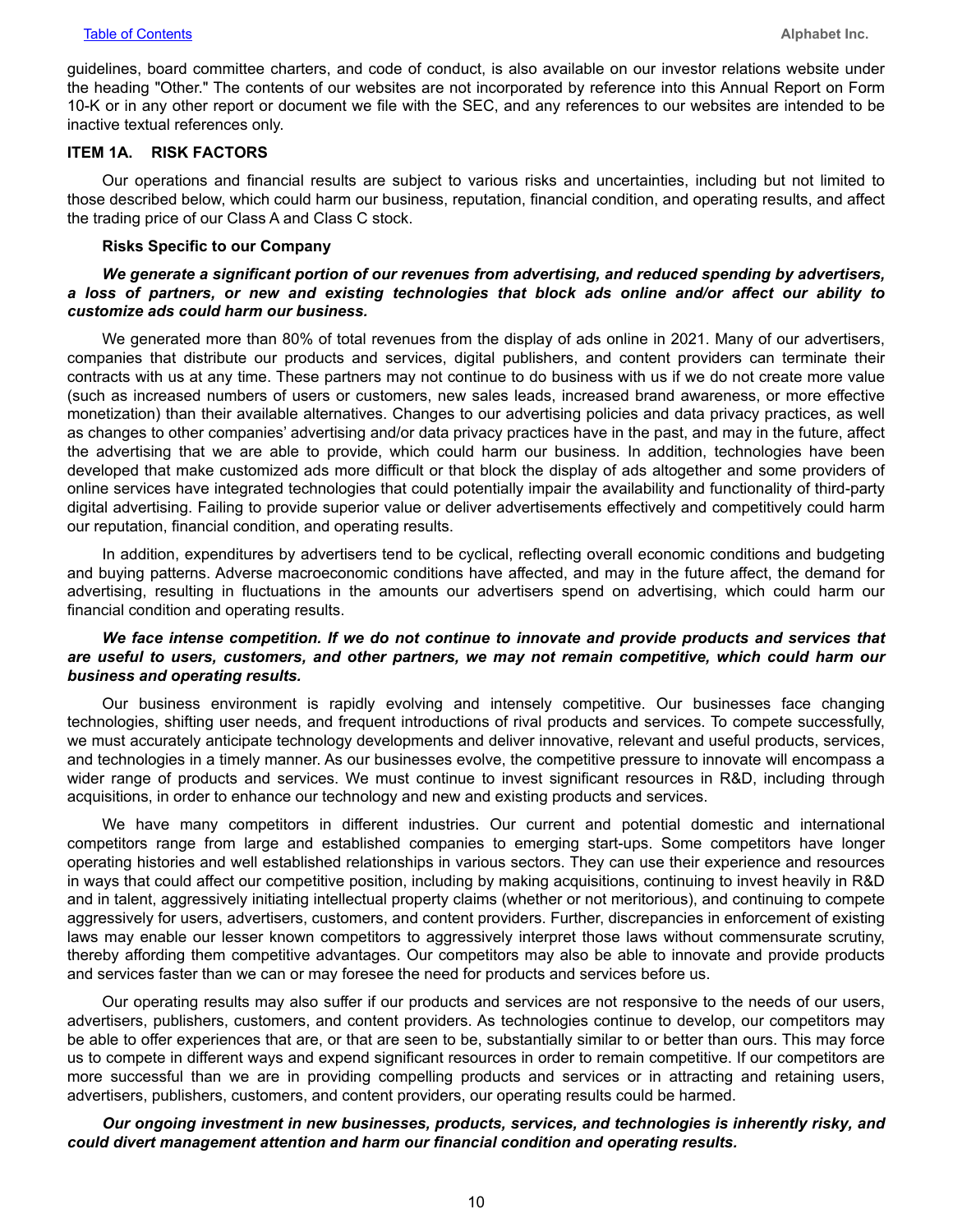guidelines, board committee charters, and code of conduct, is also available on our investor relations website under the heading "Other." The contents of our websites are not incorporated by reference into this Annual Report on Form 10-K or in any other report or document we file with the SEC, and any references to our websites are intended to be inactive textual references only.

## ITEM 1A. RISK FACTORS

Our operations and financial results are subject to various risks and uncertainties, including but not limited to those described below, which could harm our business, reputation, financial condition, and operating results, and affect the trading price of our Class A and Class C stock.

### Risks Specific to our Company

***We generate a significant portion of our revenues from advertising, and reduced spending by advertisers, a loss of partners, or new and existing technologies that block ads online and/or affect our ability to customize ads could harm our business.***

We generated more than 80% of total revenues from the display of ads online in 2021. Many of our advertisers, companies that distribute our products and services, digital publishers, and content providers can terminate their contracts with us at any time. These partners may not continue to do business with us if we do not create more value (such as increased numbers of users or customers, new sales leads, increased brand awareness, or more effective monetization) than their available alternatives. Changes to our advertising policies and data privacy practices, as well as changes to other companies' advertising and/or data privacy practices have in the past, and may in the future, affect the advertising that we are able to provide, which could harm our business. In addition, technologies have been developed that make customized ads more difficult or that block the display of ads altogether and some providers of online services have integrated technologies that could potentially impair the availability and functionality of third-party digital advertising. Failing to provide superior value or deliver advertisements effectively and competitively could harm our reputation, financial condition, and operating results.

In addition, expenditures by advertisers tend to be cyclical, reflecting overall economic conditions and budgeting and buying patterns. Adverse macroeconomic conditions have affected, and may in the future affect, the demand for advertising, resulting in fluctuations in the amounts our advertisers spend on advertising, which could harm our financial condition and operating results.

***We face intense competition. If we do not continue to innovate and provide products and services that are useful to users, customers, and other partners, we may not remain competitive, which could harm our business and operating results.***

Our business environment is rapidly evolving and intensely competitive. Our businesses face changing technologies, shifting user needs, and frequent introductions of rival products and services. To compete successfully, we must accurately anticipate technology developments and deliver innovative, relevant and useful products, services, and technologies in a timely manner. As our businesses evolve, the competitive pressure to innovate will encompass a wider range of products and services. We must continue to invest significant resources in R&D, including through acquisitions, in order to enhance our technology and new and existing products and services.

We have many competitors in different industries. Our current and potential domestic and international competitors range from large and established companies to emerging start-ups. Some competitors have longer operating histories and well established relationships in various sectors. They can use their experience and resources in ways that could affect our competitive position, including by making acquisitions, continuing to invest heavily in R&D and in talent, aggressively initiating intellectual property claims (whether or not meritorious), and continuing to compete aggressively for users, advertisers, customers, and content providers. Further, discrepancies in enforcement of existing laws may enable our lesser known competitors to aggressively interpret those laws without commensurate scrutiny, thereby affording them competitive advantages. Our competitors may also be able to innovate and provide products and services faster than we can or may foresee the need for products and services before us.

Our operating results may also suffer if our products and services are not responsive to the needs of our users, advertisers, publishers, customers, and content providers. As technologies continue to develop, our competitors may be able to offer experiences that are, or that are seen to be, substantially similar to or better than ours. This may force us to compete in different ways and expend significant resources in order to remain competitive. If our competitors are more successful than we are in providing compelling products and services or in attracting and retaining users, advertisers, publishers, customers, and content providers, our operating results could be harmed.

***Our ongoing investment in new businesses, products, services, and technologies is inherently risky, and could divert management attention and harm our financial condition and operating results.***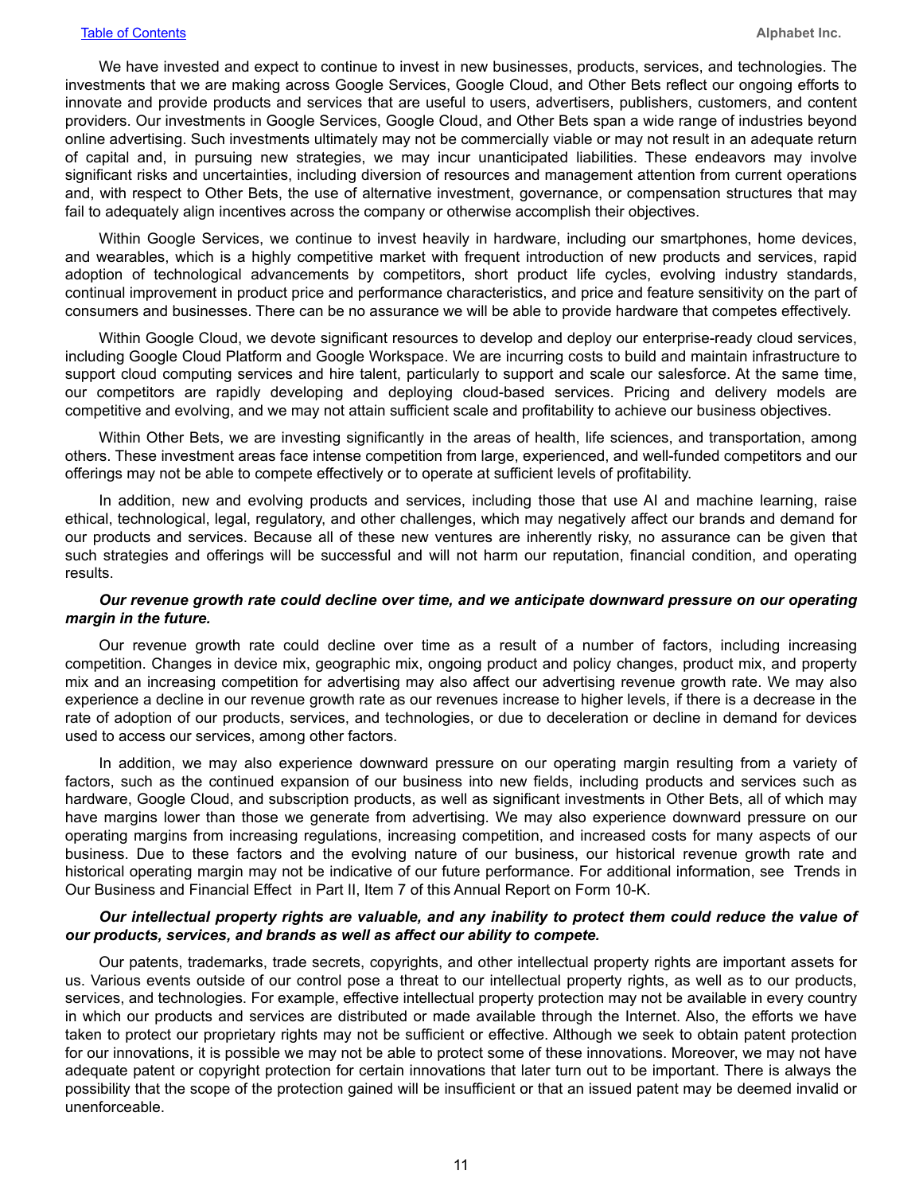We have invested and expect to continue to invest in new businesses, products, services, and technologies. The investments that we are making across Google Services, Google Cloud, and Other Bets reflect our ongoing efforts to innovate and provide products and services that are useful to users, advertisers, publishers, customers, and content providers. Our investments in Google Services, Google Cloud, and Other Bets span a wide range of industries beyond online advertising. Such investments ultimately may not be commercially viable or may not result in an adequate return of capital and, in pursuing new strategies, we may incur unanticipated liabilities. These endeavors may involve significant risks and uncertainties, including diversion of resources and management attention from current operations and, with respect to Other Bets, the use of alternative investment, governance, or compensation structures that may fail to adequately align incentives across the company or otherwise accomplish their objectives.

Within Google Services, we continue to invest heavily in hardware, including our smartphones, home devices, and wearables, which is a highly competitive market with frequent introduction of new products and services, rapid adoption of technological advancements by competitors, short product life cycles, evolving industry standards, continual improvement in product price and performance characteristics, and price and feature sensitivity on the part of consumers and businesses. There can be no assurance we will be able to provide hardware that competes effectively.

Within Google Cloud, we devote significant resources to develop and deploy our enterprise-ready cloud services, including Google Cloud Platform and Google Workspace. We are incurring costs to build and maintain infrastructure to support cloud computing services and hire talent, particularly to support and scale our salesforce. At the same time, our competitors are rapidly developing and deploying cloud-based services. Pricing and delivery models are competitive and evolving, and we may not attain sufficient scale and profitability to achieve our business objectives.

Within Other Bets, we are investing significantly in the areas of health, life sciences, and transportation, among others. These investment areas face intense competition from large, experienced, and well-funded competitors and our offerings may not be able to compete effectively or to operate at sufficient levels of profitability.

In addition, new and evolving products and services, including those that use AI and machine learning, raise ethical, technological, legal, regulatory, and other challenges, which may negatively affect our brands and demand for our products and services. Because all of these new ventures are inherently risky, no assurance can be given that such strategies and offerings will be successful and will not harm our reputation, financial condition, and operating results.

***Our revenue growth rate could decline over time, and we anticipate downward pressure on our operating margin in the future.***

Our revenue growth rate could decline over time as a result of a number of factors, including increasing competition. Changes in device mix, geographic mix, ongoing product and policy changes, product mix, and property mix and an increasing competition for advertising may also affect our advertising revenue growth rate. We may also experience a decline in our revenue growth rate as our revenues increase to higher levels, if there is a decrease in the rate of adoption of our products, services, and technologies, or due to deceleration or decline in demand for devices used to access our services, among other factors.

In addition, we may also experience downward pressure on our operating margin resulting from a variety of factors, such as the continued expansion of our business into new fields, including products and services such as hardware, Google Cloud, and subscription products, as well as significant investments in Other Bets, all of which may have margins lower than those we generate from advertising. We may also experience downward pressure on our operating margins from increasing regulations, increasing competition, and increased costs for many aspects of our business. Due to these factors and the evolving nature of our business, our historical revenue growth rate and historical operating margin may not be indicative of our future performance. For additional information, see Trends in Our Business and Financial Effect in Part II, Item 7 of this Annual Report on Form 10-K.

***Our intellectual property rights are valuable, and any inability to protect them could reduce the value of our products, services, and brands as well as affect our ability to compete.***

Our patents, trademarks, trade secrets, copyrights, and other intellectual property rights are important assets for us. Various events outside of our control pose a threat to our intellectual property rights, as well as to our products, services, and technologies. For example, effective intellectual property protection may not be available in every country in which our products and services are distributed or made available through the Internet. Also, the efforts we have taken to protect our proprietary rights may not be sufficient or effective. Although we seek to obtain patent protection for our innovations, it is possible we may not be able to protect some of these innovations. Moreover, we may not have adequate patent or copyright protection for certain innovations that later turn out to be important. There is always the possibility that the scope of the protection gained will be insufficient or that an issued patent may be deemed invalid or unenforceable.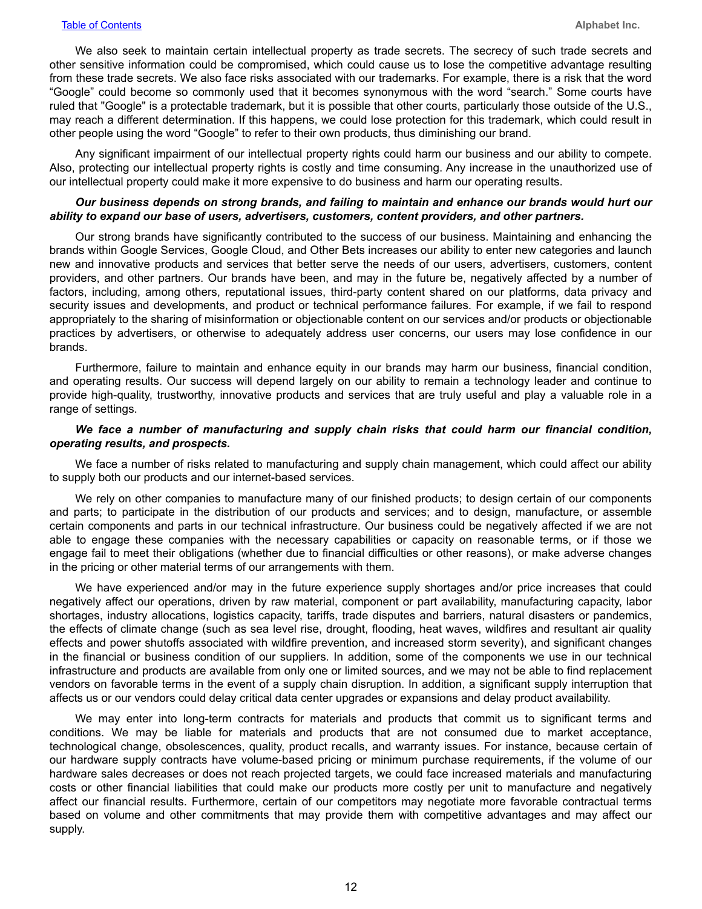We also seek to maintain certain intellectual property as trade secrets. The secrecy of such trade secrets and other sensitive information could be compromised, which could cause us to lose the competitive advantage resulting from these trade secrets. We also face risks associated with our trademarks. For example, there is a risk that the word "Google" could become so commonly used that it becomes synonymous with the word "search." Some courts have ruled that "Google" is a protectable trademark, but it is possible that other courts, particularly those outside of the U.S., may reach a different determination. If this happens, we could lose protection for this trademark, which could result in other people using the word "Google" to refer to their own products, thus diminishing our brand.

Any significant impairment of our intellectual property rights could harm our business and our ability to compete. Also, protecting our intellectual property rights is costly and time consuming. Any increase in the unauthorized use of our intellectual property could make it more expensive to do business and harm our operating results.

***Our business depends on strong brands, and failing to maintain and enhance our brands would hurt our ability to expand our base of users, advertisers, customers, content providers, and other partners.***

Our strong brands have significantly contributed to the success of our business. Maintaining and enhancing the brands within Google Services, Google Cloud, and Other Bets increases our ability to enter new categories and launch new and innovative products and services that better serve the needs of our users, advertisers, customers, content providers, and other partners. Our brands have been, and may in the future be, negatively affected by a number of factors, including, among others, reputational issues, third-party content shared on our platforms, data privacy and security issues and developments, and product or technical performance failures. For example, if we fail to respond appropriately to the sharing of misinformation or objectionable content on our services and/or products or objectionable practices by advertisers, or otherwise to adequately address user concerns, our users may lose confidence in our brands.

Furthermore, failure to maintain and enhance equity in our brands may harm our business, financial condition, and operating results. Our success will depend largely on our ability to remain a technology leader and continue to provide high-quality, trustworthy, innovative products and services that are truly useful and play a valuable role in a range of settings.

***We face a number of manufacturing and supply chain risks that could harm our financial condition, operating results, and prospects.***

We face a number of risks related to manufacturing and supply chain management, which could affect our ability to supply both our products and our internet-based services.

We rely on other companies to manufacture many of our finished products; to design certain of our components and parts; to participate in the distribution of our products and services; and to design, manufacture, or assemble certain components and parts in our technical infrastructure. Our business could be negatively affected if we are not able to engage these companies with the necessary capabilities or capacity on reasonable terms, or if those we engage fail to meet their obligations (whether due to financial difficulties or other reasons), or make adverse changes in the pricing or other material terms of our arrangements with them.

We have experienced and/or may in the future experience supply shortages and/or price increases that could negatively affect our operations, driven by raw material, component or part availability, manufacturing capacity, labor shortages, industry allocations, logistics capacity, tariffs, trade disputes and barriers, natural disasters or pandemics, the effects of climate change (such as sea level rise, drought, flooding, heat waves, wildfires and resultant air quality effects and power shutoffs associated with wildfire prevention, and increased storm severity), and significant changes in the financial or business condition of our suppliers. In addition, some of the components we use in our technical infrastructure and products are available from only one or limited sources, and we may not be able to find replacement vendors on favorable terms in the event of a supply chain disruption. In addition, a significant supply interruption that affects us or our vendors could delay critical data center upgrades or expansions and delay product availability.

We may enter into long-term contracts for materials and products that commit us to significant terms and conditions. We may be liable for materials and products that are not consumed due to market acceptance, technological change, obsolescences, quality, product recalls, and warranty issues. For instance, because certain of our hardware supply contracts have volume-based pricing or minimum purchase requirements, if the volume of our hardware sales decreases or does not reach projected targets, we could face increased materials and manufacturing costs or other financial liabilities that could make our products more costly per unit to manufacture and negatively affect our financial results. Furthermore, certain of our competitors may negotiate more favorable contractual terms based on volume and other commitments that may provide them with competitive advantages and may affect our supply.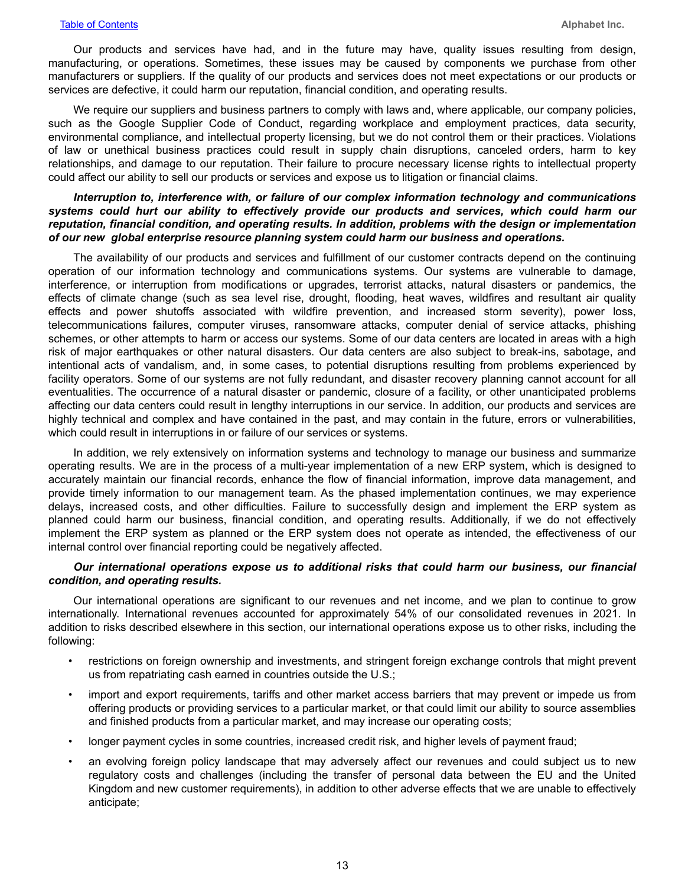Our products and services have had, and in the future may have, quality issues resulting from design, manufacturing, or operations. Sometimes, these issues may be caused by components we purchase from other manufacturers or suppliers. If the quality of our products and services does not meet expectations or our products or services are defective, it could harm our reputation, financial condition, and operating results.

We require our suppliers and business partners to comply with laws and, where applicable, our company policies, such as the Google Supplier Code of Conduct, regarding workplace and employment practices, data security, environmental compliance, and intellectual property licensing, but we do not control them or their practices. Violations of law or unethical business practices could result in supply chain disruptions, canceled orders, harm to key relationships, and damage to our reputation. Their failure to procure necessary license rights to intellectual property could affect our ability to sell our products or services and expose us to litigation or financial claims.

***Interruption to, interference with, or failure of our complex information technology and communications systems could hurt our ability to effectively provide our products and services, which could harm our reputation, financial condition, and operating results. In addition, problems with the design or implementation of our new global enterprise resource planning system could harm our business and operations.***

The availability of our products and services and fulfillment of our customer contracts depend on the continuing operation of our information technology and communications systems. Our systems are vulnerable to damage, interference, or interruption from modifications or upgrades, terrorist attacks, natural disasters or pandemics, the effects of climate change (such as sea level rise, drought, flooding, heat waves, wildfires and resultant air quality effects and power shutoffs associated with wildfire prevention, and increased storm severity), power loss, telecommunications failures, computer viruses, ransomware attacks, computer denial of service attacks, phishing schemes, or other attempts to harm or access our systems. Some of our data centers are located in areas with a high risk of major earthquakes or other natural disasters. Our data centers are also subject to break-ins, sabotage, and intentional acts of vandalism, and, in some cases, to potential disruptions resulting from problems experienced by facility operators. Some of our systems are not fully redundant, and disaster recovery planning cannot account for all eventualities. The occurrence of a natural disaster or pandemic, closure of a facility, or other unanticipated problems affecting our data centers could result in lengthy interruptions in our service. In addition, our products and services are highly technical and complex and have contained in the past, and may contain in the future, errors or vulnerabilities, which could result in interruptions in or failure of our services or systems.

In addition, we rely extensively on information systems and technology to manage our business and summarize operating results. We are in the process of a multi-year implementation of a new ERP system, which is designed to accurately maintain our financial records, enhance the flow of financial information, improve data management, and provide timely information to our management team. As the phased implementation continues, we may experience delays, increased costs, and other difficulties. Failure to successfully design and implement the ERP system as planned could harm our business, financial condition, and operating results. Additionally, if we do not effectively implement the ERP system as planned or the ERP system does not operate as intended, the effectiveness of our internal control over financial reporting could be negatively affected.

***Our international operations expose us to additional risks that could harm our business, our financial condition, and operating results.***

Our international operations are significant to our revenues and net income, and we plan to continue to grow internationally. International revenues accounted for approximately 54% of our consolidated revenues in 2021. In addition to risks described elsewhere in this section, our international operations expose us to other risks, including the following:

- restrictions on foreign ownership and investments, and stringent foreign exchange controls that might prevent us from repatriating cash earned in countries outside the U.S.;
- import and export requirements, tariffs and other market access barriers that may prevent or impede us from offering products or providing services to a particular market, or that could limit our ability to source assemblies and finished products from a particular market, and may increase our operating costs;
- longer payment cycles in some countries, increased credit risk, and higher levels of payment fraud;
- an evolving foreign policy landscape that may adversely affect our revenues and could subject us to new regulatory costs and challenges (including the transfer of personal data between the EU and the United Kingdom and new customer requirements), in addition to other adverse effects that we are unable to effectively anticipate;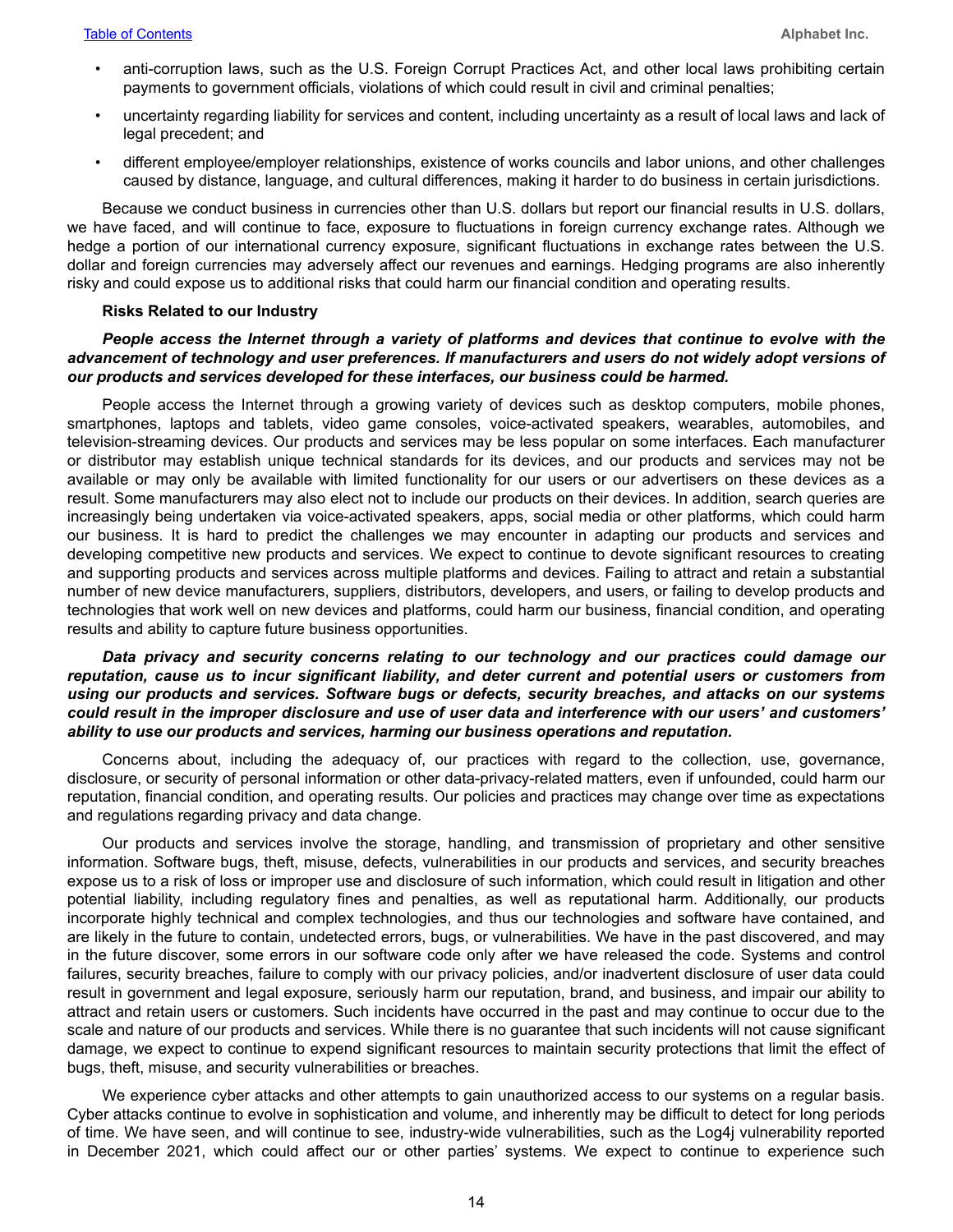- anti-corruption laws, such as the U.S. Foreign Corrupt Practices Act, and other local laws prohibiting certain payments to government officials, violations of which could result in civil and criminal penalties;
- uncertainty regarding liability for services and content, including uncertainty as a result of local laws and lack of legal precedent; and
- different employee/employer relationships, existence of works councils and labor unions, and other challenges caused by distance, language, and cultural differences, making it harder to do business in certain jurisdictions.

Because we conduct business in currencies other than U.S. dollars but report our financial results in U.S. dollars, we have faced, and will continue to face, exposure to fluctuations in foreign currency exchange rates. Although we hedge a portion of our international currency exposure, significant fluctuations in exchange rates between the U.S. dollar and foreign currencies may adversely affect our revenues and earnings. Hedging programs are also inherently risky and could expose us to additional risks that could harm our financial condition and operating results.

**Risks Related to our Industry**

***People access the Internet through a variety of platforms and devices that continue to evolve with the advancement of technology and user preferences. If manufacturers and users do not widely adopt versions of our products and services developed for these interfaces, our business could be harmed.***

People access the Internet through a growing variety of devices such as desktop computers, mobile phones, smartphones, laptops and tablets, video game consoles, voice-activated speakers, wearables, automobiles, and television-streaming devices. Our products and services may be less popular on some interfaces. Each manufacturer or distributor may establish unique technical standards for its devices, and our products and services may not be available or may only be available with limited functionality for our users or our advertisers on these devices as a result. Some manufacturers may also elect not to include our products on their devices. In addition, search queries are increasingly being undertaken via voice-activated speakers, apps, social media or other platforms, which could harm our business. It is hard to predict the challenges we may encounter in adapting our products and services and developing competitive new products and services. We expect to continue to devote significant resources to creating and supporting products and services across multiple platforms and devices. Failing to attract and retain a substantial number of new device manufacturers, suppliers, distributors, developers, and users, or failing to develop products and technologies that work well on new devices and platforms, could harm our business, financial condition, and operating results and ability to capture future business opportunities.

***Data privacy and security concerns relating to our technology and our practices could damage our reputation, cause us to incur significant liability, and deter current and potential users or customers from using our products and services. Software bugs or defects, security breaches, and attacks on our systems could result in the improper disclosure and use of user data and interference with our users' and customers' ability to use our products and services, harming our business operations and reputation.***

Concerns about, including the adequacy of, our practices with regard to the collection, use, governance, disclosure, or security of personal information or other data-privacy-related matters, even if unfounded, could harm our reputation, financial condition, and operating results. Our policies and practices may change over time as expectations and regulations regarding privacy and data change.

Our products and services involve the storage, handling, and transmission of proprietary and other sensitive information. Software bugs, theft, misuse, defects, vulnerabilities in our products and services, and security breaches expose us to a risk of loss or improper use and disclosure of such information, which could result in litigation and other potential liability, including regulatory fines and penalties, as well as reputational harm. Additionally, our products incorporate highly technical and complex technologies, and thus our technologies and software have contained, and are likely in the future to contain, undetected errors, bugs, or vulnerabilities. We have in the past discovered, and may in the future discover, some errors in our software code only after we have released the code. Systems and control failures, security breaches, failure to comply with our privacy policies, and/or inadvertent disclosure of user data could result in government and legal exposure, seriously harm our reputation, brand, and business, and impair our ability to attract and retain users or customers. Such incidents have occurred in the past and may continue to occur due to the scale and nature of our products and services. While there is no guarantee that such incidents will not cause significant damage, we expect to continue to expend significant resources to maintain security protections that limit the effect of bugs, theft, misuse, and security vulnerabilities or breaches.

We experience cyber attacks and other attempts to gain unauthorized access to our systems on a regular basis. Cyber attacks continue to evolve in sophistication and volume, and inherently may be difficult to detect for long periods of time. We have seen, and will continue to see, industry-wide vulnerabilities, such as the Log4j vulnerability reported in December 2021, which could affect our or other parties' systems. We expect to continue to experience such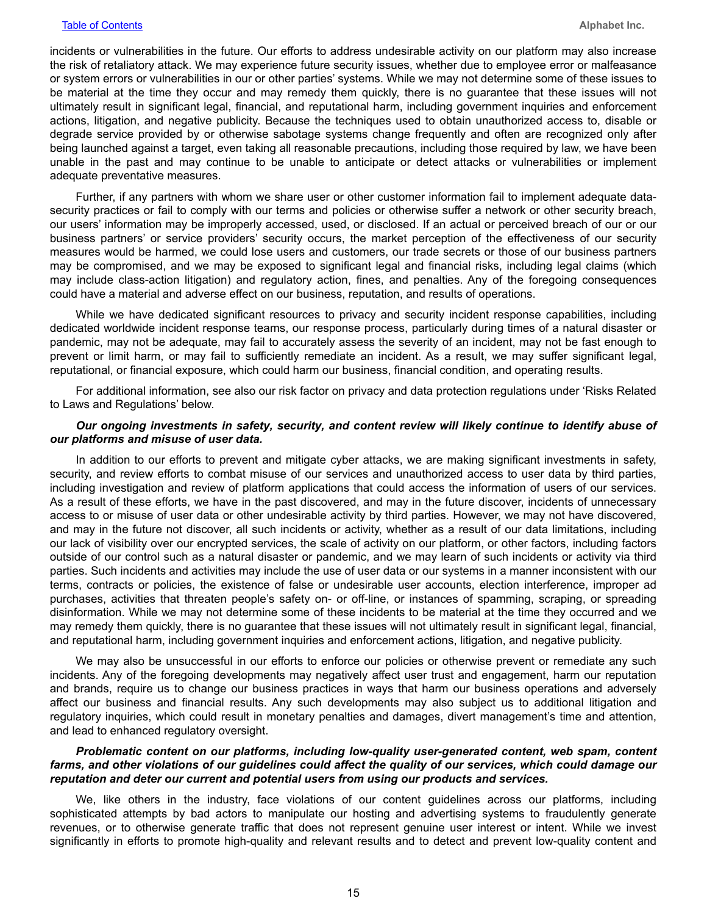incidents or vulnerabilities in the future. Our efforts to address undesirable activity on our platform may also increase the risk of retaliatory attack. We may experience future security issues, whether due to employee error or malfeasance or system errors or vulnerabilities in our or other parties' systems. While we may not determine some of these issues to be material at the time they occur and may remedy them quickly, there is no guarantee that these issues will not ultimately result in significant legal, financial, and reputational harm, including government inquiries and enforcement actions, litigation, and negative publicity. Because the techniques used to obtain unauthorized access to, disable or degrade service provided by or otherwise sabotage systems change frequently and often are recognized only after being launched against a target, even taking all reasonable precautions, including those required by law, we have been unable in the past and may continue to be unable to anticipate or detect attacks or vulnerabilities or implement adequate preventative measures.

Further, if any partners with whom we share user or other customer information fail to implement adequate data-security practices or fail to comply with our terms and policies or otherwise suffer a network or other security breach, our users' information may be improperly accessed, used, or disclosed. If an actual or perceived breach of our or our business partners' or service providers' security occurs, the market perception of the effectiveness of our security measures would be harmed, we could lose users and customers, our trade secrets or those of our business partners may be compromised, and we may be exposed to significant legal and financial risks, including legal claims (which may include class-action litigation) and regulatory action, fines, and penalties. Any of the foregoing consequences could have a material and adverse effect on our business, reputation, and results of operations.

While we have dedicated significant resources to privacy and security incident response capabilities, including dedicated worldwide incident response teams, our response process, particularly during times of a natural disaster or pandemic, may not be adequate, may fail to accurately assess the severity of an incident, may not be fast enough to prevent or limit harm, or may fail to sufficiently remediate an incident. As a result, we may suffer significant legal, reputational, or financial exposure, which could harm our business, financial condition, and operating results.

For additional information, see also our risk factor on privacy and data protection regulations under 'Risks Related to Laws and Regulations' below.

***Our ongoing investments in safety, security, and content review will likely continue to identify abuse of our platforms and misuse of user data.***

In addition to our efforts to prevent and mitigate cyber attacks, we are making significant investments in safety, security, and review efforts to combat misuse of our services and unauthorized access to user data by third parties, including investigation and review of platform applications that could access the information of users of our services. As a result of these efforts, we have in the past discovered, and may in the future discover, incidents of unnecessary access to or misuse of user data or other undesirable activity by third parties. However, we may not have discovered, and may in the future not discover, all such incidents or activity, whether as a result of our data limitations, including our lack of visibility over our encrypted services, the scale of activity on our platform, or other factors, including factors outside of our control such as a natural disaster or pandemic, and we may learn of such incidents or activity via third parties. Such incidents and activities may include the use of user data or our systems in a manner inconsistent with our terms, contracts or policies, the existence of false or undesirable user accounts, election interference, improper ad purchases, activities that threaten people's safety on- or off-line, or instances of spamming, scraping, or spreading disinformation. While we may not determine some of these incidents to be material at the time they occurred and we may remedy them quickly, there is no guarantee that these issues will not ultimately result in significant legal, financial, and reputational harm, including government inquiries and enforcement actions, litigation, and negative publicity.

We may also be unsuccessful in our efforts to enforce our policies or otherwise prevent or remediate any such incidents. Any of the foregoing developments may negatively affect user trust and engagement, harm our reputation and brands, require us to change our business practices in ways that harm our business operations and adversely affect our business and financial results. Any such developments may also subject us to additional litigation and regulatory inquiries, which could result in monetary penalties and damages, divert management's time and attention, and lead to enhanced regulatory oversight.

***Problematic content on our platforms, including low-quality user-generated content, web spam, content farms, and other violations of our guidelines could affect the quality of our services, which could damage our reputation and deter our current and potential users from using our products and services.***

We, like others in the industry, face violations of our content guidelines across our platforms, including sophisticated attempts by bad actors to manipulate our hosting and advertising systems to fraudulently generate revenues, or to otherwise generate traffic that does not represent genuine user interest or intent. While we invest significantly in efforts to promote high-quality and relevant results and to detect and prevent low-quality content and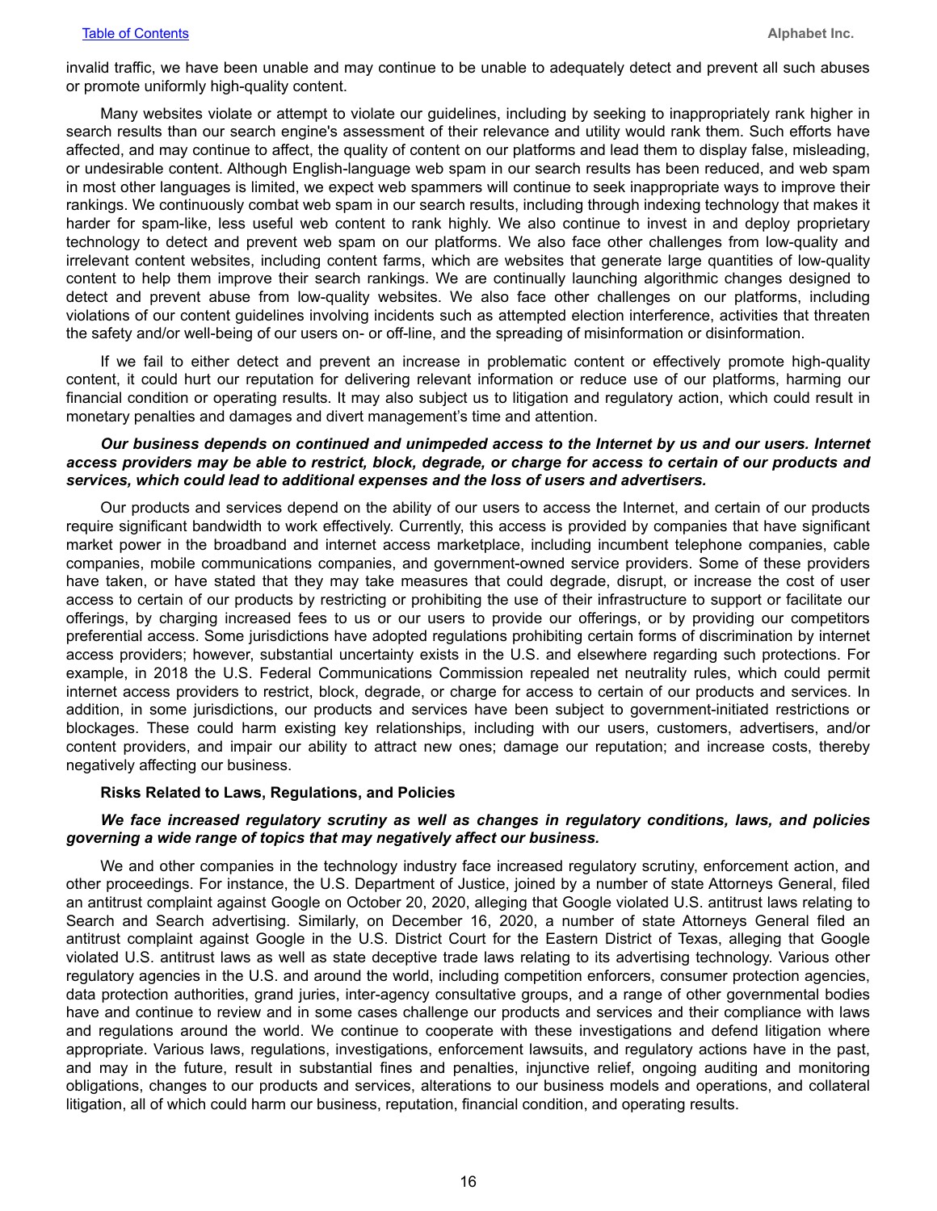invalid traffic, we have been unable and may continue to be unable to adequately detect and prevent all such abuses or promote uniformly high-quality content.

Many websites violate or attempt to violate our guidelines, including by seeking to inappropriately rank higher in search results than our search engine's assessment of their relevance and utility would rank them. Such efforts have affected, and may continue to affect, the quality of content on our platforms and lead them to display false, misleading, or undesirable content. Although English-language web spam in our search results has been reduced, and web spam in most other languages is limited, we expect web spammers will continue to seek inappropriate ways to improve their rankings. We continuously combat web spam in our search results, including through indexing technology that makes it harder for spam-like, less useful web content to rank highly. We also continue to invest in and deploy proprietary technology to detect and prevent web spam on our platforms. We also face other challenges from low-quality and irrelevant content websites, including content farms, which are websites that generate large quantities of low-quality content to help them improve their search rankings. We are continually launching algorithmic changes designed to detect and prevent abuse from low-quality websites. We also face other challenges on our platforms, including violations of our content guidelines involving incidents such as attempted election interference, activities that threaten the safety and/or well-being of our users on- or off-line, and the spreading of misinformation or disinformation.

If we fail to either detect and prevent an increase in problematic content or effectively promote high-quality content, it could hurt our reputation for delivering relevant information or reduce use of our platforms, harming our financial condition or operating results. It may also subject us to litigation and regulatory action, which could result in monetary penalties and damages and divert management's time and attention.

***Our business depends on continued and unimpeded access to the Internet by us and our users. Internet access providers may be able to restrict, block, degrade, or charge for access to certain of our products and services, which could lead to additional expenses and the loss of users and advertisers.***

Our products and services depend on the ability of our users to access the Internet, and certain of our products require significant bandwidth to work effectively. Currently, this access is provided by companies that have significant market power in the broadband and internet access marketplace, including incumbent telephone companies, cable companies, mobile communications companies, and government-owned service providers. Some of these providers have taken, or have stated that they may take measures that could degrade, disrupt, or increase the cost of user access to certain of our products by restricting or prohibiting the use of their infrastructure to support or facilitate our offerings, by charging increased fees to us or our users to provide our offerings, or by providing our competitors preferential access. Some jurisdictions have adopted regulations prohibiting certain forms of discrimination by internet access providers; however, substantial uncertainty exists in the U.S. and elsewhere regarding such protections. For example, in 2018 the U.S. Federal Communications Commission repealed net neutrality rules, which could permit internet access providers to restrict, block, degrade, or charge for access to certain of our products and services. In addition, in some jurisdictions, our products and services have been subject to government-initiated restrictions or blockages. These could harm existing key relationships, including with our users, customers, advertisers, and/or content providers, and impair our ability to attract new ones; damage our reputation; and increase costs, thereby negatively affecting our business.

**Risks Related to Laws, Regulations, and Policies**

***We face increased regulatory scrutiny as well as changes in regulatory conditions, laws, and policies governing a wide range of topics that may negatively affect our business.***

We and other companies in the technology industry face increased regulatory scrutiny, enforcement action, and other proceedings. For instance, the U.S. Department of Justice, joined by a number of state Attorneys General, filed an antitrust complaint against Google on October 20, 2020, alleging that Google violated U.S. antitrust laws relating to Search and Search advertising. Similarly, on December 16, 2020, a number of state Attorneys General filed an antitrust complaint against Google in the U.S. District Court for the Eastern District of Texas, alleging that Google violated U.S. antitrust laws as well as state deceptive trade laws relating to its advertising technology. Various other regulatory agencies in the U.S. and around the world, including competition enforcers, consumer protection agencies, data protection authorities, grand juries, inter-agency consultative groups, and a range of other governmental bodies have and continue to review and in some cases challenge our products and services and their compliance with laws and regulations around the world. We continue to cooperate with these investigations and defend litigation where appropriate. Various laws, regulations, investigations, enforcement lawsuits, and regulatory actions have in the past, and may in the future, result in substantial fines and penalties, injunctive relief, ongoing auditing and monitoring obligations, changes to our products and services, alterations to our business models and operations, and collateral litigation, all of which could harm our business, reputation, financial condition, and operating results.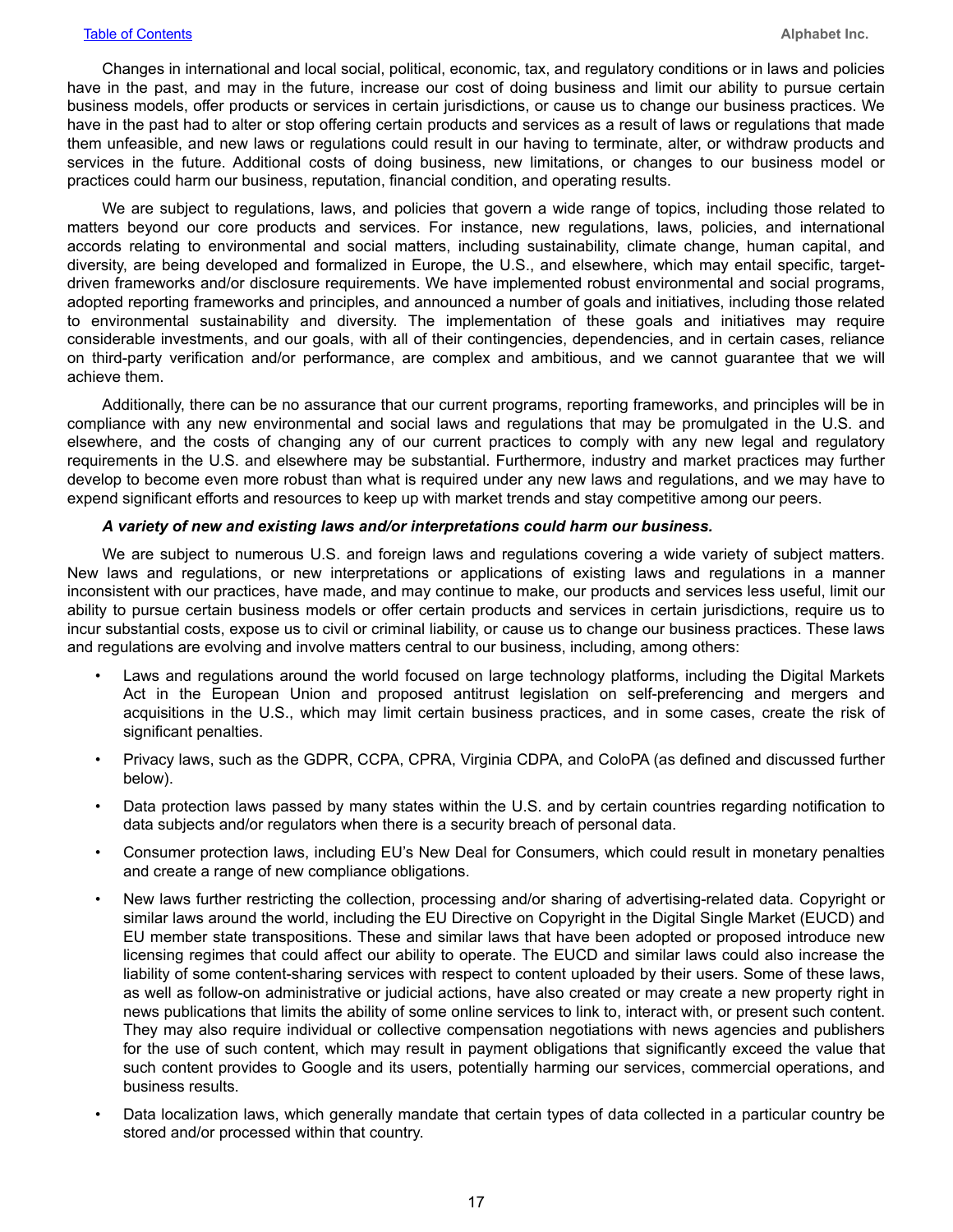Changes in international and local social, political, economic, tax, and regulatory conditions or in laws and policies have in the past, and may in the future, increase our cost of doing business and limit our ability to pursue certain business models, offer products or services in certain jurisdictions, or cause us to change our business practices. We have in the past had to alter or stop offering certain products and services as a result of laws or regulations that made them unfeasible, and new laws or regulations could result in our having to terminate, alter, or withdraw products and services in the future. Additional costs of doing business, new limitations, or changes to our business model or practices could harm our business, reputation, financial condition, and operating results.

We are subject to regulations, laws, and policies that govern a wide range of topics, including those related to matters beyond our core products and services. For instance, new regulations, laws, policies, and international accords relating to environmental and social matters, including sustainability, climate change, human capital, and diversity, are being developed and formalized in Europe, the U.S., and elsewhere, which may entail specific, target-driven frameworks and/or disclosure requirements. We have implemented robust environmental and social programs, adopted reporting frameworks and principles, and announced a number of goals and initiatives, including those related to environmental sustainability and diversity. The implementation of these goals and initiatives may require considerable investments, and our goals, with all of their contingencies, dependencies, and in certain cases, reliance on third-party verification and/or performance, are complex and ambitious, and we cannot guarantee that we will achieve them.

Additionally, there can be no assurance that our current programs, reporting frameworks, and principles will be in compliance with any new environmental and social laws and regulations that may be promulgated in the U.S. and elsewhere, and the costs of changing any of our current practices to comply with any new legal and regulatory requirements in the U.S. and elsewhere may be substantial. Furthermore, industry and market practices may further develop to become even more robust than what is required under any new laws and regulations, and we may have to expend significant efforts and resources to keep up with market trends and stay competitive among our peers.

***A variety of new and existing laws and/or interpretations could harm our business.***

We are subject to numerous U.S. and foreign laws and regulations covering a wide variety of subject matters. New laws and regulations, or new interpretations or applications of existing laws and regulations in a manner inconsistent with our practices, have made, and may continue to make, our products and services less useful, limit our ability to pursue certain business models or offer certain products and services in certain jurisdictions, require us to incur substantial costs, expose us to civil or criminal liability, or cause us to change our business practices. These laws and regulations are evolving and involve matters central to our business, including, among others:

- Laws and regulations around the world focused on large technology platforms, including the Digital Markets Act in the European Union and proposed antitrust legislation on self-preferencing and mergers and acquisitions in the U.S., which may limit certain business practices, and in some cases, create the risk of significant penalties.
- Privacy laws, such as the GDPR, CCPA, CPRA, Virginia CDPA, and ColoPA (as defined and discussed further below).
- Data protection laws passed by many states within the U.S. and by certain countries regarding notification to data subjects and/or regulators when there is a security breach of personal data.
- Consumer protection laws, including EU's New Deal for Consumers, which could result in monetary penalties and create a range of new compliance obligations.
- New laws further restricting the collection, processing and/or sharing of advertising-related data. Copyright or similar laws around the world, including the EU Directive on Copyright in the Digital Single Market (EUCD) and EU member state transpositions. These and similar laws that have been adopted or proposed introduce new licensing regimes that could affect our ability to operate. The EUCD and similar laws could also increase the liability of some content-sharing services with respect to content uploaded by their users. Some of these laws, as well as follow-on administrative or judicial actions, have also created or may create a new property right in news publications that limits the ability of some online services to link to, interact with, or present such content. They may also require individual or collective compensation negotiations with news agencies and publishers for the use of such content, which may result in payment obligations that significantly exceed the value that such content provides to Google and its users, potentially harming our services, commercial operations, and business results.
- Data localization laws, which generally mandate that certain types of data collected in a particular country be stored and/or processed within that country.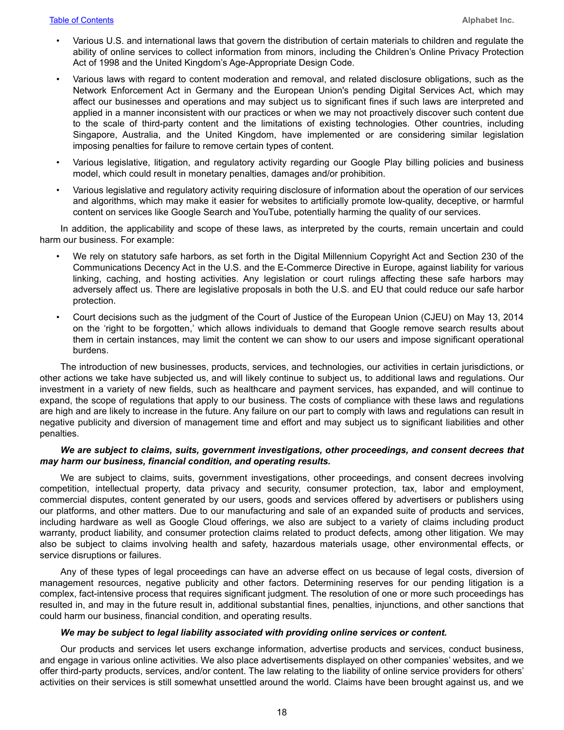- Various U.S. and international laws that govern the distribution of certain materials to children and regulate the ability of online services to collect information from minors, including the Children's Online Privacy Protection Act of 1998 and the United Kingdom's Age-Appropriate Design Code.
- Various laws with regard to content moderation and removal, and related disclosure obligations, such as the Network Enforcement Act in Germany and the European Union's pending Digital Services Act, which may affect our businesses and operations and may subject us to significant fines if such laws are interpreted and applied in a manner inconsistent with our practices or when we may not proactively discover such content due to the scale of third-party content and the limitations of existing technologies. Other countries, including Singapore, Australia, and the United Kingdom, have implemented or are considering similar legislation imposing penalties for failure to remove certain types of content.
- Various legislative, litigation, and regulatory activity regarding our Google Play billing policies and business model, which could result in monetary penalties, damages and/or prohibition.
- Various legislative and regulatory activity requiring disclosure of information about the operation of our services and algorithms, which may make it easier for websites to artificially promote low-quality, deceptive, or harmful content on services like Google Search and YouTube, potentially harming the quality of our services.

In addition, the applicability and scope of these laws, as interpreted by the courts, remain uncertain and could harm our business. For example:

- We rely on statutory safe harbors, as set forth in the Digital Millennium Copyright Act and Section 230 of the Communications Decency Act in the U.S. and the E-Commerce Directive in Europe, against liability for various linking, caching, and hosting activities. Any legislation or court rulings affecting these safe harbors may adversely affect us. There are legislative proposals in both the U.S. and EU that could reduce our safe harbor protection.
- Court decisions such as the judgment of the Court of Justice of the European Union (CJEU) on May 13, 2014 on the 'right to be forgotten,' which allows individuals to demand that Google remove search results about them in certain instances, may limit the content we can show to our users and impose significant operational burdens.

The introduction of new businesses, products, services, and technologies, our activities in certain jurisdictions, or other actions we take have subjected us, and will likely continue to subject us, to additional laws and regulations. Our investment in a variety of new fields, such as healthcare and payment services, has expanded, and will continue to expand, the scope of regulations that apply to our business. The costs of compliance with these laws and regulations are high and are likely to increase in the future. Any failure on our part to comply with laws and regulations can result in negative publicity and diversion of management time and effort and may subject us to significant liabilities and other penalties.

***We are subject to claims, suits, government investigations, other proceedings, and consent decrees that may harm our business, financial condition, and operating results.***

We are subject to claims, suits, government investigations, other proceedings, and consent decrees involving competition, intellectual property, data privacy and security, consumer protection, tax, labor and employment, commercial disputes, content generated by our users, goods and services offered by advertisers or publishers using our platforms, and other matters. Due to our manufacturing and sale of an expanded suite of products and services, including hardware as well as Google Cloud offerings, we also are subject to a variety of claims including product warranty, product liability, and consumer protection claims related to product defects, among other litigation. We may also be subject to claims involving health and safety, hazardous materials usage, other environmental effects, or service disruptions or failures.

Any of these types of legal proceedings can have an adverse effect on us because of legal costs, diversion of management resources, negative publicity and other factors. Determining reserves for our pending litigation is a complex, fact-intensive process that requires significant judgment. The resolution of one or more such proceedings has resulted in, and may in the future result in, additional substantial fines, penalties, injunctions, and other sanctions that could harm our business, financial condition, and operating results.

***We may be subject to legal liability associated with providing online services or content.***

Our products and services let users exchange information, advertise products and services, conduct business, and engage in various online activities. We also place advertisements displayed on other companies' websites, and we offer third-party products, services, and/or content. The law relating to the liability of online service providers for others' activities on their services is still somewhat unsettled around the world. Claims have been brought against us, and we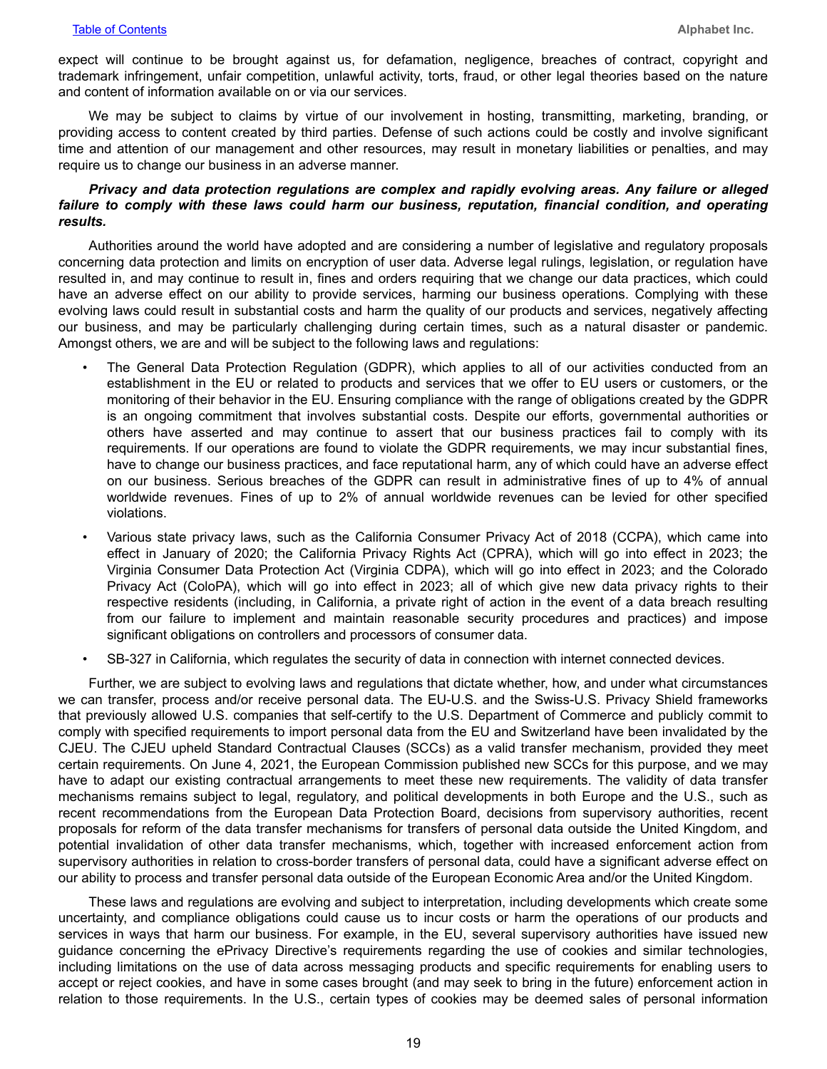expect will continue to be brought against us, for defamation, negligence, breaches of contract, copyright and trademark infringement, unfair competition, unlawful activity, torts, fraud, or other legal theories based on the nature and content of information available on or via our services.

We may be subject to claims by virtue of our involvement in hosting, transmitting, marketing, branding, or providing access to content created by third parties. Defense of such actions could be costly and involve significant time and attention of our management and other resources, may result in monetary liabilities or penalties, and may require us to change our business in an adverse manner.

***Privacy and data protection regulations are complex and rapidly evolving areas. Any failure or alleged failure to comply with these laws could harm our business, reputation, financial condition, and operating results.***

Authorities around the world have adopted and are considering a number of legislative and regulatory proposals concerning data protection and limits on encryption of user data. Adverse legal rulings, legislation, or regulation have resulted in, and may continue to result in, fines and orders requiring that we change our data practices, which could have an adverse effect on our ability to provide services, harming our business operations. Complying with these evolving laws could result in substantial costs and harm the quality of our products and services, negatively affecting our business, and may be particularly challenging during certain times, such as a natural disaster or pandemic. Amongst others, we are and will be subject to the following laws and regulations:

- The General Data Protection Regulation (GDPR), which applies to all of our activities conducted from an establishment in the EU or related to products and services that we offer to EU users or customers, or the monitoring of their behavior in the EU. Ensuring compliance with the range of obligations created by the GDPR is an ongoing commitment that involves substantial costs. Despite our efforts, governmental authorities or others have asserted and may continue to assert that our business practices fail to comply with its requirements. If our operations are found to violate the GDPR requirements, we may incur substantial fines, have to change our business practices, and face reputational harm, any of which could have an adverse effect on our business. Serious breaches of the GDPR can result in administrative fines of up to 4% of annual worldwide revenues. Fines of up to 2% of annual worldwide revenues can be levied for other specified violations.
- Various state privacy laws, such as the California Consumer Privacy Act of 2018 (CCPA), which came into effect in January of 2020; the California Privacy Rights Act (CPRA), which will go into effect in 2023; the Virginia Consumer Data Protection Act (Virginia CDPA), which will go into effect in 2023; and the Colorado Privacy Act (ColoPA), which will go into effect in 2023; all of which give new data privacy rights to their respective residents (including, in California, a private right of action in the event of a data breach resulting from our failure to implement and maintain reasonable security procedures and practices) and impose significant obligations on controllers and processors of consumer data.
- SB-327 in California, which regulates the security of data in connection with internet connected devices.

Further, we are subject to evolving laws and regulations that dictate whether, how, and under what circumstances we can transfer, process and/or receive personal data. The EU-U.S. and the Swiss-U.S. Privacy Shield frameworks that previously allowed U.S. companies that self-certify to the U.S. Department of Commerce and publicly commit to comply with specified requirements to import personal data from the EU and Switzerland have been invalidated by the CJEU. The CJEU upheld Standard Contractual Clauses (SCCs) as a valid transfer mechanism, provided they meet certain requirements. On June 4, 2021, the European Commission published new SCCs for this purpose, and we may have to adapt our existing contractual arrangements to meet these new requirements. The validity of data transfer mechanisms remains subject to legal, regulatory, and political developments in both Europe and the U.S., such as recent recommendations from the European Data Protection Board, decisions from supervisory authorities, recent proposals for reform of the data transfer mechanisms for transfers of personal data outside the United Kingdom, and potential invalidation of other data transfer mechanisms, which, together with increased enforcement action from supervisory authorities in relation to cross-border transfers of personal data, could have a significant adverse effect on our ability to process and transfer personal data outside of the European Economic Area and/or the United Kingdom.

These laws and regulations are evolving and subject to interpretation, including developments which create some uncertainty, and compliance obligations could cause us to incur costs or harm the operations of our products and services in ways that harm our business. For example, in the EU, several supervisory authorities have issued new guidance concerning the ePrivacy Directive's requirements regarding the use of cookies and similar technologies, including limitations on the use of data across messaging products and specific requirements for enabling users to accept or reject cookies, and have in some cases brought (and may seek to bring in the future) enforcement action in relation to those requirements. In the U.S., certain types of cookies may be deemed sales of personal information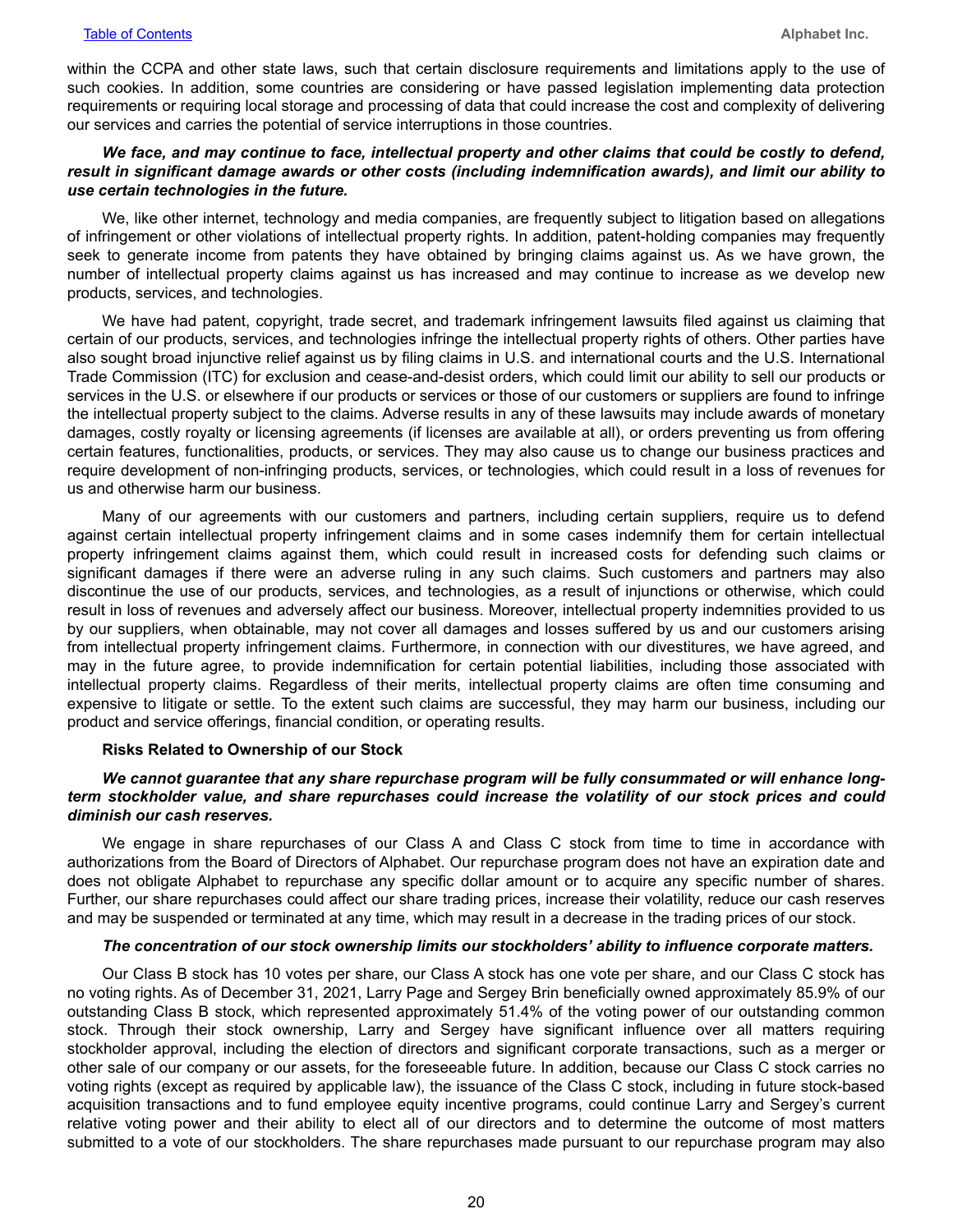within the CCPA and other state laws, such that certain disclosure requirements and limitations apply to the use of such cookies. In addition, some countries are considering or have passed legislation implementing data protection requirements or requiring local storage and processing of data that could increase the cost and complexity of delivering our services and carries the potential of service interruptions in those countries.

***We face, and may continue to face, intellectual property and other claims that could be costly to defend, result in significant damage awards or other costs (including indemnification awards), and limit our ability to use certain technologies in the future.***

We, like other internet, technology and media companies, are frequently subject to litigation based on allegations of infringement or other violations of intellectual property rights. In addition, patent-holding companies may frequently seek to generate income from patents they have obtained by bringing claims against us. As we have grown, the number of intellectual property claims against us has increased and may continue to increase as we develop new products, services, and technologies.

We have had patent, copyright, trade secret, and trademark infringement lawsuits filed against us claiming that certain of our products, services, and technologies infringe the intellectual property rights of others. Other parties have also sought broad injunctive relief against us by filing claims in U.S. and international courts and the U.S. International Trade Commission (ITC) for exclusion and cease-and-desist orders, which could limit our ability to sell our products or services in the U.S. or elsewhere if our products or services or those of our customers or suppliers are found to infringe the intellectual property subject to the claims. Adverse results in any of these lawsuits may include awards of monetary damages, costly royalty or licensing agreements (if licenses are available at all), or orders preventing us from offering certain features, functionalities, products, or services. They may also cause us to change our business practices and require development of non-infringing products, services, or technologies, which could result in a loss of revenues for us and otherwise harm our business.

Many of our agreements with our customers and partners, including certain suppliers, require us to defend against certain intellectual property infringement claims and in some cases indemnify them for certain intellectual property infringement claims against them, which could result in increased costs for defending such claims or significant damages if there were an adverse ruling in any such claims. Such customers and partners may also discontinue the use of our products, services, and technologies, as a result of injunctions or otherwise, which could result in loss of revenues and adversely affect our business. Moreover, intellectual property indemnities provided to us by our suppliers, when obtainable, may not cover all damages and losses suffered by us and our customers arising from intellectual property infringement claims. Furthermore, in connection with our divestitures, we have agreed, and may in the future agree, to provide indemnification for certain potential liabilities, including those associated with intellectual property claims. Regardless of their merits, intellectual property claims are often time consuming and expensive to litigate or settle. To the extent such claims are successful, they may harm our business, including our product and service offerings, financial condition, or operating results.

**Risks Related to Ownership of our Stock**

***We cannot guarantee that any share repurchase program will be fully consummated or will enhance long-term stockholder value, and share repurchases could increase the volatility of our stock prices and could diminish our cash reserves.***

We engage in share repurchases of our Class A and Class C stock from time to time in accordance with authorizations from the Board of Directors of Alphabet. Our repurchase program does not have an expiration date and does not obligate Alphabet to repurchase any specific dollar amount or to acquire any specific number of shares. Further, our share repurchases could affect our share trading prices, increase their volatility, reduce our cash reserves and may be suspended or terminated at any time, which may result in a decrease in the trading prices of our stock.

***The concentration of our stock ownership limits our stockholders' ability to influence corporate matters.***

Our Class B stock has 10 votes per share, our Class A stock has one vote per share, and our Class C stock has no voting rights. As of December 31, 2021, Larry Page and Sergey Brin beneficially owned approximately 85.9% of our outstanding Class B stock, which represented approximately 51.4% of the voting power of our outstanding common stock. Through their stock ownership, Larry and Sergey have significant influence over all matters requiring stockholder approval, including the election of directors and significant corporate transactions, such as a merger or other sale of our company or our assets, for the foreseeable future. In addition, because our Class C stock carries no voting rights (except as required by applicable law), the issuance of the Class C stock, including in future stock-based acquisition transactions and to fund employee equity incentive programs, could continue Larry and Sergey's current relative voting power and their ability to elect all of our directors and to determine the outcome of most matters submitted to a vote of our stockholders. The share repurchases made pursuant to our repurchase program may also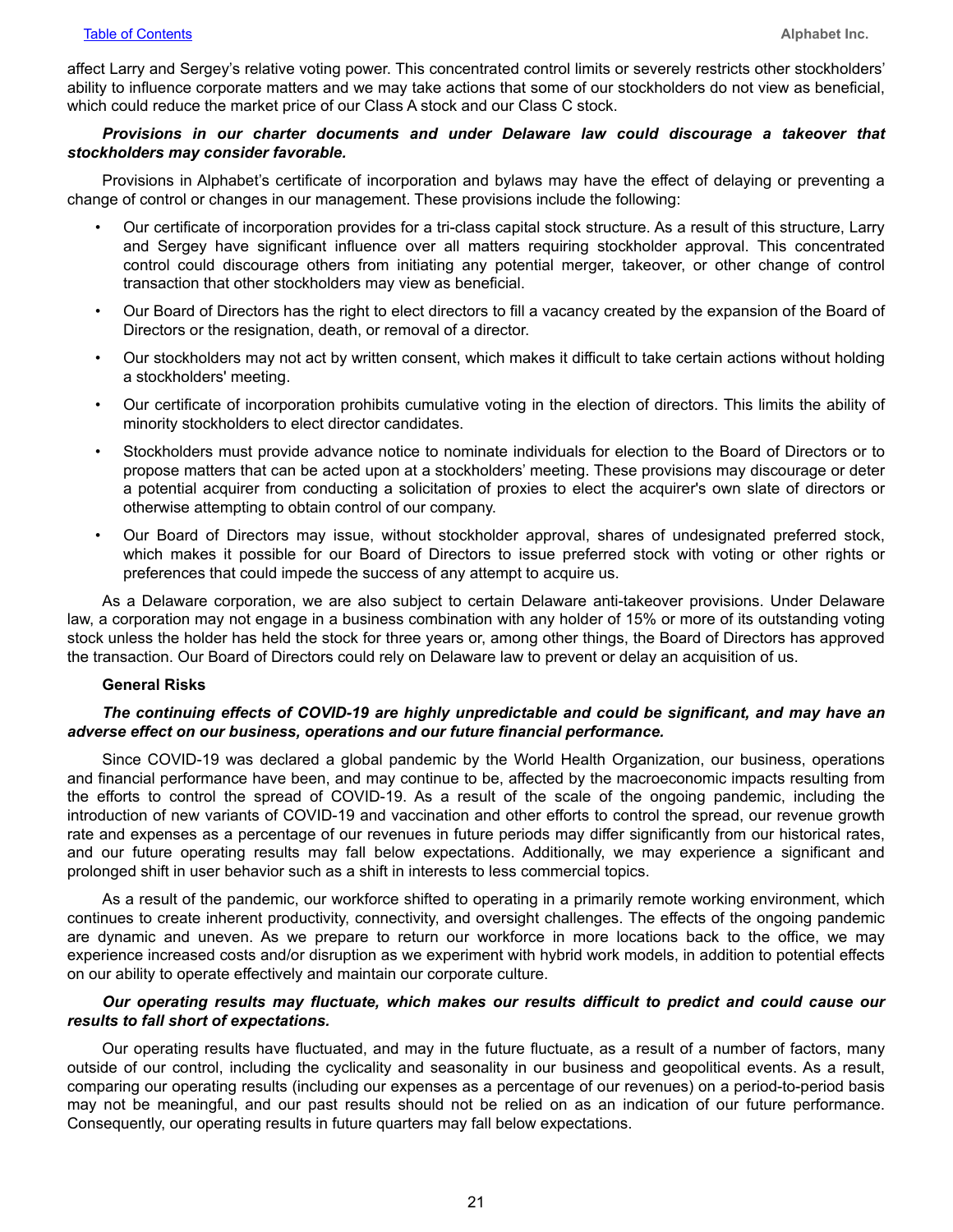affect Larry and Sergey's relative voting power. This concentrated control limits or severely restricts other stockholders' ability to influence corporate matters and we may take actions that some of our stockholders do not view as beneficial, which could reduce the market price of our Class A stock and our Class C stock.

***Provisions in our charter documents and under Delaware law could discourage a takeover that stockholders may consider favorable.***

Provisions in Alphabet's certificate of incorporation and bylaws may have the effect of delaying or preventing a change of control or changes in our management. These provisions include the following:

- Our certificate of incorporation provides for a tri-class capital stock structure. As a result of this structure, Larry and Sergey have significant influence over all matters requiring stockholder approval. This concentrated control could discourage others from initiating any potential merger, takeover, or other change of control transaction that other stockholders may view as beneficial.
- Our Board of Directors has the right to elect directors to fill a vacancy created by the expansion of the Board of Directors or the resignation, death, or removal of a director.
- Our stockholders may not act by written consent, which makes it difficult to take certain actions without holding a stockholders' meeting.
- Our certificate of incorporation prohibits cumulative voting in the election of directors. This limits the ability of minority stockholders to elect director candidates.
- Stockholders must provide advance notice to nominate individuals for election to the Board of Directors or to propose matters that can be acted upon at a stockholders' meeting. These provisions may discourage or deter a potential acquirer from conducting a solicitation of proxies to elect the acquirer's own slate of directors or otherwise attempting to obtain control of our company.
- Our Board of Directors may issue, without stockholder approval, shares of undesignated preferred stock, which makes it possible for our Board of Directors to issue preferred stock with voting or other rights or preferences that could impede the success of any attempt to acquire us.

As a Delaware corporation, we are also subject to certain Delaware anti-takeover provisions. Under Delaware law, a corporation may not engage in a business combination with any holder of 15% or more of its outstanding voting stock unless the holder has held the stock for three years or, among other things, the Board of Directors has approved the transaction. Our Board of Directors could rely on Delaware law to prevent or delay an acquisition of us.

**General Risks**

***The continuing effects of COVID-19 are highly unpredictable and could be significant, and may have an adverse effect on our business, operations and our future financial performance.***

Since COVID-19 was declared a global pandemic by the World Health Organization, our business, operations and financial performance have been, and may continue to be, affected by the macroeconomic impacts resulting from the efforts to control the spread of COVID-19. As a result of the scale of the ongoing pandemic, including the introduction of new variants of COVID-19 and vaccination and other efforts to control the spread, our revenue growth rate and expenses as a percentage of our revenues in future periods may differ significantly from our historical rates, and our future operating results may fall below expectations. Additionally, we may experience a significant and prolonged shift in user behavior such as a shift in interests to less commercial topics.

As a result of the pandemic, our workforce shifted to operating in a primarily remote working environment, which continues to create inherent productivity, connectivity, and oversight challenges. The effects of the ongoing pandemic are dynamic and uneven. As we prepare to return our workforce in more locations back to the office, we may experience increased costs and/or disruption as we experiment with hybrid work models, in addition to potential effects on our ability to operate effectively and maintain our corporate culture.

***Our operating results may fluctuate, which makes our results difficult to predict and could cause our results to fall short of expectations.***

Our operating results have fluctuated, and may in the future fluctuate, as a result of a number of factors, many outside of our control, including the cyclicality and seasonality in our business and geopolitical events. As a result, comparing our operating results (including our expenses as a percentage of our revenues) on a period-to-period basis may not be meaningful, and our past results should not be relied on as an indication of our future performance. Consequently, our operating results in future quarters may fall below expectations.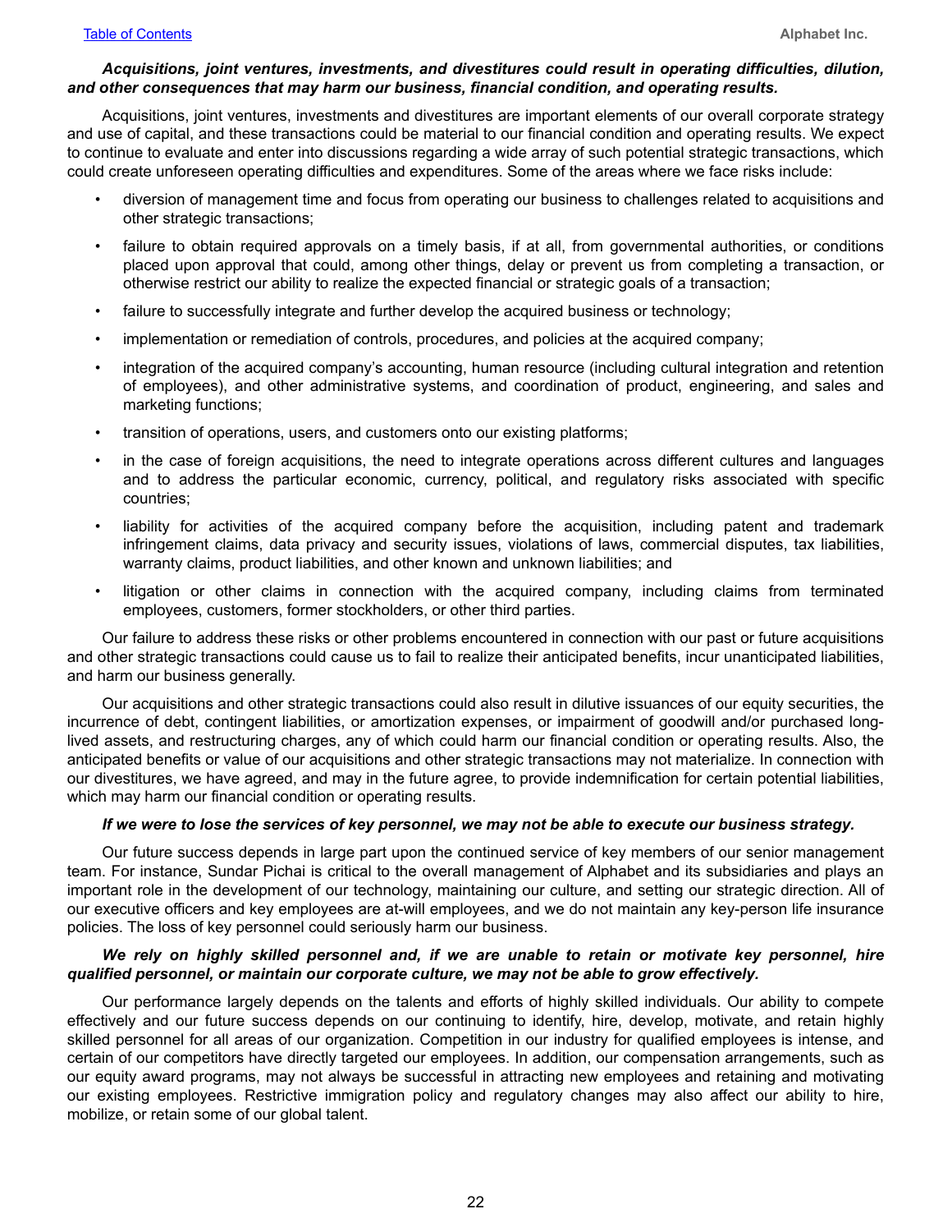***Acquisitions, joint ventures, investments, and divestitures could result in operating difficulties, dilution, and other consequences that may harm our business, financial condition, and operating results.***

Acquisitions, joint ventures, investments and divestitures are important elements of our overall corporate strategy and use of capital, and these transactions could be material to our financial condition and operating results. We expect to continue to evaluate and enter into discussions regarding a wide array of such potential strategic transactions, which could create unforeseen operating difficulties and expenditures. Some of the areas where we face risks include:

- diversion of management time and focus from operating our business to challenges related to acquisitions and other strategic transactions;
- failure to obtain required approvals on a timely basis, if at all, from governmental authorities, or conditions placed upon approval that could, among other things, delay or prevent us from completing a transaction, or otherwise restrict our ability to realize the expected financial or strategic goals of a transaction;
- failure to successfully integrate and further develop the acquired business or technology;
- implementation or remediation of controls, procedures, and policies at the acquired company;
- integration of the acquired company's accounting, human resource (including cultural integration and retention of employees), and other administrative systems, and coordination of product, engineering, and sales and marketing functions;
- transition of operations, users, and customers onto our existing platforms;
- in the case of foreign acquisitions, the need to integrate operations across different cultures and languages and to address the particular economic, currency, political, and regulatory risks associated with specific countries;
- liability for activities of the acquired company before the acquisition, including patent and trademark infringement claims, data privacy and security issues, violations of laws, commercial disputes, tax liabilities, warranty claims, product liabilities, and other known and unknown liabilities; and
- litigation or other claims in connection with the acquired company, including claims from terminated employees, customers, former stockholders, or other third parties.

Our failure to address these risks or other problems encountered in connection with our past or future acquisitions and other strategic transactions could cause us to fail to realize their anticipated benefits, incur unanticipated liabilities, and harm our business generally.

Our acquisitions and other strategic transactions could also result in dilutive issuances of our equity securities, the incurrence of debt, contingent liabilities, or amortization expenses, or impairment of goodwill and/or purchased long-lived assets, and restructuring charges, any of which could harm our financial condition or operating results. Also, the anticipated benefits or value of our acquisitions and other strategic transactions may not materialize. In connection with our divestitures, we have agreed, and may in the future agree, to provide indemnification for certain potential liabilities, which may harm our financial condition or operating results.

***If we were to lose the services of key personnel, we may not be able to execute our business strategy.***

Our future success depends in large part upon the continued service of key members of our senior management team. For instance, Sundar Pichai is critical to the overall management of Alphabet and its subsidiaries and plays an important role in the development of our technology, maintaining our culture, and setting our strategic direction. All of our executive officers and key employees are at-will employees, and we do not maintain any key-person life insurance policies. The loss of key personnel could seriously harm our business.

***We rely on highly skilled personnel and, if we are unable to retain or motivate key personnel, hire qualified personnel, or maintain our corporate culture, we may not be able to grow effectively.***

Our performance largely depends on the talents and efforts of highly skilled individuals. Our ability to compete effectively and our future success depends on our continuing to identify, hire, develop, motivate, and retain highly skilled personnel for all areas of our organization. Competition in our industry for qualified employees is intense, and certain of our competitors have directly targeted our employees. In addition, our compensation arrangements, such as our equity award programs, may not always be successful in attracting new employees and retaining and motivating our existing employees. Restrictive immigration policy and regulatory changes may also affect our ability to hire, mobilize, or retain some of our global talent.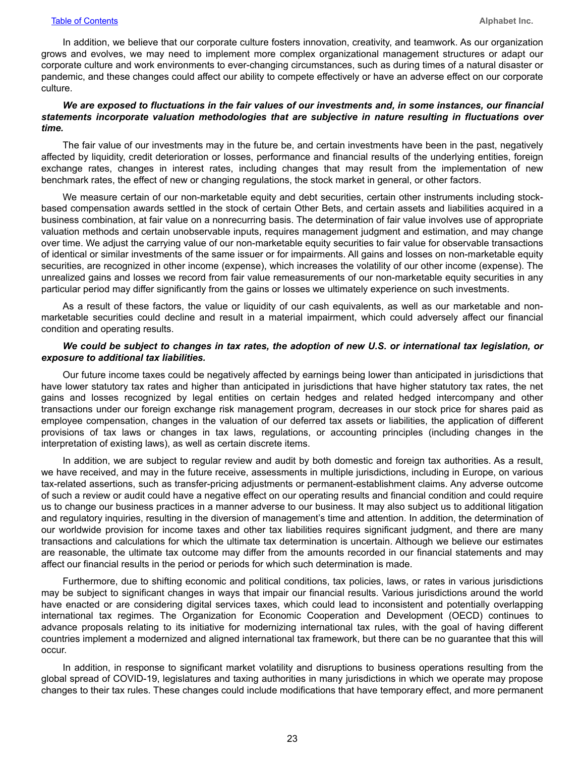In addition, we believe that our corporate culture fosters innovation, creativity, and teamwork. As our organization grows and evolves, we may need to implement more complex organizational management structures or adapt our corporate culture and work environments to ever-changing circumstances, such as during times of a natural disaster or pandemic, and these changes could affect our ability to compete effectively or have an adverse effect on our corporate culture.

***We are exposed to fluctuations in the fair values of our investments and, in some instances, our financial statements incorporate valuation methodologies that are subjective in nature resulting in fluctuations over time.***

The fair value of our investments may in the future be, and certain investments have been in the past, negatively affected by liquidity, credit deterioration or losses, performance and financial results of the underlying entities, foreign exchange rates, changes in interest rates, including changes that may result from the implementation of new benchmark rates, the effect of new or changing regulations, the stock market in general, or other factors.

We measure certain of our non-marketable equity and debt securities, certain other instruments including stock-based compensation awards settled in the stock of certain Other Bets, and certain assets and liabilities acquired in a business combination, at fair value on a nonrecurring basis. The determination of fair value involves use of appropriate valuation methods and certain unobservable inputs, requires management judgment and estimation, and may change over time. We adjust the carrying value of our non-marketable equity securities to fair value for observable transactions of identical or similar investments of the same issuer or for impairments. All gains and losses on non-marketable equity securities, are recognized in other income (expense), which increases the volatility of our other income (expense). The unrealized gains and losses we record from fair value remeasurements of our non-marketable equity securities in any particular period may differ significantly from the gains or losses we ultimately experience on such investments.

As a result of these factors, the value or liquidity of our cash equivalents, as well as our marketable and non-marketable securities could decline and result in a material impairment, which could adversely affect our financial condition and operating results.

***We could be subject to changes in tax rates, the adoption of new U.S. or international tax legislation, or exposure to additional tax liabilities.***

Our future income taxes could be negatively affected by earnings being lower than anticipated in jurisdictions that have lower statutory tax rates and higher than anticipated in jurisdictions that have higher statutory tax rates, the net gains and losses recognized by legal entities on certain hedges and related hedged intercompany and other transactions under our foreign exchange risk management program, decreases in our stock price for shares paid as employee compensation, changes in the valuation of our deferred tax assets or liabilities, the application of different provisions of tax laws or changes in tax laws, regulations, or accounting principles (including changes in the interpretation of existing laws), as well as certain discrete items.

In addition, we are subject to regular review and audit by both domestic and foreign tax authorities. As a result, we have received, and may in the future receive, assessments in multiple jurisdictions, including in Europe, on various tax-related assertions, such as transfer-pricing adjustments or permanent-establishment claims. Any adverse outcome of such a review or audit could have a negative effect on our operating results and financial condition and could require us to change our business practices in a manner adverse to our business. It may also subject us to additional litigation and regulatory inquiries, resulting in the diversion of management's time and attention. In addition, the determination of our worldwide provision for income taxes and other tax liabilities requires significant judgment, and there are many transactions and calculations for which the ultimate tax determination is uncertain. Although we believe our estimates are reasonable, the ultimate tax outcome may differ from the amounts recorded in our financial statements and may affect our financial results in the period or periods for which such determination is made.

Furthermore, due to shifting economic and political conditions, tax policies, laws, or rates in various jurisdictions may be subject to significant changes in ways that impair our financial results. Various jurisdictions around the world have enacted or are considering digital services taxes, which could lead to inconsistent and potentially overlapping international tax regimes. The Organization for Economic Cooperation and Development (OECD) continues to advance proposals relating to its initiative for modernizing international tax rules, with the goal of having different countries implement a modernized and aligned international tax framework, but there can be no guarantee that this will occur.

In addition, in response to significant market volatility and disruptions to business operations resulting from the global spread of COVID-19, legislatures and taxing authorities in many jurisdictions in which we operate may propose changes to their tax rules. These changes could include modifications that have temporary effect, and more permanent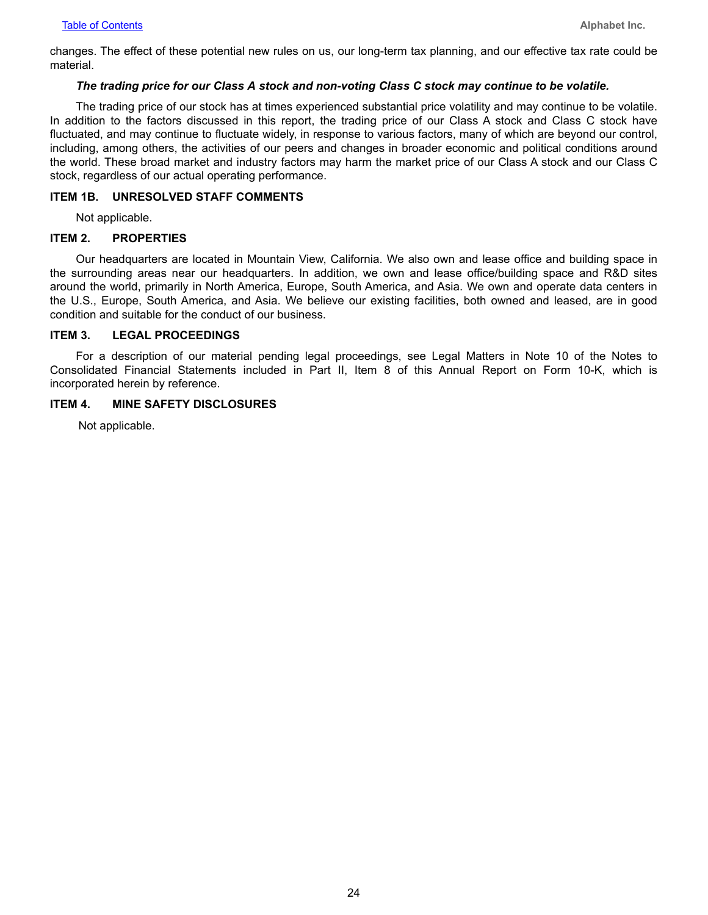changes. The effect of these potential new rules on us, our long-term tax planning, and our effective tax rate could be material.

***The trading price for our Class A stock and non-voting Class C stock may continue to be volatile.***

The trading price of our stock has at times experienced substantial price volatility and may continue to be volatile. In addition to the factors discussed in this report, the trading price of our Class A stock and Class C stock have fluctuated, and may continue to fluctuate widely, in response to various factors, many of which are beyond our control, including, among others, the activities of our peers and changes in broader economic and political conditions around the world. These broad market and industry factors may harm the market price of our Class A stock and our Class C stock, regardless of our actual operating performance.

## ITEM 1B. UNRESOLVED STAFF COMMENTS

Not applicable.

## ITEM 2. PROPERTIES

Our headquarters are located in Mountain View, California. We also own and lease office and building space in the surrounding areas near our headquarters. In addition, we own and lease office/building space and R&D sites around the world, primarily in North America, Europe, South America, and Asia. We own and operate data centers in the U.S., Europe, South America, and Asia. We believe our existing facilities, both owned and leased, are in good condition and suitable for the conduct of our business.

## ITEM 3. LEGAL PROCEEDINGS

For a description of our material pending legal proceedings, see Legal Matters in Note 10 of the Notes to Consolidated Financial Statements included in Part II, Item 8 of this Annual Report on Form 10-K, which is incorporated herein by reference.

## ITEM 4. MINE SAFETY DISCLOSURES

Not applicable.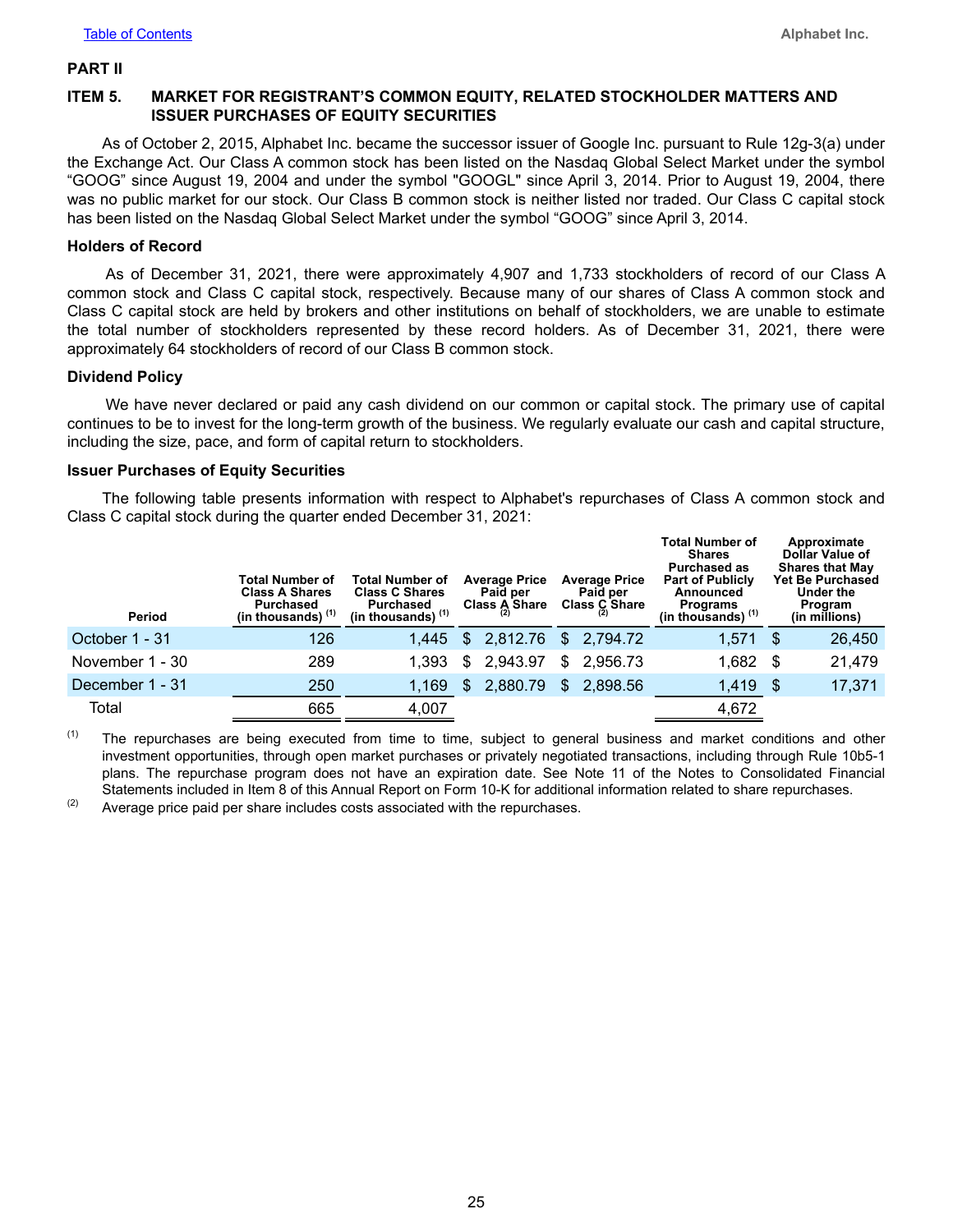## PART II

## ITEM 5. MARKET FOR REGISTRANT'S COMMON EQUITY, RELATED STOCKHOLDER MATTERS AND ISSUER PURCHASES OF EQUITY SECURITIES

As of October 2, 2015, Alphabet Inc. became the successor issuer of Google Inc. pursuant to Rule 12g-3(a) under the Exchange Act. Our Class A common stock has been listed on the Nasdaq Global Select Market under the symbol "GOOG" since August 19, 2004 and under the symbol "GOOGL" since April 3, 2014. Prior to August 19, 2004, there was no public market for our stock. Our Class B common stock is neither listed nor traded. Our Class C capital stock has been listed on the Nasdaq Global Select Market under the symbol "GOOG" since April 3, 2014.

### Holders of Record

As of December 31, 2021, there were approximately 4,907 and 1,733 stockholders of record of our Class A common stock and Class C capital stock, respectively. Because many of our shares of Class A common stock and Class C capital stock are held by brokers and other institutions on behalf of stockholders, we are unable to estimate the total number of stockholders represented by these record holders. As of December 31, 2021, there were approximately 64 stockholders of record of our Class B common stock.

### Dividend Policy

We have never declared or paid any cash dividend on our common or capital stock. The primary use of capital continues to be to invest for the long-term growth of the business. We regularly evaluate our cash and capital structure, including the size, pace, and form of capital return to stockholders.

### Issuer Purchases of Equity Securities

The following table presents information with respect to Alphabet's repurchases of Class A common stock and Class C capital stock during the quarter ended December 31, 2021:

| Period | Total Number of Class A Shares Purchased (in thousands) (1) | Total Number of Class C Shares Purchased (in thousands) (1) | Average Price Paid per Class A Share (2) | Average Price Paid per Class C Share (2) | Total Number of Shares Purchased as Part of Publicly Announced Programs (in thousands) (1) | Approximate Dollar Value of Shares that May Yet Be Purchased Under the Program (in millions) |
|---|---|---|---|---|---|---|
| October 1 - 31 | 126 | 1,445 | $ 2,812.76 | $ 2,794.72 | 1,571 | $ 26,450 |
| November 1 - 30 | 289 | 1,393 | $ 2,943.97 | $ 2,956.73 | 1,682 | $ 21,479 |
| December 1 - 31 | 250 | 1,169 | $ 2,880.79 | $ 2,898.56 | 1,419 | $ 17,371 |
| Total | 665 | 4,007 | | | 4,672 | |

(1) The repurchases are being executed from time to time, subject to general business and market conditions and other investment opportunities, through open market purchases or privately negotiated transactions, including through Rule 10b5-1 plans. The repurchase program does not have an expiration date. See Note 11 of the Notes to Consolidated Financial Statements included in Item 8 of this Annual Report on Form 10-K for additional information related to share repurchases.

(2) Average price paid per share includes costs associated with the repurchases.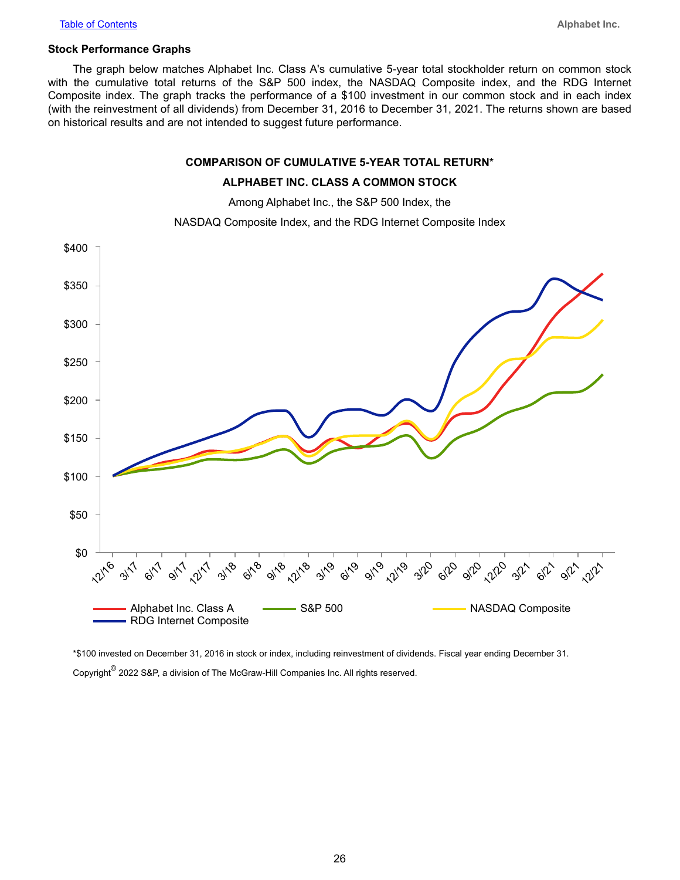### Stock Performance Graphs

The graph below matches Alphabet Inc. Class A's cumulative 5-year total stockholder return on common stock with the cumulative total returns of the S&P 500 index, the NASDAQ Composite index, and the RDG Internet Composite index. The graph tracks the performance of a $100 investment in our common stock and in each index (with the reinvestment of all dividends) from December 31, 2016 to December 31, 2021. The returns shown are based on historical results and are not intended to suggest future performance.

**COMPARISON OF CUMULATIVE 5-YEAR TOTAL RETURN***

**ALPHABET INC. CLASS A COMMON STOCK**

Among Alphabet Inc., the S&P 500 Index, the

NASDAQ Composite Index, and the RDG Internet Composite Index

*$100 invested on December 31, 2016 in stock or index, including reinvestment of dividends. Fiscal year ending December 31.

Copyright© 2022 S&P, a division of The McGraw-Hill Companies Inc. All rights reserved.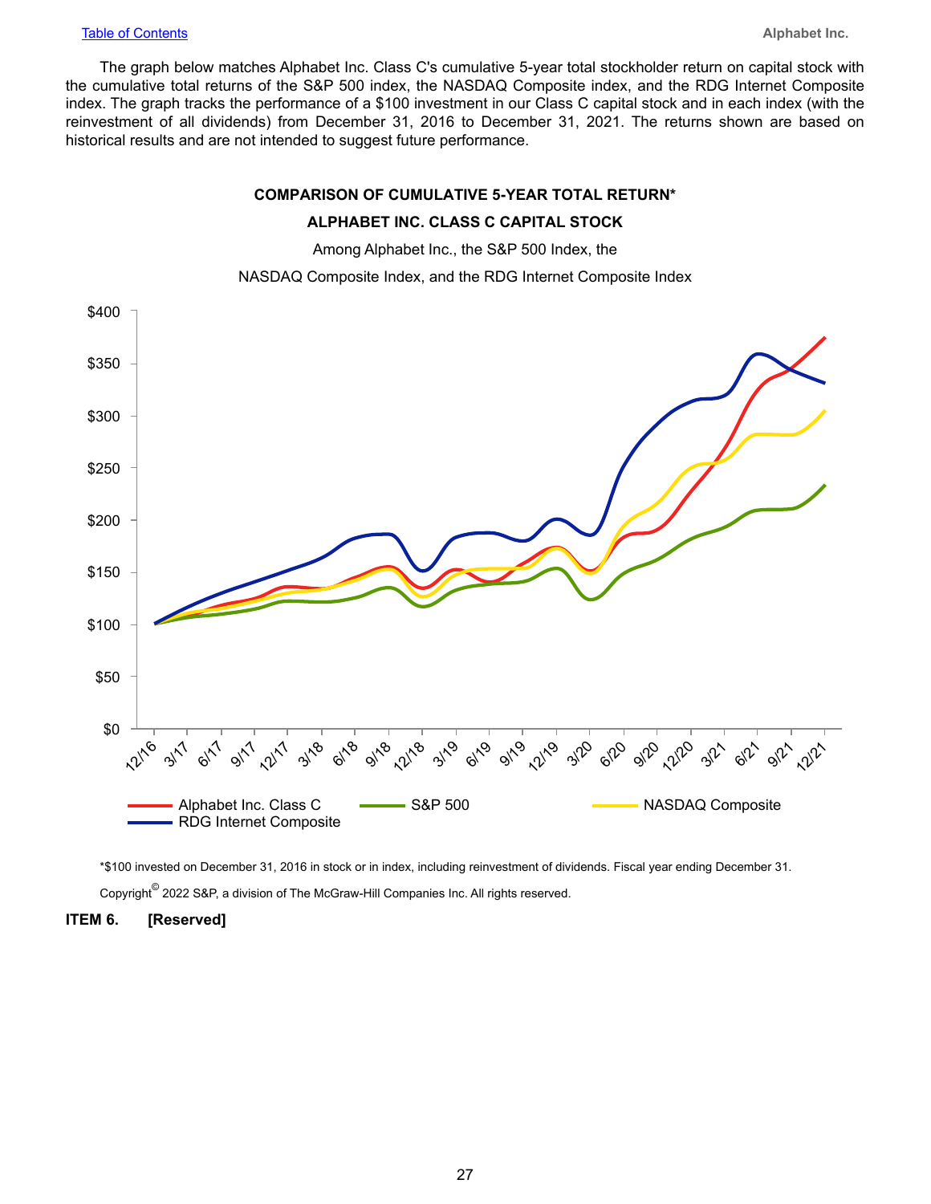The graph below matches Alphabet Inc. Class C's cumulative 5-year total stockholder return on capital stock with the cumulative total returns of the S&P 500 index, the NASDAQ Composite index, and the RDG Internet Composite index. The graph tracks the performance of a $100 investment in our Class C capital stock and in each index (with the reinvestment of all dividends) from December 31, 2016 to December 31, 2021. The returns shown are based on historical results and are not intended to suggest future performance.

**COMPARISON OF CUMULATIVE 5-YEAR TOTAL RETURN***

**ALPHABET INC. CLASS C CAPITAL STOCK**

Among Alphabet Inc., the S&P 500 Index, the

NASDAQ Composite Index, and the RDG Internet Composite Index

*$100 invested on December 31, 2016 in stock or in index, including reinvestment of dividends. Fiscal year ending December 31.

Copyright© 2022 S&P, a division of The McGraw-Hill Companies Inc. All rights reserved.

**ITEM 6. [Reserved]**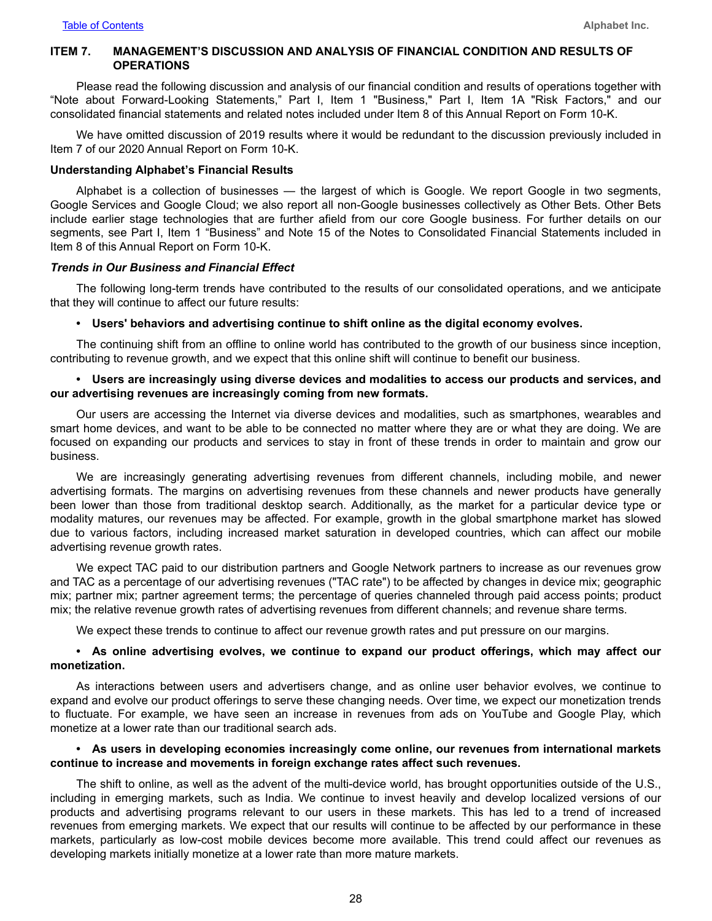## ITEM 7. MANAGEMENT'S DISCUSSION AND ANALYSIS OF FINANCIAL CONDITION AND RESULTS OF OPERATIONS

Please read the following discussion and analysis of our financial condition and results of operations together with "Note about Forward-Looking Statements," Part I, Item 1 "Business," Part I, Item 1A "Risk Factors," and our consolidated financial statements and related notes included under Item 8 of this Annual Report on Form 10-K.

We have omitted discussion of 2019 results where it would be redundant to the discussion previously included in Item 7 of our 2020 Annual Report on Form 10-K.

### Understanding Alphabet's Financial Results

Alphabet is a collection of businesses — the largest of which is Google. We report Google in two segments, Google Services and Google Cloud; we also report all non-Google businesses collectively as Other Bets. Other Bets include earlier stage technologies that are further afield from our core Google business. For further details on our segments, see Part I, Item 1 "Business" and Note 15 of the Notes to Consolidated Financial Statements included in Item 8 of this Annual Report on Form 10-K.

#### *Trends in Our Business and Financial Effect*

The following long-term trends have contributed to the results of our consolidated operations, and we anticipate that they will continue to affect our future results:

- **Users' behaviors and advertising continue to shift online as the digital economy evolves.**

The continuing shift from an offline to online world has contributed to the growth of our business since inception, contributing to revenue growth, and we expect that this online shift will continue to benefit our business.

- **Users are increasingly using diverse devices and modalities to access our products and services, and our advertising revenues are increasingly coming from new formats.**

Our users are accessing the Internet via diverse devices and modalities, such as smartphones, wearables and smart home devices, and want to be able to be connected no matter where they are or what they are doing. We are focused on expanding our products and services to stay in front of these trends in order to maintain and grow our business.

We are increasingly generating advertising revenues from different channels, including mobile, and newer advertising formats. The margins on advertising revenues from these channels and newer products have generally been lower than those from traditional desktop search. Additionally, as the market for a particular device type or modality matures, our revenues may be affected. For example, growth in the global smartphone market has slowed due to various factors, including increased market saturation in developed countries, which can affect our mobile advertising revenue growth rates.

We expect TAC paid to our distribution partners and Google Network partners to increase as our revenues grow and TAC as a percentage of our advertising revenues ("TAC rate") to be affected by changes in device mix; geographic mix; partner mix; partner agreement terms; the percentage of queries channeled through paid access points; product mix; the relative revenue growth rates of advertising revenues from different channels; and revenue share terms.

We expect these trends to continue to affect our revenue growth rates and put pressure on our margins.

- **As online advertising evolves, we continue to expand our product offerings, which may affect our monetization.**

As interactions between users and advertisers change, and as online user behavior evolves, we continue to expand and evolve our product offerings to serve these changing needs. Over time, we expect our monetization trends to fluctuate. For example, we have seen an increase in revenues from ads on YouTube and Google Play, which monetize at a lower rate than our traditional search ads.

- **As users in developing economies increasingly come online, our revenues from international markets continue to increase and movements in foreign exchange rates affect such revenues.**

The shift to online, as well as the advent of the multi-device world, has brought opportunities outside of the U.S., including in emerging markets, such as India. We continue to invest heavily and develop localized versions of our products and advertising programs relevant to our users in these markets. This has led to a trend of increased revenues from emerging markets. We expect that our results will continue to be affected by our performance in these markets, particularly as low-cost mobile devices become more available. This trend could affect our revenues as developing markets initially monetize at a lower rate than more mature markets.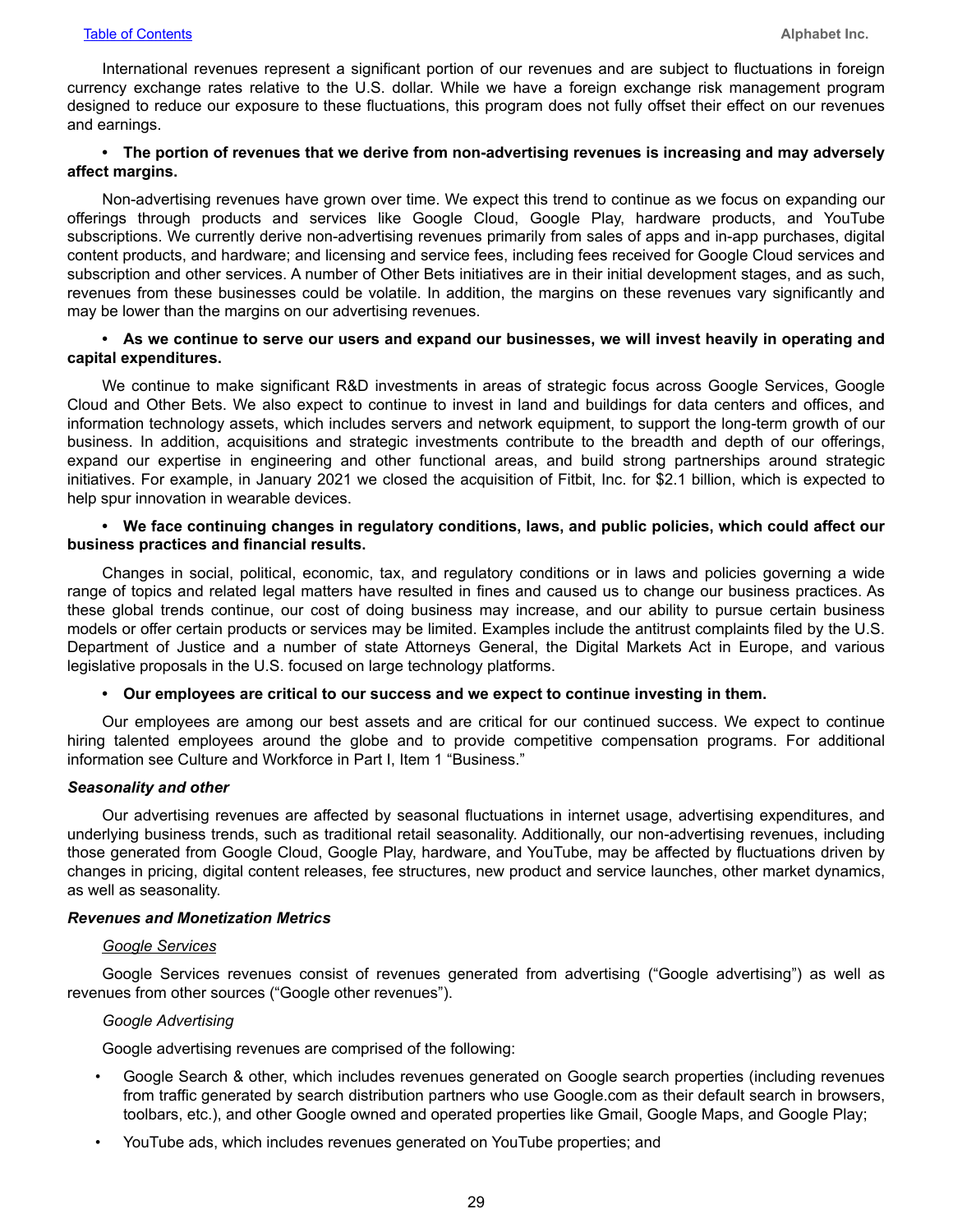International revenues represent a significant portion of our revenues and are subject to fluctuations in foreign currency exchange rates relative to the U.S. dollar. While we have a foreign exchange risk management program designed to reduce our exposure to these fluctuations, this program does not fully offset their effect on our revenues and earnings.

- **The portion of revenues that we derive from non-advertising revenues is increasing and may adversely affect margins.**

Non-advertising revenues have grown over time. We expect this trend to continue as we focus on expanding our offerings through products and services like Google Cloud, Google Play, hardware products, and YouTube subscriptions. We currently derive non-advertising revenues primarily from sales of apps and in-app purchases, digital content products, and hardware; and licensing and service fees, including fees received for Google Cloud services and subscription and other services. A number of Other Bets initiatives are in their initial development stages, and as such, revenues from these businesses could be volatile. In addition, the margins on these revenues vary significantly and may be lower than the margins on our advertising revenues.

- **As we continue to serve our users and expand our businesses, we will invest heavily in operating and capital expenditures.**

We continue to make significant R&D investments in areas of strategic focus across Google Services, Google Cloud and Other Bets. We also expect to continue to invest in land and buildings for data centers and offices, and information technology assets, which includes servers and network equipment, to support the long-term growth of our business. In addition, acquisitions and strategic investments contribute to the breadth and depth of our offerings, expand our expertise in engineering and other functional areas, and build strong partnerships around strategic initiatives. For example, in January 2021 we closed the acquisition of Fitbit, Inc. for $2.1 billion, which is expected to help spur innovation in wearable devices.

- **We face continuing changes in regulatory conditions, laws, and public policies, which could affect our business practices and financial results.**

Changes in social, political, economic, tax, and regulatory conditions or in laws and policies governing a wide range of topics and related legal matters have resulted in fines and caused us to change our business practices. As these global trends continue, our cost of doing business may increase, and our ability to pursue certain business models or offer certain products or services may be limited. Examples include the antitrust complaints filed by the U.S. Department of Justice and a number of state Attorneys General, the Digital Markets Act in Europe, and various legislative proposals in the U.S. focused on large technology platforms.

- **Our employees are critical to our success and we expect to continue investing in them.**

Our employees are among our best assets and are critical for our continued success. We expect to continue hiring talented employees around the globe and to provide competitive compensation programs. For additional information see Culture and Workforce in Part I, Item 1 "Business."

***Seasonality and other***

Our advertising revenues are affected by seasonal fluctuations in internet usage, advertising expenditures, and underlying business trends, such as traditional retail seasonality. Additionally, our non-advertising revenues, including those generated from Google Cloud, Google Play, hardware, and YouTube, may be affected by fluctuations driven by changes in pricing, digital content releases, fee structures, new product and service launches, other market dynamics, as well as seasonality.

***Revenues and Monetization Metrics***

*Google Services*

Google Services revenues consist of revenues generated from advertising ("Google advertising") as well as revenues from other sources ("Google other revenues").

*Google Advertising*

Google advertising revenues are comprised of the following:

- Google Search & other, which includes revenues generated on Google search properties (including revenues from traffic generated by search distribution partners who use Google.com as their default search in browsers, toolbars, etc.), and other Google owned and operated properties like Gmail, Google Maps, and Google Play;
- YouTube ads, which includes revenues generated on YouTube properties; and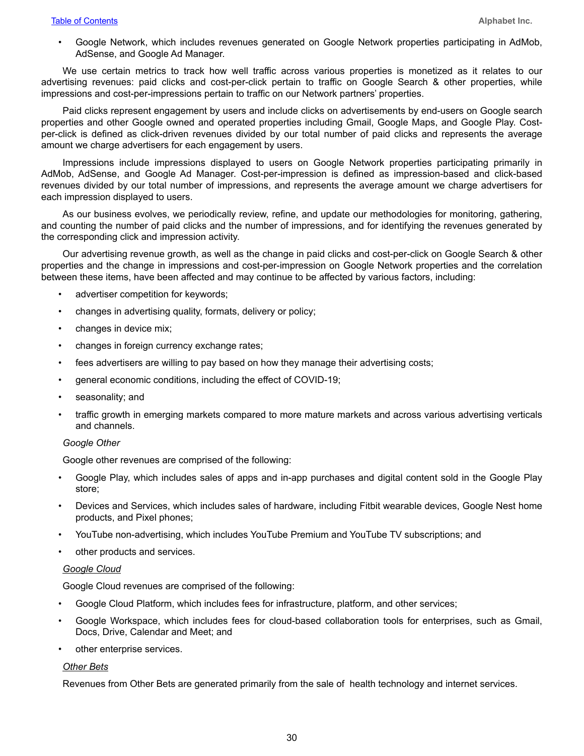- Google Network, which includes revenues generated on Google Network properties participating in AdMob, AdSense, and Google Ad Manager.

We use certain metrics to track how well traffic across various properties is monetized as it relates to our advertising revenues: paid clicks and cost-per-click pertain to traffic on Google Search & other properties, while impressions and cost-per-impressions pertain to traffic on our Network partners' properties.

Paid clicks represent engagement by users and include clicks on advertisements by end-users on Google search properties and other Google owned and operated properties including Gmail, Google Maps, and Google Play. Cost-per-click is defined as click-driven revenues divided by our total number of paid clicks and represents the average amount we charge advertisers for each engagement by users.

Impressions include impressions displayed to users on Google Network properties participating primarily in AdMob, AdSense, and Google Ad Manager. Cost-per-impression is defined as impression-based and click-based revenues divided by our total number of impressions, and represents the average amount we charge advertisers for each impression displayed to users.

As our business evolves, we periodically review, refine, and update our methodologies for monitoring, gathering, and counting the number of paid clicks and the number of impressions, and for identifying the revenues generated by the corresponding click and impression activity.

Our advertising revenue growth, as well as the change in paid clicks and cost-per-click on Google Search & other properties and the change in impressions and cost-per-impression on Google Network properties and the correlation between these items, have been affected and may continue to be affected by various factors, including:

- advertiser competition for keywords;
- changes in advertising quality, formats, delivery or policy;
- changes in device mix;
- changes in foreign currency exchange rates;
- fees advertisers are willing to pay based on how they manage their advertising costs;
- general economic conditions, including the effect of COVID-19;
- seasonality; and
- traffic growth in emerging markets compared to more mature markets and across various advertising verticals and channels.

*Google Other*

Google other revenues are comprised of the following:

- Google Play, which includes sales of apps and in-app purchases and digital content sold in the Google Play store;
- Devices and Services, which includes sales of hardware, including Fitbit wearable devices, Google Nest home products, and Pixel phones;
- YouTube non-advertising, which includes YouTube Premium and YouTube TV subscriptions; and
- other products and services.

*Google Cloud*

Google Cloud revenues are comprised of the following:

- Google Cloud Platform, which includes fees for infrastructure, platform, and other services;
- Google Workspace, which includes fees for cloud-based collaboration tools for enterprises, such as Gmail, Docs, Drive, Calendar and Meet; and
- other enterprise services.

*Other Bets*

Revenues from Other Bets are generated primarily from the sale of health technology and internet services.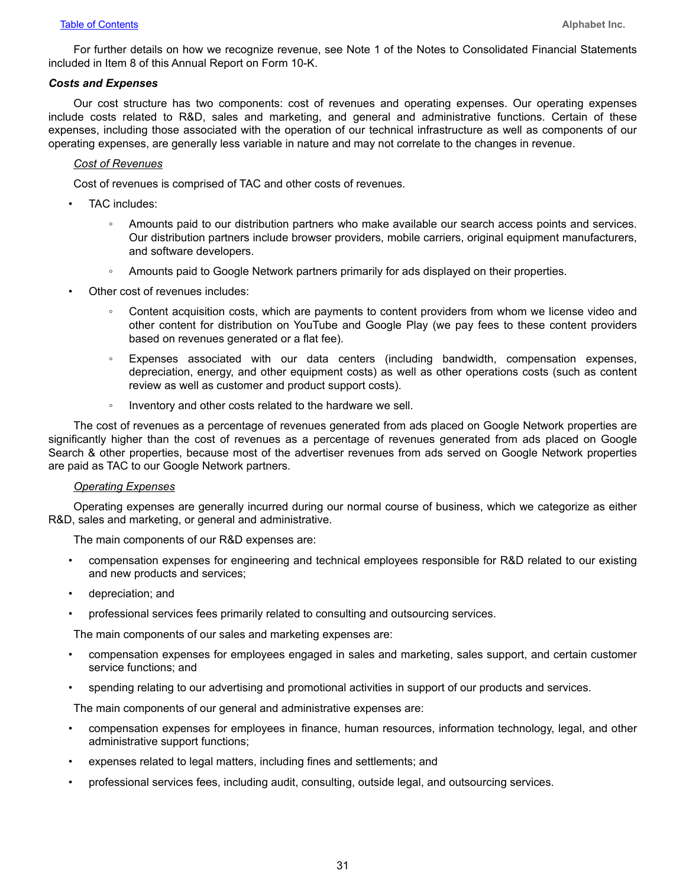For further details on how we recognize revenue, see Note 1 of the Notes to Consolidated Financial Statements included in Item 8 of this Annual Report on Form 10-K.

### *Costs and Expenses*

Our cost structure has two components: cost of revenues and operating expenses. Our operating expenses include costs related to R&D, sales and marketing, and general and administrative functions. Certain of these expenses, including those associated with the operation of our technical infrastructure as well as components of our operating expenses, are generally less variable in nature and may not correlate to the changes in revenue.

#### *Cost of Revenues*

Cost of revenues is comprised of TAC and other costs of revenues.

- TAC includes:
  - Amounts paid to our distribution partners who make available our search access points and services. Our distribution partners include browser providers, mobile carriers, original equipment manufacturers, and software developers.
  - Amounts paid to Google Network partners primarily for ads displayed on their properties.
- Other cost of revenues includes:
  - Content acquisition costs, which are payments to content providers from whom we license video and other content for distribution on YouTube and Google Play (we pay fees to these content providers based on revenues generated or a flat fee).
  - Expenses associated with our data centers (including bandwidth, compensation expenses, depreciation, energy, and other equipment costs) as well as other operations costs (such as content review as well as customer and product support costs).
  - Inventory and other costs related to the hardware we sell.

The cost of revenues as a percentage of revenues generated from ads placed on Google Network properties are significantly higher than the cost of revenues as a percentage of revenues generated from ads placed on Google Search & other properties, because most of the advertiser revenues from ads served on Google Network properties are paid as TAC to our Google Network partners.

#### *Operating Expenses*

Operating expenses are generally incurred during our normal course of business, which we categorize as either R&D, sales and marketing, or general and administrative.

The main components of our R&D expenses are:

- compensation expenses for engineering and technical employees responsible for R&D related to our existing and new products and services;
- depreciation; and
- professional services fees primarily related to consulting and outsourcing services.

The main components of our sales and marketing expenses are:

- compensation expenses for employees engaged in sales and marketing, sales support, and certain customer service functions; and
- spending relating to our advertising and promotional activities in support of our products and services.

The main components of our general and administrative expenses are:

- compensation expenses for employees in finance, human resources, information technology, legal, and other administrative support functions;
- expenses related to legal matters, including fines and settlements; and
- professional services fees, including audit, consulting, outside legal, and outsourcing services.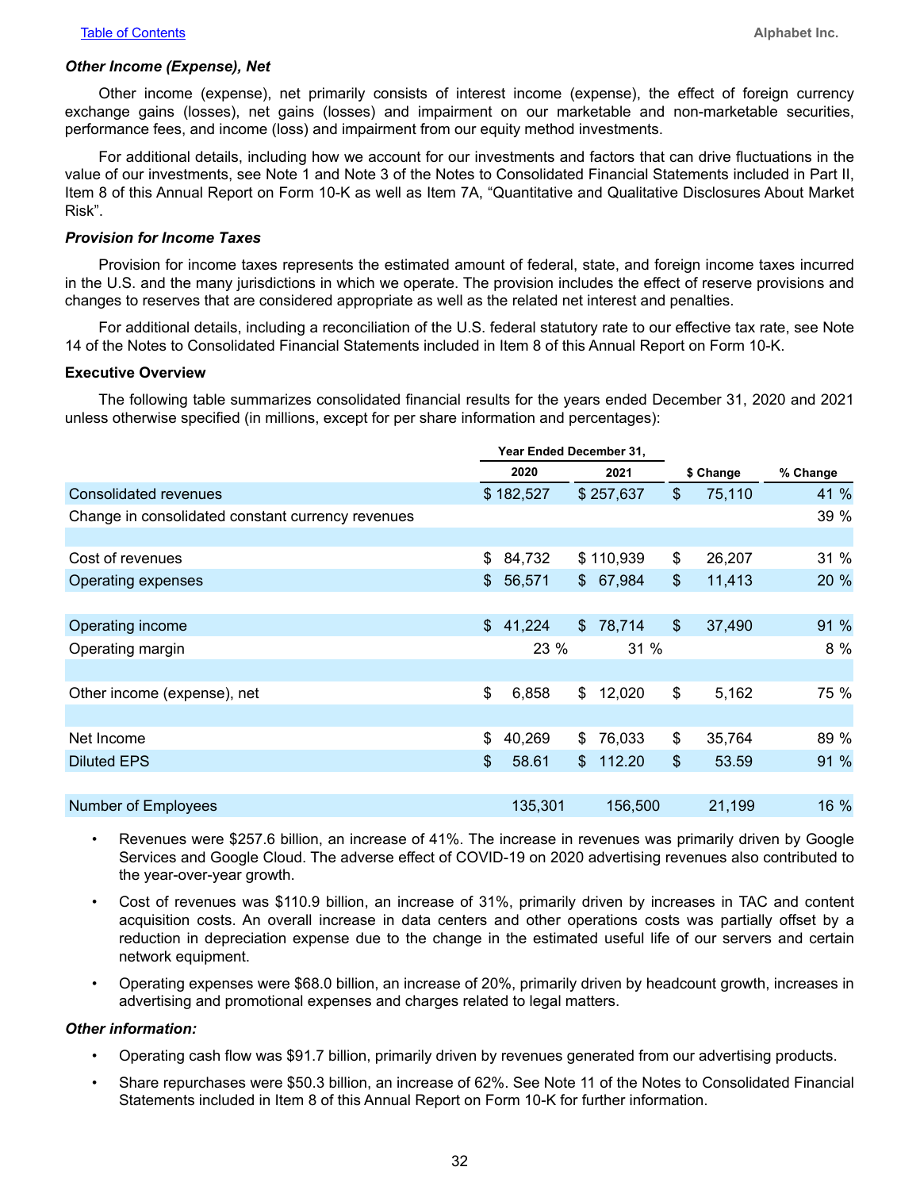### *Other Income (Expense), Net*

Other income (expense), net primarily consists of interest income (expense), the effect of foreign currency exchange gains (losses), net gains (losses) and impairment on our marketable and non-marketable securities, performance fees, and income (loss) and impairment from our equity method investments.

For additional details, including how we account for our investments and factors that can drive fluctuations in the value of our investments, see Note 1 and Note 3 of the Notes to Consolidated Financial Statements included in Part II, Item 8 of this Annual Report on Form 10-K as well as Item 7A, "Quantitative and Qualitative Disclosures About Market Risk".

### *Provision for Income Taxes*

Provision for income taxes represents the estimated amount of federal, state, and foreign income taxes incurred in the U.S. and the many jurisdictions in which we operate. The provision includes the effect of reserve provisions and changes to reserves that are considered appropriate as well as the related net interest and penalties.

For additional details, including a reconciliation of the U.S. federal statutory rate to our effective tax rate, see Note 14 of the Notes to Consolidated Financial Statements included in Item 8 of this Annual Report on Form 10-K.

## Executive Overview

The following table summarizes consolidated financial results for the years ended December 31, 2020 and 2021 unless otherwise specified (in millions, except for per share information and percentages):

| | Year Ended December 31, | | | |
|---|---|---|---|---|
| | 2020 | 2021 | $ Change | % Change |
| Consolidated revenues | $ 182,527 | $ 257,637 | $ 75,110 | 41 % |
| Change in consolidated constant currency revenues | | | | 39 % |
| | | | | |
| Cost of revenues | $ 84,732 | $ 110,939 | $ 26,207 | 31 % |
| Operating expenses | $ 56,571 | $ 67,984 | $ 11,413 | 20 % |
| | | | | |
| Operating income | $ 41,224 | $ 78,714 | $ 37,490 | 91 % |
| Operating margin | 23 % | 31 % | | 8 % |
| | | | | |
| Other income (expense), net | $ 6,858 | $ 12,020 | $ 5,162 | 75 % |
| | | | | |
| Net Income | $ 40,269 | $ 76,033 | $ 35,764 | 89 % |
| Diluted EPS | $ 58.61 | $ 112.20 | $ 53.59 | 91 % |
| | | | | |
| Number of Employees | 135,301 | 156,500 | 21,199 | 16 % |

- Revenues were $257.6 billion, an increase of 41%. The increase in revenues was primarily driven by Google Services and Google Cloud. The adverse effect of COVID-19 on 2020 advertising revenues also contributed to the year-over-year growth.
- Cost of revenues was $110.9 billion, an increase of 31%, primarily driven by increases in TAC and content acquisition costs. An overall increase in data centers and other operations costs was partially offset by a reduction in depreciation expense due to the change in the estimated useful life of our servers and certain network equipment.
- Operating expenses were $68.0 billion, an increase of 20%, primarily driven by headcount growth, increases in advertising and promotional expenses and charges related to legal matters.

### *Other information:*

- Operating cash flow was $91.7 billion, primarily driven by revenues generated from our advertising products.
- Share repurchases were $50.3 billion, an increase of 62%. See Note 11 of the Notes to Consolidated Financial Statements included in Item 8 of this Annual Report on Form 10-K for further information.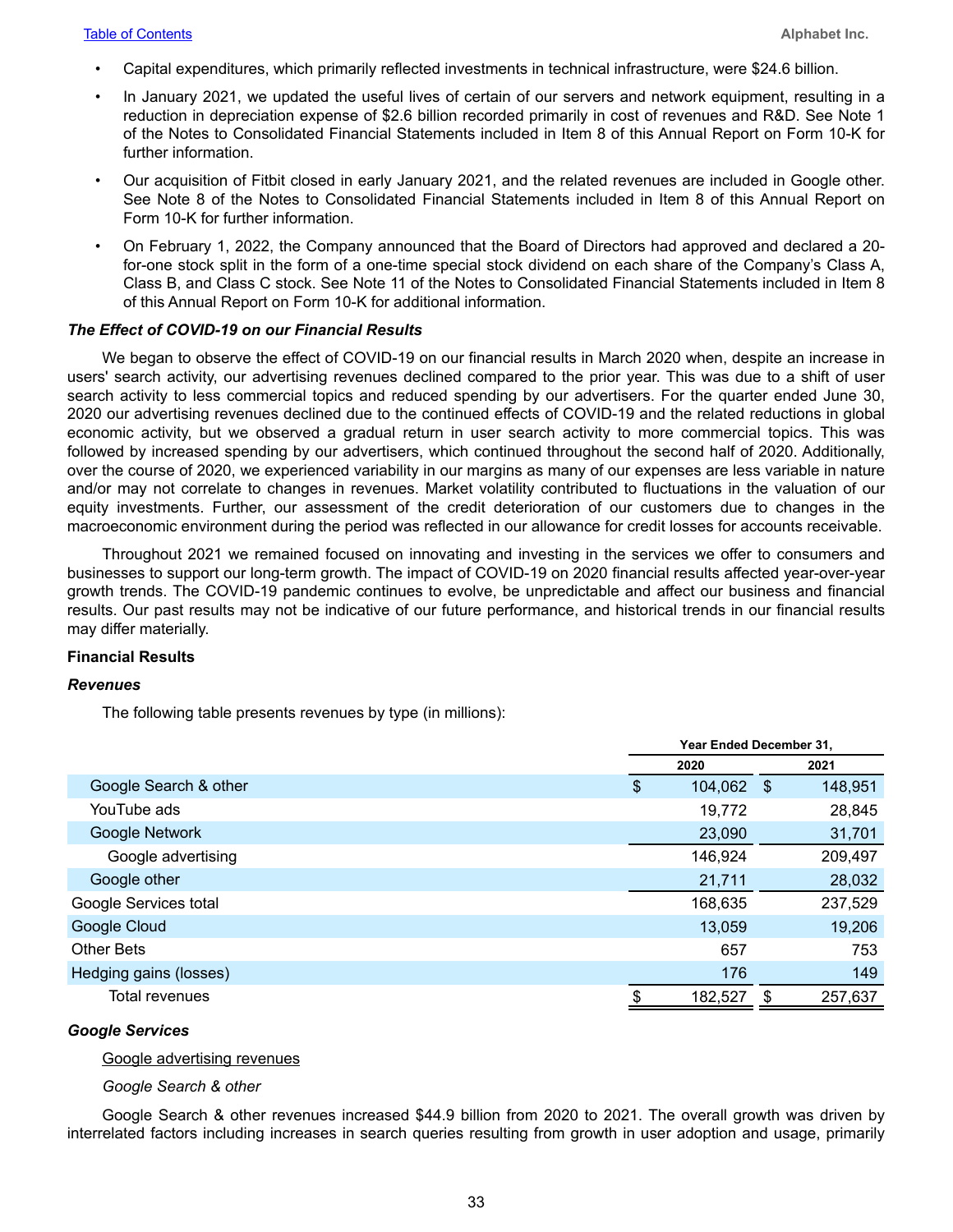- Capital expenditures, which primarily reflected investments in technical infrastructure, were $24.6 billion.
- In January 2021, we updated the useful lives of certain of our servers and network equipment, resulting in a reduction in depreciation expense of $2.6 billion recorded primarily in cost of revenues and R&D. See Note 1 of the Notes to Consolidated Financial Statements included in Item 8 of this Annual Report on Form 10-K for further information.
- Our acquisition of Fitbit closed in early January 2021, and the related revenues are included in Google other. See Note 8 of the Notes to Consolidated Financial Statements included in Item 8 of this Annual Report on Form 10-K for further information.
- On February 1, 2022, the Company announced that the Board of Directors had approved and declared a 20-for-one stock split in the form of a one-time special stock dividend on each share of the Company's Class A, Class B, and Class C stock. See Note 11 of the Notes to Consolidated Financial Statements included in Item 8 of this Annual Report on Form 10-K for additional information.

***The Effect of COVID-19 on our Financial Results***

We began to observe the effect of COVID-19 on our financial results in March 2020 when, despite an increase in users' search activity, our advertising revenues declined compared to the prior year. This was due to a shift of user search activity to less commercial topics and reduced spending by our advertisers. For the quarter ended June 30, 2020 our advertising revenues declined due to the continued effects of COVID-19 and the related reductions in global economic activity, but we observed a gradual return in user search activity to more commercial topics. This was followed by increased spending by our advertisers, which continued throughout the second half of 2020. Additionally, over the course of 2020, we experienced variability in our margins as many of our expenses are less variable in nature and/or may not correlate to changes in revenues. Market volatility contributed to fluctuations in the valuation of our equity investments. Further, our assessment of the credit deterioration of our customers due to changes in the macroeconomic environment during the period was reflected in our allowance for credit losses for accounts receivable.

Throughout 2021 we remained focused on innovating and investing in the services we offer to consumers and businesses to support our long-term growth. The impact of COVID-19 on 2020 financial results affected year-over-year growth trends. The COVID-19 pandemic continues to evolve, be unpredictable and affect our business and financial results. Our past results may not be indicative of our future performance, and historical trends in our financial results may differ materially.

**Financial Results**

***Revenues***

The following table presents revenues by type (in millions):

| | Year Ended December 31, | |
|---|---|---|
| | 2020 | 2021 |
| Google Search & other | $ 104,062 | $ 148,951 |
| YouTube ads | 19,772 | 28,845 |
| Google Network | 23,090 | 31,701 |
| Google advertising | 146,924 | 209,497 |
| Google other | 21,711 | 28,032 |
| Google Services total | 168,635 | 237,529 |
| Google Cloud | 13,059 | 19,206 |
| Other Bets | 657 | 753 |
| Hedging gains (losses) | 176 | 149 |
| Total revenues | $ 182,527 | $ 257,637 |

***Google Services***

<u>Google advertising revenues</u>

*Google Search & other*

Google Search & other revenues increased $44.9 billion from 2020 to 2021. The overall growth was driven by interrelated factors including increases in search queries resulting from growth in user adoption and usage, primarily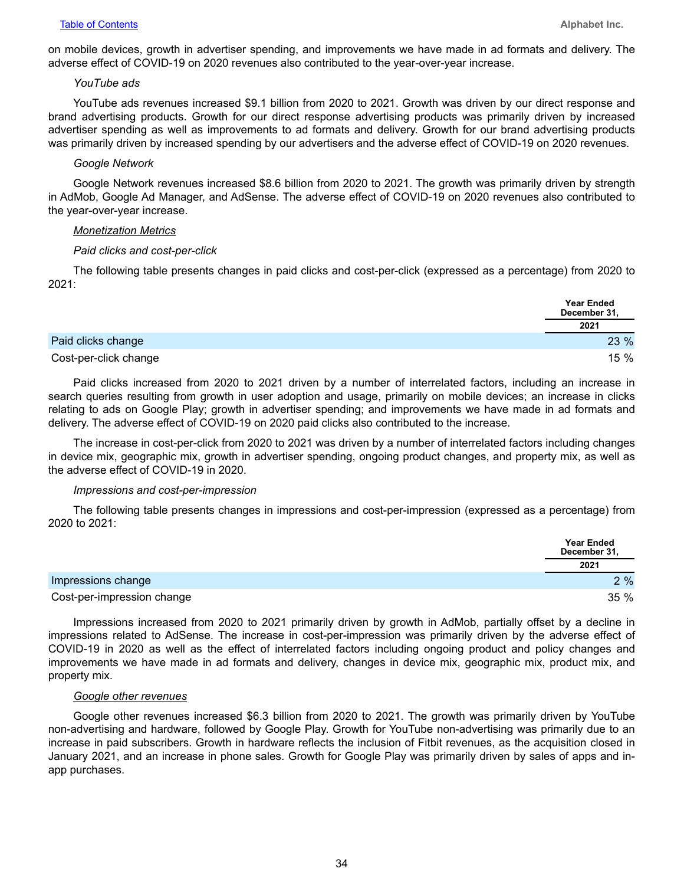on mobile devices, growth in advertiser spending, and improvements we have made in ad formats and delivery. The adverse effect of COVID-19 on 2020 revenues also contributed to the year-over-year increase.

*YouTube ads*

YouTube ads revenues increased $9.1 billion from 2020 to 2021. Growth was driven by our direct response and brand advertising products. Growth for our direct response advertising products was primarily driven by increased advertiser spending as well as improvements to ad formats and delivery. Growth for our brand advertising products was primarily driven by increased spending by our advertisers and the adverse effect of COVID-19 on 2020 revenues.

*Google Network*

Google Network revenues increased $8.6 billion from 2020 to 2021. The growth was primarily driven by strength in AdMob, Google Ad Manager, and AdSense. The adverse effect of COVID-19 on 2020 revenues also contributed to the year-over-year increase.

*Monetization Metrics*

*Paid clicks and cost-per-click*

The following table presents changes in paid clicks and cost-per-click (expressed as a percentage) from 2020 to 2021:

| | Year Ended December 31, |
|---|---|
| | 2021 |
| Paid clicks change | 23 % |
| Cost-per-click change | 15 % |

Paid clicks increased from 2020 to 2021 driven by a number of interrelated factors, including an increase in search queries resulting from growth in user adoption and usage, primarily on mobile devices; an increase in clicks relating to ads on Google Play; growth in advertiser spending; and improvements we have made in ad formats and delivery. The adverse effect of COVID-19 on 2020 paid clicks also contributed to the increase.

The increase in cost-per-click from 2020 to 2021 was driven by a number of interrelated factors including changes in device mix, geographic mix, growth in advertiser spending, ongoing product changes, and property mix, as well as the adverse effect of COVID-19 in 2020.

*Impressions and cost-per-impression*

The following table presents changes in impressions and cost-per-impression (expressed as a percentage) from 2020 to 2021:

| | Year Ended December 31, |
|---|---|
| | 2021 |
| Impressions change | 2 % |
| Cost-per-impression change | 35 % |

Impressions increased from 2020 to 2021 primarily driven by growth in AdMob, partially offset by a decline in impressions related to AdSense. The increase in cost-per-impression was primarily driven by the adverse effect of COVID-19 in 2020 as well as the effect of interrelated factors including ongoing product and policy changes and improvements we have made in ad formats and delivery, changes in device mix, geographic mix, product mix, and property mix.

*Google other revenues*

Google other revenues increased $6.3 billion from 2020 to 2021. The growth was primarily driven by YouTube non-advertising and hardware, followed by Google Play. Growth for YouTube non-advertising was primarily due to an increase in paid subscribers. Growth in hardware reflects the inclusion of Fitbit revenues, as the acquisition closed in January 2021, and an increase in phone sales. Growth for Google Play was primarily driven by sales of apps and in-app purchases.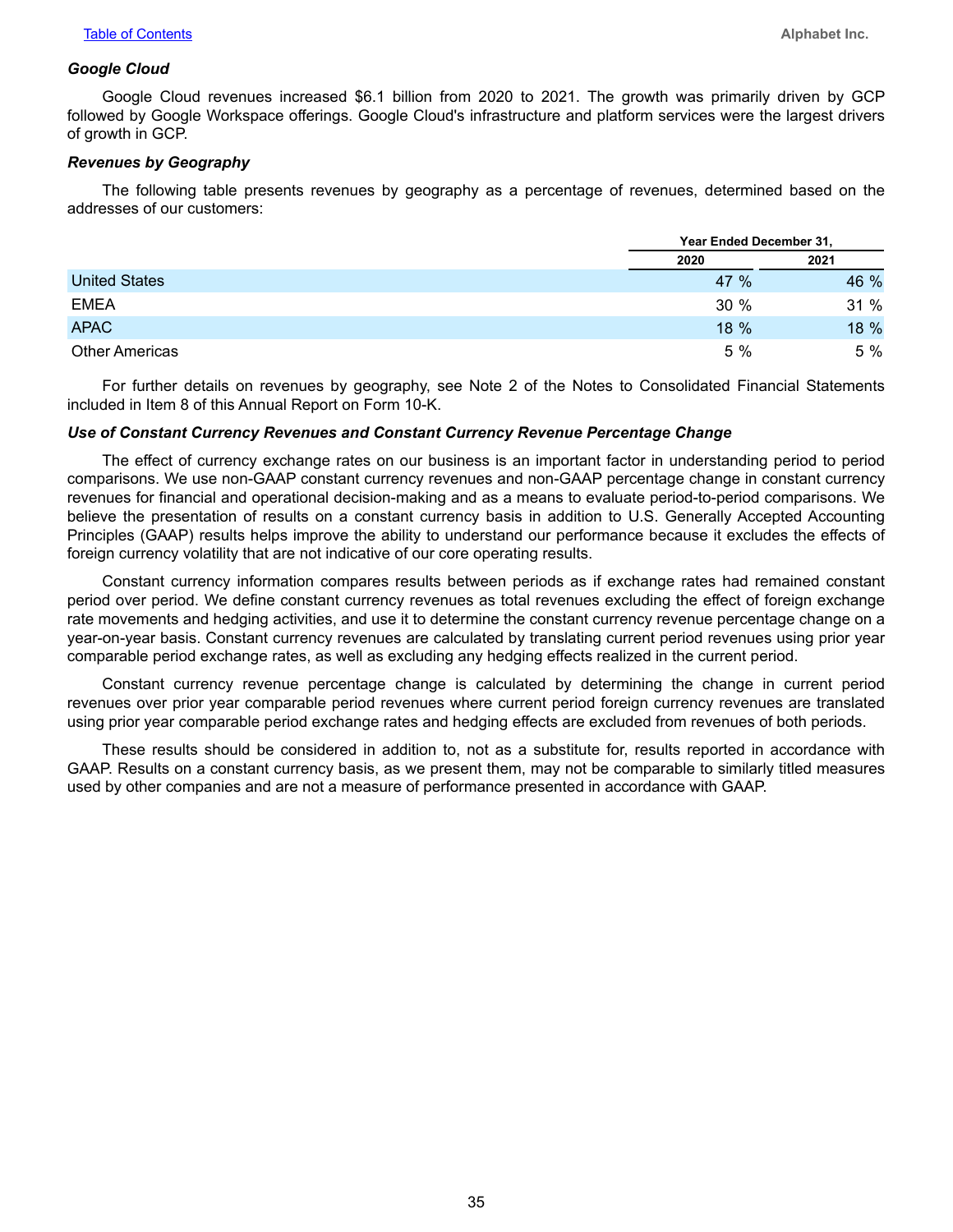### *Google Cloud*

Google Cloud revenues increased $6.1 billion from 2020 to 2021. The growth was primarily driven by GCP followed by Google Workspace offerings. Google Cloud's infrastructure and platform services were the largest drivers of growth in GCP.

### *Revenues by Geography*

The following table presents revenues by geography as a percentage of revenues, determined based on the addresses of our customers:

| | Year Ended December 31, | |
|---|---|---|
| | 2020 | 2021 |
| United States | 47 % | 46 % |
| EMEA | 30 % | 31 % |
| APAC | 18 % | 18 % |
| Other Americas | 5 % | 5 % |

For further details on revenues by geography, see Note 2 of the Notes to Consolidated Financial Statements included in Item 8 of this Annual Report on Form 10-K.

### *Use of Constant Currency Revenues and Constant Currency Revenue Percentage Change*

The effect of currency exchange rates on our business is an important factor in understanding period to period comparisons. We use non-GAAP constant currency revenues and non-GAAP percentage change in constant currency revenues for financial and operational decision-making and as a means to evaluate period-to-period comparisons. We believe the presentation of results on a constant currency basis in addition to U.S. Generally Accepted Accounting Principles (GAAP) results helps improve the ability to understand our performance because it excludes the effects of foreign currency volatility that are not indicative of our core operating results.

Constant currency information compares results between periods as if exchange rates had remained constant period over period. We define constant currency revenues as total revenues excluding the effect of foreign exchange rate movements and hedging activities, and use it to determine the constant currency revenue percentage change on a year-on-year basis. Constant currency revenues are calculated by translating current period revenues using prior year comparable period exchange rates, as well as excluding any hedging effects realized in the current period.

Constant currency revenue percentage change is calculated by determining the change in current period revenues over prior year comparable period revenues where current period foreign currency revenues are translated using prior year comparable period exchange rates and hedging effects are excluded from revenues of both periods.

These results should be considered in addition to, not as a substitute for, results reported in accordance with GAAP. Results on a constant currency basis, as we present them, may not be comparable to similarly titled measures used by other companies and are not a measure of performance presented in accordance with GAAP.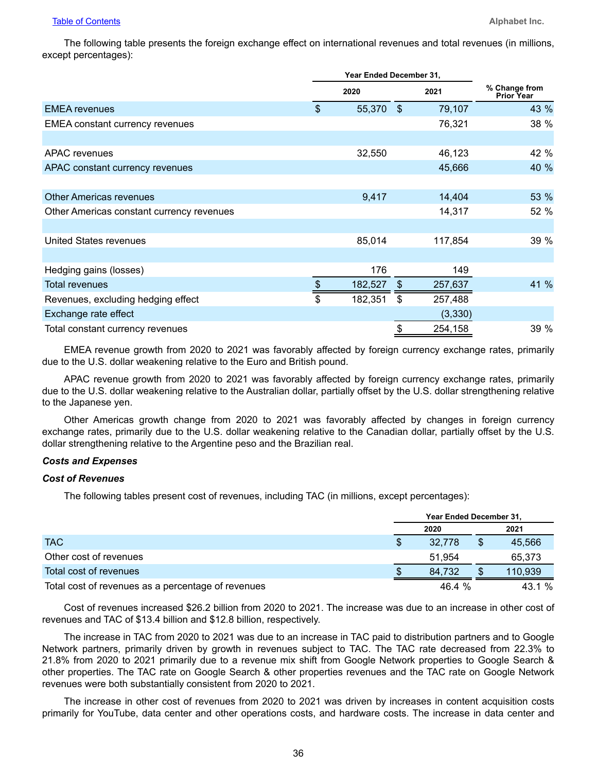The following table presents the foreign exchange effect on international revenues and total revenues (in millions, except percentages):

| | Year Ended December 31, | | % Change from Prior Year |
|---|---|---|---|
| | 2020 | 2021 | |
| EMEA revenues | $ 55,370 | $ 79,107 | 43 % |
| EMEA constant currency revenues | | 76,321 | 38 % |
| | | | |
| APAC revenues | 32,550 | 46,123 | 42 % |
| APAC constant currency revenues | | 45,666 | 40 % |
| | | | |
| Other Americas revenues | 9,417 | 14,404 | 53 % |
| Other Americas constant currency revenues | | 14,317 | 52 % |
| | | | |
| United States revenues | 85,014 | 117,854 | 39 % |
| | | | |
| Hedging gains (losses) | 176 | 149 | |
| Total revenues | $ 182,527 | $ 257,637 | 41 % |
| Revenues, excluding hedging effect | $ 182,351 | $ 257,488 | |
| Exchange rate effect | | (3,330) | |
| Total constant currency revenues | | $ 254,158 | 39 % |

EMEA revenue growth from 2020 to 2021 was favorably affected by foreign currency exchange rates, primarily due to the U.S. dollar weakening relative to the Euro and British pound.

APAC revenue growth from 2020 to 2021 was favorably affected by foreign currency exchange rates, primarily due to the U.S. dollar weakening relative to the Australian dollar, partially offset by the U.S. dollar strengthening relative to the Japanese yen.

Other Americas growth change from 2020 to 2021 was favorably affected by changes in foreign currency exchange rates, primarily due to the U.S. dollar weakening relative to the Canadian dollar, partially offset by the U.S. dollar strengthening relative to the Argentine peso and the Brazilian real.

***Costs and Expenses***

***Cost of Revenues***

The following tables present cost of revenues, including TAC (in millions, except percentages):

| | Year Ended December 31, | |
|---|---|---|
| | 2020 | 2021 |
| TAC | $ 32,778 | $ 45,566 |
| Other cost of revenues | 51,954 | 65,373 |
| Total cost of revenues | $ 84,732 | $ 110,939 |
| Total cost of revenues as a percentage of revenues | 46.4 % | 43.1 % |

Cost of revenues increased $26.2 billion from 2020 to 2021. The increase was due to an increase in other cost of revenues and TAC of $13.4 billion and $12.8 billion, respectively.

The increase in TAC from 2020 to 2021 was due to an increase in TAC paid to distribution partners and to Google Network partners, primarily driven by growth in revenues subject to TAC. The TAC rate decreased from 22.3% to 21.8% from 2020 to 2021 primarily due to a revenue mix shift from Google Network properties to Google Search & other properties. The TAC rate on Google Search & other properties revenues and the TAC rate on Google Network revenues were both substantially consistent from 2020 to 2021.

The increase in other cost of revenues from 2020 to 2021 was driven by increases in content acquisition costs primarily for YouTube, data center and other operations costs, and hardware costs. The increase in data center and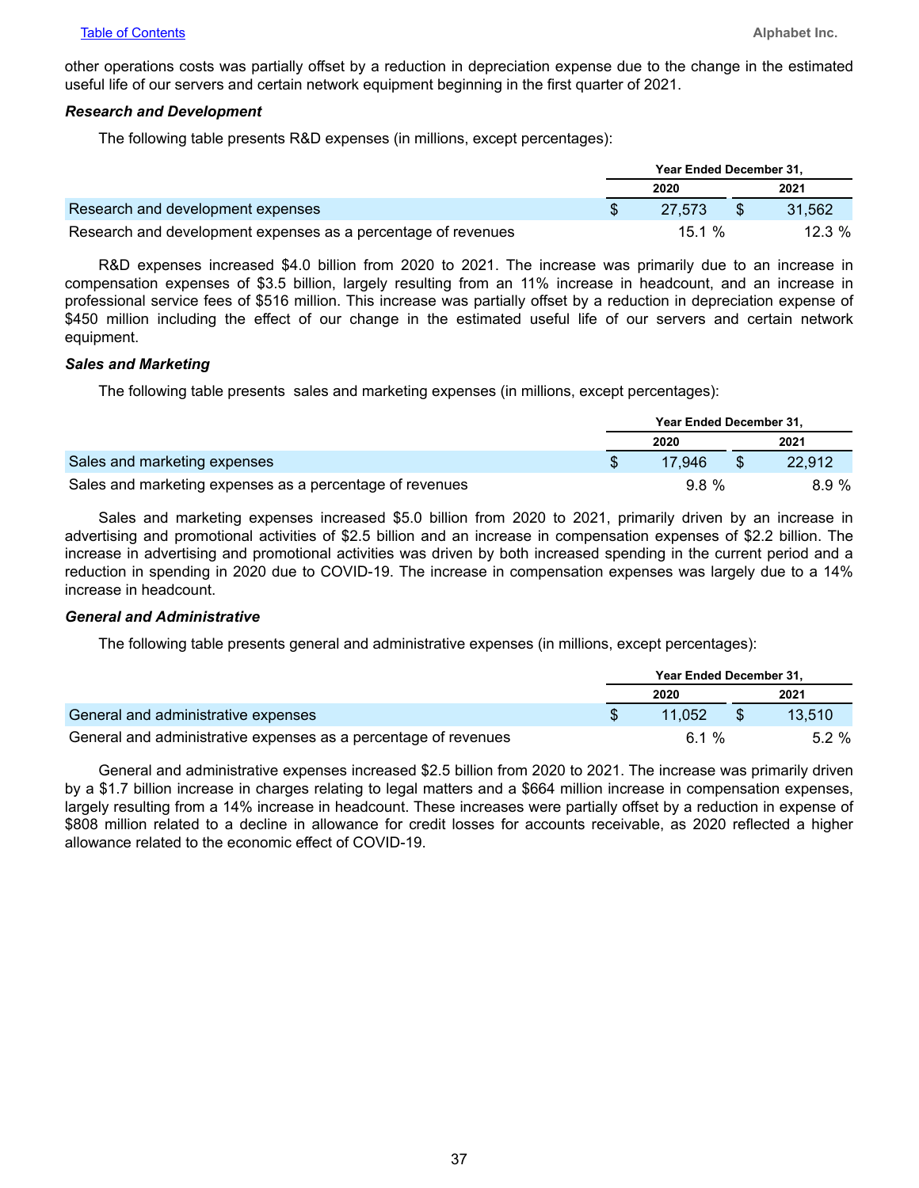other operations costs was partially offset by a reduction in depreciation expense due to the change in the estimated useful life of our servers and certain network equipment beginning in the first quarter of 2021.

### *Research and Development*

The following table presents R&D expenses (in millions, except percentages):

| | Year Ended December 31, | |
|---|---|---|
| | 2020 | 2021 |
| Research and development expenses | $ 27,573 | $ 31,562 |
| Research and development expenses as a percentage of revenues | 15.1 % | 12.3 % |

R&D expenses increased $4.0 billion from 2020 to 2021. The increase was primarily due to an increase in compensation expenses of $3.5 billion, largely resulting from an 11% increase in headcount, and an increase in professional service fees of $516 million. This increase was partially offset by a reduction in depreciation expense of $450 million including the effect of our change in the estimated useful life of our servers and certain network equipment.

### *Sales and Marketing*

The following table presents sales and marketing expenses (in millions, except percentages):

| | Year Ended December 31, | |
|---|---|---|
| | 2020 | 2021 |
| Sales and marketing expenses | $ 17,946 | $ 22,912 |
| Sales and marketing expenses as a percentage of revenues | 9.8 % | 8.9 % |

Sales and marketing expenses increased $5.0 billion from 2020 to 2021, primarily driven by an increase in advertising and promotional activities of $2.5 billion and an increase in compensation expenses of $2.2 billion. The increase in advertising and promotional activities was driven by both increased spending in the current period and a reduction in spending in 2020 due to COVID-19. The increase in compensation expenses was largely due to a 14% increase in headcount.

### *General and Administrative*

The following table presents general and administrative expenses (in millions, except percentages):

| | Year Ended December 31, | |
|---|---|---|
| | 2020 | 2021 |
| General and administrative expenses | $ 11,052 | $ 13,510 |
| General and administrative expenses as a percentage of revenues | 6.1 % | 5.2 % |

General and administrative expenses increased $2.5 billion from 2020 to 2021. The increase was primarily driven by a $1.7 billion increase in charges relating to legal matters and a $664 million increase in compensation expenses, largely resulting from a 14% increase in headcount. These increases were partially offset by a reduction in expense of $808 million related to a decline in allowance for credit losses for accounts receivable, as 2020 reflected a higher allowance related to the economic effect of COVID-19.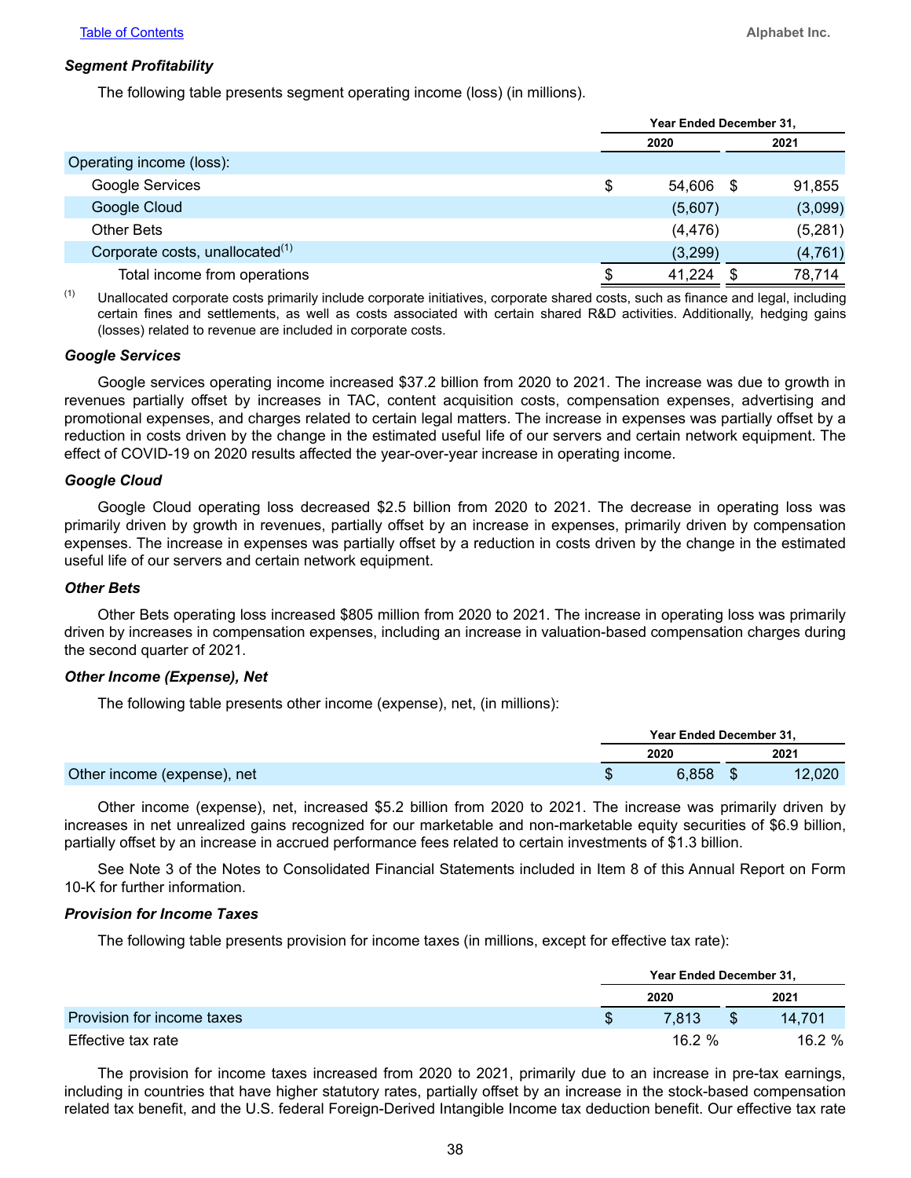### *Segment Profitability*

The following table presents segment operating income (loss) (in millions).

| | Year Ended December 31, | |
|---|---|---|
| | 2020 | 2021 |
| Operating income (loss): | | |
| Google Services | $ 54,606 | $ 91,855 |
| Google Cloud | (5,607) | (3,099) |
| Other Bets | (4,476) | (5,281) |
| Corporate costs, unallocated[(1)] | (3,299) | (4,761) |
| Total income from operations | $ 41,224 | $ 78,714 |

(1) Unallocated corporate costs primarily include corporate initiatives, corporate shared costs, such as finance and legal, including certain fines and settlements, as well as costs associated with certain shared R&D activities. Additionally, hedging gains (losses) related to revenue are included in corporate costs.

### *Google Services*

Google services operating income increased $37.2 billion from 2020 to 2021. The increase was due to growth in revenues partially offset by increases in TAC, content acquisition costs, compensation expenses, advertising and promotional expenses, and charges related to certain legal matters. The increase in expenses was partially offset by a reduction in costs driven by the change in the estimated useful life of our servers and certain network equipment. The effect of COVID-19 on 2020 results affected the year-over-year increase in operating income.

### *Google Cloud*

Google Cloud operating loss decreased $2.5 billion from 2020 to 2021. The decrease in operating loss was primarily driven by growth in revenues, partially offset by an increase in expenses, primarily driven by compensation expenses. The increase in expenses was partially offset by a reduction in costs driven by the change in the estimated useful life of our servers and certain network equipment.

### *Other Bets*

Other Bets operating loss increased $805 million from 2020 to 2021. The increase in operating loss was primarily driven by increases in compensation expenses, including an increase in valuation-based compensation charges during the second quarter of 2021.

### *Other Income (Expense), Net*

The following table presents other income (expense), net, (in millions):

| | Year Ended December 31, | |
|---|---|---|
| | 2020 | 2021 |
| Other income (expense), net | $ 6,858 | $ 12,020 |

Other income (expense), net, increased $5.2 billion from 2020 to 2021. The increase was primarily driven by increases in net unrealized gains recognized for our marketable and non-marketable equity securities of $6.9 billion, partially offset by an increase in accrued performance fees related to certain investments of $1.3 billion.

See Note 3 of the Notes to Consolidated Financial Statements included in Item 8 of this Annual Report on Form 10-K for further information.

### *Provision for Income Taxes*

The following table presents provision for income taxes (in millions, except for effective tax rate):

| | Year Ended December 31, | |
|---|---|---|
| | 2020 | 2021 |
| Provision for income taxes | $ 7,813 | $ 14,701 |
| Effective tax rate | 16.2 % | 16.2 % |

The provision for income taxes increased from 2020 to 2021, primarily due to an increase in pre-tax earnings, including in countries that have higher statutory rates, partially offset by an increase in the stock-based compensation related tax benefit, and the U.S. federal Foreign-Derived Intangible Income tax deduction benefit. Our effective tax rate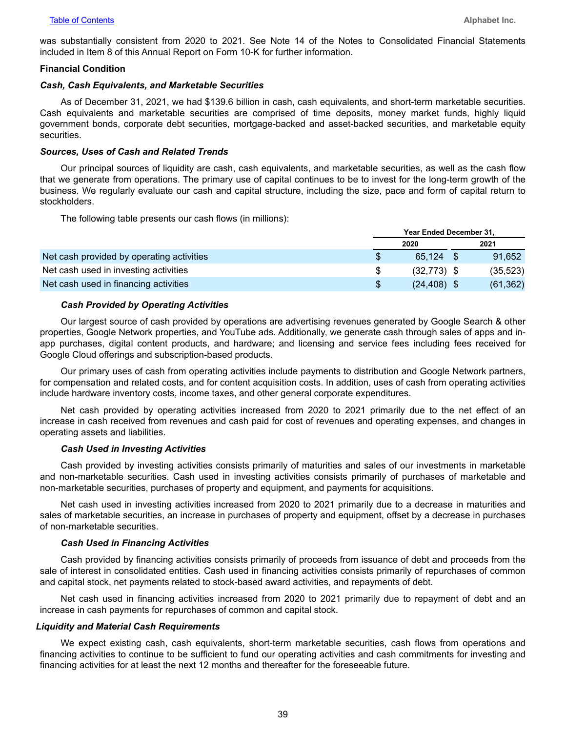was substantially consistent from 2020 to 2021. See Note 14 of the Notes to Consolidated Financial Statements included in Item 8 of this Annual Report on Form 10-K for further information.

**Financial Condition**

***Cash, Cash Equivalents, and Marketable Securities***

As of December 31, 2021, we had $139.6 billion in cash, cash equivalents, and short-term marketable securities. Cash equivalents and marketable securities are comprised of time deposits, money market funds, highly liquid government bonds, corporate debt securities, mortgage-backed and asset-backed securities, and marketable equity securities.

***Sources, Uses of Cash and Related Trends***

Our principal sources of liquidity are cash, cash equivalents, and marketable securities, as well as the cash flow that we generate from operations. The primary use of capital continues to be to invest for the long-term growth of the business. We regularly evaluate our cash and capital structure, including the size, pace and form of capital return to stockholders.

The following table presents our cash flows (in millions):

| | Year Ended December 31, | |
|---|---|---|
| | 2020 | 2021 |
| Net cash provided by operating activities | $ 65,124 | $ 91,652 |
| Net cash used in investing activities | $ (32,773) | $ (35,523) |
| Net cash used in financing activities | $ (24,408) | $ (61,362) |

***Cash Provided by Operating Activities***

Our largest source of cash provided by operations are advertising revenues generated by Google Search & other properties, Google Network properties, and YouTube ads. Additionally, we generate cash through sales of apps and in-app purchases, digital content products, and hardware; and licensing and service fees including fees received for Google Cloud offerings and subscription-based products.

Our primary uses of cash from operating activities include payments to distribution and Google Network partners, for compensation and related costs, and for content acquisition costs. In addition, uses of cash from operating activities include hardware inventory costs, income taxes, and other general corporate expenditures.

Net cash provided by operating activities increased from 2020 to 2021 primarily due to the net effect of an increase in cash received from revenues and cash paid for cost of revenues and operating expenses, and changes in operating assets and liabilities.

***Cash Used in Investing Activities***

Cash provided by investing activities consists primarily of maturities and sales of our investments in marketable and non-marketable securities. Cash used in investing activities consists primarily of purchases of marketable and non-marketable securities, purchases of property and equipment, and payments for acquisitions.

Net cash used in investing activities increased from 2020 to 2021 primarily due to a decrease in maturities and sales of marketable securities, an increase in purchases of property and equipment, offset by a decrease in purchases of non-marketable securities.

***Cash Used in Financing Activities***

Cash provided by financing activities consists primarily of proceeds from issuance of debt and proceeds from the sale of interest in consolidated entities. Cash used in financing activities consists primarily of repurchases of common and capital stock, net payments related to stock-based award activities, and repayments of debt.

Net cash used in financing activities increased from 2020 to 2021 primarily due to repayment of debt and an increase in cash payments for repurchases of common and capital stock.

***Liquidity and Material Cash Requirements***

We expect existing cash, cash equivalents, short-term marketable securities, cash flows from operations and financing activities to continue to be sufficient to fund our operating activities and cash commitments for investing and financing activities for at least the next 12 months and thereafter for the foreseeable future.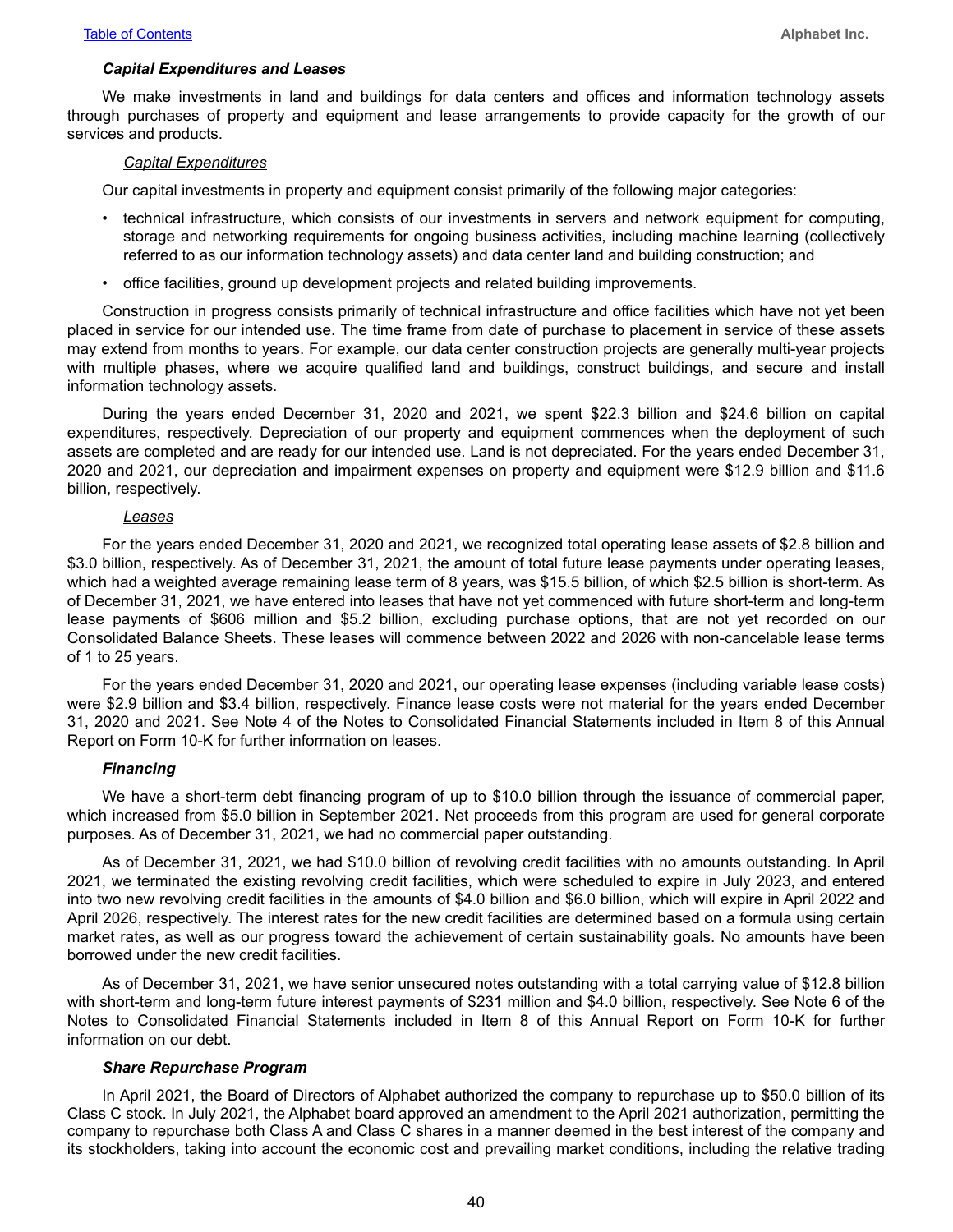### *Capital Expenditures and Leases*

We make investments in land and buildings for data centers and offices and information technology assets through purchases of property and equipment and lease arrangements to provide capacity for the growth of our services and products.

#### Capital Expenditures

Our capital investments in property and equipment consist primarily of the following major categories:

- technical infrastructure, which consists of our investments in servers and network equipment for computing, storage and networking requirements for ongoing business activities, including machine learning (collectively referred to as our information technology assets) and data center land and building construction; and
- office facilities, ground up development projects and related building improvements.

Construction in progress consists primarily of technical infrastructure and office facilities which have not yet been placed in service for our intended use. The time frame from date of purchase to placement in service of these assets may extend from months to years. For example, our data center construction projects are generally multi-year projects with multiple phases, where we acquire qualified land and buildings, construct buildings, and secure and install information technology assets.

During the years ended December 31, 2020 and 2021, we spent $22.3 billion and $24.6 billion on capital expenditures, respectively. Depreciation of our property and equipment commences when the deployment of such assets are completed and are ready for our intended use. Land is not depreciated. For the years ended December 31, 2020 and 2021, our depreciation and impairment expenses on property and equipment were $12.9 billion and $11.6 billion, respectively.

#### Leases

For the years ended December 31, 2020 and 2021, we recognized total operating lease assets of $2.8 billion and $3.0 billion, respectively. As of December 31, 2021, the amount of total future lease payments under operating leases, which had a weighted average remaining lease term of 8 years, was $15.5 billion, of which $2.5 billion is short-term. As of December 31, 2021, we have entered into leases that have not yet commenced with future short-term and long-term lease payments of $606 million and $5.2 billion, excluding purchase options, that are not yet recorded on our Consolidated Balance Sheets. These leases will commence between 2022 and 2026 with non-cancelable lease terms of 1 to 25 years.

For the years ended December 31, 2020 and 2021, our operating lease expenses (including variable lease costs) were $2.9 billion and $3.4 billion, respectively. Finance lease costs were not material for the years ended December 31, 2020 and 2021. See Note 4 of the Notes to Consolidated Financial Statements included in Item 8 of this Annual Report on Form 10-K for further information on leases.

### *Financing*

We have a short-term debt financing program of up to $10.0 billion through the issuance of commercial paper, which increased from $5.0 billion in September 2021. Net proceeds from this program are used for general corporate purposes. As of December 31, 2021, we had no commercial paper outstanding.

As of December 31, 2021, we had $10.0 billion of revolving credit facilities with no amounts outstanding. In April 2021, we terminated the existing revolving credit facilities, which were scheduled to expire in July 2023, and entered into two new revolving credit facilities in the amounts of $4.0 billion and $6.0 billion, which will expire in April 2022 and April 2026, respectively. The interest rates for the new credit facilities are determined based on a formula using certain market rates, as well as our progress toward the achievement of certain sustainability goals. No amounts have been borrowed under the new credit facilities.

As of December 31, 2021, we have senior unsecured notes outstanding with a total carrying value of $12.8 billion with short-term and long-term future interest payments of $231 million and $4.0 billion, respectively. See Note 6 of the Notes to Consolidated Financial Statements included in Item 8 of this Annual Report on Form 10-K for further information on our debt.

### *Share Repurchase Program*

In April 2021, the Board of Directors of Alphabet authorized the company to repurchase up to $50.0 billion of its Class C stock. In July 2021, the Alphabet board approved an amendment to the April 2021 authorization, permitting the company to repurchase both Class A and Class C shares in a manner deemed in the best interest of the company and its stockholders, taking into account the economic cost and prevailing market conditions, including the relative trading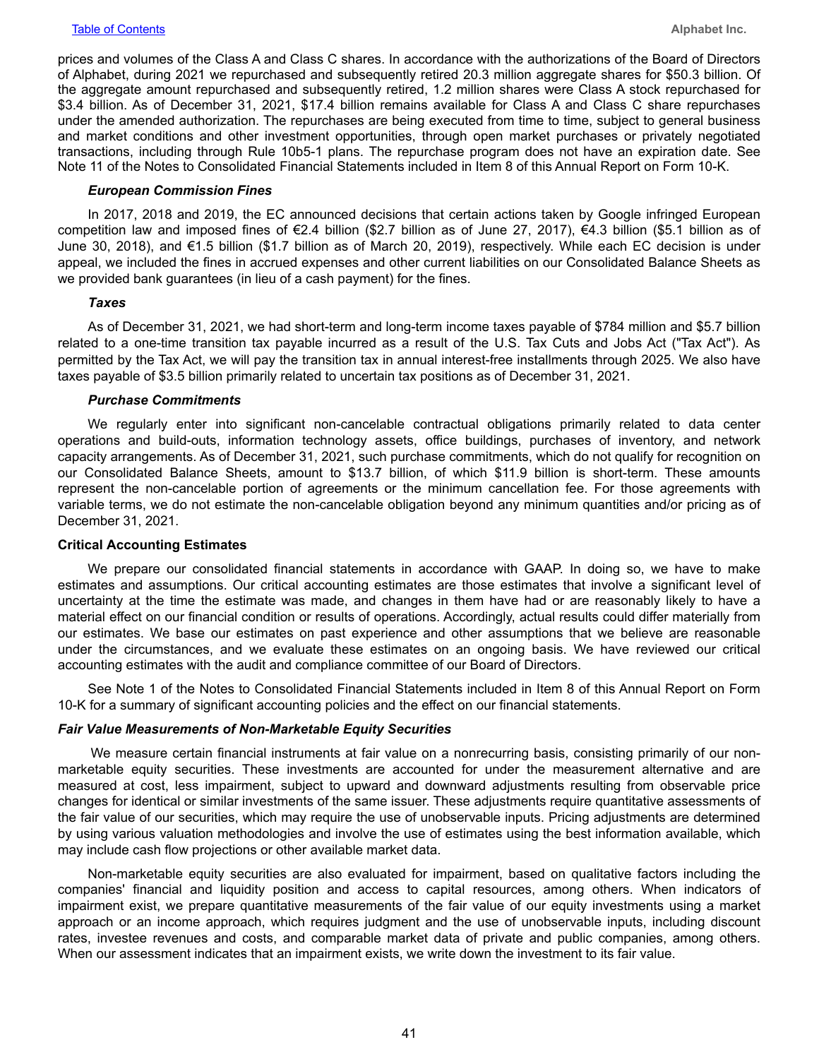prices and volumes of the Class A and Class C shares. In accordance with the authorizations of the Board of Directors of Alphabet, during 2021 we repurchased and subsequently retired 20.3 million aggregate shares for $50.3 billion. Of the aggregate amount repurchased and subsequently retired, 1.2 million shares were Class A stock repurchased for $3.4 billion. As of December 31, 2021, $17.4 billion remains available for Class A and Class C share repurchases under the amended authorization. The repurchases are being executed from time to time, subject to general business and market conditions and other investment opportunities, through open market purchases or privately negotiated transactions, including through Rule 10b5-1 plans. The repurchase program does not have an expiration date. See Note 11 of the Notes to Consolidated Financial Statements included in Item 8 of this Annual Report on Form 10-K.

***European Commission Fines***

In 2017, 2018 and 2019, the EC announced decisions that certain actions taken by Google infringed European competition law and imposed fines of €2.4 billion ($2.7 billion as of June 27, 2017), €4.3 billion ($5.1 billion as of June 30, 2018), and €1.5 billion ($1.7 billion as of March 20, 2019), respectively. While each EC decision is under appeal, we included the fines in accrued expenses and other current liabilities on our Consolidated Balance Sheets as we provided bank guarantees (in lieu of a cash payment) for the fines.

***Taxes***

As of December 31, 2021, we had short-term and long-term income taxes payable of $784 million and $5.7 billion related to a one-time transition tax payable incurred as a result of the U.S. Tax Cuts and Jobs Act ("Tax Act"). As permitted by the Tax Act, we will pay the transition tax in annual interest-free installments through 2025. We also have taxes payable of $3.5 billion primarily related to uncertain tax positions as of December 31, 2021.

***Purchase Commitments***

We regularly enter into significant non-cancelable contractual obligations primarily related to data center operations and build-outs, information technology assets, office buildings, purchases of inventory, and network capacity arrangements. As of December 31, 2021, such purchase commitments, which do not qualify for recognition on our Consolidated Balance Sheets, amount to $13.7 billion, of which $11.9 billion is short-term. These amounts represent the non-cancelable portion of agreements or the minimum cancellation fee. For those agreements with variable terms, we do not estimate the non-cancelable obligation beyond any minimum quantities and/or pricing as of December 31, 2021.

**Critical Accounting Estimates**

We prepare our consolidated financial statements in accordance with GAAP. In doing so, we have to make estimates and assumptions. Our critical accounting estimates are those estimates that involve a significant level of uncertainty at the time the estimate was made, and changes in them have had or are reasonably likely to have a material effect on our financial condition or results of operations. Accordingly, actual results could differ materially from our estimates. We base our estimates on past experience and other assumptions that we believe are reasonable under the circumstances, and we evaluate these estimates on an ongoing basis. We have reviewed our critical accounting estimates with the audit and compliance committee of our Board of Directors.

See Note 1 of the Notes to Consolidated Financial Statements included in Item 8 of this Annual Report on Form 10-K for a summary of significant accounting policies and the effect on our financial statements.

***Fair Value Measurements of Non-Marketable Equity Securities***

We measure certain financial instruments at fair value on a nonrecurring basis, consisting primarily of our non-marketable equity securities. These investments are accounted for under the measurement alternative and are measured at cost, less impairment, subject to upward and downward adjustments resulting from observable price changes for identical or similar investments of the same issuer. These adjustments require quantitative assessments of the fair value of our securities, which may require the use of unobservable inputs. Pricing adjustments are determined by using various valuation methodologies and involve the use of estimates using the best information available, which may include cash flow projections or other available market data.

Non-marketable equity securities are also evaluated for impairment, based on qualitative factors including the companies' financial and liquidity position and access to capital resources, among others. When indicators of impairment exist, we prepare quantitative measurements of the fair value of our equity investments using a market approach or an income approach, which requires judgment and the use of unobservable inputs, including discount rates, investee revenues and costs, and comparable market data of private and public companies, among others. When our assessment indicates that an impairment exists, we write down the investment to its fair value.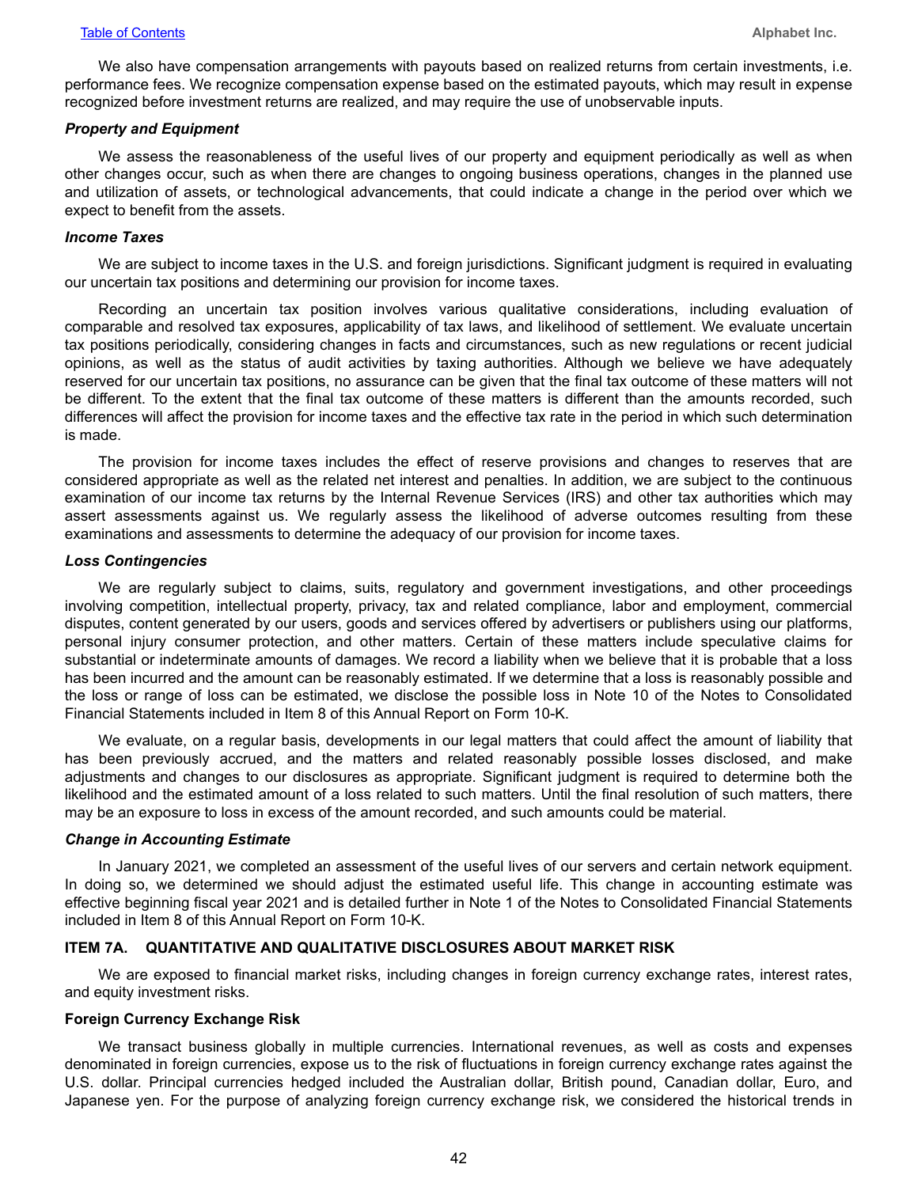We also have compensation arrangements with payouts based on realized returns from certain investments, i.e. performance fees. We recognize compensation expense based on the estimated payouts, which may result in expense recognized before investment returns are realized, and may require the use of unobservable inputs.

***Property and Equipment***

We assess the reasonableness of the useful lives of our property and equipment periodically as well as when other changes occur, such as when there are changes to ongoing business operations, changes in the planned use and utilization of assets, or technological advancements, that could indicate a change in the period over which we expect to benefit from the assets.

***Income Taxes***

We are subject to income taxes in the U.S. and foreign jurisdictions. Significant judgment is required in evaluating our uncertain tax positions and determining our provision for income taxes.

Recording an uncertain tax position involves various qualitative considerations, including evaluation of comparable and resolved tax exposures, applicability of tax laws, and likelihood of settlement. We evaluate uncertain tax positions periodically, considering changes in facts and circumstances, such as new regulations or recent judicial opinions, as well as the status of audit activities by taxing authorities. Although we believe we have adequately reserved for our uncertain tax positions, no assurance can be given that the final tax outcome of these matters will not be different. To the extent that the final tax outcome of these matters is different than the amounts recorded, such differences will affect the provision for income taxes and the effective tax rate in the period in which such determination is made.

The provision for income taxes includes the effect of reserve provisions and changes to reserves that are considered appropriate as well as the related net interest and penalties. In addition, we are subject to the continuous examination of our income tax returns by the Internal Revenue Services (IRS) and other tax authorities which may assert assessments against us. We regularly assess the likelihood of adverse outcomes resulting from these examinations and assessments to determine the adequacy of our provision for income taxes.

***Loss Contingencies***

We are regularly subject to claims, suits, regulatory and government investigations, and other proceedings involving competition, intellectual property, privacy, tax and related compliance, labor and employment, commercial disputes, content generated by our users, goods and services offered by advertisers or publishers using our platforms, personal injury consumer protection, and other matters. Certain of these matters include speculative claims for substantial or indeterminate amounts of damages. We record a liability when we believe that it is probable that a loss has been incurred and the amount can be reasonably estimated. If we determine that a loss is reasonably possible and the loss or range of loss can be estimated, we disclose the possible loss in Note 10 of the Notes to Consolidated Financial Statements included in Item 8 of this Annual Report on Form 10-K.

We evaluate, on a regular basis, developments in our legal matters that could affect the amount of liability that has been previously accrued, and the matters and related reasonably possible losses disclosed, and make adjustments and changes to our disclosures as appropriate. Significant judgment is required to determine both the likelihood and the estimated amount of a loss related to such matters. Until the final resolution of such matters, there may be an exposure to loss in excess of the amount recorded, and such amounts could be material.

***Change in Accounting Estimate***

In January 2021, we completed an assessment of the useful lives of our servers and certain network equipment. In doing so, we determined we should adjust the estimated useful life. This change in accounting estimate was effective beginning fiscal year 2021 and is detailed further in Note 1 of the Notes to Consolidated Financial Statements included in Item 8 of this Annual Report on Form 10-K.

## ITEM 7A. QUANTITATIVE AND QUALITATIVE DISCLOSURES ABOUT MARKET RISK

We are exposed to financial market risks, including changes in foreign currency exchange rates, interest rates, and equity investment risks.

### Foreign Currency Exchange Risk

We transact business globally in multiple currencies. International revenues, as well as costs and expenses denominated in foreign currencies, expose us to the risk of fluctuations in foreign currency exchange rates against the U.S. dollar. Principal currencies hedged included the Australian dollar, British pound, Canadian dollar, Euro, and Japanese yen. For the purpose of analyzing foreign currency exchange risk, we considered the historical trends in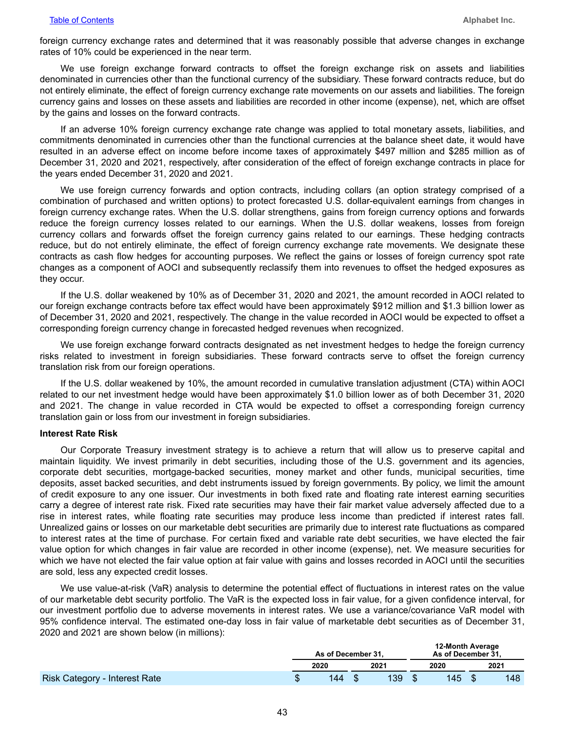foreign currency exchange rates and determined that it was reasonably possible that adverse changes in exchange rates of 10% could be experienced in the near term.

We use foreign exchange forward contracts to offset the foreign exchange risk on assets and liabilities denominated in currencies other than the functional currency of the subsidiary. These forward contracts reduce, but do not entirely eliminate, the effect of foreign currency exchange rate movements on our assets and liabilities. The foreign currency gains and losses on these assets and liabilities are recorded in other income (expense), net, which are offset by the gains and losses on the forward contracts.

If an adverse 10% foreign currency exchange rate change was applied to total monetary assets, liabilities, and commitments denominated in currencies other than the functional currencies at the balance sheet date, it would have resulted in an adverse effect on income before income taxes of approximately $497 million and $285 million as of December 31, 2020 and 2021, respectively, after consideration of the effect of foreign exchange contracts in place for the years ended December 31, 2020 and 2021.

We use foreign currency forwards and option contracts, including collars (an option strategy comprised of a combination of purchased and written options) to protect forecasted U.S. dollar-equivalent earnings from changes in foreign currency exchange rates. When the U.S. dollar strengthens, gains from foreign currency options and forwards reduce the foreign currency losses related to our earnings. When the U.S. dollar weakens, losses from foreign currency collars and forwards offset the foreign currency gains related to our earnings. These hedging contracts reduce, but do not entirely eliminate, the effect of foreign currency exchange rate movements. We designate these contracts as cash flow hedges for accounting purposes. We reflect the gains or losses of foreign currency spot rate changes as a component of AOCI and subsequently reclassify them into revenues to offset the hedged exposures as they occur.

If the U.S. dollar weakened by 10% as of December 31, 2020 and 2021, the amount recorded in AOCI related to our foreign exchange contracts before tax effect would have been approximately $912 million and $1.3 billion lower as of December 31, 2020 and 2021, respectively. The change in the value recorded in AOCI would be expected to offset a corresponding foreign currency change in forecasted hedged revenues when recognized.

We use foreign exchange forward contracts designated as net investment hedges to hedge the foreign currency risks related to investment in foreign subsidiaries. These forward contracts serve to offset the foreign currency translation risk from our foreign operations.

If the U.S. dollar weakened by 10%, the amount recorded in cumulative translation adjustment (CTA) within AOCI related to our net investment hedge would have been approximately $1.0 billion lower as of both December 31, 2020 and 2021. The change in value recorded in CTA would be expected to offset a corresponding foreign currency translation gain or loss from our investment in foreign subsidiaries.

**Interest Rate Risk**

Our Corporate Treasury investment strategy is to achieve a return that will allow us to preserve capital and maintain liquidity. We invest primarily in debt securities, including those of the U.S. government and its agencies, corporate debt securities, mortgage-backed securities, money market and other funds, municipal securities, time deposits, asset backed securities, and debt instruments issued by foreign governments. By policy, we limit the amount of credit exposure to any one issuer. Our investments in both fixed rate and floating rate interest earning securities carry a degree of interest rate risk. Fixed rate securities may have their fair market value adversely affected due to a rise in interest rates, while floating rate securities may produce less income than predicted if interest rates fall. Unrealized gains or losses on our marketable debt securities are primarily due to interest rate fluctuations as compared to interest rates at the time of purchase. For certain fixed and variable rate debt securities, we have elected the fair value option for which changes in fair value are recorded in other income (expense), net. We measure securities for which we have not elected the fair value option at fair value with gains and losses recorded in AOCI until the securities are sold, less any expected credit losses.

We use value-at-risk (VaR) analysis to determine the potential effect of fluctuations in interest rates on the value of our marketable debt security portfolio. The VaR is the expected loss in fair value, for a given confidence interval, for our investment portfolio due to adverse movements in interest rates. We use a variance/covariance VaR model with 95% confidence interval. The estimated one-day loss in fair value of marketable debt securities as of December 31, 2020 and 2021 are shown below (in millions):

| | As of December 31, | | 12-Month Average As of December 31, | |
|---|---|---|---|---|
| | 2020 | 2021 | 2020 | 2021 |
| Risk Category - Interest Rate | $ 144 | $ 139 | $ 145 | $ 148 |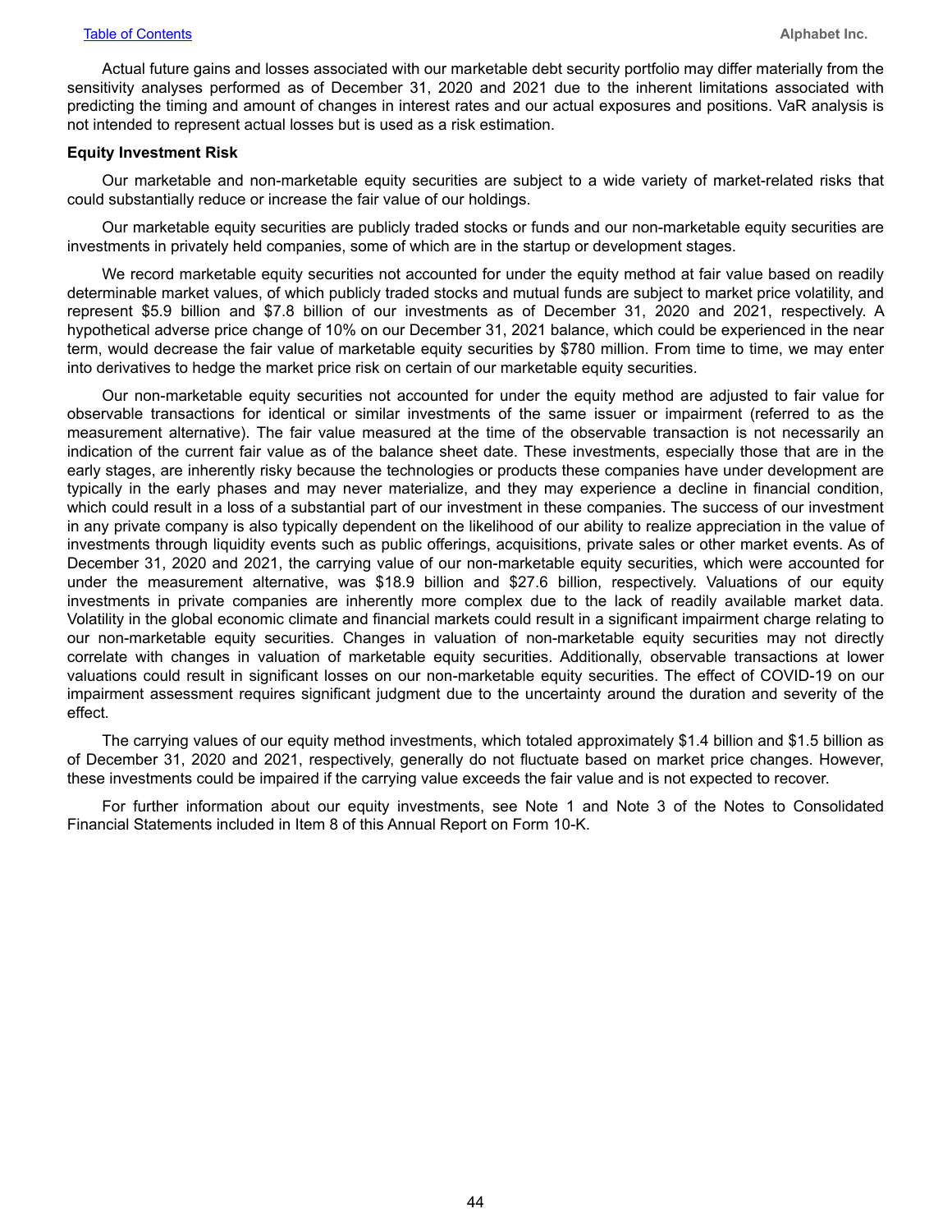Actual future gains and losses associated with our marketable debt security portfolio may differ materially from the sensitivity analyses performed as of December 31, 2020 and 2021 due to the inherent limitations associated with predicting the timing and amount of changes in interest rates and our actual exposures and positions. VaR analysis is not intended to represent actual losses but is used as a risk estimation.

**Equity Investment Risk**

Our marketable and non-marketable equity securities are subject to a wide variety of market-related risks that could substantially reduce or increase the fair value of our holdings.

Our marketable equity securities are publicly traded stocks or funds and our non-marketable equity securities are investments in privately held companies, some of which are in the startup or development stages.

We record marketable equity securities not accounted for under the equity method at fair value based on readily determinable market values, of which publicly traded stocks and mutual funds are subject to market price volatility, and represent $5.9 billion and $7.8 billion of our investments as of December 31, 2020 and 2021, respectively. A hypothetical adverse price change of 10% on our December 31, 2021 balance, which could be experienced in the near term, would decrease the fair value of marketable equity securities by $780 million. From time to time, we may enter into derivatives to hedge the market price risk on certain of our marketable equity securities.

Our non-marketable equity securities not accounted for under the equity method are adjusted to fair value for observable transactions for identical or similar investments of the same issuer or impairment (referred to as the measurement alternative). The fair value measured at the time of the observable transaction is not necessarily an indication of the current fair value as of the balance sheet date. These investments, especially those that are in the early stages, are inherently risky because the technologies or products these companies have under development are typically in the early phases and may never materialize, and they may experience a decline in financial condition, which could result in a loss of a substantial part of our investment in these companies. The success of our investment in any private company is also typically dependent on the likelihood of our ability to realize appreciation in the value of investments through liquidity events such as public offerings, acquisitions, private sales or other market events. As of December 31, 2020 and 2021, the carrying value of our non-marketable equity securities, which were accounted for under the measurement alternative, was $18.9 billion and $27.6 billion, respectively. Valuations of our equity investments in private companies are inherently more complex due to the lack of readily available market data. Volatility in the global economic climate and financial markets could result in a significant impairment charge relating to our non-marketable equity securities. Changes in valuation of non-marketable equity securities may not directly correlate with changes in valuation of marketable equity securities. Additionally, observable transactions at lower valuations could result in significant losses on our non-marketable equity securities. The effect of COVID-19 on our impairment assessment requires significant judgment due to the uncertainty around the duration and severity of the effect.

The carrying values of our equity method investments, which totaled approximately $1.4 billion and $1.5 billion as of December 31, 2020 and 2021, respectively, generally do not fluctuate based on market price changes. However, these investments could be impaired if the carrying value exceeds the fair value and is not expected to recover.

For further information about our equity investments, see Note 1 and Note 3 of the Notes to Consolidated Financial Statements included in Item 8 of this Annual Report on Form 10-K.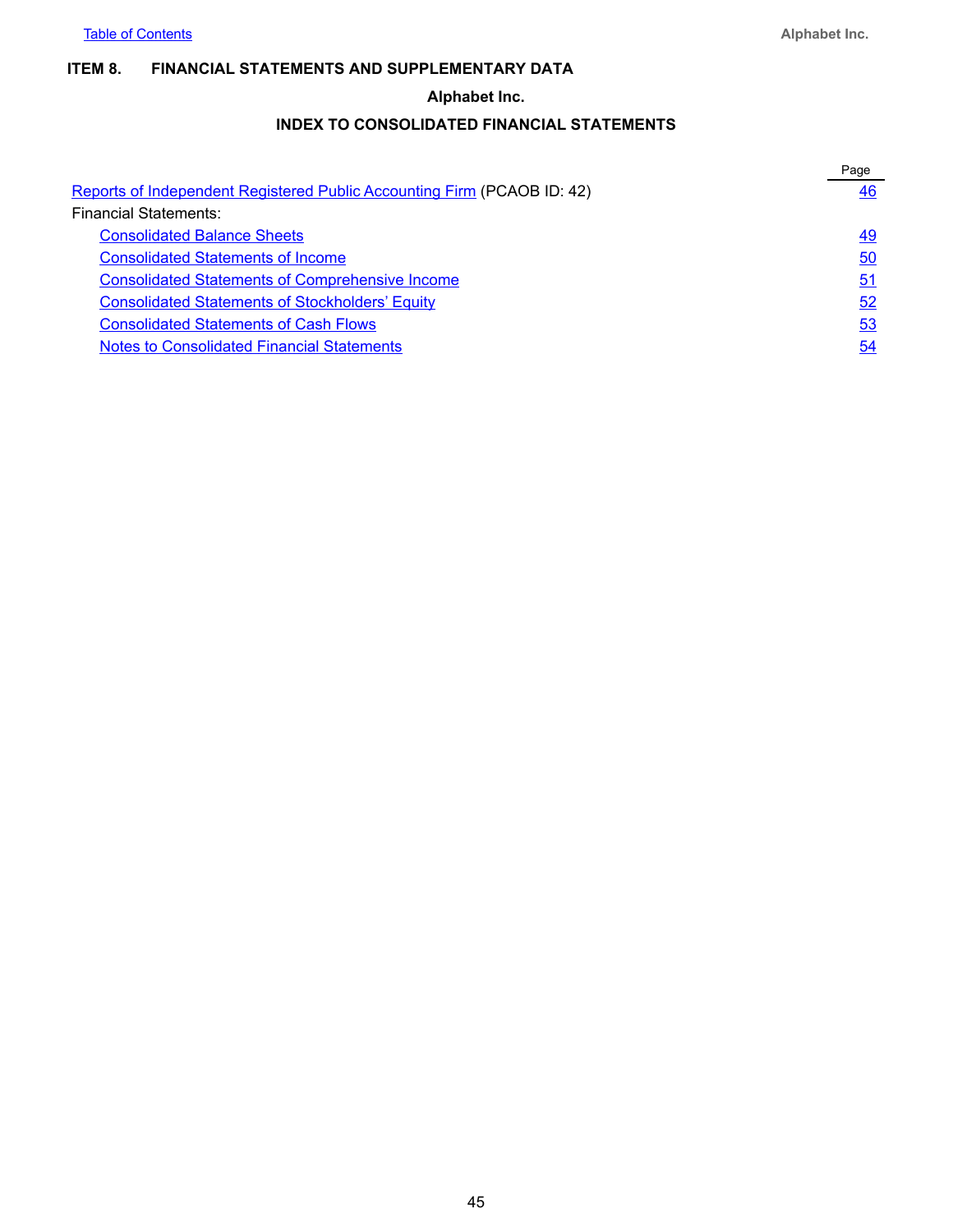## ITEM 8. FINANCIAL STATEMENTS AND SUPPLEMENTARY DATA

### Alphabet Inc.

### INDEX TO CONSOLIDATED FINANCIAL STATEMENTS

| | Page |
|---|---|
| Reports of Independent Registered Public Accounting Firm (PCAOB ID: 42) | 46 |
| Financial Statements: | |
| Consolidated Balance Sheets | 49 |
| Consolidated Statements of Income | 50 |
| Consolidated Statements of Comprehensive Income | 51 |
| Consolidated Statements of Stockholders' Equity | 52 |
| Consolidated Statements of Cash Flows | 53 |
| Notes to Consolidated Financial Statements | 54 |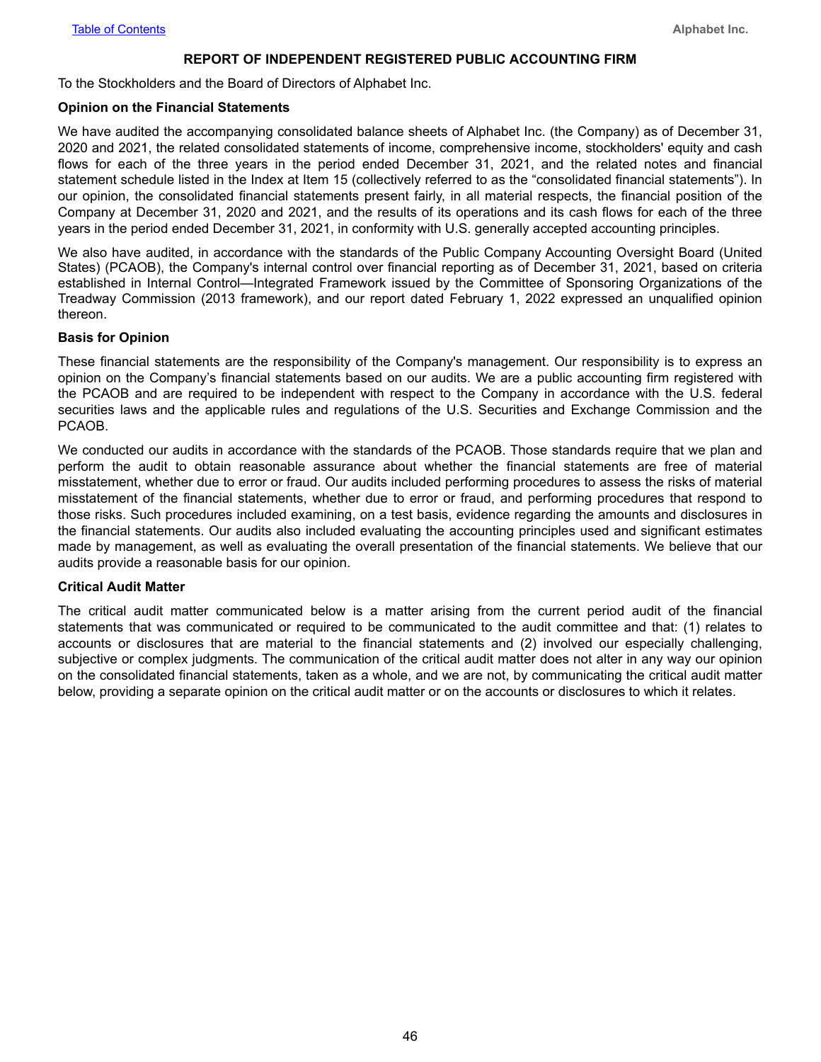## REPORT OF INDEPENDENT REGISTERED PUBLIC ACCOUNTING FIRM

To the Stockholders and the Board of Directors of Alphabet Inc.

**Opinion on the Financial Statements**

We have audited the accompanying consolidated balance sheets of Alphabet Inc. (the Company) as of December 31, 2020 and 2021, the related consolidated statements of income, comprehensive income, stockholders' equity and cash flows for each of the three years in the period ended December 31, 2021, and the related notes and financial statement schedule listed in the Index at Item 15 (collectively referred to as the "consolidated financial statements"). In our opinion, the consolidated financial statements present fairly, in all material respects, the financial position of the Company at December 31, 2020 and 2021, and the results of its operations and its cash flows for each of the three years in the period ended December 31, 2021, in conformity with U.S. generally accepted accounting principles.

We also have audited, in accordance with the standards of the Public Company Accounting Oversight Board (United States) (PCAOB), the Company's internal control over financial reporting as of December 31, 2021, based on criteria established in Internal Control—Integrated Framework issued by the Committee of Sponsoring Organizations of the Treadway Commission (2013 framework), and our report dated February 1, 2022 expressed an unqualified opinion thereon.

**Basis for Opinion**

These financial statements are the responsibility of the Company's management. Our responsibility is to express an opinion on the Company's financial statements based on our audits. We are a public accounting firm registered with the PCAOB and are required to be independent with respect to the Company in accordance with the U.S. federal securities laws and the applicable rules and regulations of the U.S. Securities and Exchange Commission and the PCAOB.

We conducted our audits in accordance with the standards of the PCAOB. Those standards require that we plan and perform the audit to obtain reasonable assurance about whether the financial statements are free of material misstatement, whether due to error or fraud. Our audits included performing procedures to assess the risks of material misstatement of the financial statements, whether due to error or fraud, and performing procedures that respond to those risks. Such procedures included examining, on a test basis, evidence regarding the amounts and disclosures in the financial statements. Our audits also included evaluating the accounting principles used and significant estimates made by management, as well as evaluating the overall presentation of the financial statements. We believe that our audits provide a reasonable basis for our opinion.

**Critical Audit Matter**

The critical audit matter communicated below is a matter arising from the current period audit of the financial statements that was communicated or required to be communicated to the audit committee and that: (1) relates to accounts or disclosures that are material to the financial statements and (2) involved our especially challenging, subjective or complex judgments. The communication of the critical audit matter does not alter in any way our opinion on the consolidated financial statements, taken as a whole, and we are not, by communicating the critical audit matter below, providing a separate opinion on the critical audit matter or on the accounts or disclosures to which it relates.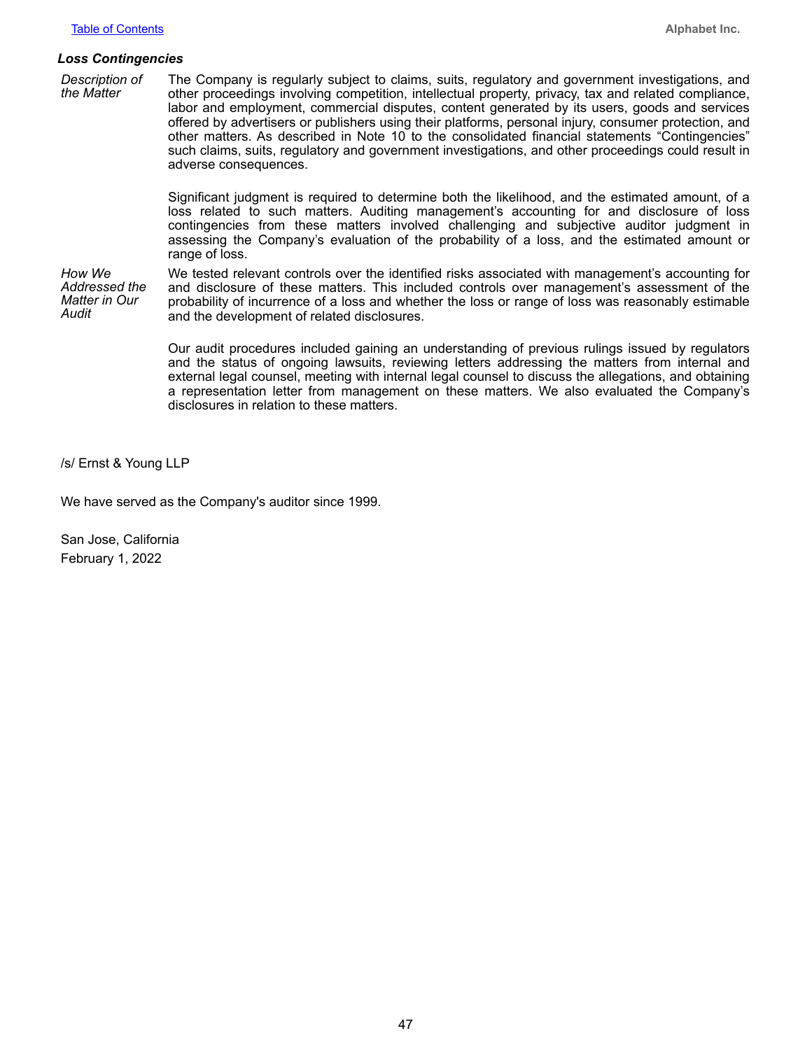### *Loss Contingencies*

| | |
|---|---|
| *Description of the Matter* | The Company is regularly subject to claims, suits, regulatory and government investigations, and other proceedings involving competition, intellectual property, privacy, tax and related compliance, labor and employment, commercial disputes, content generated by its users, goods and services offered by advertisers or publishers using their platforms, personal injury, consumer protection, and other matters. As described in Note 10 to the consolidated financial statements "Contingencies" such claims, suits, regulatory and government investigations, and other proceedings could result in adverse consequences.<br><br>Significant judgment is required to determine both the likelihood, and the estimated amount, of a loss related to such matters. Auditing management's accounting for and disclosure of loss contingencies from these matters involved challenging and subjective auditor judgment in assessing the Company's evaluation of the probability of a loss, and the estimated amount or range of loss. |
| *How We Addressed the Matter in Our Audit* | We tested relevant controls over the identified risks associated with management's accounting for and disclosure of these matters. This included controls over management's assessment of the probability of incurrence of a loss and whether the loss or range of loss was reasonably estimable and the development of related disclosures.<br><br>Our audit procedures included gaining an understanding of previous rulings issued by regulators and the status of ongoing lawsuits, reviewing letters addressing the matters from internal and external legal counsel, meeting with internal legal counsel to discuss the allegations, and obtaining a representation letter from management on these matters. We also evaluated the Company's disclosures in relation to these matters. |

/s/ Ernst & Young LLP

We have served as the Company's auditor since 1999.

San Jose, California
February 1, 2022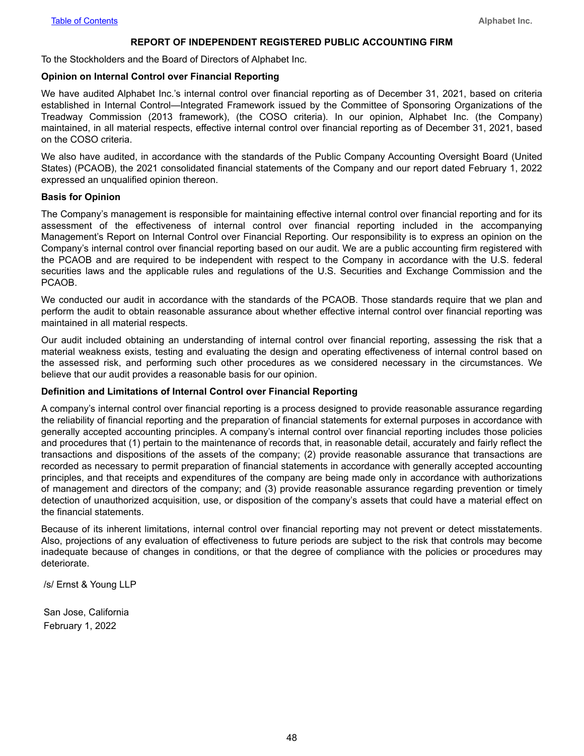## REPORT OF INDEPENDENT REGISTERED PUBLIC ACCOUNTING FIRM

To the Stockholders and the Board of Directors of Alphabet Inc.

**Opinion on Internal Control over Financial Reporting**

We have audited Alphabet Inc.'s internal control over financial reporting as of December 31, 2021, based on criteria established in Internal Control—Integrated Framework issued by the Committee of Sponsoring Organizations of the Treadway Commission (2013 framework), (the COSO criteria). In our opinion, Alphabet Inc. (the Company) maintained, in all material respects, effective internal control over financial reporting as of December 31, 2021, based on the COSO criteria.

We also have audited, in accordance with the standards of the Public Company Accounting Oversight Board (United States) (PCAOB), the 2021 consolidated financial statements of the Company and our report dated February 1, 2022 expressed an unqualified opinion thereon.

**Basis for Opinion**

The Company's management is responsible for maintaining effective internal control over financial reporting and for its assessment of the effectiveness of internal control over financial reporting included in the accompanying Management's Report on Internal Control over Financial Reporting. Our responsibility is to express an opinion on the Company's internal control over financial reporting based on our audit. We are a public accounting firm registered with the PCAOB and are required to be independent with respect to the Company in accordance with the U.S. federal securities laws and the applicable rules and regulations of the U.S. Securities and Exchange Commission and the PCAOB.

We conducted our audit in accordance with the standards of the PCAOB. Those standards require that we plan and perform the audit to obtain reasonable assurance about whether effective internal control over financial reporting was maintained in all material respects.

Our audit included obtaining an understanding of internal control over financial reporting, assessing the risk that a material weakness exists, testing and evaluating the design and operating effectiveness of internal control based on the assessed risk, and performing such other procedures as we considered necessary in the circumstances. We believe that our audit provides a reasonable basis for our opinion.

**Definition and Limitations of Internal Control over Financial Reporting**

A company's internal control over financial reporting is a process designed to provide reasonable assurance regarding the reliability of financial reporting and the preparation of financial statements for external purposes in accordance with generally accepted accounting principles. A company's internal control over financial reporting includes those policies and procedures that (1) pertain to the maintenance of records that, in reasonable detail, accurately and fairly reflect the transactions and dispositions of the assets of the company; (2) provide reasonable assurance that transactions are recorded as necessary to permit preparation of financial statements in accordance with generally accepted accounting principles, and that receipts and expenditures of the company are being made only in accordance with authorizations of management and directors of the company; and (3) provide reasonable assurance regarding prevention or timely detection of unauthorized acquisition, use, or disposition of the company's assets that could have a material effect on the financial statements.

Because of its inherent limitations, internal control over financial reporting may not prevent or detect misstatements. Also, projections of any evaluation of effectiveness to future periods are subject to the risk that controls may become inadequate because of changes in conditions, or that the degree of compliance with the policies or procedures may deteriorate.

/s/ Ernst & Young LLP

San Jose, California
February 1, 2022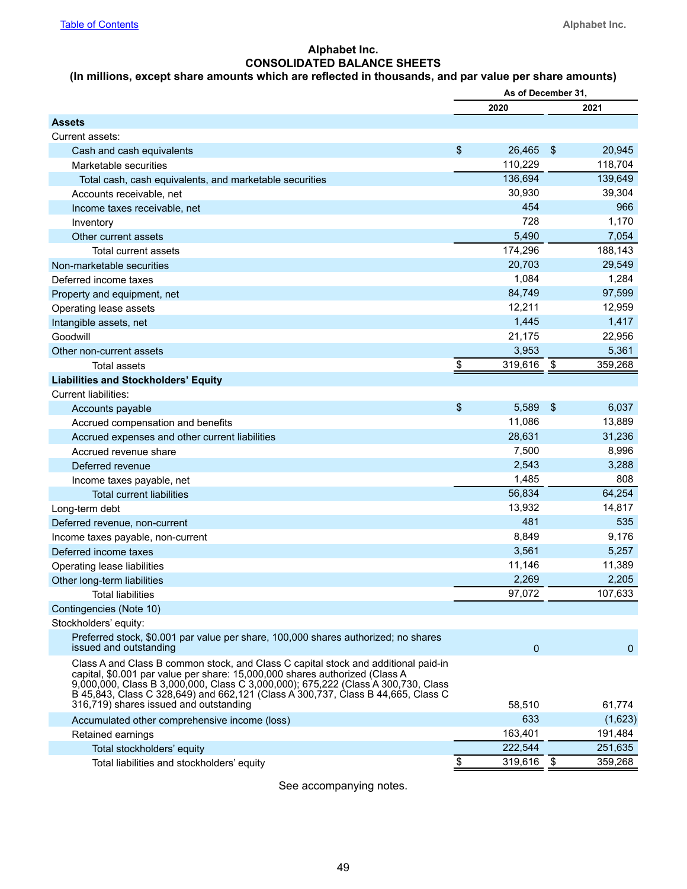# Alphabet Inc.

## CONSOLIDATED BALANCE SHEETS

### (In millions, except share amounts which are reflected in thousands, and par value per share amounts)

| | As of December 31, | |
|---|---|---|
| | 2020 | 2021 |
| **Assets** | | |
| Current assets: | | |
| Cash and cash equivalents | $ 26,465 | $ 20,945 |
| Marketable securities | 110,229 | 118,704 |
| Total cash, cash equivalents, and marketable securities | 136,694 | 139,649 |
| Accounts receivable, net | 30,930 | 39,304 |
| Income taxes receivable, net | 454 | 966 |
| Inventory | 728 | 1,170 |
| Other current assets | 5,490 | 7,054 |
| Total current assets | 174,296 | 188,143 |
| Non-marketable securities | 20,703 | 29,549 |
| Deferred income taxes | 1,084 | 1,284 |
| Property and equipment, net | 84,749 | 97,599 |
| Operating lease assets | 12,211 | 12,959 |
| Intangible assets, net | 1,445 | 1,417 |
| Goodwill | 21,175 | 22,956 |
| Other non-current assets | 3,953 | 5,361 |
| Total assets | $ 319,616 | $ 359,268 |
| **Liabilities and Stockholders' Equity** | | |
| Current liabilities: | | |
| Accounts payable | $ 5,589 | $ 6,037 |
| Accrued compensation and benefits | 11,086 | 13,889 |
| Accrued expenses and other current liabilities | 28,631 | 31,236 |
| Accrued revenue share | 7,500 | 8,996 |
| Deferred revenue | 2,543 | 3,288 |
| Income taxes payable, net | 1,485 | 808 |
| Total current liabilities | 56,834 | 64,254 |
| Long-term debt | 13,932 | 14,817 |
| Deferred revenue, non-current | 481 | 535 |
| Income taxes payable, non-current | 8,849 | 9,176 |
| Deferred income taxes | 3,561 | 5,257 |
| Operating lease liabilities | 11,146 | 11,389 |
| Other long-term liabilities | 2,269 | 2,205 |
| Total liabilities | 97,072 | 107,633 |
| Contingencies (Note 10) | | |
| Stockholders' equity: | | |
| Preferred stock, $0.001 par value per share, 100,000 shares authorized; no shares issued and outstanding | 0 | 0 |
| Class A and Class B common stock, and Class C capital stock and additional paid-in capital, $0.001 par value per share: 15,000,000 shares authorized (Class A 9,000,000, Class B 3,000,000, Class C 3,000,000); 675,222 (Class A 300,730, Class B 45,843, Class C 328,649) and 662,121 (Class A 300,737, Class B 44,665, Class C 316,719) shares issued and outstanding | 58,510 | 61,774 |
| Accumulated other comprehensive income (loss) | 633 | (1,623) |
| Retained earnings | 163,401 | 191,484 |
| Total stockholders' equity | 222,544 | 251,635 |
| Total liabilities and stockholders' equity | $ 319,616 | $ 359,268 |

See accompanying notes.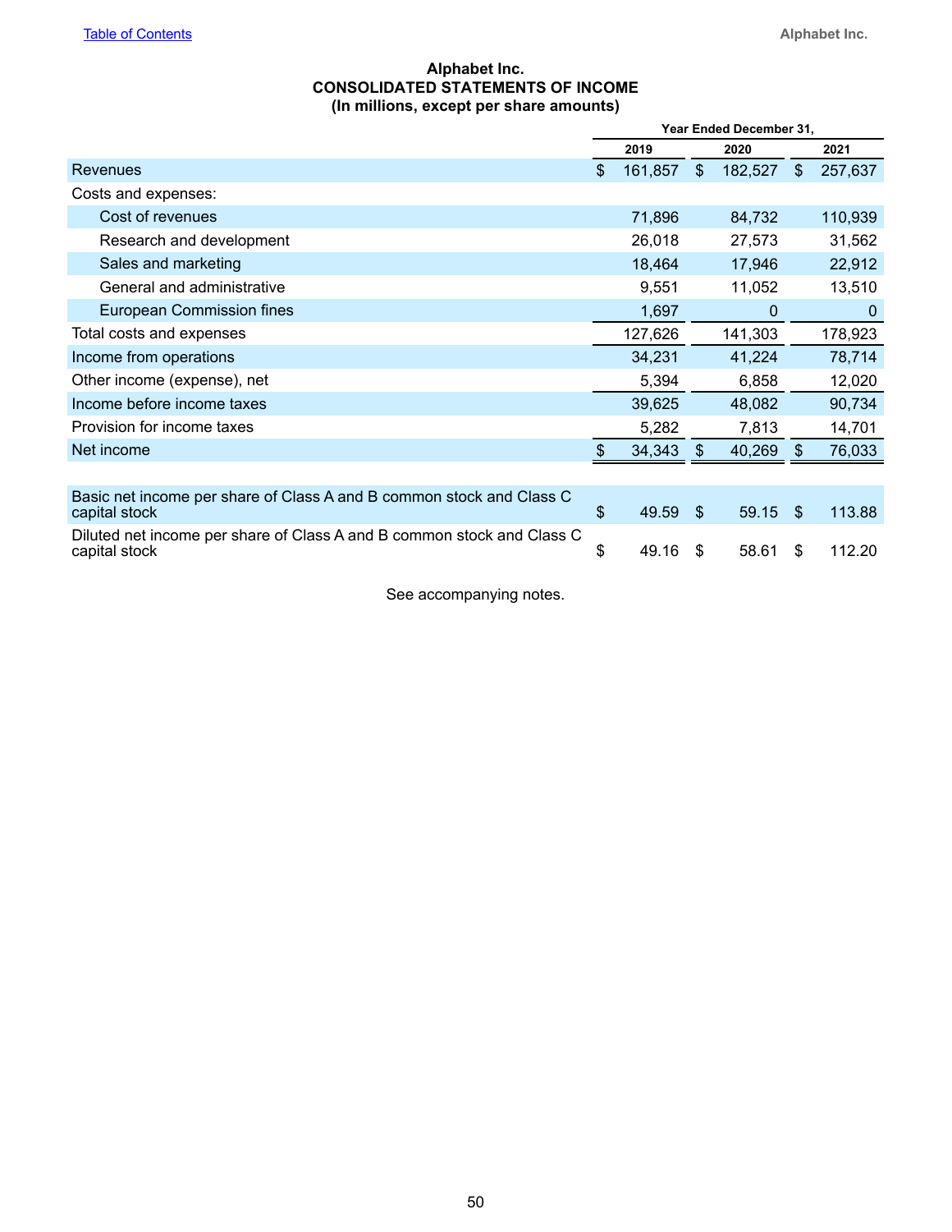# Alphabet Inc.
## CONSOLIDATED STATEMENTS OF INCOME
### (In millions, except per share amounts)

| | Year Ended December 31, | | |
|---|---|---|---|
| | 2019 | 2020 | 2021 |
| Revenues | $ 161,857 | $ 182,527 | $ 257,637 |
| Costs and expenses: | | | |
| Cost of revenues | 71,896 | 84,732 | 110,939 |
| Research and development | 26,018 | 27,573 | 31,562 |
| Sales and marketing | 18,464 | 17,946 | 22,912 |
| General and administrative | 9,551 | 11,052 | 13,510 |
| European Commission fines | 1,697 | 0 | 0 |
| Total costs and expenses | 127,626 | 141,303 | 178,923 |
| Income from operations | 34,231 | 41,224 | 78,714 |
| Other income (expense), net | 5,394 | 6,858 | 12,020 |
| Income before income taxes | 39,625 | 48,082 | 90,734 |
| Provision for income taxes | 5,282 | 7,813 | 14,701 |
| Net income | $ 34,343 | $ 40,269 | $ 76,033 |
| | | | |
| Basic net income per share of Class A and B common stock and Class C capital stock | $ 49.59 | $ 59.15 | $ 113.88 |
| Diluted net income per share of Class A and B common stock and Class C capital stock | $ 49.16 | $ 58.61 | $ 112.20 |

See accompanying notes.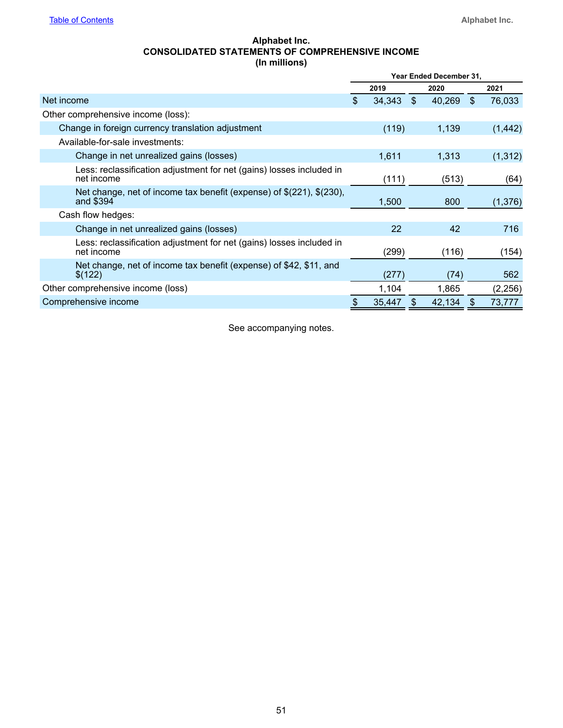# Alphabet Inc.
## CONSOLIDATED STATEMENTS OF COMPREHENSIVE INCOME
### (In millions)

| | Year Ended December 31, | | |
|---|---|---|---|
| | 2019 | 2020 | 2021 |
| Net income | $ 34,343 | $ 40,269 | $ 76,033 |
| Other comprehensive income (loss): | | | |
| Change in foreign currency translation adjustment | (119) | 1,139 | (1,442) |
| Available-for-sale investments: | | | |
| Change in net unrealized gains (losses) | 1,611 | 1,313 | (1,312) |
| Less: reclassification adjustment for net (gains) losses included in net income | (111) | (513) | (64) |
| Net change, net of income tax benefit (expense) of $(221), $(230), and $394 | 1,500 | 800 | (1,376) |
| Cash flow hedges: | | | |
| Change in net unrealized gains (losses) | 22 | 42 | 716 |
| Less: reclassification adjustment for net (gains) losses included in net income | (299) | (116) | (154) |
| Net change, net of income tax benefit (expense) of $42, $11, and $(122) | (277) | (74) | 562 |
| Other comprehensive income (loss) | 1,104 | 1,865 | (2,256) |
| Comprehensive income | $ 35,447 | $ 42,134 | $ 73,777 |

See accompanying notes.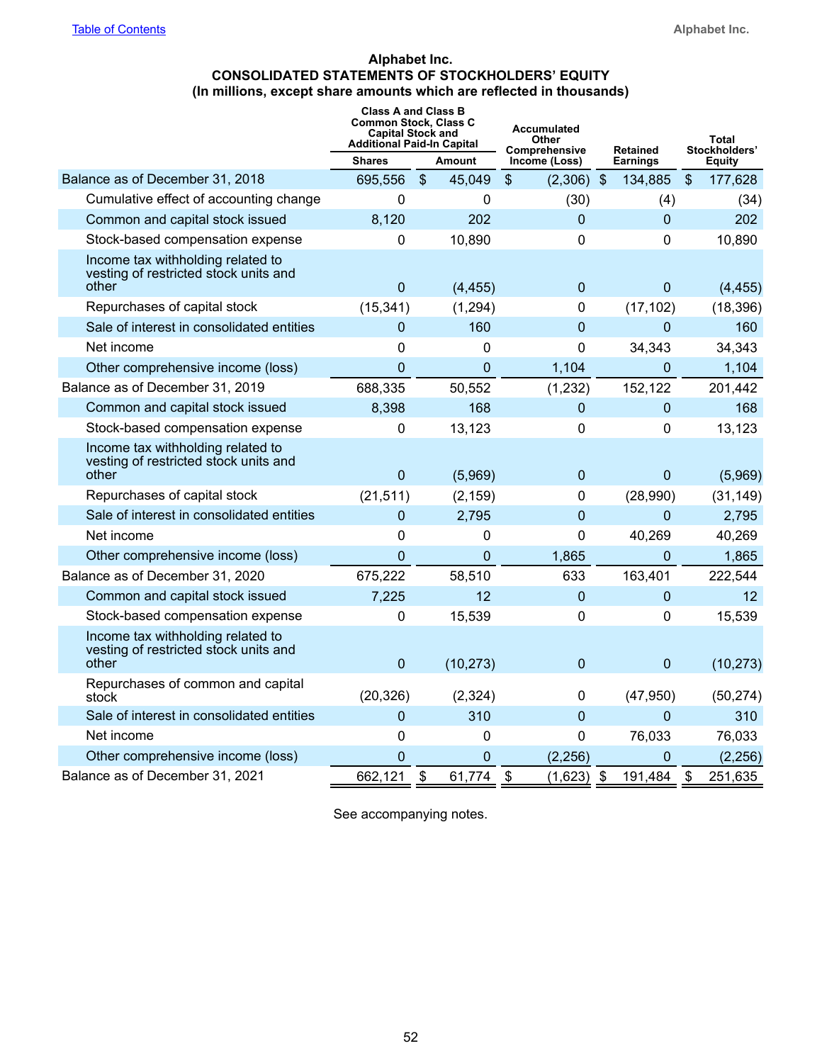# Alphabet Inc.

## CONSOLIDATED STATEMENTS OF STOCKHOLDERS' EQUITY

### (In millions, except share amounts which are reflected in thousands)

| | Class A and Class B Common Stock, Class C Capital Stock and Additional Paid-In Capital | | Accumulated Other Comprehensive Income (Loss) | Retained Earnings | Total Stockholders' Equity |
|---|---|---|---|---|---|
| | Shares | Amount | | | |
| Balance as of December 31, 2018 | 695,556 | $ 45,049 | $ (2,306) | $ 134,885 | $ 177,628 |
| Cumulative effect of accounting change | 0 | 0 | (30) | (4) | (34) |
| Common and capital stock issued | 8,120 | 202 | 0 | 0 | 202 |
| Stock-based compensation expense | 0 | 10,890 | 0 | 0 | 10,890 |
| Income tax withholding related to vesting of restricted stock units and other | 0 | (4,455) | 0 | 0 | (4,455) |
| Repurchases of capital stock | (15,341) | (1,294) | 0 | (17,102) | (18,396) |
| Sale of interest in consolidated entities | 0 | 160 | 0 | 0 | 160 |
| Net income | 0 | 0 | 0 | 34,343 | 34,343 |
| Other comprehensive income (loss) | 0 | 0 | 1,104 | 0 | 1,104 |
| Balance as of December 31, 2019 | 688,335 | 50,552 | (1,232) | 152,122 | 201,442 |
| Common and capital stock issued | 8,398 | 168 | 0 | 0 | 168 |
| Stock-based compensation expense | 0 | 13,123 | 0 | 0 | 13,123 |
| Income tax withholding related to vesting of restricted stock units and other | 0 | (5,969) | 0 | 0 | (5,969) |
| Repurchases of capital stock | (21,511) | (2,159) | 0 | (28,990) | (31,149) |
| Sale of interest in consolidated entities | 0 | 2,795 | 0 | 0 | 2,795 |
| Net income | 0 | 0 | 0 | 40,269 | 40,269 |
| Other comprehensive income (loss) | 0 | 0 | 1,865 | 0 | 1,865 |
| Balance as of December 31, 2020 | 675,222 | 58,510 | 633 | 163,401 | 222,544 |
| Common and capital stock issued | 7,225 | 12 | 0 | 0 | 12 |
| Stock-based compensation expense | 0 | 15,539 | 0 | 0 | 15,539 |
| Income tax withholding related to vesting of restricted stock units and other | 0 | (10,273) | 0 | 0 | (10,273) |
| Repurchases of common and capital stock | (20,326) | (2,324) | 0 | (47,950) | (50,274) |
| Sale of interest in consolidated entities | 0 | 310 | 0 | 0 | 310 |
| Net income | 0 | 0 | 0 | 76,033 | 76,033 |
| Other comprehensive income (loss) | 0 | 0 | (2,256) | 0 | (2,256) |
| Balance as of December 31, 2021 | 662,121 | $ 61,774 | $ (1,623) | $ 191,484 | $ 251,635 |

See accompanying notes.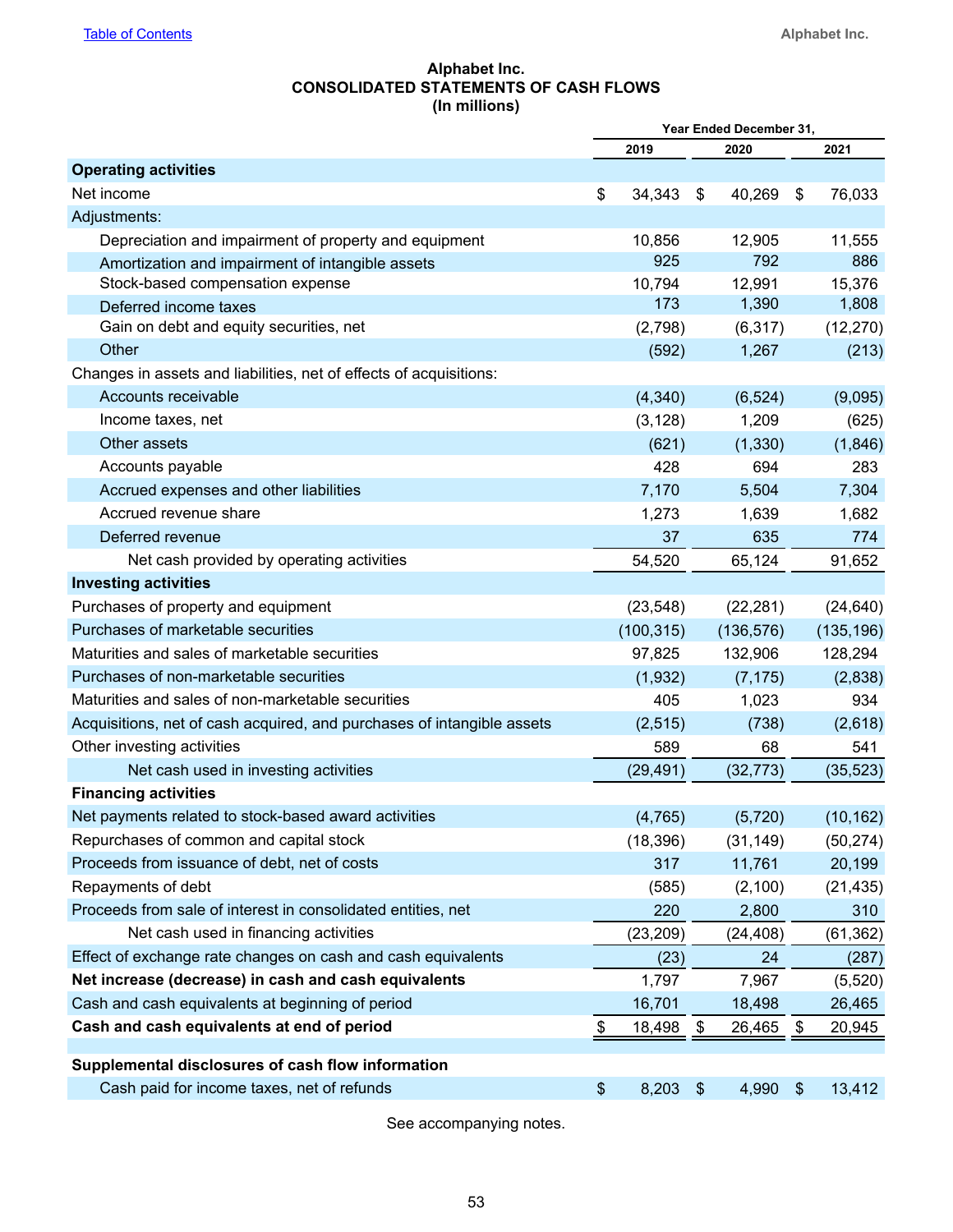# Alphabet Inc.
## CONSOLIDATED STATEMENTS OF CASH FLOWS
### (In millions)

| | Year Ended December 31, | | |
|---|---|---|---|
| | 2019 | 2020 | 2021 |
| **Operating activities** | | | |
| Net income | $ 34,343 | $ 40,269 | $ 76,033 |
| Adjustments: | | | |
| Depreciation and impairment of property and equipment | 10,856 | 12,905 | 11,555 |
| Amortization and impairment of intangible assets | 925 | 792 | 886 |
| Stock-based compensation expense | 10,794 | 12,991 | 15,376 |
| Deferred income taxes | 173 | 1,390 | 1,808 |
| Gain on debt and equity securities, net | (2,798) | (6,317) | (12,270) |
| Other | (592) | 1,267 | (213) |
| Changes in assets and liabilities, net of effects of acquisitions: | | | |
| Accounts receivable | (4,340) | (6,524) | (9,095) |
| Income taxes, net | (3,128) | 1,209 | (625) |
| Other assets | (621) | (1,330) | (1,846) |
| Accounts payable | 428 | 694 | 283 |
| Accrued expenses and other liabilities | 7,170 | 5,504 | 7,304 |
| Accrued revenue share | 1,273 | 1,639 | 1,682 |
| Deferred revenue | 37 | 635 | 774 |
| Net cash provided by operating activities | 54,520 | 65,124 | 91,652 |
| **Investing activities** | | | |
| Purchases of property and equipment | (23,548) | (22,281) | (24,640) |
| Purchases of marketable securities | (100,315) | (136,576) | (135,196) |
| Maturities and sales of marketable securities | 97,825 | 132,906 | 128,294 |
| Purchases of non-marketable securities | (1,932) | (7,175) | (2,838) |
| Maturities and sales of non-marketable securities | 405 | 1,023 | 934 |
| Acquisitions, net of cash acquired, and purchases of intangible assets | (2,515) | (738) | (2,618) |
| Other investing activities | 589 | 68 | 541 |
| Net cash used in investing activities | (29,491) | (32,773) | (35,523) |
| **Financing activities** | | | |
| Net payments related to stock-based award activities | (4,765) | (5,720) | (10,162) |
| Repurchases of common and capital stock | (18,396) | (31,149) | (50,274) |
| Proceeds from issuance of debt, net of costs | 317 | 11,761 | 20,199 |
| Repayments of debt | (585) | (2,100) | (21,435) |
| Proceeds from sale of interest in consolidated entities, net | 220 | 2,800 | 310 |
| Net cash used in financing activities | (23,209) | (24,408) | (61,362) |
| Effect of exchange rate changes on cash and cash equivalents | (23) | 24 | (287) |
| **Net increase (decrease) in cash and cash equivalents** | 1,797 | 7,967 | (5,520) |
| Cash and cash equivalents at beginning of period | 16,701 | 18,498 | 26,465 |
| **Cash and cash equivalents at end of period** | $ 18,498 | $ 26,465 | $ 20,945 |
| | | | |
| **Supplemental disclosures of cash flow information** | | | |
| Cash paid for income taxes, net of refunds | $ 8,203 | $ 4,990 | $ 13,412 |

See accompanying notes.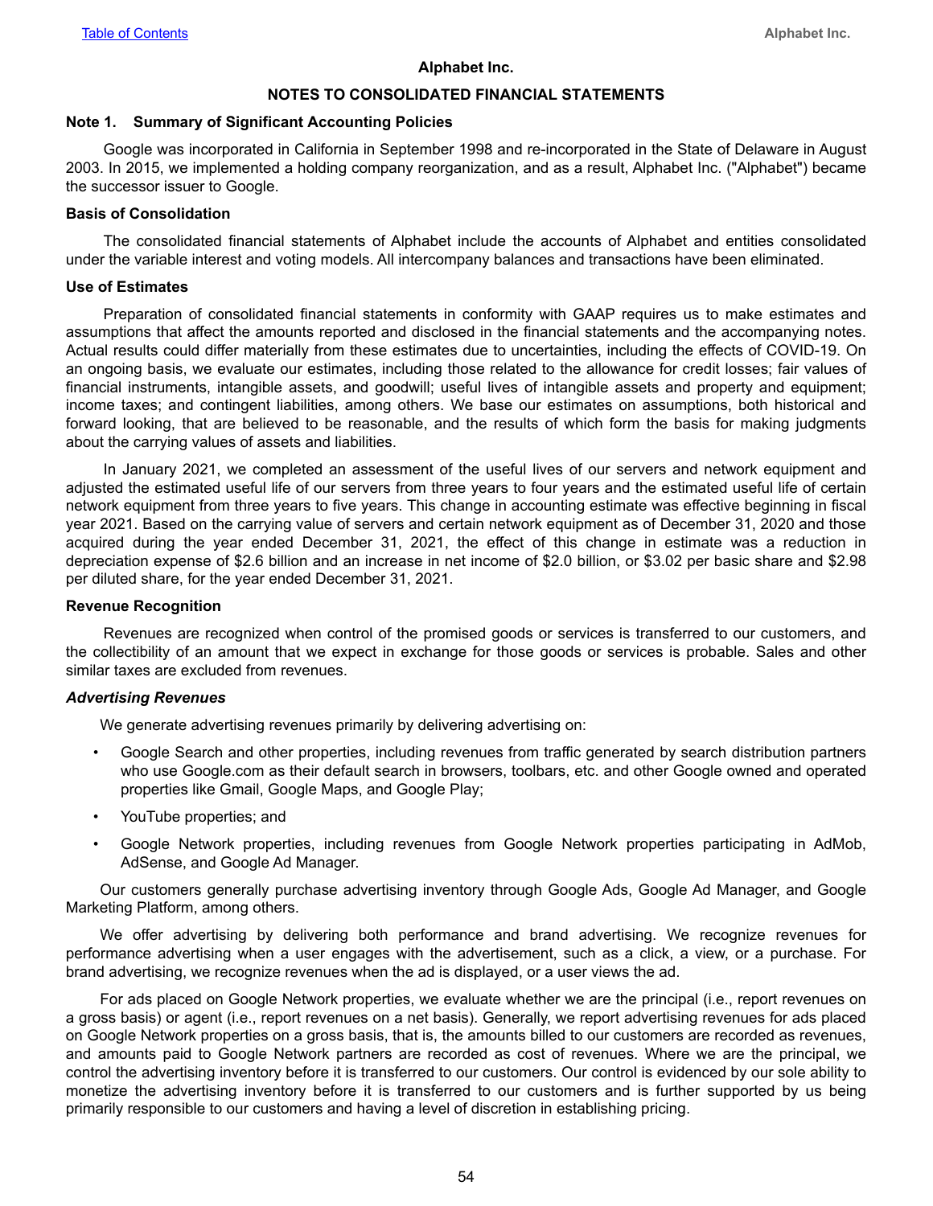## Alphabet Inc.

## NOTES TO CONSOLIDATED FINANCIAL STATEMENTS

### Note 1. Summary of Significant Accounting Policies

Google was incorporated in California in September 1998 and re-incorporated in the State of Delaware in August 2003. In 2015, we implemented a holding company reorganization, and as a result, Alphabet Inc. ("Alphabet") became the successor issuer to Google.

#### Basis of Consolidation

The consolidated financial statements of Alphabet include the accounts of Alphabet and entities consolidated under the variable interest and voting models. All intercompany balances and transactions have been eliminated.

#### Use of Estimates

Preparation of consolidated financial statements in conformity with GAAP requires us to make estimates and assumptions that affect the amounts reported and disclosed in the financial statements and the accompanying notes. Actual results could differ materially from these estimates due to uncertainties, including the effects of COVID-19. On an ongoing basis, we evaluate our estimates, including those related to the allowance for credit losses; fair values of financial instruments, intangible assets, and goodwill; useful lives of intangible assets and property and equipment; income taxes; and contingent liabilities, among others. We base our estimates on assumptions, both historical and forward looking, that are believed to be reasonable, and the results of which form the basis for making judgments about the carrying values of assets and liabilities.

In January 2021, we completed an assessment of the useful lives of our servers and network equipment and adjusted the estimated useful life of our servers from three years to four years and the estimated useful life of certain network equipment from three years to five years. This change in accounting estimate was effective beginning in fiscal year 2021. Based on the carrying value of servers and certain network equipment as of December 31, 2020 and those acquired during the year ended December 31, 2021, the effect of this change in estimate was a reduction in depreciation expense of $2.6 billion and an increase in net income of $2.0 billion, or $3.02 per basic share and $2.98 per diluted share, for the year ended December 31, 2021.

#### Revenue Recognition

Revenues are recognized when control of the promised goods or services is transferred to our customers, and the collectibility of an amount that we expect in exchange for those goods or services is probable. Sales and other similar taxes are excluded from revenues.

*Advertising Revenues*

We generate advertising revenues primarily by delivering advertising on:

- Google Search and other properties, including revenues from traffic generated by search distribution partners who use Google.com as their default search in browsers, toolbars, etc. and other Google owned and operated properties like Gmail, Google Maps, and Google Play;
- YouTube properties; and
- Google Network properties, including revenues from Google Network properties participating in AdMob, AdSense, and Google Ad Manager.

Our customers generally purchase advertising inventory through Google Ads, Google Ad Manager, and Google Marketing Platform, among others.

We offer advertising by delivering both performance and brand advertising. We recognize revenues for performance advertising when a user engages with the advertisement, such as a click, a view, or a purchase. For brand advertising, we recognize revenues when the ad is displayed, or a user views the ad.

For ads placed on Google Network properties, we evaluate whether we are the principal (i.e., report revenues on a gross basis) or agent (i.e., report revenues on a net basis). Generally, we report advertising revenues for ads placed on Google Network properties on a gross basis, that is, the amounts billed to our customers are recorded as revenues, and amounts paid to Google Network partners are recorded as cost of revenues. Where we are the principal, we control the advertising inventory before it is transferred to our customers. Our control is evidenced by our sole ability to monetize the advertising inventory before it is transferred to our customers and is further supported by us being primarily responsible to our customers and having a level of discretion in establishing pricing.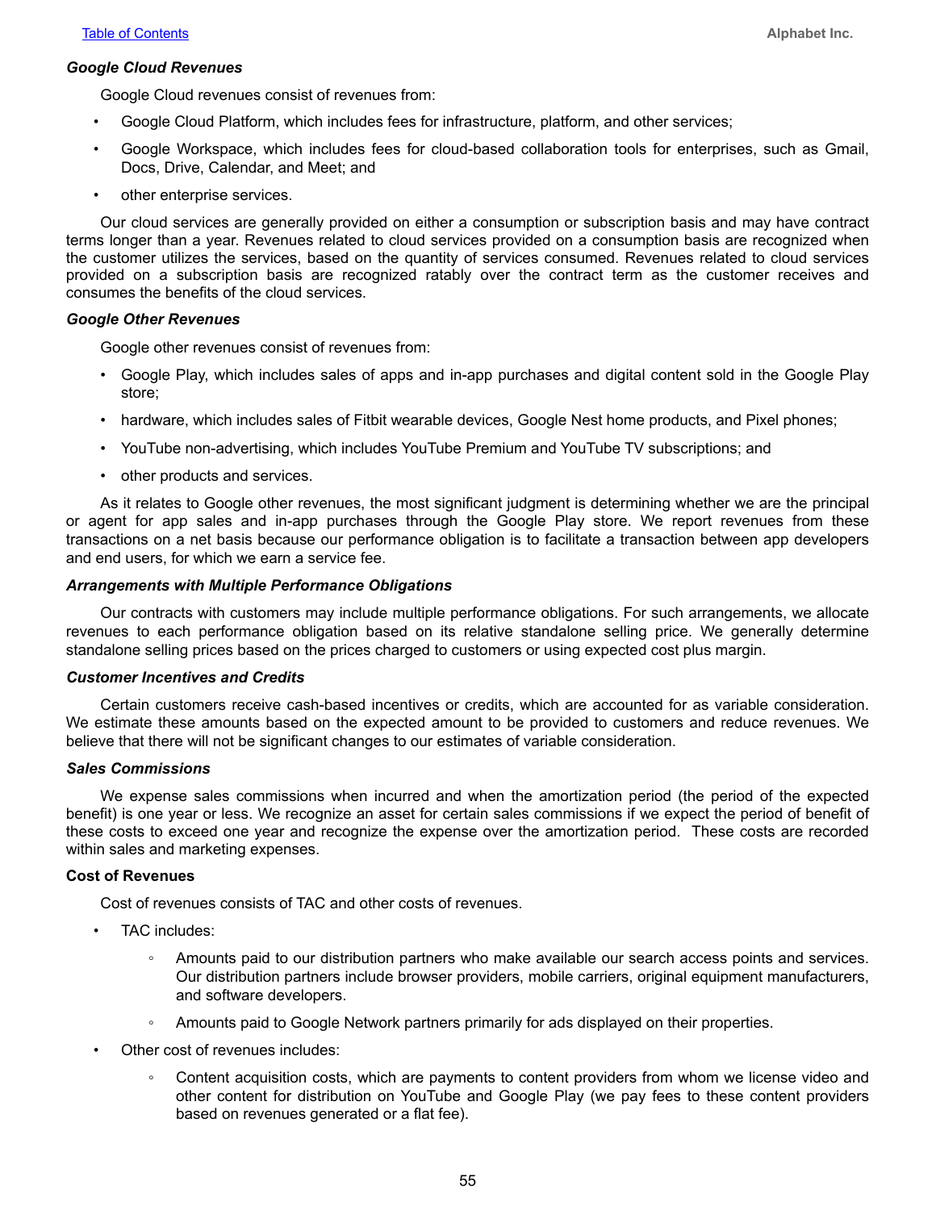#### *Google Cloud Revenues*

Google Cloud revenues consist of revenues from:

- Google Cloud Platform, which includes fees for infrastructure, platform, and other services;
- Google Workspace, which includes fees for cloud-based collaboration tools for enterprises, such as Gmail, Docs, Drive, Calendar, and Meet; and
- other enterprise services.

Our cloud services are generally provided on either a consumption or subscription basis and may have contract terms longer than a year. Revenues related to cloud services provided on a consumption basis are recognized when the customer utilizes the services, based on the quantity of services consumed. Revenues related to cloud services provided on a subscription basis are recognized ratably over the contract term as the customer receives and consumes the benefits of the cloud services.

#### *Google Other Revenues*

Google other revenues consist of revenues from:

- Google Play, which includes sales of apps and in-app purchases and digital content sold in the Google Play store;
- hardware, which includes sales of Fitbit wearable devices, Google Nest home products, and Pixel phones;
- YouTube non-advertising, which includes YouTube Premium and YouTube TV subscriptions; and
- other products and services.

As it relates to Google other revenues, the most significant judgment is determining whether we are the principal or agent for app sales and in-app purchases through the Google Play store. We report revenues from these transactions on a net basis because our performance obligation is to facilitate a transaction between app developers and end users, for which we earn a service fee.

#### *Arrangements with Multiple Performance Obligations*

Our contracts with customers may include multiple performance obligations. For such arrangements, we allocate revenues to each performance obligation based on its relative standalone selling price. We generally determine standalone selling prices based on the prices charged to customers or using expected cost plus margin.

#### *Customer Incentives and Credits*

Certain customers receive cash-based incentives or credits, which are accounted for as variable consideration. We estimate these amounts based on the expected amount to be provided to customers and reduce revenues. We believe that there will not be significant changes to our estimates of variable consideration.

#### *Sales Commissions*

We expense sales commissions when incurred and when the amortization period (the period of the expected benefit) is one year or less. We recognize an asset for certain sales commissions if we expect the period of benefit of these costs to exceed one year and recognize the expense over the amortization period. These costs are recorded within sales and marketing expenses.

### Cost of Revenues

Cost of revenues consists of TAC and other costs of revenues.

- TAC includes:
  - Amounts paid to our distribution partners who make available our search access points and services. Our distribution partners include browser providers, mobile carriers, original equipment manufacturers, and software developers.
  - Amounts paid to Google Network partners primarily for ads displayed on their properties.
- Other cost of revenues includes:
  - Content acquisition costs, which are payments to content providers from whom we license video and other content for distribution on YouTube and Google Play (we pay fees to these content providers based on revenues generated or a flat fee).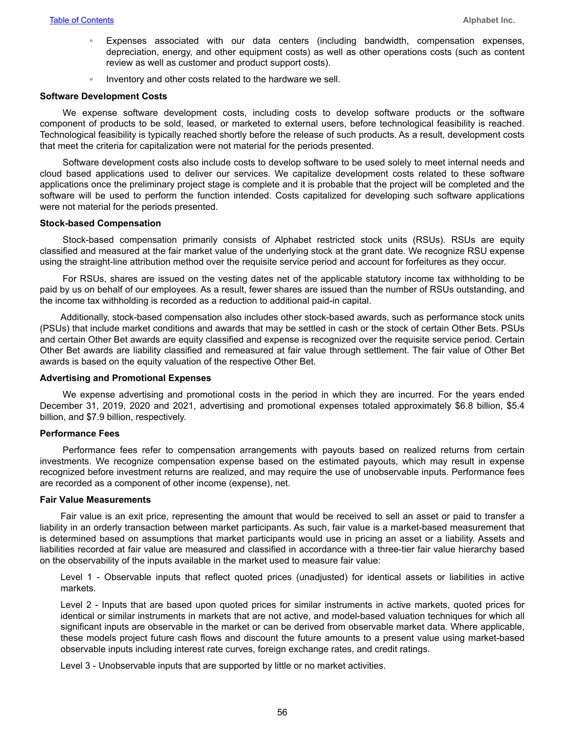- Expenses associated with our data centers (including bandwidth, compensation expenses, depreciation, energy, and other equipment costs) as well as other operations costs (such as content review as well as customer and product support costs).
- Inventory and other costs related to the hardware we sell.

**Software Development Costs**

We expense software development costs, including costs to develop software products or the software component of products to be sold, leased, or marketed to external users, before technological feasibility is reached. Technological feasibility is typically reached shortly before the release of such products. As a result, development costs that meet the criteria for capitalization were not material for the periods presented.

Software development costs also include costs to develop software to be used solely to meet internal needs and cloud based applications used to deliver our services. We capitalize development costs related to these software applications once the preliminary project stage is complete and it is probable that the project will be completed and the software will be used to perform the function intended. Costs capitalized for developing such software applications were not material for the periods presented.

**Stock-based Compensation**

Stock-based compensation primarily consists of Alphabet restricted stock units (RSUs). RSUs are equity classified and measured at the fair market value of the underlying stock at the grant date. We recognize RSU expense using the straight-line attribution method over the requisite service period and account for forfeitures as they occur.

For RSUs, shares are issued on the vesting dates net of the applicable statutory income tax withholding to be paid by us on behalf of our employees. As a result, fewer shares are issued than the number of RSUs outstanding, and the income tax withholding is recorded as a reduction to additional paid-in capital.

Additionally, stock-based compensation also includes other stock-based awards, such as performance stock units (PSUs) that include market conditions and awards that may be settled in cash or the stock of certain Other Bets. PSUs and certain Other Bet awards are equity classified and expense is recognized over the requisite service period. Certain Other Bet awards are liability classified and remeasured at fair value through settlement. The fair value of Other Bet awards is based on the equity valuation of the respective Other Bet.

**Advertising and Promotional Expenses**

We expense advertising and promotional costs in the period in which they are incurred. For the years ended December 31, 2019, 2020 and 2021, advertising and promotional expenses totaled approximately $6.8 billion, $5.4 billion, and $7.9 billion, respectively.

**Performance Fees**

Performance fees refer to compensation arrangements with payouts based on realized returns from certain investments. We recognize compensation expense based on the estimated payouts, which may result in expense recognized before investment returns are realized, and may require the use of unobservable inputs. Performance fees are recorded as a component of other income (expense), net.

**Fair Value Measurements**

Fair value is an exit price, representing the amount that would be received to sell an asset or paid to transfer a liability in an orderly transaction between market participants. As such, fair value is a market-based measurement that is determined based on assumptions that market participants would use in pricing an asset or a liability. Assets and liabilities recorded at fair value are measured and classified in accordance with a three-tier fair value hierarchy based on the observability of the inputs available in the market used to measure fair value:

Level 1 - Observable inputs that reflect quoted prices (unadjusted) for identical assets or liabilities in active markets.

Level 2 - Inputs that are based upon quoted prices for similar instruments in active markets, quoted prices for identical or similar instruments in markets that are not active, and model-based valuation techniques for which all significant inputs are observable in the market or can be derived from observable market data. Where applicable, these models project future cash flows and discount the future amounts to a present value using market-based observable inputs including interest rate curves, foreign exchange rates, and credit ratings.

Level 3 - Unobservable inputs that are supported by little or no market activities.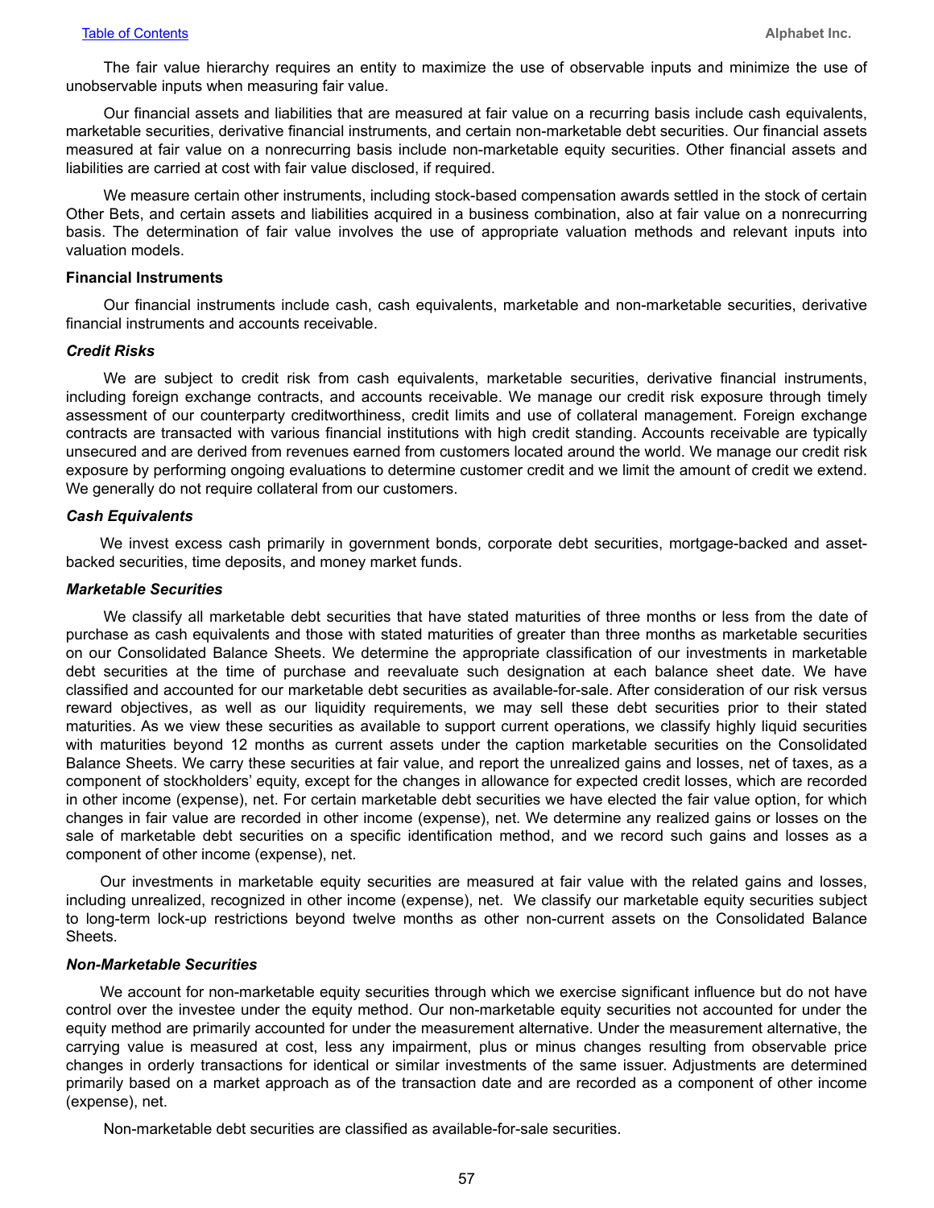The fair value hierarchy requires an entity to maximize the use of observable inputs and minimize the use of unobservable inputs when measuring fair value.

Our financial assets and liabilities that are measured at fair value on a recurring basis include cash equivalents, marketable securities, derivative financial instruments, and certain non-marketable debt securities. Our financial assets measured at fair value on a nonrecurring basis include non-marketable equity securities. Other financial assets and liabilities are carried at cost with fair value disclosed, if required.

We measure certain other instruments, including stock-based compensation awards settled in the stock of certain Other Bets, and certain assets and liabilities acquired in a business combination, also at fair value on a nonrecurring basis. The determination of fair value involves the use of appropriate valuation methods and relevant inputs into valuation models.

**Financial Instruments**

Our financial instruments include cash, cash equivalents, marketable and non-marketable securities, derivative financial instruments and accounts receivable.

***Credit Risks***

We are subject to credit risk from cash equivalents, marketable securities, derivative financial instruments, including foreign exchange contracts, and accounts receivable. We manage our credit risk exposure through timely assessment of our counterparty creditworthiness, credit limits and use of collateral management. Foreign exchange contracts are transacted with various financial institutions with high credit standing. Accounts receivable are typically unsecured and are derived from revenues earned from customers located around the world. We manage our credit risk exposure by performing ongoing evaluations to determine customer credit and we limit the amount of credit we extend. We generally do not require collateral from our customers.

***Cash Equivalents***

We invest excess cash primarily in government bonds, corporate debt securities, mortgage-backed and asset-backed securities, time deposits, and money market funds.

***Marketable Securities***

We classify all marketable debt securities that have stated maturities of three months or less from the date of purchase as cash equivalents and those with stated maturities of greater than three months as marketable securities on our Consolidated Balance Sheets. We determine the appropriate classification of our investments in marketable debt securities at the time of purchase and reevaluate such designation at each balance sheet date. We have classified and accounted for our marketable debt securities as available-for-sale. After consideration of our risk versus reward objectives, as well as our liquidity requirements, we may sell these debt securities prior to their stated maturities. As we view these securities as available to support current operations, we classify highly liquid securities with maturities beyond 12 months as current assets under the caption marketable securities on the Consolidated Balance Sheets. We carry these securities at fair value, and report the unrealized gains and losses, net of taxes, as a component of stockholders' equity, except for the changes in allowance for expected credit losses, which are recorded in other income (expense), net. For certain marketable debt securities we have elected the fair value option, for which changes in fair value are recorded in other income (expense), net. We determine any realized gains or losses on the sale of marketable debt securities on a specific identification method, and we record such gains and losses as a component of other income (expense), net.

Our investments in marketable equity securities are measured at fair value with the related gains and losses, including unrealized, recognized in other income (expense), net. We classify our marketable equity securities subject to long-term lock-up restrictions beyond twelve months as other non-current assets on the Consolidated Balance Sheets.

***Non-Marketable Securities***

We account for non-marketable equity securities through which we exercise significant influence but do not have control over the investee under the equity method. Our non-marketable equity securities not accounted for under the equity method are primarily accounted for under the measurement alternative. Under the measurement alternative, the carrying value is measured at cost, less any impairment, plus or minus changes resulting from observable price changes in orderly transactions for identical or similar investments of the same issuer. Adjustments are determined primarily based on a market approach as of the transaction date and are recorded as a component of other income (expense), net.

Non-marketable debt securities are classified as available-for-sale securities.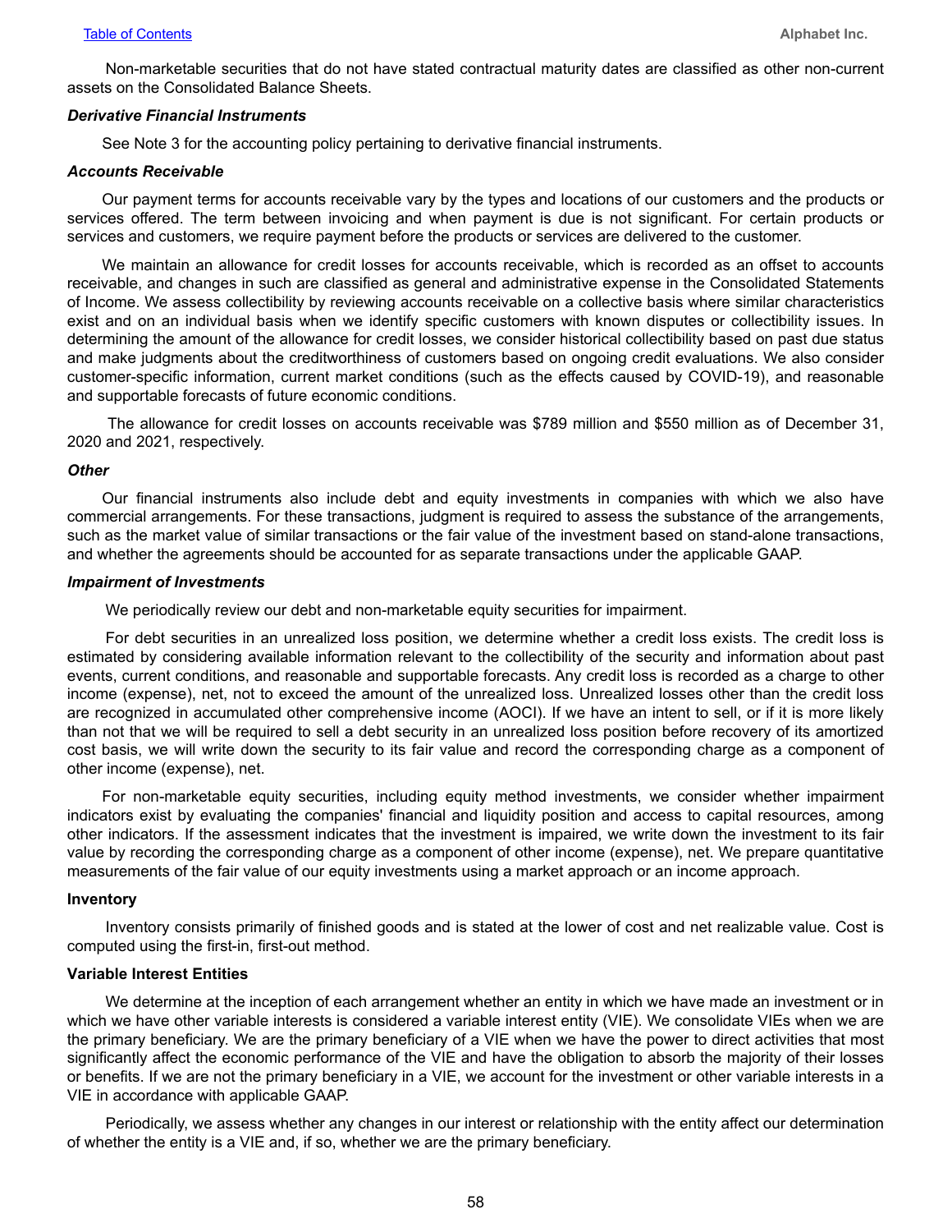Non-marketable securities that do not have stated contractual maturity dates are classified as other non-current assets on the Consolidated Balance Sheets.

***Derivative Financial Instruments***

See Note 3 for the accounting policy pertaining to derivative financial instruments.

***Accounts Receivable***

Our payment terms for accounts receivable vary by the types and locations of our customers and the products or services offered. The term between invoicing and when payment is due is not significant. For certain products or services and customers, we require payment before the products or services are delivered to the customer.

We maintain an allowance for credit losses for accounts receivable, which is recorded as an offset to accounts receivable, and changes in such are classified as general and administrative expense in the Consolidated Statements of Income. We assess collectibility by reviewing accounts receivable on a collective basis where similar characteristics exist and on an individual basis when we identify specific customers with known disputes or collectibility issues. In determining the amount of the allowance for credit losses, we consider historical collectibility based on past due status and make judgments about the creditworthiness of customers based on ongoing credit evaluations. We also consider customer-specific information, current market conditions (such as the effects caused by COVID-19), and reasonable and supportable forecasts of future economic conditions.

The allowance for credit losses on accounts receivable was $789 million and $550 million as of December 31, 2020 and 2021, respectively.

***Other***

Our financial instruments also include debt and equity investments in companies with which we also have commercial arrangements. For these transactions, judgment is required to assess the substance of the arrangements, such as the market value of similar transactions or the fair value of the investment based on stand-alone transactions, and whether the agreements should be accounted for as separate transactions under the applicable GAAP.

***Impairment of Investments***

We periodically review our debt and non-marketable equity securities for impairment.

For debt securities in an unrealized loss position, we determine whether a credit loss exists. The credit loss is estimated by considering available information relevant to the collectibility of the security and information about past events, current conditions, and reasonable and supportable forecasts. Any credit loss is recorded as a charge to other income (expense), net, not to exceed the amount of the unrealized loss. Unrealized losses other than the credit loss are recognized in accumulated other comprehensive income (AOCI). If we have an intent to sell, or if it is more likely than not that we will be required to sell a debt security in an unrealized loss position before recovery of its amortized cost basis, we will write down the security to its fair value and record the corresponding charge as a component of other income (expense), net.

For non-marketable equity securities, including equity method investments, we consider whether impairment indicators exist by evaluating the companies' financial and liquidity position and access to capital resources, among other indicators. If the assessment indicates that the investment is impaired, we write down the investment to its fair value by recording the corresponding charge as a component of other income (expense), net. We prepare quantitative measurements of the fair value of our equity investments using a market approach or an income approach.

**Inventory**

Inventory consists primarily of finished goods and is stated at the lower of cost and net realizable value. Cost is computed using the first-in, first-out method.

**Variable Interest Entities**

We determine at the inception of each arrangement whether an entity in which we have made an investment or in which we have other variable interests is considered a variable interest entity (VIE). We consolidate VIEs when we are the primary beneficiary. We are the primary beneficiary of a VIE when we have the power to direct activities that most significantly affect the economic performance of the VIE and have the obligation to absorb the majority of their losses or benefits. If we are not the primary beneficiary in a VIE, we account for the investment or other variable interests in a VIE in accordance with applicable GAAP.

Periodically, we assess whether any changes in our interest or relationship with the entity affect our determination of whether the entity is a VIE and, if so, whether we are the primary beneficiary.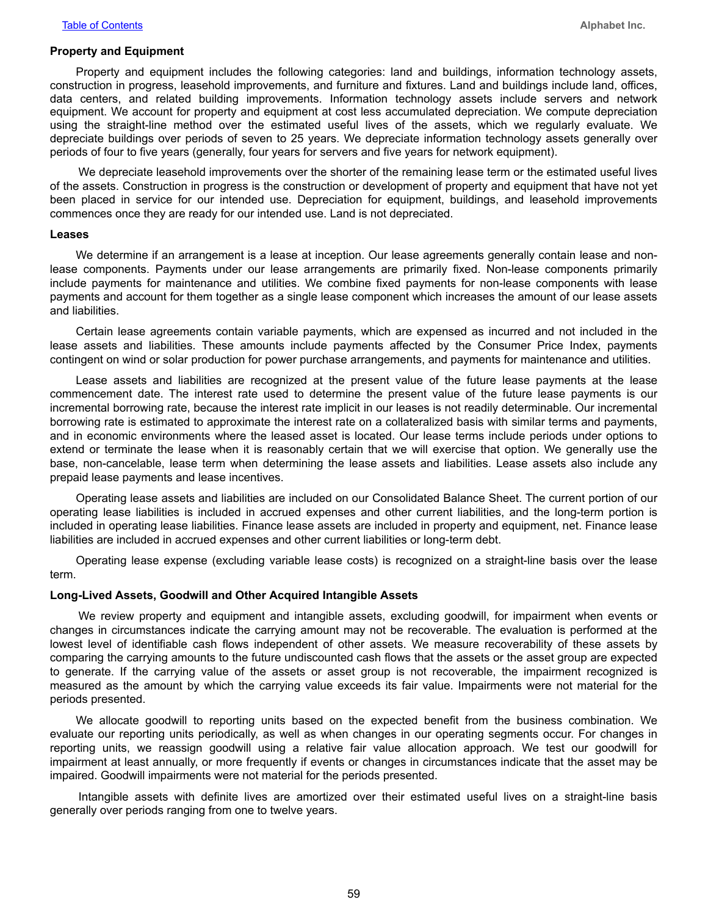### Property and Equipment

Property and equipment includes the following categories: land and buildings, information technology assets, construction in progress, leasehold improvements, and furniture and fixtures. Land and buildings include land, offices, data centers, and related building improvements. Information technology assets include servers and network equipment. We account for property and equipment at cost less accumulated depreciation. We compute depreciation using the straight-line method over the estimated useful lives of the assets, which we regularly evaluate. We depreciate buildings over periods of seven to 25 years. We depreciate information technology assets generally over periods of four to five years (generally, four years for servers and five years for network equipment).

We depreciate leasehold improvements over the shorter of the remaining lease term or the estimated useful lives of the assets. Construction in progress is the construction or development of property and equipment that have not yet been placed in service for our intended use. Depreciation for equipment, buildings, and leasehold improvements commences once they are ready for our intended use. Land is not depreciated.

### Leases

We determine if an arrangement is a lease at inception. Our lease agreements generally contain lease and non-lease components. Payments under our lease arrangements are primarily fixed. Non-lease components primarily include payments for maintenance and utilities. We combine fixed payments for non-lease components with lease payments and account for them together as a single lease component which increases the amount of our lease assets and liabilities.

Certain lease agreements contain variable payments, which are expensed as incurred and not included in the lease assets and liabilities. These amounts include payments affected by the Consumer Price Index, payments contingent on wind or solar production for power purchase arrangements, and payments for maintenance and utilities.

Lease assets and liabilities are recognized at the present value of the future lease payments at the lease commencement date. The interest rate used to determine the present value of the future lease payments is our incremental borrowing rate, because the interest rate implicit in our leases is not readily determinable. Our incremental borrowing rate is estimated to approximate the interest rate on a collateralized basis with similar terms and payments, and in economic environments where the leased asset is located. Our lease terms include periods under options to extend or terminate the lease when it is reasonably certain that we will exercise that option. We generally use the base, non-cancelable, lease term when determining the lease assets and liabilities. Lease assets also include any prepaid lease payments and lease incentives.

Operating lease assets and liabilities are included on our Consolidated Balance Sheet. The current portion of our operating lease liabilities is included in accrued expenses and other current liabilities, and the long-term portion is included in operating lease liabilities. Finance lease assets are included in property and equipment, net. Finance lease liabilities are included in accrued expenses and other current liabilities or long-term debt.

Operating lease expense (excluding variable lease costs) is recognized on a straight-line basis over the lease term.

### Long-Lived Assets, Goodwill and Other Acquired Intangible Assets

We review property and equipment and intangible assets, excluding goodwill, for impairment when events or changes in circumstances indicate the carrying amount may not be recoverable. The evaluation is performed at the lowest level of identifiable cash flows independent of other assets. We measure recoverability of these assets by comparing the carrying amounts to the future undiscounted cash flows that the assets or the asset group are expected to generate. If the carrying value of the assets or asset group is not recoverable, the impairment recognized is measured as the amount by which the carrying value exceeds its fair value. Impairments were not material for the periods presented.

We allocate goodwill to reporting units based on the expected benefit from the business combination. We evaluate our reporting units periodically, as well as when changes in our operating segments occur. For changes in reporting units, we reassign goodwill using a relative fair value allocation approach. We test our goodwill for impairment at least annually, or more frequently if events or changes in circumstances indicate that the asset may be impaired. Goodwill impairments were not material for the periods presented.

Intangible assets with definite lives are amortized over their estimated useful lives on a straight-line basis generally over periods ranging from one to twelve years.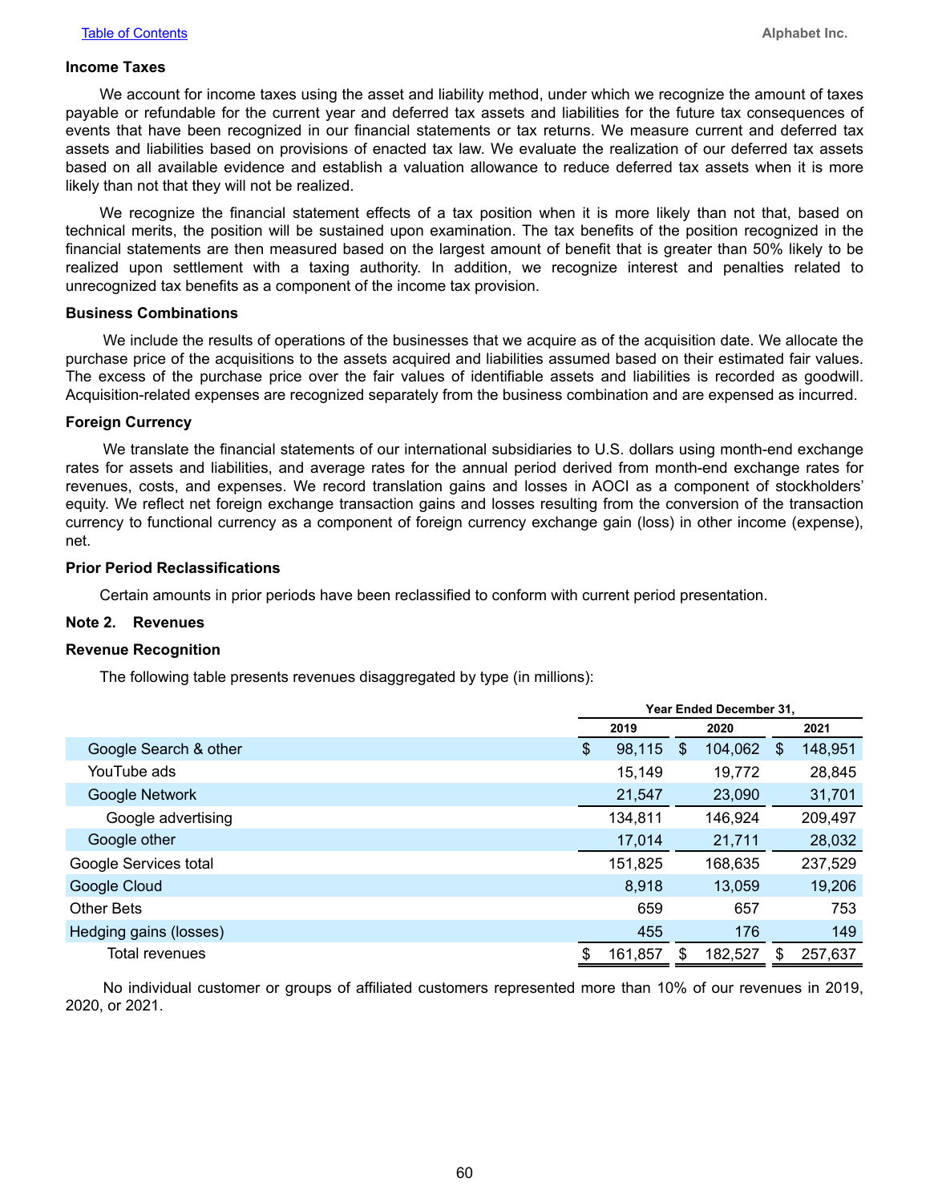### Income Taxes

We account for income taxes using the asset and liability method, under which we recognize the amount of taxes payable or refundable for the current year and deferred tax assets and liabilities for the future tax consequences of events that have been recognized in our financial statements or tax returns. We measure current and deferred tax assets and liabilities based on provisions of enacted tax law. We evaluate the realization of our deferred tax assets based on all available evidence and establish a valuation allowance to reduce deferred tax assets when it is more likely than not that they will not be realized.

We recognize the financial statement effects of a tax position when it is more likely than not that, based on technical merits, the position will be sustained upon examination. The tax benefits of the position recognized in the financial statements are then measured based on the largest amount of benefit that is greater than 50% likely to be realized upon settlement with a taxing authority. In addition, we recognize interest and penalties related to unrecognized tax benefits as a component of the income tax provision.

### Business Combinations

We include the results of operations of the businesses that we acquire as of the acquisition date. We allocate the purchase price of the acquisitions to the assets acquired and liabilities assumed based on their estimated fair values. The excess of the purchase price over the fair values of identifiable assets and liabilities is recorded as goodwill. Acquisition-related expenses are recognized separately from the business combination and are expensed as incurred.

### Foreign Currency

We translate the financial statements of our international subsidiaries to U.S. dollars using month-end exchange rates for assets and liabilities, and average rates for the annual period derived from month-end exchange rates for revenues, costs, and expenses. We record translation gains and losses in AOCI as a component of stockholders' equity. We reflect net foreign exchange transaction gains and losses resulting from the conversion of the transaction currency to functional currency as a component of foreign currency exchange gain (loss) in other income (expense), net.

### Prior Period Reclassifications

Certain amounts in prior periods have been reclassified to conform with current period presentation.

## Note 2. Revenues

### Revenue Recognition

The following table presents revenues disaggregated by type (in millions):

| | Year Ended December 31, | | |
|---|---|---|---|
| | 2019 | 2020 | 2021 |
| Google Search & other | $ 98,115 | $ 104,062 | $ 148,951 |
| YouTube ads | 15,149 | 19,772 | 28,845 |
| Google Network | 21,547 | 23,090 | 31,701 |
| Google advertising | 134,811 | 146,924 | 209,497 |
| Google other | 17,014 | 21,711 | 28,032 |
| Google Services total | 151,825 | 168,635 | 237,529 |
| Google Cloud | 8,918 | 13,059 | 19,206 |
| Other Bets | 659 | 657 | 753 |
| Hedging gains (losses) | 455 | 176 | 149 |
| Total revenues | $ 161,857 | $ 182,527 | $ 257,637 |

No individual customer or groups of affiliated customers represented more than 10% of our revenues in 2019, 2020, or 2021.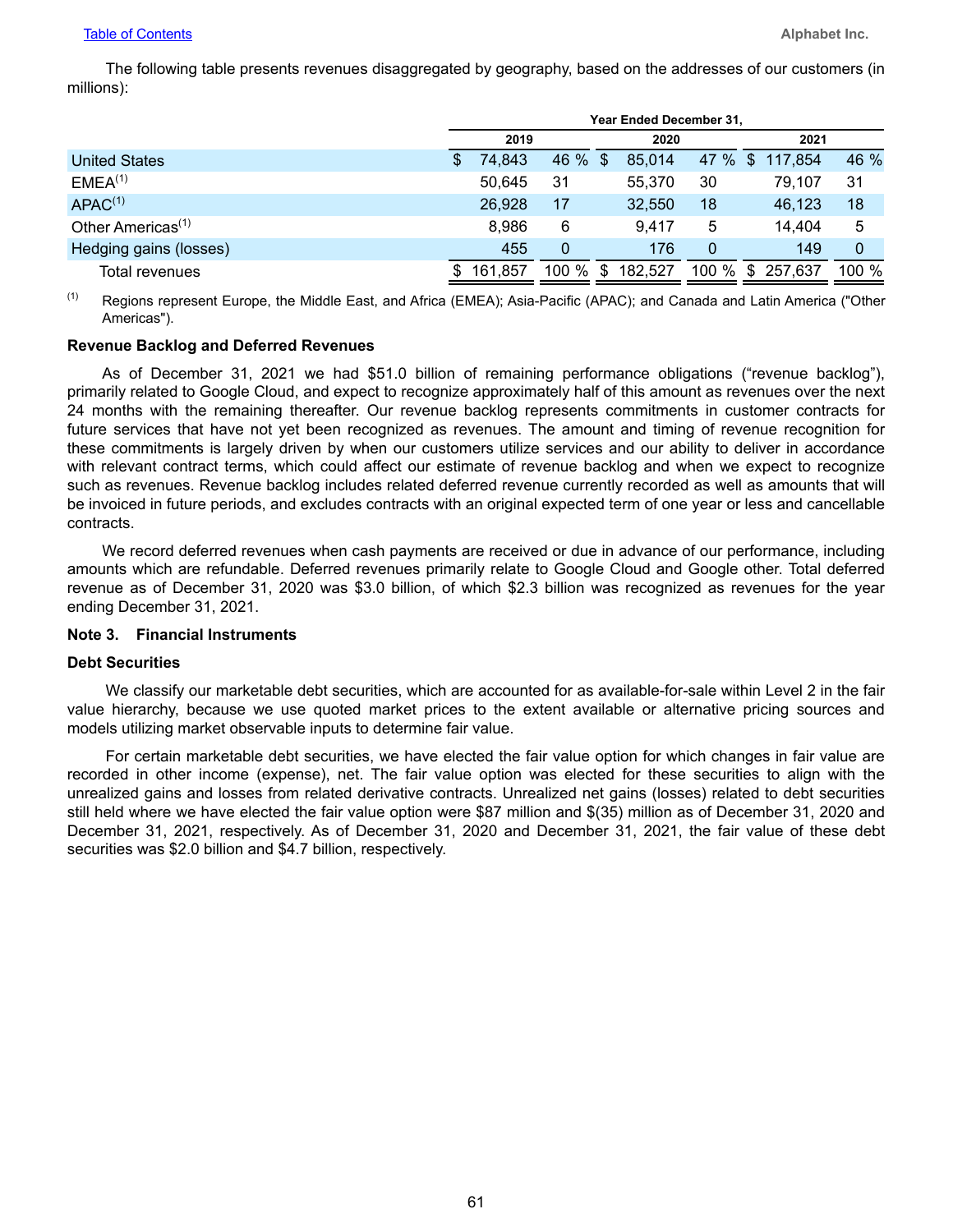The following table presents revenues disaggregated by geography, based on the addresses of our customers (in millions):

| | Year Ended December 31, | | | | | |
|---|---|---|---|---|---|---|
| | 2019 | | 2020 | | 2021 | |
| United States | $ 74,843 | 46 % | $ 85,014 | 47 % | $ 117,854 | 46 % |
| EMEA[(1)] | 50,645 | 31 | 55,370 | 30 | 79,107 | 31 |
| APAC[(1)] | 26,928 | 17 | 32,550 | 18 | 46,123 | 18 |
| Other Americas[(1)] | 8,986 | 6 | 9,417 | 5 | 14,404 | 5 |
| Hedging gains (losses) | 455 | 0 | 176 | 0 | 149 | 0 |
| Total revenues | $ 161,857 | 100 % | $ 182,527 | 100 % | $ 257,637 | 100 % |

(1) Regions represent Europe, the Middle East, and Africa (EMEA); Asia-Pacific (APAC); and Canada and Latin America ("Other Americas").

**Revenue Backlog and Deferred Revenues**

As of December 31, 2021 we had $51.0 billion of remaining performance obligations ("revenue backlog"), primarily related to Google Cloud, and expect to recognize approximately half of this amount as revenues over the next 24 months with the remaining thereafter. Our revenue backlog represents commitments in customer contracts for future services that have not yet been recognized as revenues. The amount and timing of revenue recognition for these commitments is largely driven by when our customers utilize services and our ability to deliver in accordance with relevant contract terms, which could affect our estimate of revenue backlog and when we expect to recognize such as revenues. Revenue backlog includes related deferred revenue currently recorded as well as amounts that will be invoiced in future periods, and excludes contracts with an original expected term of one year or less and cancellable contracts.

We record deferred revenues when cash payments are received or due in advance of our performance, including amounts which are refundable. Deferred revenues primarily relate to Google Cloud and Google other. Total deferred revenue as of December 31, 2020 was $3.0 billion, of which $2.3 billion was recognized as revenues for the year ending December 31, 2021.

## Note 3. Financial Instruments

**Debt Securities**

We classify our marketable debt securities, which are accounted for as available-for-sale within Level 2 in the fair value hierarchy, because we use quoted market prices to the extent available or alternative pricing sources and models utilizing market observable inputs to determine fair value.

For certain marketable debt securities, we have elected the fair value option for which changes in fair value are recorded in other income (expense), net. The fair value option was elected for these securities to align with the unrealized gains and losses from related derivative contracts. Unrealized net gains (losses) related to debt securities still held where we have elected the fair value option were $87 million and $(35) million as of December 31, 2020 and December 31, 2021, respectively. As of December 31, 2020 and December 31, 2021, the fair value of these debt securities was $2.0 billion and $4.7 billion, respectively.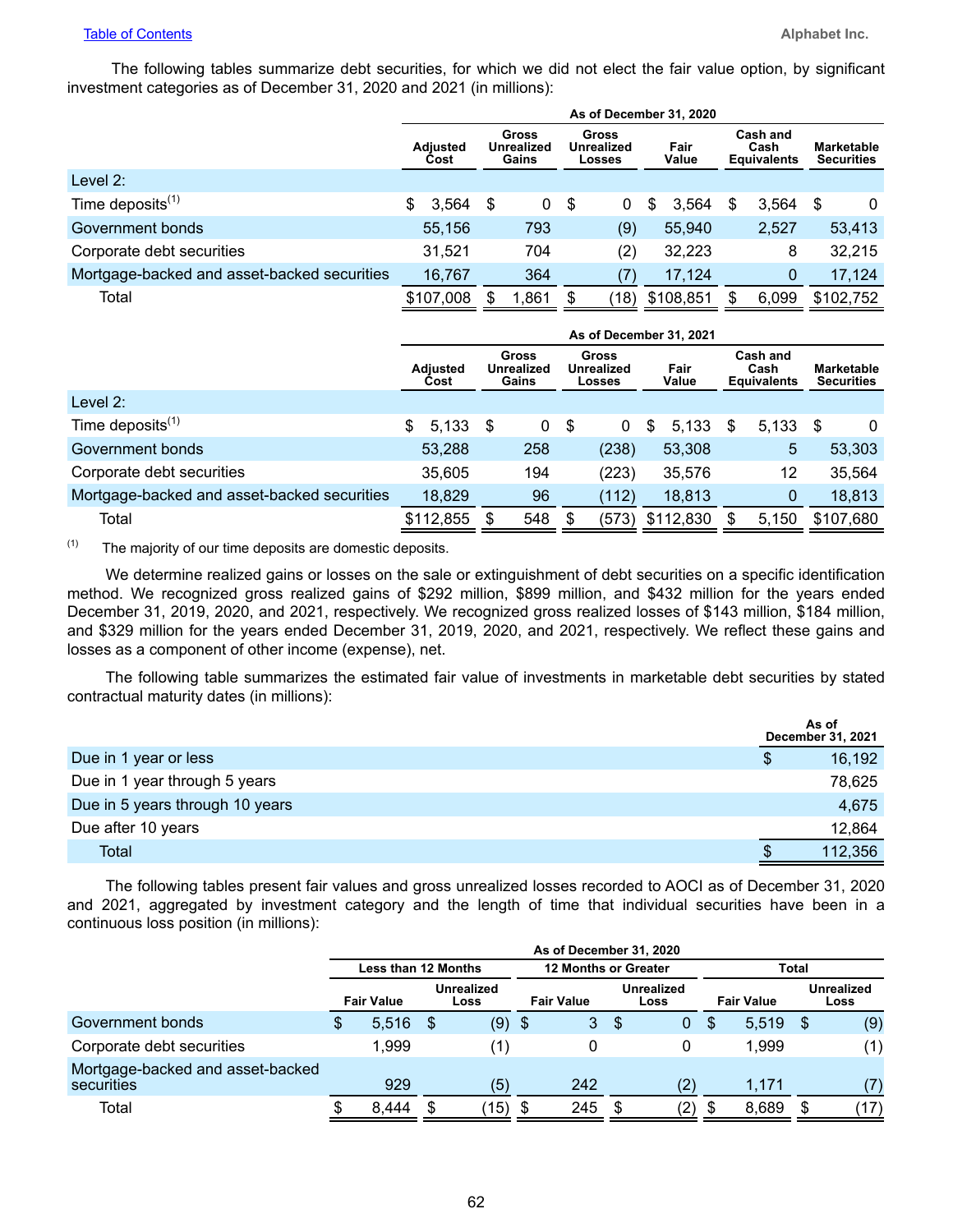The following tables summarize debt securities, for which we did not elect the fair value option, by significant investment categories as of December 31, 2020 and 2021 (in millions):

| | As of December 31, 2020 | | | | | |
|---|---|---|---|---|---|---|
| | Adjusted Cost | Gross Unrealized Gains | Gross Unrealized Losses | Fair Value | Cash and Cash Equivalents | Marketable Securities |
| Level 2: | | | | | | |
| Time deposits[(1)] | $ 3,564 | $ 0 | $ 0 | $ 3,564 | $ 3,564 | $ 0 |
| Government bonds | 55,156 | 793 | (9) | 55,940 | 2,527 | 53,413 |
| Corporate debt securities | 31,521 | 704 | (2) | 32,223 | 8 | 32,215 |
| Mortgage-backed and asset-backed securities | 16,767 | 364 | (7) | 17,124 | 0 | 17,124 |
| Total | $107,008 | $ 1,861 | $ (18) | $108,851 | $ 6,099 | $102,752 |

| | As of December 31, 2021 | | | | | |
|---|---|---|---|---|---|---|
| | Adjusted Cost | Gross Unrealized Gains | Gross Unrealized Losses | Fair Value | Cash and Cash Equivalents | Marketable Securities |
| Level 2: | | | | | | |
| Time deposits[(1)] | $ 5,133 | $ 0 | $ 0 | $ 5,133 | $ 5,133 | $ 0 |
| Government bonds | 53,288 | 258 | (238) | 53,308 | 5 | 53,303 |
| Corporate debt securities | 35,605 | 194 | (223) | 35,576 | 12 | 35,564 |
| Mortgage-backed and asset-backed securities | 18,829 | 96 | (112) | 18,813 | 0 | 18,813 |
| Total | $112,855 | $ 548 | $ (573) | $112,830 | $ 5,150 | $107,680 |

(1) The majority of our time deposits are domestic deposits.

We determine realized gains or losses on the sale or extinguishment of debt securities on a specific identification method. We recognized gross realized gains of $292 million, $899 million, and $432 million for the years ended December 31, 2019, 2020, and 2021, respectively. We recognized gross realized losses of $143 million, $184 million, and $329 million for the years ended December 31, 2019, 2020, and 2021, respectively. We reflect these gains and losses as a component of other income (expense), net.

The following table summarizes the estimated fair value of investments in marketable debt securities by stated contractual maturity dates (in millions):

| | As of December 31, 2021 |
|---|---|
| Due in 1 year or less | $ 16,192 |
| Due in 1 year through 5 years | 78,625 |
| Due in 5 years through 10 years | 4,675 |
| Due after 10 years | 12,864 |
| Total | $ 112,356 |

The following tables present fair values and gross unrealized losses recorded to AOCI as of December 31, 2020 and 2021, aggregated by investment category and the length of time that individual securities have been in a continuous loss position (in millions):

| | As of December 31, 2020 | | | | | |
|---|---|---|---|---|---|---|
| | Less than 12 Months | | 12 Months or Greater | | Total | |
| | Fair Value | Unrealized Loss | Fair Value | Unrealized Loss | Fair Value | Unrealized Loss |
| Government bonds | $ 5,516 | $ (9) | $ 3 | $ 0 | $ 5,519 | $ (9) |
| Corporate debt securities | 1,999 | (1) | 0 | 0 | 1,999 | (1) |
| Mortgage-backed and asset-backed securities | 929 | (5) | 242 | (2) | 1,171 | (7) |
| Total | $ 8,444 | $ (15) | $ 245 | $ (2) | $ 8,689 | $ (17) |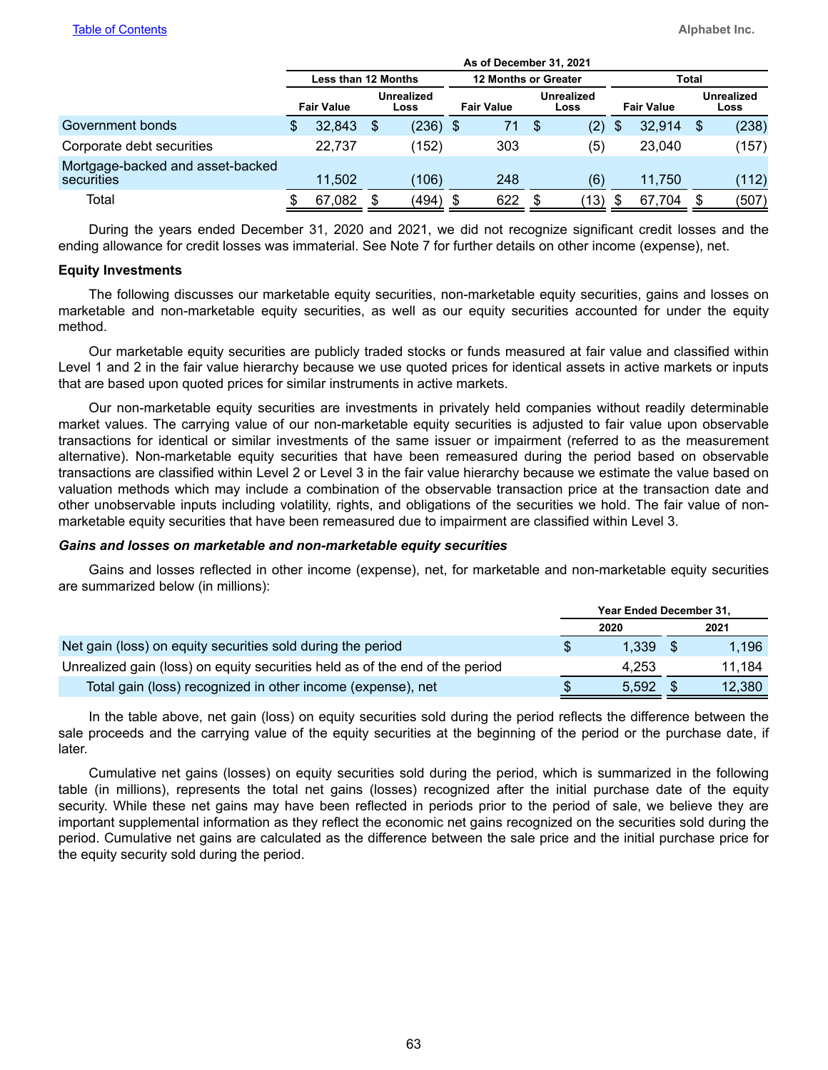| | As of December 31, 2021 | | | | | |
|---|---|---|---|---|---|---|
| | Less than 12 Months | | 12 Months or Greater | | Total | |
| | Fair Value | Unrealized Loss | Fair Value | Unrealized Loss | Fair Value | Unrealized Loss |
| Government bonds | $ 32,843 | $ (236) | $ 71 | $ (2) | $ 32,914 | $ (238) |
| Corporate debt securities | 22,737 | (152) | 303 | (5) | 23,040 | (157) |
| Mortgage-backed and asset-backed securities | 11,502 | (106) | 248 | (6) | 11,750 | (112) |
| Total | $ 67,082 | $ (494) | $ 622 | $ (13) | $ 67,704 | $ (507) |

During the years ended December 31, 2020 and 2021, we did not recognize significant credit losses and the ending allowance for credit losses was immaterial. See Note 7 for further details on other income (expense), net.

**Equity Investments**

The following discusses our marketable equity securities, non-marketable equity securities, gains and losses on marketable and non-marketable equity securities, as well as our equity securities accounted for under the equity method.

Our marketable equity securities are publicly traded stocks or funds measured at fair value and classified within Level 1 and 2 in the fair value hierarchy because we use quoted prices for identical assets in active markets or inputs that are based upon quoted prices for similar instruments in active markets.

Our non-marketable equity securities are investments in privately held companies without readily determinable market values. The carrying value of our non-marketable equity securities is adjusted to fair value upon observable transactions for identical or similar investments of the same issuer or impairment (referred to as the measurement alternative). Non-marketable equity securities that have been remeasured during the period based on observable transactions are classified within Level 2 or Level 3 in the fair value hierarchy because we estimate the value based on valuation methods which may include a combination of the observable transaction price at the transaction date and other unobservable inputs including volatility, rights, and obligations of the securities we hold. The fair value of non-marketable equity securities that have been remeasured due to impairment are classified within Level 3.

***Gains and losses on marketable and non-marketable equity securities***

Gains and losses reflected in other income (expense), net, for marketable and non-marketable equity securities are summarized below (in millions):

| | Year Ended December 31, | |
|---|---|---|
| | 2020 | 2021 |
| Net gain (loss) on equity securities sold during the period | $ 1,339 | $ 1,196 |
| Unrealized gain (loss) on equity securities held as of the end of the period | 4,253 | 11,184 |
| Total gain (loss) recognized in other income (expense), net | $ 5,592 | $ 12,380 |

In the table above, net gain (loss) on equity securities sold during the period reflects the difference between the sale proceeds and the carrying value of the equity securities at the beginning of the period or the purchase date, if later.

Cumulative net gains (losses) on equity securities sold during the period, which is summarized in the following table (in millions), represents the total net gains (losses) recognized after the initial purchase date of the equity security. While these net gains may have been reflected in periods prior to the period of sale, we believe they are important supplemental information as they reflect the economic net gains recognized on the securities sold during the period. Cumulative net gains are calculated as the difference between the sale price and the initial purchase price for the equity security sold during the period.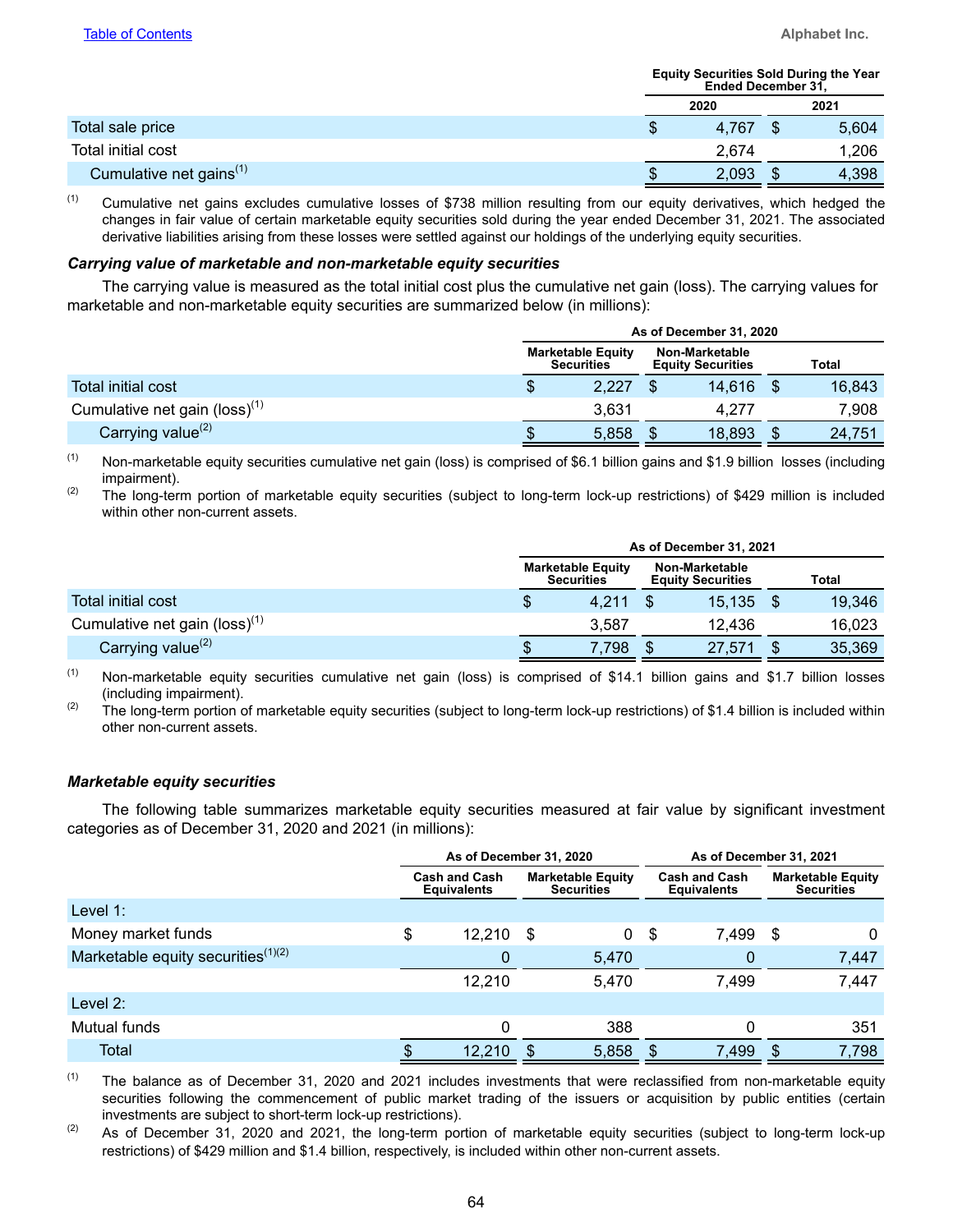| | Equity Securities Sold During the Year Ended December 31, | |
|---|---|---|
| | 2020 | 2021 |
| Total sale price | $ 4,767 | $ 5,604 |
| Total initial cost | 2,674 | 1,206 |
| Cumulative net gains[(1)] | $ 2,093 | $ 4,398 |

(1) Cumulative net gains excludes cumulative losses of $738 million resulting from our equity derivatives, which hedged the changes in fair value of certain marketable equity securities sold during the year ended December 31, 2021. The associated derivative liabilities arising from these losses were settled against our holdings of the underlying equity securities.

***Carrying value of marketable and non-marketable equity securities***

The carrying value is measured as the total initial cost plus the cumulative net gain (loss). The carrying values for marketable and non-marketable equity securities are summarized below (in millions):

| | As of December 31, 2020 | | |
|---|---|---|---|
| | Marketable Equity Securities | Non-Marketable Equity Securities | Total |
| Total initial cost | $ 2,227 | $ 14,616 | $ 16,843 |
| Cumulative net gain (loss)[(1)] | 3,631 | 4,277 | 7,908 |
| Carrying value[(2)] | $ 5,858 | $ 18,893 | $ 24,751 |

(1) Non-marketable equity securities cumulative net gain (loss) is comprised of $6.1 billion gains and $1.9 billion losses (including impairment).

(2) The long-term portion of marketable equity securities (subject to long-term lock-up restrictions) of $429 million is included within other non-current assets.

| | As of December 31, 2021 | | |
|---|---|---|---|
| | Marketable Equity Securities | Non-Marketable Equity Securities | Total |
| Total initial cost | $ 4,211 | $ 15,135 | $ 19,346 |
| Cumulative net gain (loss)[(1)] | 3,587 | 12,436 | 16,023 |
| Carrying value[(2)] | $ 7,798 | $ 27,571 | $ 35,369 |

(1) Non-marketable equity securities cumulative net gain (loss) is comprised of $14.1 billion gains and $1.7 billion losses (including impairment).

(2) The long-term portion of marketable equity securities (subject to long-term lock-up restrictions) of $1.4 billion is included within other non-current assets.

***Marketable equity securities***

The following table summarizes marketable equity securities measured at fair value by significant investment categories as of December 31, 2020 and 2021 (in millions):

| | As of December 31, 2020 | | As of December 31, 2021 | |
|---|---|---|---|---|
| | Cash and Cash Equivalents | Marketable Equity Securities | Cash and Cash Equivalents | Marketable Equity Securities |
| Level 1: | | | | |
| Money market funds | $ 12,210 | $ 0 | $ 7,499 | $ 0 |
| Marketable equity securities[(1)(2)] | 0 | 5,470 | 0 | 7,447 |
| | 12,210 | 5,470 | 7,499 | 7,447 |
| Level 2: | | | | |
| Mutual funds | 0 | 388 | 0 | 351 |
| Total | $ 12,210 | $ 5,858 | $ 7,499 | $ 7,798 |

(1) The balance as of December 31, 2020 and 2021 includes investments that were reclassified from non-marketable equity securities following the commencement of public market trading of the issuers or acquisition by public entities (certain investments are subject to short-term lock-up restrictions).

(2) As of December 31, 2020 and 2021, the long-term portion of marketable equity securities (subject to long-term lock-up restrictions) of $429 million and $1.4 billion, respectively, is included within other non-current assets.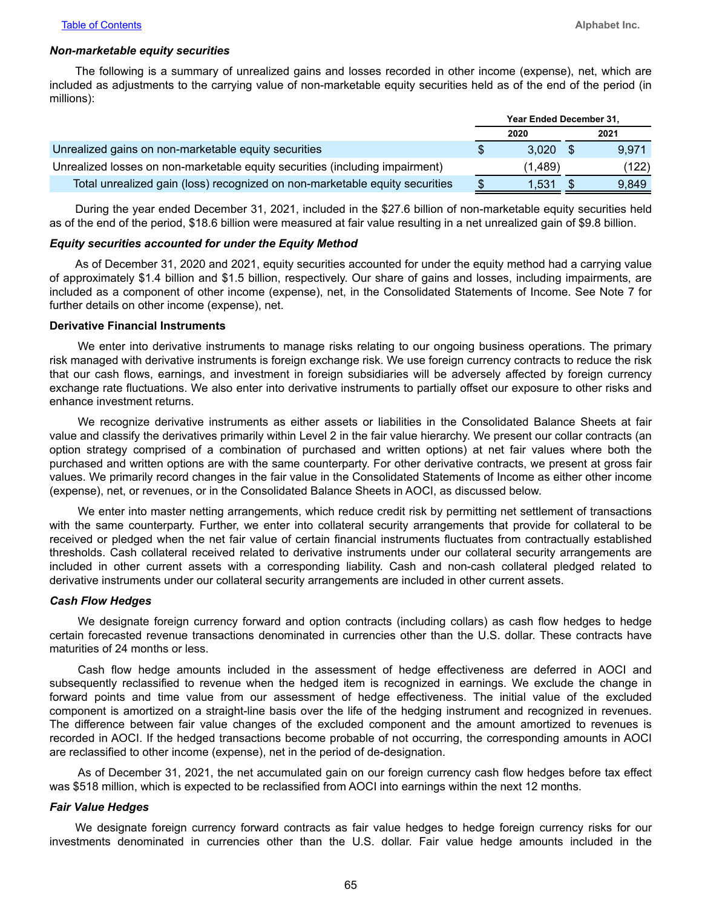### *Non-marketable equity securities*

The following is a summary of unrealized gains and losses recorded in other income (expense), net, which are included as adjustments to the carrying value of non-marketable equity securities held as of the end of the period (in millions):

| | Year Ended December 31, | |
|---|---|---|
| | 2020 | 2021 |
| Unrealized gains on non-marketable equity securities | $ 3,020 | $ 9,971 |
| Unrealized losses on non-marketable equity securities (including impairment) | (1,489) | (122) |
| Total unrealized gain (loss) recognized on non-marketable equity securities | $ 1,531 | $ 9,849 |

During the year ended December 31, 2021, included in the $27.6 billion of non-marketable equity securities held as of the end of the period, $18.6 billion were measured at fair value resulting in a net unrealized gain of $9.8 billion.

### *Equity securities accounted for under the Equity Method*

As of December 31, 2020 and 2021, equity securities accounted for under the equity method had a carrying value of approximately $1.4 billion and $1.5 billion, respectively. Our share of gains and losses, including impairments, are included as a component of other income (expense), net, in the Consolidated Statements of Income. See Note 7 for further details on other income (expense), net.

### **Derivative Financial Instruments**

We enter into derivative instruments to manage risks relating to our ongoing business operations. The primary risk managed with derivative instruments is foreign exchange risk. We use foreign currency contracts to reduce the risk that our cash flows, earnings, and investment in foreign subsidiaries will be adversely affected by foreign currency exchange rate fluctuations. We also enter into derivative instruments to partially offset our exposure to other risks and enhance investment returns.

We recognize derivative instruments as either assets or liabilities in the Consolidated Balance Sheets at fair value and classify the derivatives primarily within Level 2 in the fair value hierarchy. We present our collar contracts (an option strategy comprised of a combination of purchased and written options) at net fair values where both the purchased and written options are with the same counterparty. For other derivative contracts, we present at gross fair values. We primarily record changes in the fair value in the Consolidated Statements of Income as either other income (expense), net, or revenues, or in the Consolidated Balance Sheets in AOCI, as discussed below.

We enter into master netting arrangements, which reduce credit risk by permitting net settlement of transactions with the same counterparty. Further, we enter into collateral security arrangements that provide for collateral to be received or pledged when the net fair value of certain financial instruments fluctuates from contractually established thresholds. Cash collateral received related to derivative instruments under our collateral security arrangements are included in other current assets with a corresponding liability. Cash and non-cash collateral pledged related to derivative instruments under our collateral security arrangements are included in other current assets.

### *Cash Flow Hedges*

We designate foreign currency forward and option contracts (including collars) as cash flow hedges to hedge certain forecasted revenue transactions denominated in currencies other than the U.S. dollar. These contracts have maturities of 24 months or less.

Cash flow hedge amounts included in the assessment of hedge effectiveness are deferred in AOCI and subsequently reclassified to revenue when the hedged item is recognized in earnings. We exclude the change in forward points and time value from our assessment of hedge effectiveness. The initial value of the excluded component is amortized on a straight-line basis over the life of the hedging instrument and recognized in revenues. The difference between fair value changes of the excluded component and the amount amortized to revenues is recorded in AOCI. If the hedged transactions become probable of not occurring, the corresponding amounts in AOCI are reclassified to other income (expense), net in the period of de-designation.

As of December 31, 2021, the net accumulated gain on our foreign currency cash flow hedges before tax effect was $518 million, which is expected to be reclassified from AOCI into earnings within the next 12 months.

### *Fair Value Hedges*

We designate foreign currency forward contracts as fair value hedges to hedge foreign currency risks for our investments denominated in currencies other than the U.S. dollar. Fair value hedge amounts included in the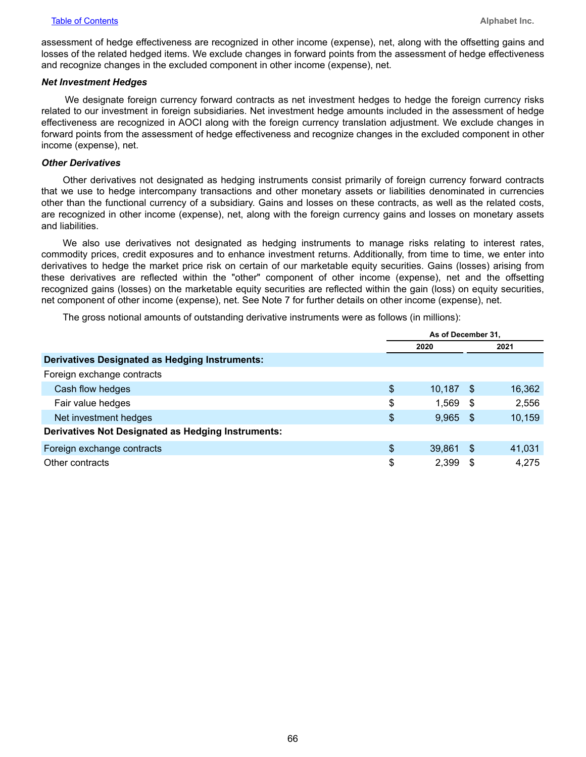assessment of hedge effectiveness are recognized in other income (expense), net, along with the offsetting gains and losses of the related hedged items. We exclude changes in forward points from the assessment of hedge effectiveness and recognize changes in the excluded component in other income (expense), net.

***Net Investment Hedges***

We designate foreign currency forward contracts as net investment hedges to hedge the foreign currency risks related to our investment in foreign subsidiaries. Net investment hedge amounts included in the assessment of hedge effectiveness are recognized in AOCI along with the foreign currency translation adjustment. We exclude changes in forward points from the assessment of hedge effectiveness and recognize changes in the excluded component in other income (expense), net.

***Other Derivatives***

Other derivatives not designated as hedging instruments consist primarily of foreign currency forward contracts that we use to hedge intercompany transactions and other monetary assets or liabilities denominated in currencies other than the functional currency of a subsidiary. Gains and losses on these contracts, as well as the related costs, are recognized in other income (expense), net, along with the foreign currency gains and losses on monetary assets and liabilities.

We also use derivatives not designated as hedging instruments to manage risks relating to interest rates, commodity prices, credit exposures and to enhance investment returns. Additionally, from time to time, we enter into derivatives to hedge the market price risk on certain of our marketable equity securities. Gains (losses) arising from these derivatives are reflected within the "other" component of other income (expense), net and the offsetting recognized gains (losses) on the marketable equity securities are reflected within the gain (loss) on equity securities, net component of other income (expense), net. See Note 7 for further details on other income (expense), net.

The gross notional amounts of outstanding derivative instruments were as follows (in millions):

| | As of December 31, | |
|---|---|---|
| | 2020 | 2021 |
| **Derivatives Designated as Hedging Instruments:** | | |
| Foreign exchange contracts | | |
| Cash flow hedges | $ 10,187 | $ 16,362 |
| Fair value hedges | $ 1,569 | $ 2,556 |
| Net investment hedges | $ 9,965 | $ 10,159 |
| **Derivatives Not Designated as Hedging Instruments:** | | |
| Foreign exchange contracts | $ 39,861 | $ 41,031 |
| Other contracts | $ 2,399 | $ 4,275 |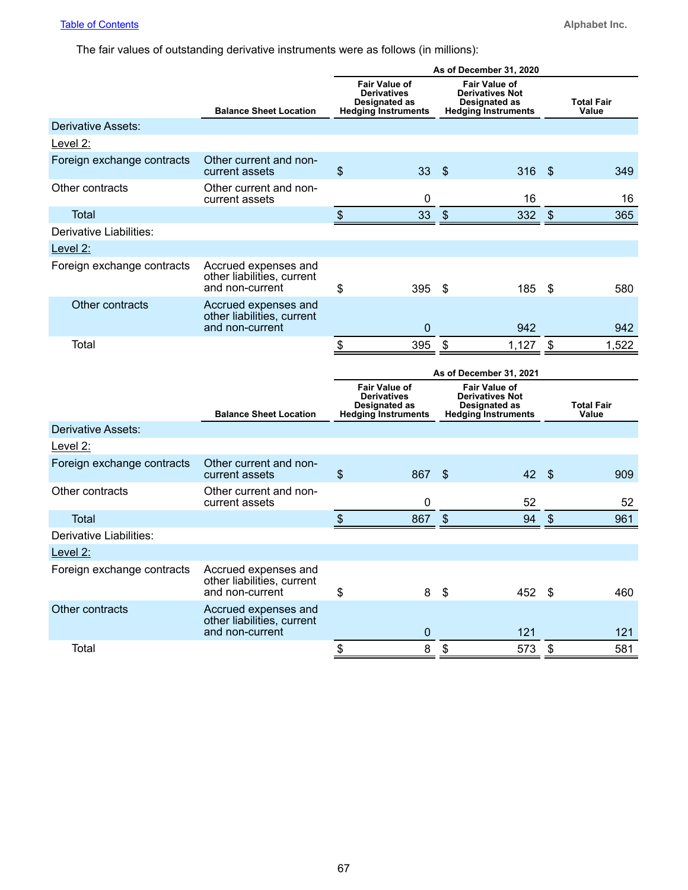The fair values of outstanding derivative instruments were as follows (in millions):

| | | As of December 31, 2020 | | |
|---|---|---|---|---|
| | Balance Sheet Location | Fair Value of Derivatives Designated as Hedging Instruments | Fair Value of Derivatives Not Designated as Hedging Instruments | Total Fair Value |
| Derivative Assets: | | | | |
| Level 2: | | | | |
| Foreign exchange contracts | Other current and non-current assets | $ 33 | $ 316 | $ 349 |
| Other contracts | Other current and non-current assets | 0 | 16 | 16 |
| Total | | $ 33 | $ 332 | $ 365 |
| Derivative Liabilities: | | | | |
| Level 2: | | | | |
| Foreign exchange contracts | Accrued expenses and other liabilities, current and non-current | $ 395 | $ 185 | $ 580 |
| Other contracts | Accrued expenses and other liabilities, current and non-current | 0 | 942 | 942 |
| Total | | $ 395 | $ 1,127 | $ 1,522 |

| | | As of December 31, 2021 | | |
|---|---|---|---|---|
| | Balance Sheet Location | Fair Value of Derivatives Designated as Hedging Instruments | Fair Value of Derivatives Not Designated as Hedging Instruments | Total Fair Value |
| Derivative Assets: | | | | |
| Level 2: | | | | |
| Foreign exchange contracts | Other current and non-current assets | $ 867 | $ 42 | $ 909 |
| Other contracts | Other current and non-current assets | 0 | 52 | 52 |
| Total | | $ 867 | $ 94 | $ 961 |
| Derivative Liabilities: | | | | |
| Level 2: | | | | |
| Foreign exchange contracts | Accrued expenses and other liabilities, current and non-current | $ 8 | $ 452 | $ 460 |
| Other contracts | Accrued expenses and other liabilities, current and non-current | 0 | 121 | 121 |
| Total | | $ 8 | $ 573 | $ 581 |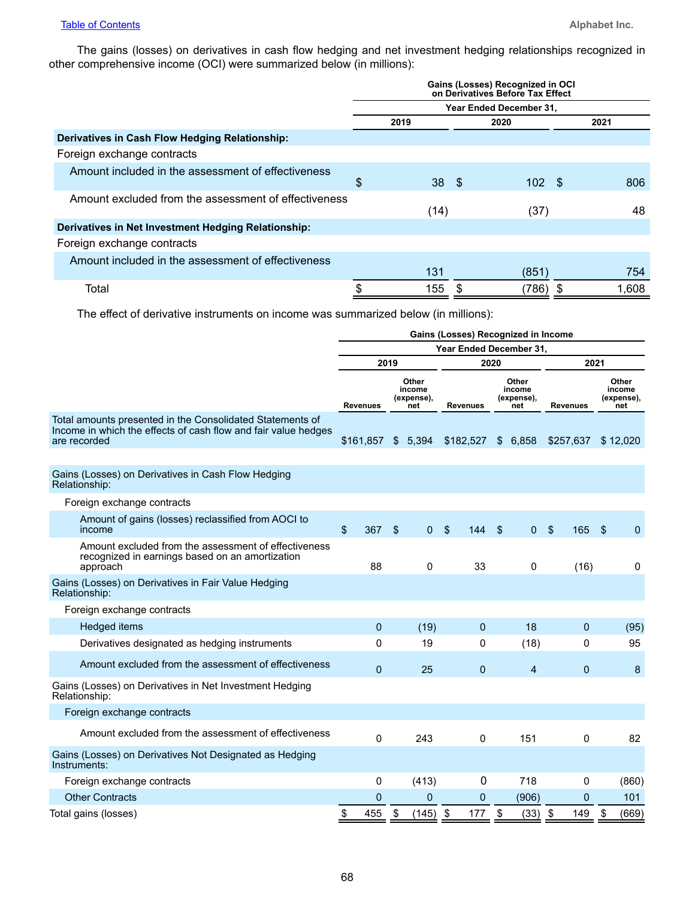The gains (losses) on derivatives in cash flow hedging and net investment hedging relationships recognized in other comprehensive income (OCI) were summarized below (in millions):

| | Gains (Losses) Recognized in OCI on Derivatives Before Tax Effect | | |
|---|---|---|---|
| | Year Ended December 31, | | |
| | 2019 | 2020 | 2021 |
| **Derivatives in Cash Flow Hedging Relationship:** | | | |
| Foreign exchange contracts | | | |
| Amount included in the assessment of effectiveness | $ 38 | $ 102 | $ 806 |
| Amount excluded from the assessment of effectiveness | (14) | (37) | 48 |
| **Derivatives in Net Investment Hedging Relationship:** | | | |
| Foreign exchange contracts | | | |
| Amount included in the assessment of effectiveness | 131 | (851) | 754 |
| Total | $ 155 | $ (786) | $ 1,608 |

The effect of derivative instruments on income was summarized below (in millions):

| | Gains (Losses) Recognized in Income | | | | | |
|---|---|---|---|---|---|---|
| | Year Ended December 31, | | | | | |
| | 2019 | | 2020 | | 2021 | |
| | Revenues | Other income (expense), net | Revenues | Other income (expense), net | Revenues | Other income (expense), net |
| Total amounts presented in the Consolidated Statements of Income in which the effects of cash flow and fair value hedges are recorded | $161,857 | $ 5,394 | $182,527 | $ 6,858 | $257,637 | $ 12,020 |
| Gains (Losses) on Derivatives in Cash Flow Hedging Relationship: | | | | | | |
| Foreign exchange contracts | | | | | | |
| Amount of gains (losses) reclassified from AOCI to income | $ 367 | $ 0 | $ 144 | $ 0 | $ 165 | $ 0 |
| Amount excluded from the assessment of effectiveness recognized in earnings based on an amortization approach | 88 | 0 | 33 | 0 | (16) | 0 |
| Gains (Losses) on Derivatives in Fair Value Hedging Relationship: | | | | | | |
| Foreign exchange contracts | | | | | | |
| Hedged items | 0 | (19) | 0 | 18 | 0 | (95) |
| Derivatives designated as hedging instruments | 0 | 19 | 0 | (18) | 0 | 95 |
| Amount excluded from the assessment of effectiveness | 0 | 25 | 0 | 4 | 0 | 8 |
| Gains (Losses) on Derivatives in Net Investment Hedging Relationship: | | | | | | |
| Foreign exchange contracts | | | | | | |
| Amount excluded from the assessment of effectiveness | 0 | 243 | 0 | 151 | 0 | 82 |
| Gains (Losses) on Derivatives Not Designated as Hedging Instruments: | | | | | | |
| Foreign exchange contracts | 0 | (413) | 0 | 718 | 0 | (860) |
| Other Contracts | 0 | 0 | 0 | (906) | 0 | 101 |
| Total gains (losses) | $ 455 | $ (145) | $ 177 | $ (33) | $ 149 | $ (669) |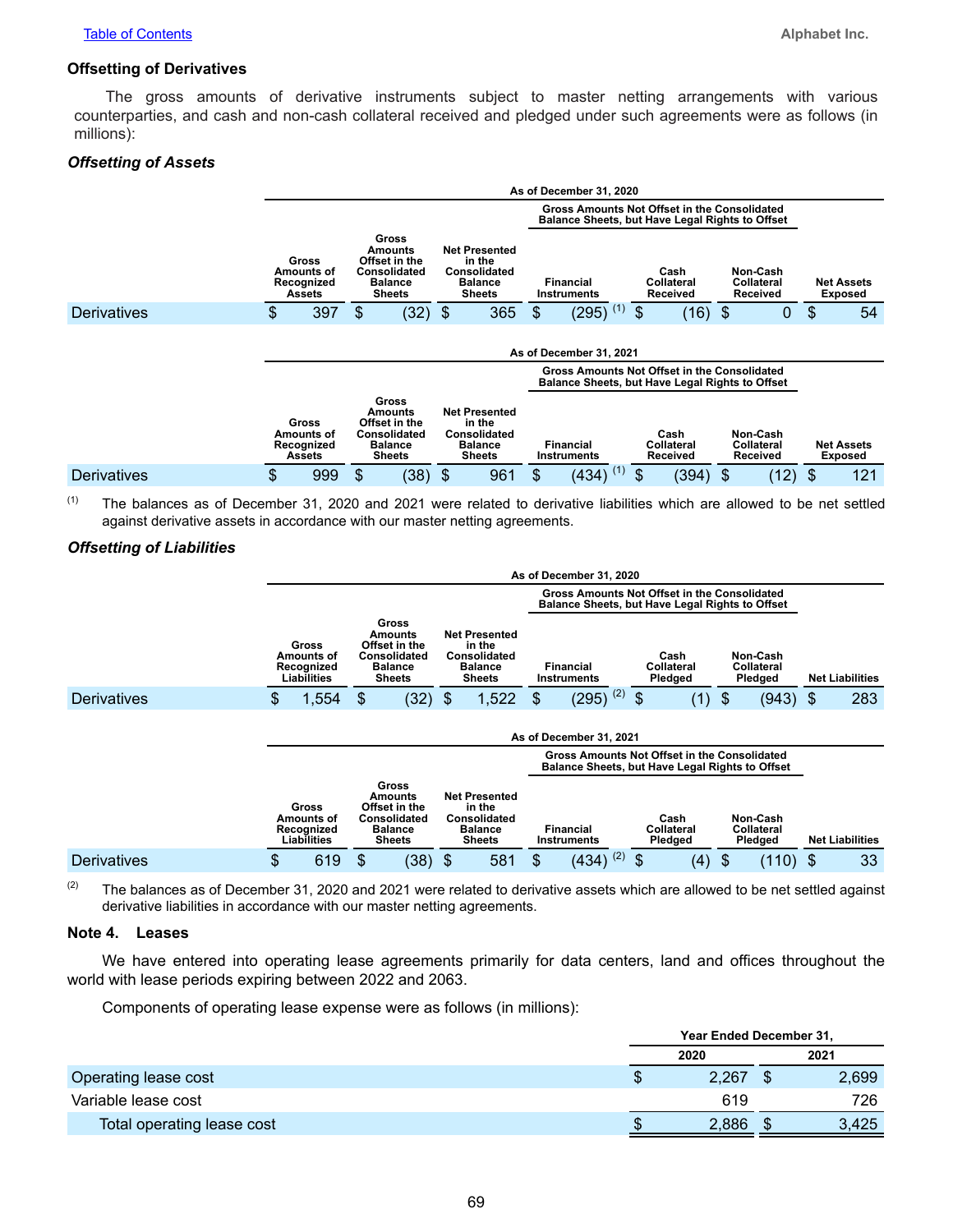### Offsetting of Derivatives

The gross amounts of derivative instruments subject to master netting arrangements with various counterparties, and cash and non-cash collateral received and pledged under such agreements were as follows (in millions):

***Offsetting of Assets***

| | As of December 31, 2020 | | | | | | |
|---|---|---|---|---|---|---|---|
| | | | | Gross Amounts Not Offset in the Consolidated Balance Sheets, but Have Legal Rights to Offset | | | |
| | Gross Amounts of Recognized Assets | Gross Amounts Offset in the Consolidated Balance Sheets | Net Presented in the Consolidated Balance Sheets | Financial Instruments | Cash Collateral Received | Non-Cash Collateral Received | Net Assets Exposed |
| Derivatives | $ 397 | $ (32) | $ 365 | $ (295) (1) | $ (16) | $ 0 | $ 54 |

| | As of December 31, 2021 | | | | | | |
|---|---|---|---|---|---|---|---|
| | | | | Gross Amounts Not Offset in the Consolidated Balance Sheets, but Have Legal Rights to Offset | | | |
| | Gross Amounts of Recognized Assets | Gross Amounts Offset in the Consolidated Balance Sheets | Net Presented in the Consolidated Balance Sheets | Financial Instruments | Cash Collateral Received | Non-Cash Collateral Received | Net Assets Exposed |
| Derivatives | $ 999 | $ (38) | $ 961 | $ (434) (1) | $ (394) | $ (12) | $ 121 |

(1) The balances as of December 31, 2020 and 2021 were related to derivative liabilities which are allowed to be net settled against derivative assets in accordance with our master netting agreements.

***Offsetting of Liabilities***

| | As of December 31, 2020 | | | | | | |
|---|---|---|---|---|---|---|---|
| | | | | Gross Amounts Not Offset in the Consolidated Balance Sheets, but Have Legal Rights to Offset | | | |
| | Gross Amounts of Recognized Liabilities | Gross Amounts Offset in the Consolidated Balance Sheets | Net Presented in the Consolidated Balance Sheets | Financial Instruments | Cash Collateral Pledged | Non-Cash Collateral Pledged | Net Liabilities |
| Derivatives | $ 1,554 | $ (32) | $ 1,522 | $ (295) (2) | $ (1) | $ (943) | $ 283 |

| | As of December 31, 2021 | | | | | | |
|---|---|---|---|---|---|---|---|
| | | | | Gross Amounts Not Offset in the Consolidated Balance Sheets, but Have Legal Rights to Offset | | | |
| | Gross Amounts of Recognized Liabilities | Gross Amounts Offset in the Consolidated Balance Sheets | Net Presented in the Consolidated Balance Sheets | Financial Instruments | Cash Collateral Pledged | Non-Cash Collateral Pledged | Net Liabilities |
| Derivatives | $ 619 | $ (38) | $ 581 | $ (434) (2) | $ (4) | $ (110) | $ 33 |

(2) The balances as of December 31, 2020 and 2021 were related to derivative assets which are allowed to be net settled against derivative liabilities in accordance with our master netting agreements.

### Note 4. Leases

We have entered into operating lease agreements primarily for data centers, land and offices throughout the world with lease periods expiring between 2022 and 2063.

Components of operating lease expense were as follows (in millions):

| | Year Ended December 31, | |
|---|---|---|
| | 2020 | 2021 |
| Operating lease cost | $ 2,267 | $ 2,699 |
| Variable lease cost | 619 | 726 |
| Total operating lease cost | $ 2,886 | $ 3,425 |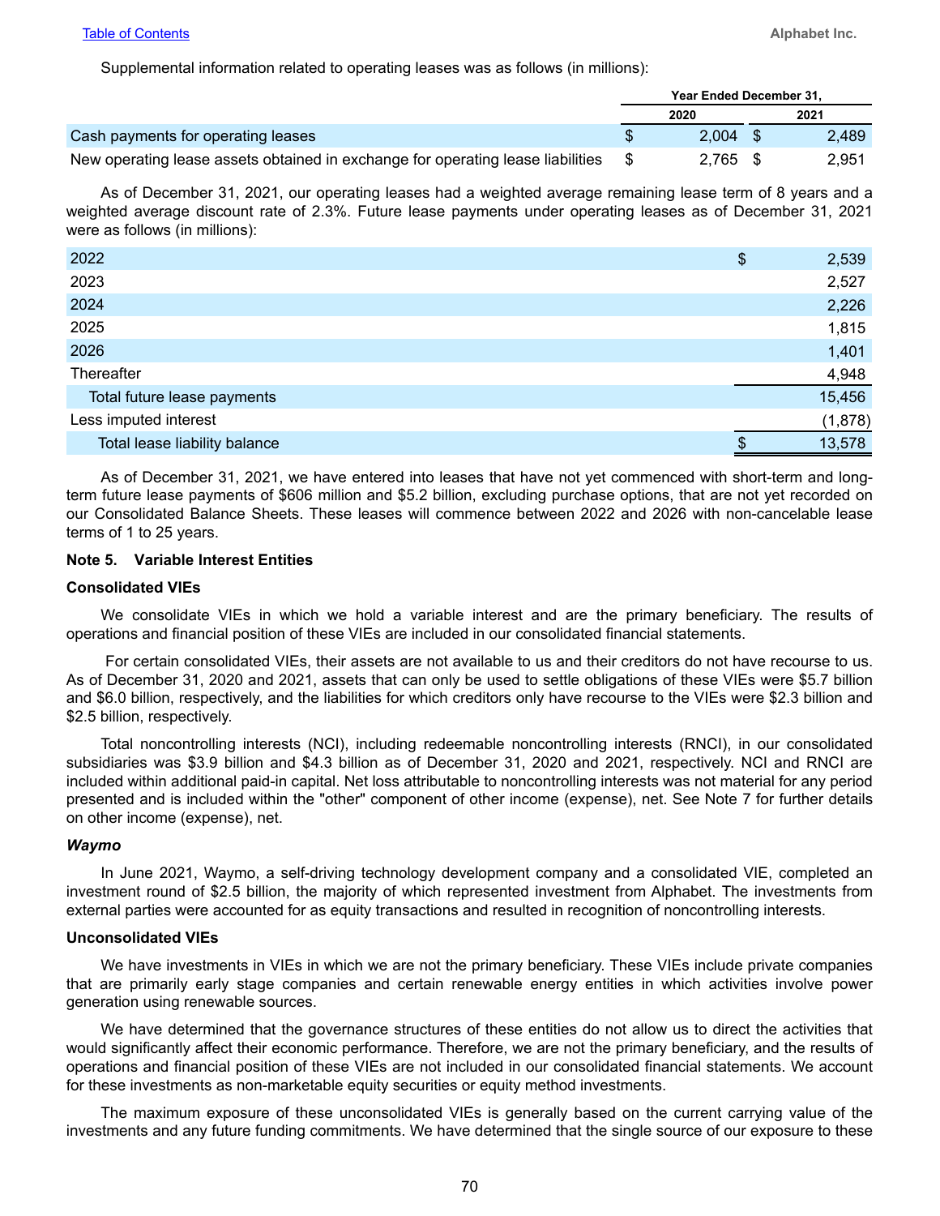Supplemental information related to operating leases was as follows (in millions):

| | Year Ended December 31, | |
|---|---|---|
| | 2020 | 2021 |
| Cash payments for operating leases | $ 2,004 | $ 2,489 |
| New operating lease assets obtained in exchange for operating lease liabilities | $ 2,765 | $ 2,951 |

As of December 31, 2021, our operating leases had a weighted average remaining lease term of 8 years and a weighted average discount rate of 2.3%. Future lease payments under operating leases as of December 31, 2021 were as follows (in millions):

| | |
|---|---|
| 2022 | $ 2,539 |
| 2023 | 2,527 |
| 2024 | 2,226 |
| 2025 | 1,815 |
| 2026 | 1,401 |
| Thereafter | 4,948 |
| Total future lease payments | 15,456 |
| Less imputed interest | (1,878) |
| Total lease liability balance | $ 13,578 |

As of December 31, 2021, we have entered into leases that have not yet commenced with short-term and long-term future lease payments of $606 million and $5.2 billion, excluding purchase options, that are not yet recorded on our Consolidated Balance Sheets. These leases will commence between 2022 and 2026 with non-cancelable lease terms of 1 to 25 years.

**Note 5. Variable Interest Entities**

**Consolidated VIEs**

We consolidate VIEs in which we hold a variable interest and are the primary beneficiary. The results of operations and financial position of these VIEs are included in our consolidated financial statements.

For certain consolidated VIEs, their assets are not available to us and their creditors do not have recourse to us. As of December 31, 2020 and 2021, assets that can only be used to settle obligations of these VIEs were $5.7 billion and $6.0 billion, respectively, and the liabilities for which creditors only have recourse to the VIEs were $2.3 billion and $2.5 billion, respectively.

Total noncontrolling interests (NCI), including redeemable noncontrolling interests (RNCI), in our consolidated subsidiaries was $3.9 billion and $4.3 billion as of December 31, 2020 and 2021, respectively. NCI and RNCI are included within additional paid-in capital. Net loss attributable to noncontrolling interests was not material for any period presented and is included within the "other" component of other income (expense), net. See Note 7 for further details on other income (expense), net.

***Waymo***

In June 2021, Waymo, a self-driving technology development company and a consolidated VIE, completed an investment round of $2.5 billion, the majority of which represented investment from Alphabet. The investments from external parties were accounted for as equity transactions and resulted in recognition of noncontrolling interests.

**Unconsolidated VIEs**

We have investments in VIEs in which we are not the primary beneficiary. These VIEs include private companies that are primarily early stage companies and certain renewable energy entities in which activities involve power generation using renewable sources.

We have determined that the governance structures of these entities do not allow us to direct the activities that would significantly affect their economic performance. Therefore, we are not the primary beneficiary, and the results of operations and financial position of these VIEs are not included in our consolidated financial statements. We account for these investments as non-marketable equity securities or equity method investments.

The maximum exposure of these unconsolidated VIEs is generally based on the current carrying value of the investments and any future funding commitments. We have determined that the single source of our exposure to these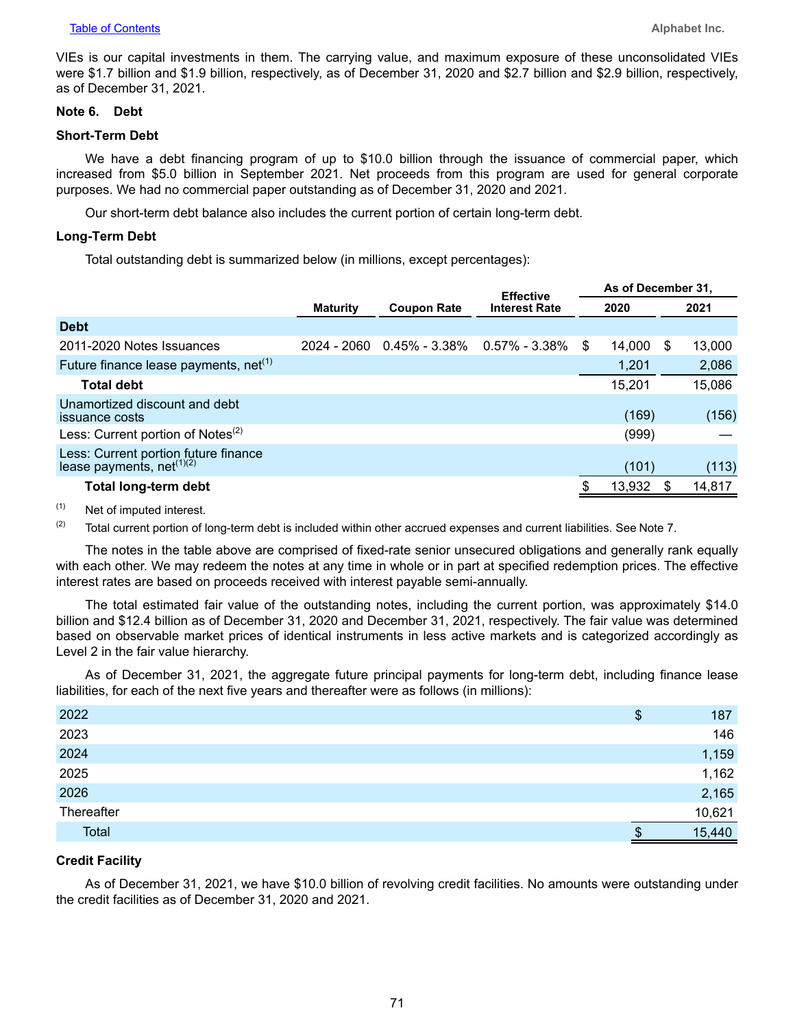VIEs is our capital investments in them. The carrying value, and maximum exposure of these unconsolidated VIEs were $1.7 billion and $1.9 billion, respectively, as of December 31, 2020 and $2.7 billion and $2.9 billion, respectively, as of December 31, 2021.

### Note 6. Debt

#### Short-Term Debt

We have a debt financing program of up to $10.0 billion through the issuance of commercial paper, which increased from $5.0 billion in September 2021. Net proceeds from this program are used for general corporate purposes. We had no commercial paper outstanding as of December 31, 2020 and 2021.

Our short-term debt balance also includes the current portion of certain long-term debt.

#### Long-Term Debt

Total outstanding debt is summarized below (in millions, except percentages):

| | Maturity | Coupon Rate | Effective Interest Rate | As of December 31, 2020 | As of December 31, 2021 |
|---|---|---|---|---|---|
| **Debt** | | | | | |
| 2011-2020 Notes Issuances | 2024 - 2060 | 0.45% - 3.38% | 0.57% - 3.38% | $ 14,000 | $ 13,000 |
| Future finance lease payments, net[1] | | | | 1,201 | 2,086 |
| **Total debt** | | | | 15,201 | 15,086 |
| Unamortized discount and debt issuance costs | | | | (169) | (156) |
| Less: Current portion of Notes[2] | | | | (999) | — |
| Less: Current portion future finance lease payments, net[1][2] | | | | (101) | (113) |
| **Total long-term debt** | | | | $ 13,932 | $ 14,817 |

[1] Net of imputed interest.

[2] Total current portion of long-term debt is included within other accrued expenses and current liabilities. See Note 7.

The notes in the table above are comprised of fixed-rate senior unsecured obligations and generally rank equally with each other. We may redeem the notes at any time in whole or in part at specified redemption prices. The effective interest rates are based on proceeds received with interest payable semi-annually.

The total estimated fair value of the outstanding notes, including the current portion, was approximately $14.0 billion and $12.4 billion as of December 31, 2020 and December 31, 2021, respectively. The fair value was determined based on observable market prices of identical instruments in less active markets and is categorized accordingly as Level 2 in the fair value hierarchy.

As of December 31, 2021, the aggregate future principal payments for long-term debt, including finance lease liabilities, for each of the next five years and thereafter were as follows (in millions):

| | |
|---|---|
| 2022 | $ 187 |
| 2023 | 146 |
| 2024 | 1,159 |
| 2025 | 1,162 |
| 2026 | 2,165 |
| Thereafter | 10,621 |
| Total | $ 15,440 |

#### Credit Facility

As of December 31, 2021, we have $10.0 billion of revolving credit facilities. No amounts were outstanding under the credit facilities as of December 31, 2020 and 2021.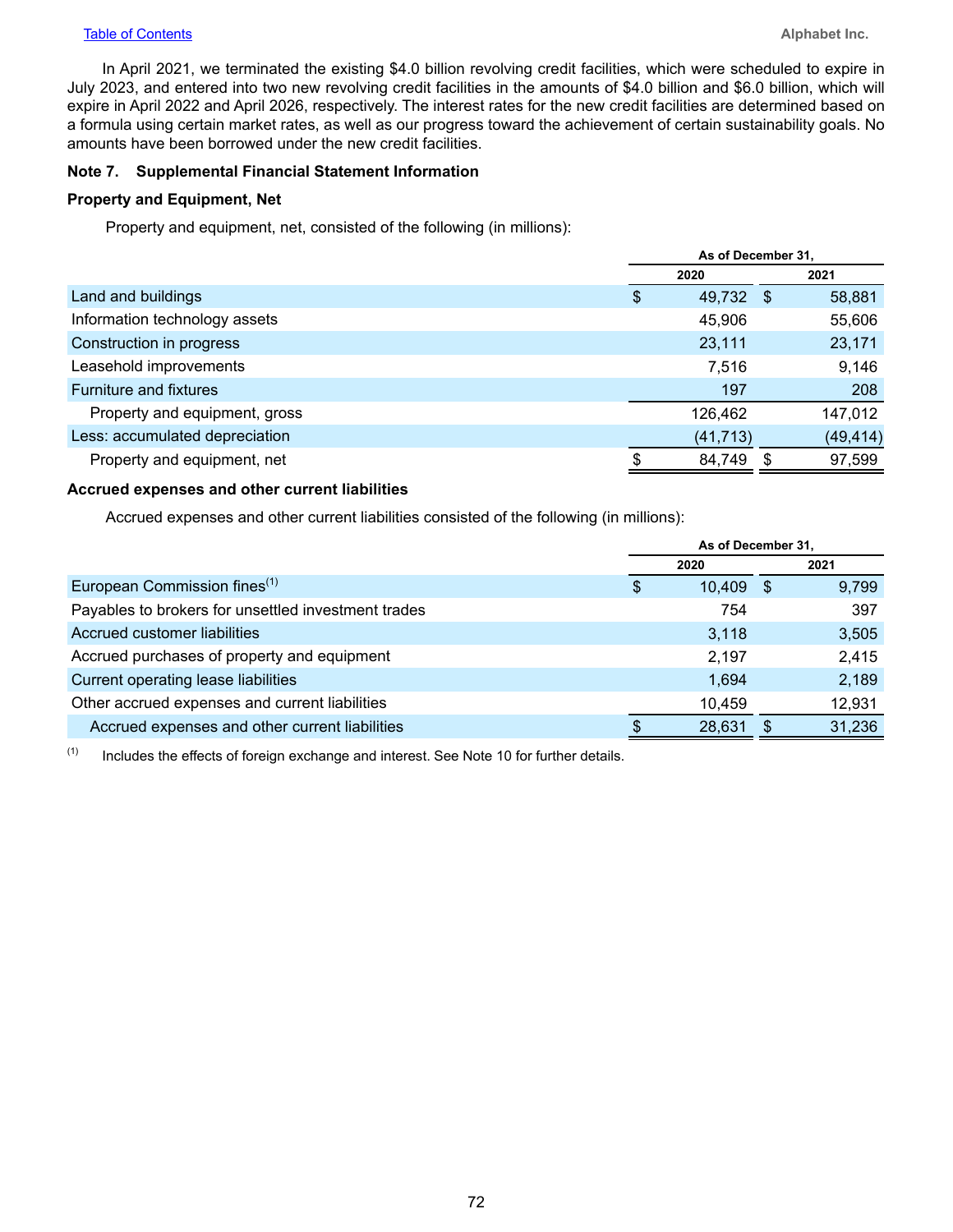In April 2021, we terminated the existing $4.0 billion revolving credit facilities, which were scheduled to expire in July 2023, and entered into two new revolving credit facilities in the amounts of $4.0 billion and $6.0 billion, which will expire in April 2022 and April 2026, respectively. The interest rates for the new credit facilities are determined based on a formula using certain market rates, as well as our progress toward the achievement of certain sustainability goals. No amounts have been borrowed under the new credit facilities.

## Note 7. Supplemental Financial Statement Information

### Property and Equipment, Net

Property and equipment, net, consisted of the following (in millions):

| | As of December 31, | |
|---|---|---|
| | 2020 | 2021 |
| Land and buildings | $ 49,732 | $ 58,881 |
| Information technology assets | 45,906 | 55,606 |
| Construction in progress | 23,111 | 23,171 |
| Leasehold improvements | 7,516 | 9,146 |
| Furniture and fixtures | 197 | 208 |
| Property and equipment, gross | 126,462 | 147,012 |
| Less: accumulated depreciation | (41,713) | (49,414) |
| Property and equipment, net | $ 84,749 | $ 97,599 |

### Accrued expenses and other current liabilities

Accrued expenses and other current liabilities consisted of the following (in millions):

| | As of December 31, | |
|---|---|---|
| | 2020 | 2021 |
| European Commission fines[(1)] | $ 10,409 | $ 9,799 |
| Payables to brokers for unsettled investment trades | 754 | 397 |
| Accrued customer liabilities | 3,118 | 3,505 |
| Accrued purchases of property and equipment | 2,197 | 2,415 |
| Current operating lease liabilities | 1,694 | 2,189 |
| Other accrued expenses and current liabilities | 10,459 | 12,931 |
| Accrued expenses and other current liabilities | $ 28,631 | $ 31,236 |

(1) Includes the effects of foreign exchange and interest. See Note 10 for further details.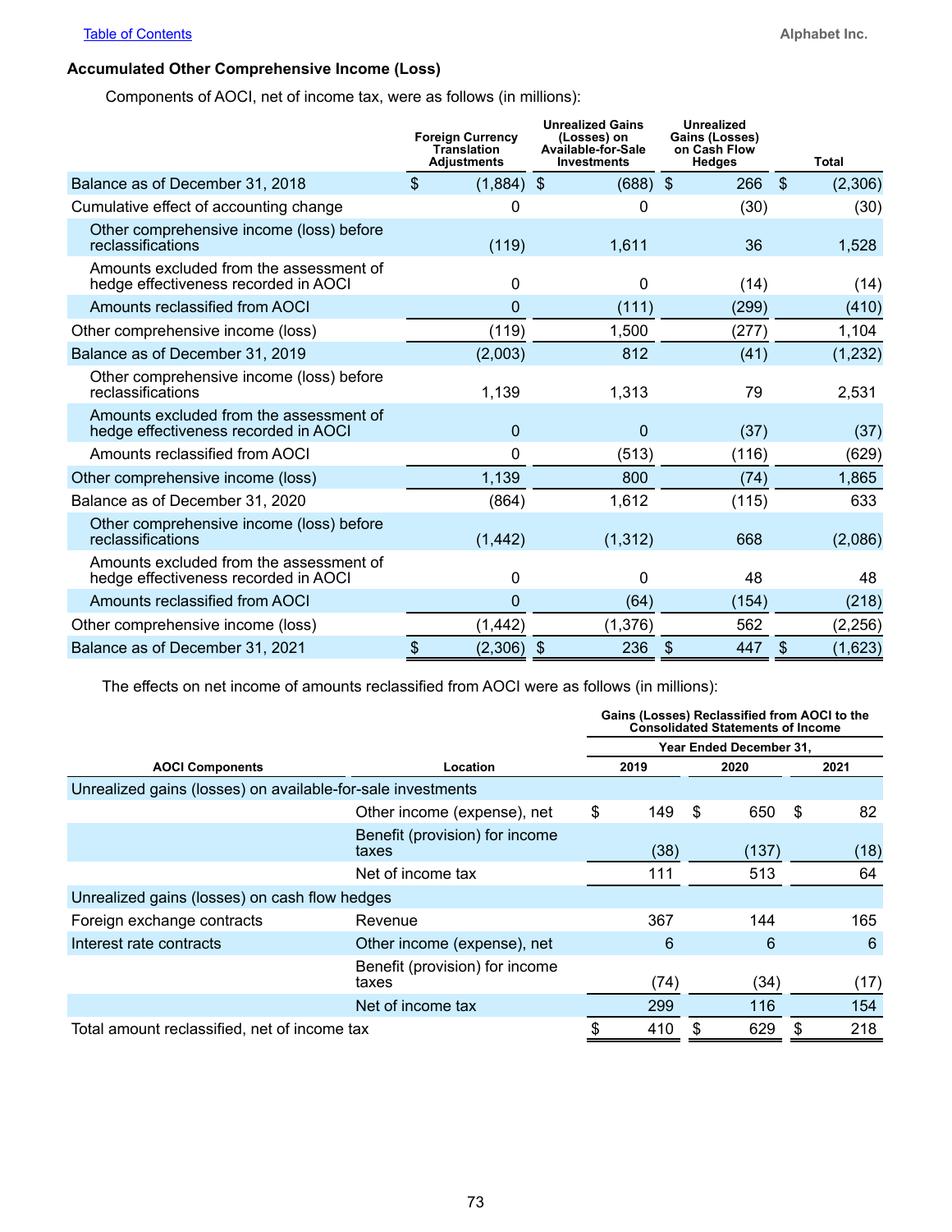### Accumulated Other Comprehensive Income (Loss)

Components of AOCI, net of income tax, were as follows (in millions):

| | Foreign Currency Translation Adjustments | Unrealized Gains (Losses) on Available-for-Sale Investments | Unrealized Gains (Losses) on Cash Flow Hedges | Total |
|---|---|---|---|---|
| Balance as of December 31, 2018 | $ (1,884) | $ (688) | $ 266 | $ (2,306) |
| Cumulative effect of accounting change | 0 | 0 | (30) | (30) |
| Other comprehensive income (loss) before reclassifications | (119) | 1,611 | 36 | 1,528 |
| Amounts excluded from the assessment of hedge effectiveness recorded in AOCI | 0 | 0 | (14) | (14) |
| Amounts reclassified from AOCI | 0 | (111) | (299) | (410) |
| Other comprehensive income (loss) | (119) | 1,500 | (277) | 1,104 |
| Balance as of December 31, 2019 | (2,003) | 812 | (41) | (1,232) |
| Other comprehensive income (loss) before reclassifications | 1,139 | 1,313 | 79 | 2,531 |
| Amounts excluded from the assessment of hedge effectiveness recorded in AOCI | 0 | 0 | (37) | (37) |
| Amounts reclassified from AOCI | 0 | (513) | (116) | (629) |
| Other comprehensive income (loss) | 1,139 | 800 | (74) | 1,865 |
| Balance as of December 31, 2020 | (864) | 1,612 | (115) | 633 |
| Other comprehensive income (loss) before reclassifications | (1,442) | (1,312) | 668 | (2,086) |
| Amounts excluded from the assessment of hedge effectiveness recorded in AOCI | 0 | 0 | 48 | 48 |
| Amounts reclassified from AOCI | 0 | (64) | (154) | (218) |
| Other comprehensive income (loss) | (1,442) | (1,376) | 562 | (2,256) |
| Balance as of December 31, 2021 | $ (2,306) | $ 236 | $ 447 | $ (1,623) |

The effects on net income of amounts reclassified from AOCI were as follows (in millions):

| | | Gains (Losses) Reclassified from AOCI to the Consolidated Statements of Income | | |
|---|---|---|---|---|
| | | Year Ended December 31, | | |
| AOCI Components | Location | 2019 | 2020 | 2021 |
| Unrealized gains (losses) on available-for-sale investments | | | | |
| | Other income (expense), net | $ 149 | $ 650 | $ 82 |
| | Benefit (provision) for income taxes | (38) | (137) | (18) |
| | Net of income tax | 111 | 513 | 64 |
| Unrealized gains (losses) on cash flow hedges | | | | |
| Foreign exchange contracts | Revenue | 367 | 144 | 165 |
| Interest rate contracts | Other income (expense), net | 6 | 6 | 6 |
| | Benefit (provision) for income taxes | (74) | (34) | (17) |
| | Net of income tax | 299 | 116 | 154 |
| Total amount reclassified, net of income tax | | $ 410 | $ 629 | $ 218 |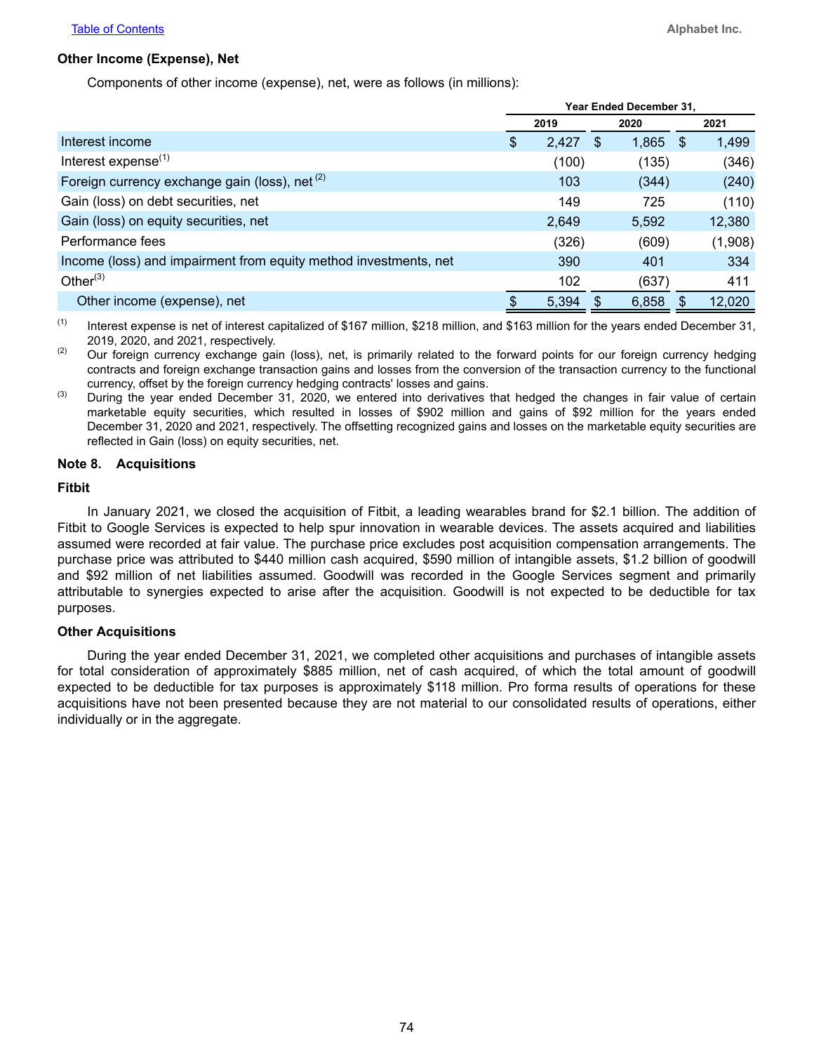### Other Income (Expense), Net

Components of other income (expense), net, were as follows (in millions):

| | Year Ended December 31, | | |
|---|---|---|---|
| | 2019 | 2020 | 2021 |
| Interest income | $ 2,427 | $ 1,865 | $ 1,499 |
| Interest expense[(1)] | (100) | (135) | (346) |
| Foreign currency exchange gain (loss), net [(2)] | 103 | (344) | (240) |
| Gain (loss) on debt securities, net | 149 | 725 | (110) |
| Gain (loss) on equity securities, net | 2,649 | 5,592 | 12,380 |
| Performance fees | (326) | (609) | (1,908) |
| Income (loss) and impairment from equity method investments, net | 390 | 401 | 334 |
| Other[(3)] | 102 | (637) | 411 |
| Other income (expense), net | $ 5,394 | $ 6,858 | $ 12,020 |

(1) Interest expense is net of interest capitalized of $167 million, $218 million, and $163 million for the years ended December 31, 2019, 2020, and 2021, respectively.

(2) Our foreign currency exchange gain (loss), net, is primarily related to the forward points for our foreign currency hedging contracts and foreign exchange transaction gains and losses from the conversion of the transaction currency to the functional currency, offset by the foreign currency hedging contracts' losses and gains.

(3) During the year ended December 31, 2020, we entered into derivatives that hedged the changes in fair value of certain marketable equity securities, which resulted in losses of $902 million and gains of $92 million for the years ended December 31, 2020 and 2021, respectively. The offsetting recognized gains and losses on the marketable equity securities are reflected in Gain (loss) on equity securities, net.

## Note 8. Acquisitions

### Fitbit

In January 2021, we closed the acquisition of Fitbit, a leading wearables brand for $2.1 billion. The addition of Fitbit to Google Services is expected to help spur innovation in wearable devices. The assets acquired and liabilities assumed were recorded at fair value. The purchase price excludes post acquisition compensation arrangements. The purchase price was attributed to $440 million cash acquired, $590 million of intangible assets, $1.2 billion of goodwill and $92 million of net liabilities assumed. Goodwill was recorded in the Google Services segment and primarily attributable to synergies expected to arise after the acquisition. Goodwill is not expected to be deductible for tax purposes.

### Other Acquisitions

During the year ended December 31, 2021, we completed other acquisitions and purchases of intangible assets for total consideration of approximately $885 million, net of cash acquired, of which the total amount of goodwill expected to be deductible for tax purposes is approximately $118 million. Pro forma results of operations for these acquisitions have not been presented because they are not material to our consolidated results of operations, either individually or in the aggregate.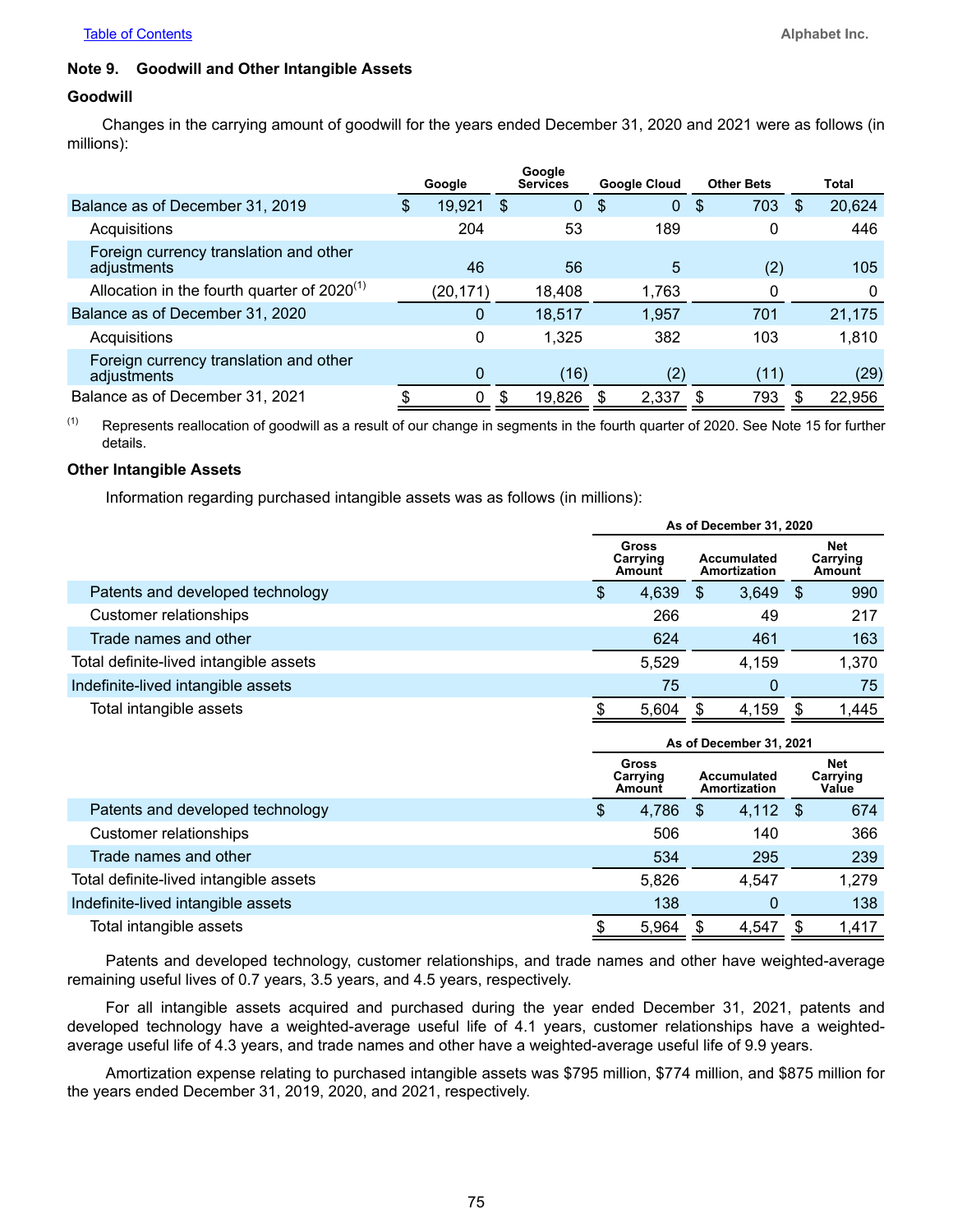## Note 9. Goodwill and Other Intangible Assets

### Goodwill

Changes in the carrying amount of goodwill for the years ended December 31, 2020 and 2021 were as follows (in millions):

| | Google | Google Services | Google Cloud | Other Bets | Total |
|---|---|---|---|---|---|
| Balance as of December 31, 2019 | $ 19,921 | $ 0 | $ 0 | $ 703 | $ 20,624 |
| Acquisitions | 204 | 53 | 189 | 0 | 446 |
| Foreign currency translation and other adjustments | 46 | 56 | 5 | (2) | 105 |
| Allocation in the fourth quarter of 2020[(1)] | (20,171) | 18,408 | 1,763 | 0 | 0 |
| Balance as of December 31, 2020 | 0 | 18,517 | 1,957 | 701 | 21,175 |
| Acquisitions | 0 | 1,325 | 382 | 103 | 1,810 |
| Foreign currency translation and other adjustments | 0 | (16) | (2) | (11) | (29) |
| Balance as of December 31, 2021 | $ 0 | $ 19,826 | $ 2,337 | $ 793 | $ 22,956 |

(1) Represents reallocation of goodwill as a result of our change in segments in the fourth quarter of 2020. See Note 15 for further details.

### Other Intangible Assets

Information regarding purchased intangible assets was as follows (in millions):

| | As of December 31, 2020 | | |
|---|---|---|---|
| | Gross Carrying Amount | Accumulated Amortization | Net Carrying Amount |
| Patents and developed technology | $ 4,639 | $ 3,649 | $ 990 |
| Customer relationships | 266 | 49 | 217 |
| Trade names and other | 624 | 461 | 163 |
| Total definite-lived intangible assets | 5,529 | 4,159 | 1,370 |
| Indefinite-lived intangible assets | 75 | 0 | 75 |
| Total intangible assets | $ 5,604 | $ 4,159 | $ 1,445 |

| | As of December 31, 2021 | | |
|---|---|---|---|
| | Gross Carrying Amount | Accumulated Amortization | Net Carrying Value |
| Patents and developed technology | $ 4,786 | $ 4,112 | $ 674 |
| Customer relationships | 506 | 140 | 366 |
| Trade names and other | 534 | 295 | 239 |
| Total definite-lived intangible assets | 5,826 | 4,547 | 1,279 |
| Indefinite-lived intangible assets | 138 | 0 | 138 |
| Total intangible assets | $ 5,964 | $ 4,547 | $ 1,417 |

Patents and developed technology, customer relationships, and trade names and other have weighted-average remaining useful lives of 0.7 years, 3.5 years, and 4.5 years, respectively.

For all intangible assets acquired and purchased during the year ended December 31, 2021, patents and developed technology have a weighted-average useful life of 4.1 years, customer relationships have a weighted-average useful life of 4.3 years, and trade names and other have a weighted-average useful life of 9.9 years.

Amortization expense relating to purchased intangible assets was $795 million, $774 million, and $875 million for the years ended December 31, 2019, 2020, and 2021, respectively.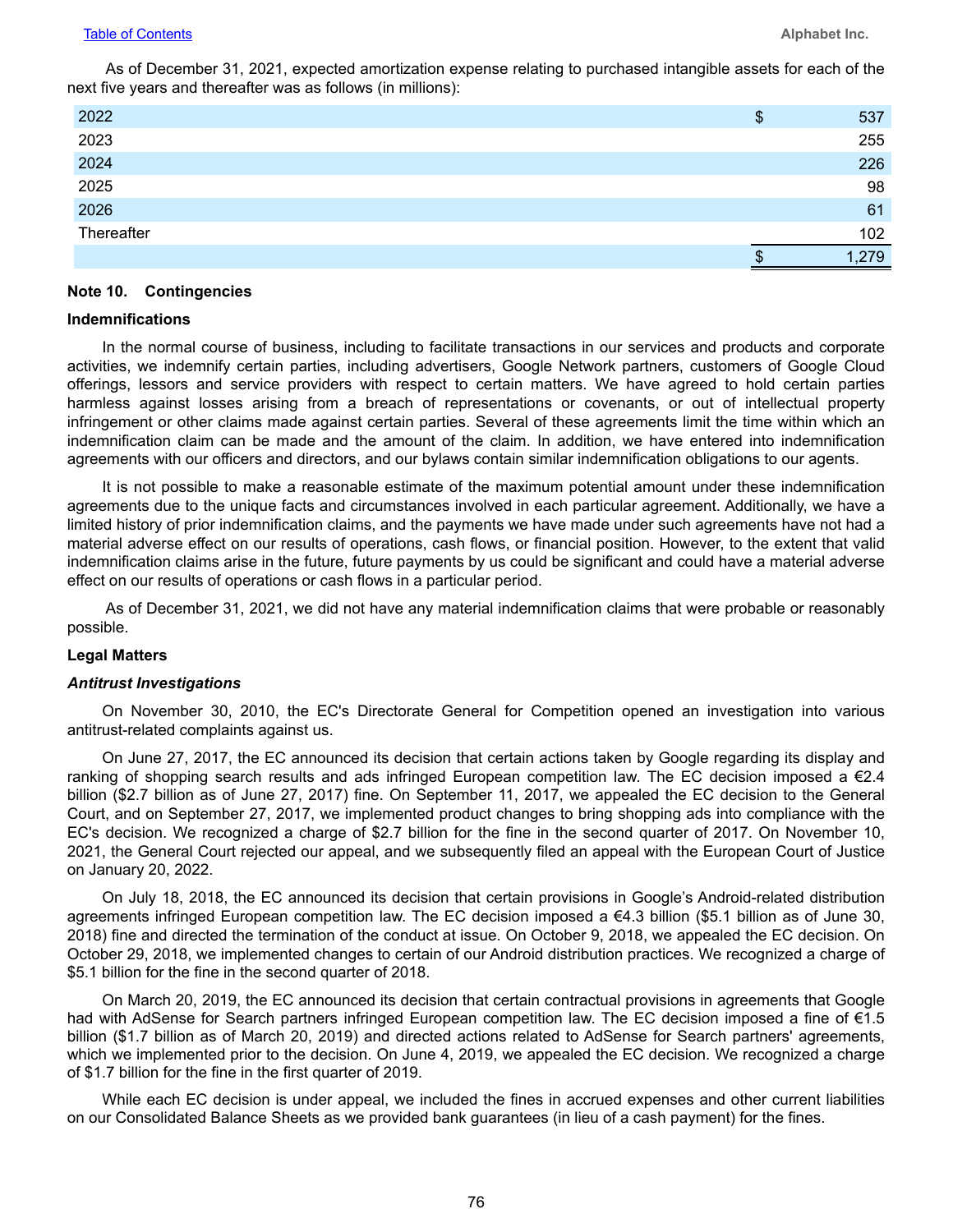As of December 31, 2021, expected amortization expense relating to purchased intangible assets for each of the next five years and thereafter was as follows (in millions):

| | |
|---|---|
| 2022 | $ 537 |
| 2023 | 255 |
| 2024 | 226 |
| 2025 | 98 |
| 2026 | 61 |
| Thereafter | 102 |
| | $ 1,279 |

## Note 10. Contingencies

### Indemnifications

In the normal course of business, including to facilitate transactions in our services and products and corporate activities, we indemnify certain parties, including advertisers, Google Network partners, customers of Google Cloud offerings, lessors and service providers with respect to certain matters. We have agreed to hold certain parties harmless against losses arising from a breach of representations or covenants, or out of intellectual property infringement or other claims made against certain parties. Several of these agreements limit the time within which an indemnification claim can be made and the amount of the claim. In addition, we have entered into indemnification agreements with our officers and directors, and our bylaws contain similar indemnification obligations to our agents.

It is not possible to make a reasonable estimate of the maximum potential amount under these indemnification agreements due to the unique facts and circumstances involved in each particular agreement. Additionally, we have a limited history of prior indemnification claims, and the payments we have made under such agreements have not had a material adverse effect on our results of operations, cash flows, or financial position. However, to the extent that valid indemnification claims arise in the future, future payments by us could be significant and could have a material adverse effect on our results of operations or cash flows in a particular period.

As of December 31, 2021, we did not have any material indemnification claims that were probable or reasonably possible.

### Legal Matters

#### *Antitrust Investigations*

On November 30, 2010, the EC's Directorate General for Competition opened an investigation into various antitrust-related complaints against us.

On June 27, 2017, the EC announced its decision that certain actions taken by Google regarding its display and ranking of shopping search results and ads infringed European competition law. The EC decision imposed a €2.4 billion ($2.7 billion as of June 27, 2017) fine. On September 11, 2017, we appealed the EC decision to the General Court, and on September 27, 2017, we implemented product changes to bring shopping ads into compliance with the EC's decision. We recognized a charge of $2.7 billion for the fine in the second quarter of 2017. On November 10, 2021, the General Court rejected our appeal, and we subsequently filed an appeal with the European Court of Justice on January 20, 2022.

On July 18, 2018, the EC announced its decision that certain provisions in Google's Android-related distribution agreements infringed European competition law. The EC decision imposed a €4.3 billion ($5.1 billion as of June 30, 2018) fine and directed the termination of the conduct at issue. On October 9, 2018, we appealed the EC decision. On October 29, 2018, we implemented changes to certain of our Android distribution practices. We recognized a charge of $5.1 billion for the fine in the second quarter of 2018.

On March 20, 2019, the EC announced its decision that certain contractual provisions in agreements that Google had with AdSense for Search partners infringed European competition law. The EC decision imposed a fine of €1.5 billion ($1.7 billion as of March 20, 2019) and directed actions related to AdSense for Search partners' agreements, which we implemented prior to the decision. On June 4, 2019, we appealed the EC decision. We recognized a charge of $1.7 billion for the fine in the first quarter of 2019.

While each EC decision is under appeal, we included the fines in accrued expenses and other current liabilities on our Consolidated Balance Sheets as we provided bank guarantees (in lieu of a cash payment) for the fines.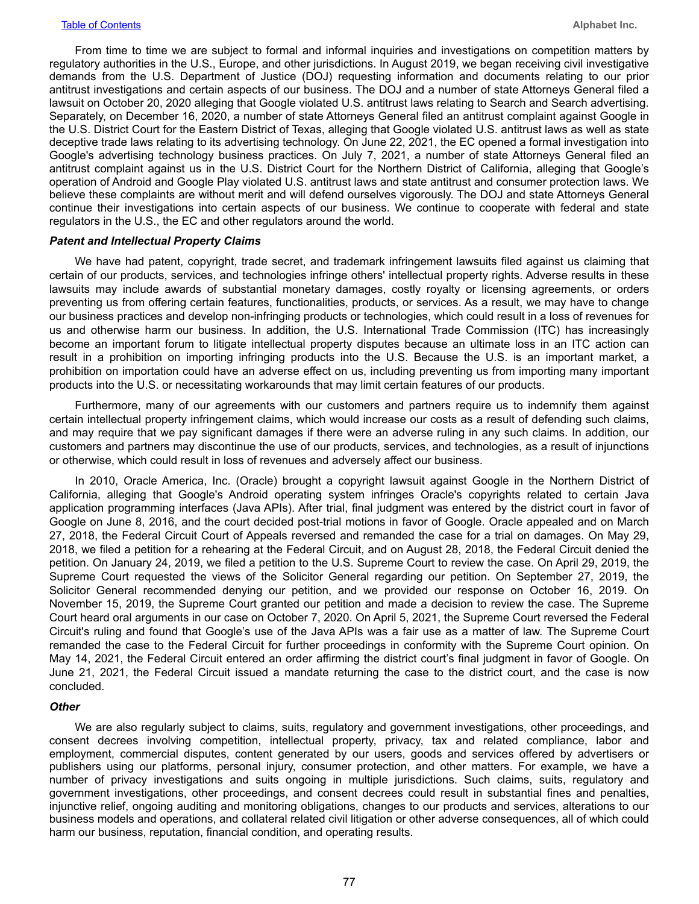From time to time we are subject to formal and informal inquiries and investigations on competition matters by regulatory authorities in the U.S., Europe, and other jurisdictions. In August 2019, we began receiving civil investigative demands from the U.S. Department of Justice (DOJ) requesting information and documents relating to our prior antitrust investigations and certain aspects of our business. The DOJ and a number of state Attorneys General filed a lawsuit on October 20, 2020 alleging that Google violated U.S. antitrust laws relating to Search and Search advertising. Separately, on December 16, 2020, a number of state Attorneys General filed an antitrust complaint against Google in the U.S. District Court for the Eastern District of Texas, alleging that Google violated U.S. antitrust laws as well as state deceptive trade laws relating to its advertising technology. On June 22, 2021, the EC opened a formal investigation into Google's advertising technology business practices. On July 7, 2021, a number of state Attorneys General filed an antitrust complaint against us in the U.S. District Court for the Northern District of California, alleging that Google's operation of Android and Google Play violated U.S. antitrust laws and state antitrust and consumer protection laws. We believe these complaints are without merit and will defend ourselves vigorously. The DOJ and state Attorneys General continue their investigations into certain aspects of our business. We continue to cooperate with federal and state regulators in the U.S., the EC and other regulators around the world.

***Patent and Intellectual Property Claims***

We have had patent, copyright, trade secret, and trademark infringement lawsuits filed against us claiming that certain of our products, services, and technologies infringe others' intellectual property rights. Adverse results in these lawsuits may include awards of substantial monetary damages, costly royalty or licensing agreements, or orders preventing us from offering certain features, functionalities, products, or services. As a result, we may have to change our business practices and develop non-infringing products or technologies, which could result in a loss of revenues for us and otherwise harm our business. In addition, the U.S. International Trade Commission (ITC) has increasingly become an important forum to litigate intellectual property disputes because an ultimate loss in an ITC action can result in a prohibition on importing infringing products into the U.S. Because the U.S. is an important market, a prohibition on importation could have an adverse effect on us, including preventing us from importing many important products into the U.S. or necessitating workarounds that may limit certain features of our products.

Furthermore, many of our agreements with our customers and partners require us to indemnify them against certain intellectual property infringement claims, which would increase our costs as a result of defending such claims, and may require that we pay significant damages if there were an adverse ruling in any such claims. In addition, our customers and partners may discontinue the use of our products, services, and technologies, as a result of injunctions or otherwise, which could result in loss of revenues and adversely affect our business.

In 2010, Oracle America, Inc. (Oracle) brought a copyright lawsuit against Google in the Northern District of California, alleging that Google's Android operating system infringes Oracle's copyrights related to certain Java application programming interfaces (Java APIs). After trial, final judgment was entered by the district court in favor of Google on June 8, 2016, and the court decided post-trial motions in favor of Google. Oracle appealed and on March 27, 2018, the Federal Circuit Court of Appeals reversed and remanded the case for a trial on damages. On May 29, 2018, we filed a petition for a rehearing at the Federal Circuit, and on August 28, 2018, the Federal Circuit denied the petition. On January 24, 2019, we filed a petition to the U.S. Supreme Court to review the case. On April 29, 2019, the Supreme Court requested the views of the Solicitor General regarding our petition. On September 27, 2019, the Solicitor General recommended denying our petition, and we provided our response on October 16, 2019. On November 15, 2019, the Supreme Court granted our petition and made a decision to review the case. The Supreme Court heard oral arguments in our case on October 7, 2020. On April 5, 2021, the Supreme Court reversed the Federal Circuit's ruling and found that Google's use of the Java APIs was a fair use as a matter of law. The Supreme Court remanded the case to the Federal Circuit for further proceedings in conformity with the Supreme Court opinion. On May 14, 2021, the Federal Circuit entered an order affirming the district court's final judgment in favor of Google. On June 21, 2021, the Federal Circuit issued a mandate returning the case to the district court, and the case is now concluded.

***Other***

We are also regularly subject to claims, suits, regulatory and government investigations, other proceedings, and consent decrees involving competition, intellectual property, privacy, tax and related compliance, labor and employment, commercial disputes, content generated by our users, goods and services offered by advertisers or publishers using our platforms, personal injury, consumer protection, and other matters. For example, we have a number of privacy investigations and suits ongoing in multiple jurisdictions. Such claims, suits, regulatory and government investigations, other proceedings, and consent decrees could result in substantial fines and penalties, injunctive relief, ongoing auditing and monitoring obligations, changes to our products and services, alterations to our business models and operations, and collateral related civil litigation or other adverse consequences, all of which could harm our business, reputation, financial condition, and operating results.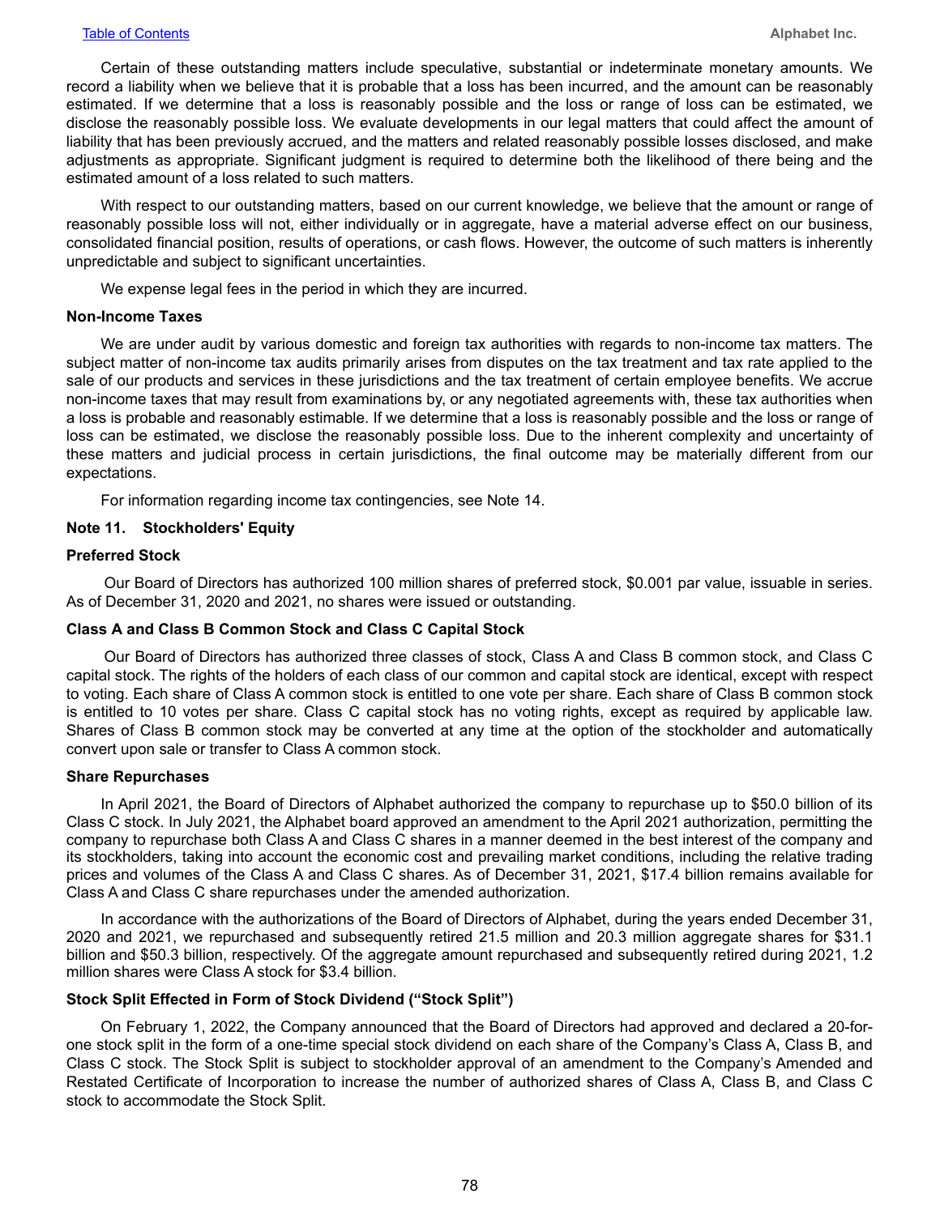Certain of these outstanding matters include speculative, substantial or indeterminate monetary amounts. We record a liability when we believe that it is probable that a loss has been incurred, and the amount can be reasonably estimated. If we determine that a loss is reasonably possible and the loss or range of loss can be estimated, we disclose the reasonably possible loss. We evaluate developments in our legal matters that could affect the amount of liability that has been previously accrued, and the matters and related reasonably possible losses disclosed, and make adjustments as appropriate. Significant judgment is required to determine both the likelihood of there being and the estimated amount of a loss related to such matters.

With respect to our outstanding matters, based on our current knowledge, we believe that the amount or range of reasonably possible loss will not, either individually or in aggregate, have a material adverse effect on our business, consolidated financial position, results of operations, or cash flows. However, the outcome of such matters is inherently unpredictable and subject to significant uncertainties.

We expense legal fees in the period in which they are incurred.

**Non-Income Taxes**

We are under audit by various domestic and foreign tax authorities with regards to non-income tax matters. The subject matter of non-income tax audits primarily arises from disputes on the tax treatment and tax rate applied to the sale of our products and services in these jurisdictions and the tax treatment of certain employee benefits. We accrue non-income taxes that may result from examinations by, or any negotiated agreements with, these tax authorities when a loss is probable and reasonably estimable. If we determine that a loss is reasonably possible and the loss or range of loss can be estimated, we disclose the reasonably possible loss. Due to the inherent complexity and uncertainty of these matters and judicial process in certain jurisdictions, the final outcome may be materially different from our expectations.

For information regarding income tax contingencies, see Note 14.

## Note 11. Stockholders' Equity

**Preferred Stock**

Our Board of Directors has authorized 100 million shares of preferred stock, $0.001 par value, issuable in series. As of December 31, 2020 and 2021, no shares were issued or outstanding.

**Class A and Class B Common Stock and Class C Capital Stock**

Our Board of Directors has authorized three classes of stock, Class A and Class B common stock, and Class C capital stock. The rights of the holders of each class of our common and capital stock are identical, except with respect to voting. Each share of Class A common stock is entitled to one vote per share. Each share of Class B common stock is entitled to 10 votes per share. Class C capital stock has no voting rights, except as required by applicable law. Shares of Class B common stock may be converted at any time at the option of the stockholder and automatically convert upon sale or transfer to Class A common stock.

**Share Repurchases**

In April 2021, the Board of Directors of Alphabet authorized the company to repurchase up to $50.0 billion of its Class C stock. In July 2021, the Alphabet board approved an amendment to the April 2021 authorization, permitting the company to repurchase both Class A and Class C shares in a manner deemed in the best interest of the company and its stockholders, taking into account the economic cost and prevailing market conditions, including the relative trading prices and volumes of the Class A and Class C shares. As of December 31, 2021, $17.4 billion remains available for Class A and Class C share repurchases under the amended authorization.

In accordance with the authorizations of the Board of Directors of Alphabet, during the years ended December 31, 2020 and 2021, we repurchased and subsequently retired 21.5 million and 20.3 million aggregate shares for $31.1 billion and $50.3 billion, respectively. Of the aggregate amount repurchased and subsequently retired during 2021, 1.2 million shares were Class A stock for $3.4 billion.

**Stock Split Effected in Form of Stock Dividend ("Stock Split")**

On February 1, 2022, the Company announced that the Board of Directors had approved and declared a 20-for-one stock split in the form of a one-time special stock dividend on each share of the Company's Class A, Class B, and Class C stock. The Stock Split is subject to stockholder approval of an amendment to the Company's Amended and Restated Certificate of Incorporation to increase the number of authorized shares of Class A, Class B, and Class C stock to accommodate the Stock Split.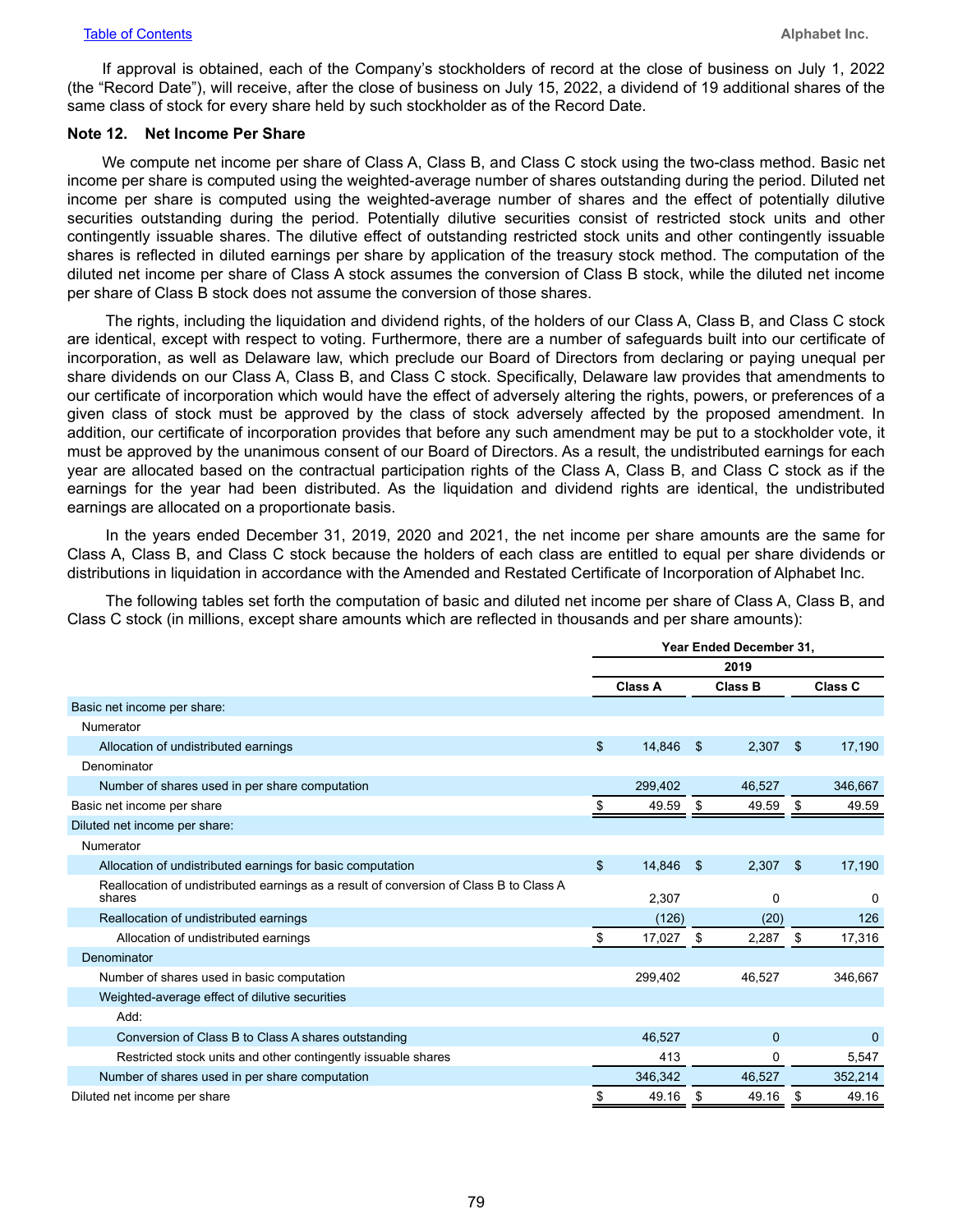If approval is obtained, each of the Company's stockholders of record at the close of business on July 1, 2022 (the "Record Date"), will receive, after the close of business on July 15, 2022, a dividend of 19 additional shares of the same class of stock for every share held by such stockholder as of the Record Date.

### Note 12. Net Income Per Share

We compute net income per share of Class A, Class B, and Class C stock using the two-class method. Basic net income per share is computed using the weighted-average number of shares outstanding during the period. Diluted net income per share is computed using the weighted-average number of shares and the effect of potentially dilutive securities outstanding during the period. Potentially dilutive securities consist of restricted stock units and other contingently issuable shares. The dilutive effect of outstanding restricted stock units and other contingently issuable shares is reflected in diluted earnings per share by application of the treasury stock method. The computation of the diluted net income per share of Class A stock assumes the conversion of Class B stock, while the diluted net income per share of Class B stock does not assume the conversion of those shares.

The rights, including the liquidation and dividend rights, of the holders of our Class A, Class B, and Class C stock are identical, except with respect to voting. Furthermore, there are a number of safeguards built into our certificate of incorporation, as well as Delaware law, which preclude our Board of Directors from declaring or paying unequal per share dividends on our Class A, Class B, and Class C stock. Specifically, Delaware law provides that amendments to our certificate of incorporation which would have the effect of adversely altering the rights, powers, or preferences of a given class of stock must be approved by the class of stock adversely affected by the proposed amendment. In addition, our certificate of incorporation provides that before any such amendment may be put to a stockholder vote, it must be approved by the unanimous consent of our Board of Directors. As a result, the undistributed earnings for each year are allocated based on the contractual participation rights of the Class A, Class B, and Class C stock as if the earnings for the year had been distributed. As the liquidation and dividend rights are identical, the undistributed earnings are allocated on a proportionate basis.

In the years ended December 31, 2019, 2020 and 2021, the net income per share amounts are the same for Class A, Class B, and Class C stock because the holders of each class are entitled to equal per share dividends or distributions in liquidation in accordance with the Amended and Restated Certificate of Incorporation of Alphabet Inc.

The following tables set forth the computation of basic and diluted net income per share of Class A, Class B, and Class C stock (in millions, except share amounts which are reflected in thousands and per share amounts):

| | Year Ended December 31, | | |
|---|---|---|---|
| | 2019 | | |
| | Class A | Class B | Class C |
| Basic net income per share: | | | |
| Numerator | | | |
| Allocation of undistributed earnings | $ 14,846 | $ 2,307 | $ 17,190 |
| Denominator | | | |
| Number of shares used in per share computation | 299,402 | 46,527 | 346,667 |
| Basic net income per share | $ 49.59 | $ 49.59 | $ 49.59 |
| Diluted net income per share: | | | |
| Numerator | | | |
| Allocation of undistributed earnings for basic computation | $ 14,846 | $ 2,307 | $ 17,190 |
| Reallocation of undistributed earnings as a result of conversion of Class B to Class A shares | 2,307 | 0 | 0 |
| Reallocation of undistributed earnings | (126) | (20) | 126 |
| Allocation of undistributed earnings | $ 17,027 | $ 2,287 | $ 17,316 |
| Denominator | | | |
| Number of shares used in basic computation | 299,402 | 46,527 | 346,667 |
| Weighted-average effect of dilutive securities | | | |
| Add: | | | |
| Conversion of Class B to Class A shares outstanding | 46,527 | 0 | 0 |
| Restricted stock units and other contingently issuable shares | 413 | 0 | 5,547 |
| Number of shares used in per share computation | 346,342 | 46,527 | 352,214 |
| Diluted net income per share | $ 49.16 | $ 49.16 | $ 49.16 |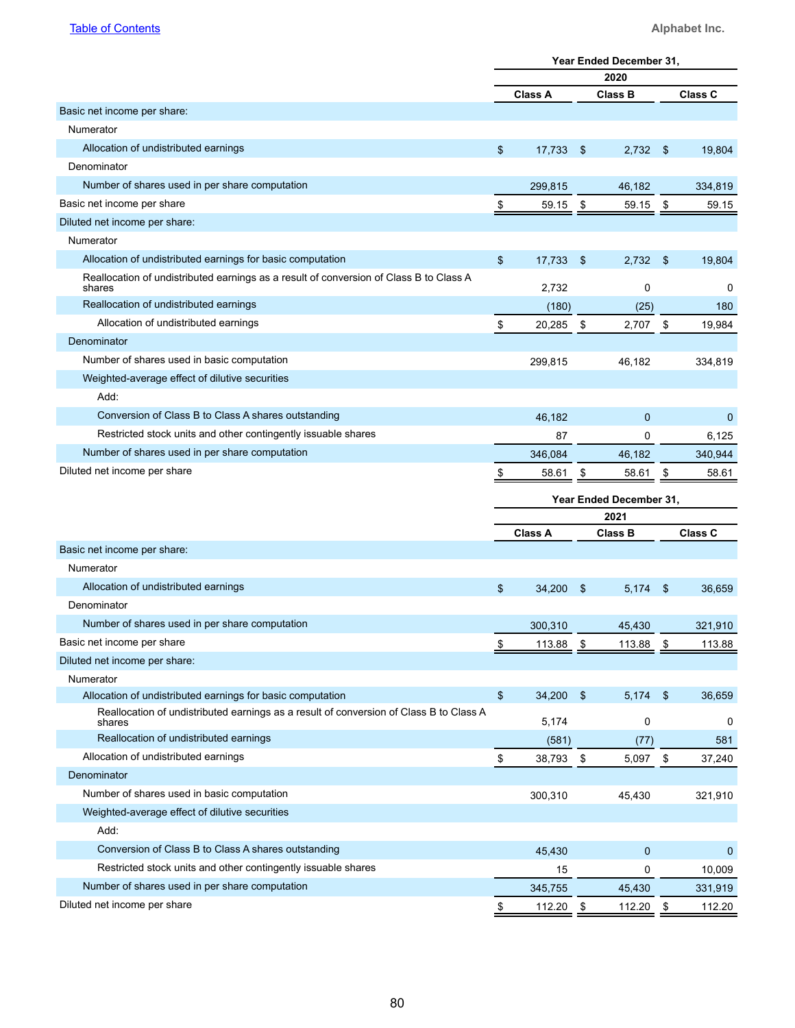| | Year Ended December 31, | | |
|---|---|---|---|
| | 2020 | | |
| | Class A | Class B | Class C |
| Basic net income per share: | | | |
| Numerator | | | |
| Allocation of undistributed earnings | $ 17,733 | $ 2,732 | $ 19,804 |
| Denominator | | | |
| Number of shares used in per share computation | 299,815 | 46,182 | 334,819 |
| Basic net income per share | $ 59.15 | $ 59.15 | $ 59.15 |
| Diluted net income per share: | | | |
| Numerator | | | |
| Allocation of undistributed earnings for basic computation | $ 17,733 | $ 2,732 | $ 19,804 |
| Reallocation of undistributed earnings as a result of conversion of Class B to Class A shares | 2,732 | 0 | 0 |
| Reallocation of undistributed earnings | (180) | (25) | 180 |
| Allocation of undistributed earnings | $ 20,285 | $ 2,707 | $ 19,984 |
| Denominator | | | |
| Number of shares used in basic computation | 299,815 | 46,182 | 334,819 |
| Weighted-average effect of dilutive securities | | | |
| Add: | | | |
| Conversion of Class B to Class A shares outstanding | 46,182 | 0 | 0 |
| Restricted stock units and other contingently issuable shares | 87 | 0 | 6,125 |
| Number of shares used in per share computation | 346,084 | 46,182 | 340,944 |
| Diluted net income per share | $ 58.61 | $ 58.61 | $ 58.61 |

| | Year Ended December 31, | | |
|---|---|---|---|
| | 2021 | | |
| | Class A | Class B | Class C |
| Basic net income per share: | | | |
| Numerator | | | |
| Allocation of undistributed earnings | $ 34,200 | $ 5,174 | $ 36,659 |
| Denominator | | | |
| Number of shares used in per share computation | 300,310 | 45,430 | 321,910 |
| Basic net income per share | $ 113.88 | $ 113.88 | $ 113.88 |
| Diluted net income per share: | | | |
| Numerator | | | |
| Allocation of undistributed earnings for basic computation | $ 34,200 | $ 5,174 | $ 36,659 |
| Reallocation of undistributed earnings as a result of conversion of Class B to Class A shares | 5,174 | 0 | 0 |
| Reallocation of undistributed earnings | (581) | (77) | 581 |
| Allocation of undistributed earnings | $ 38,793 | $ 5,097 | $ 37,240 |
| Denominator | | | |
| Number of shares used in basic computation | 300,310 | 45,430 | 321,910 |
| Weighted-average effect of dilutive securities | | | |
| Add: | | | |
| Conversion of Class B to Class A shares outstanding | 45,430 | 0 | 0 |
| Restricted stock units and other contingently issuable shares | 15 | 0 | 10,009 |
| Number of shares used in per share computation | 345,755 | 45,430 | 331,919 |
| Diluted net income per share | $ 112.20 | $ 112.20 | $ 112.20 |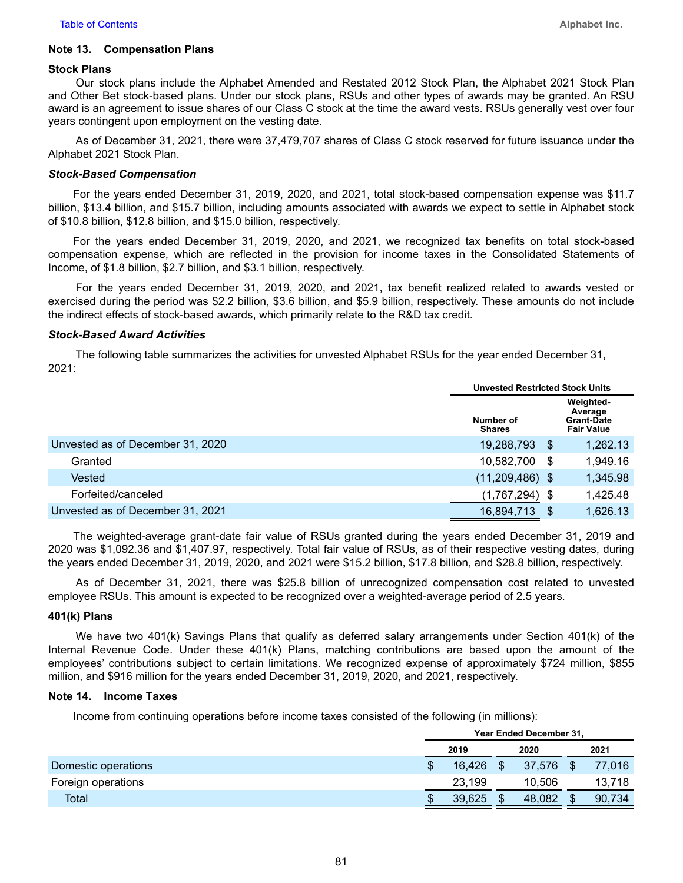### Note 13. Compensation Plans

#### Stock Plans

Our stock plans include the Alphabet Amended and Restated 2012 Stock Plan, the Alphabet 2021 Stock Plan and Other Bet stock-based plans. Under our stock plans, RSUs and other types of awards may be granted. An RSU award is an agreement to issue shares of our Class C stock at the time the award vests. RSUs generally vest over four years contingent upon employment on the vesting date.

As of December 31, 2021, there were 37,479,707 shares of Class C stock reserved for future issuance under the Alphabet 2021 Stock Plan.

#### *Stock-Based Compensation*

For the years ended December 31, 2019, 2020, and 2021, total stock-based compensation expense was $11.7 billion, $13.4 billion, and $15.7 billion, including amounts associated with awards we expect to settle in Alphabet stock of $10.8 billion, $12.8 billion, and $15.0 billion, respectively.

For the years ended December 31, 2019, 2020, and 2021, we recognized tax benefits on total stock-based compensation expense, which are reflected in the provision for income taxes in the Consolidated Statements of Income, of $1.8 billion, $2.7 billion, and $3.1 billion, respectively.

For the years ended December 31, 2019, 2020, and 2021, tax benefit realized related to awards vested or exercised during the period was $2.2 billion, $3.6 billion, and $5.9 billion, respectively. These amounts do not include the indirect effects of stock-based awards, which primarily relate to the R&D tax credit.

#### *Stock-Based Award Activities*

The following table summarizes the activities for unvested Alphabet RSUs for the year ended December 31, 2021:

| | Unvested Restricted Stock Units | |
|---|---|---|
| | Number of Shares | Weighted-Average Grant-Date Fair Value |
| Unvested as of December 31, 2020 | 19,288,793 | $ 1,262.13 |
| Granted | 10,582,700 | $ 1,949.16 |
| Vested | (11,209,486) | $ 1,345.98 |
| Forfeited/canceled | (1,767,294) | $ 1,425.48 |
| Unvested as of December 31, 2021 | 16,894,713 | $ 1,626.13 |

The weighted-average grant-date fair value of RSUs granted during the years ended December 31, 2019 and 2020 was $1,092.36 and $1,407.97, respectively. Total fair value of RSUs, as of their respective vesting dates, during the years ended December 31, 2019, 2020, and 2021 were $15.2 billion, $17.8 billion, and $28.8 billion, respectively.

As of December 31, 2021, there was $25.8 billion of unrecognized compensation cost related to unvested employee RSUs. This amount is expected to be recognized over a weighted-average period of 2.5 years.

#### 401(k) Plans

We have two 401(k) Savings Plans that qualify as deferred salary arrangements under Section 401(k) of the Internal Revenue Code. Under these 401(k) Plans, matching contributions are based upon the amount of the employees' contributions subject to certain limitations. We recognized expense of approximately $724 million, $855 million, and $916 million for the years ended December 31, 2019, 2020, and 2021, respectively.

### Note 14. Income Taxes

Income from continuing operations before income taxes consisted of the following (in millions):

| | Year Ended December 31, | | |
|---|---|---|---|
| | 2019 | 2020 | 2021 |
| Domestic operations | $ 16,426 | $ 37,576 | $ 77,016 |
| Foreign operations | 23,199 | 10,506 | 13,718 |
| Total | $ 39,625 | $ 48,082 | $ 90,734 |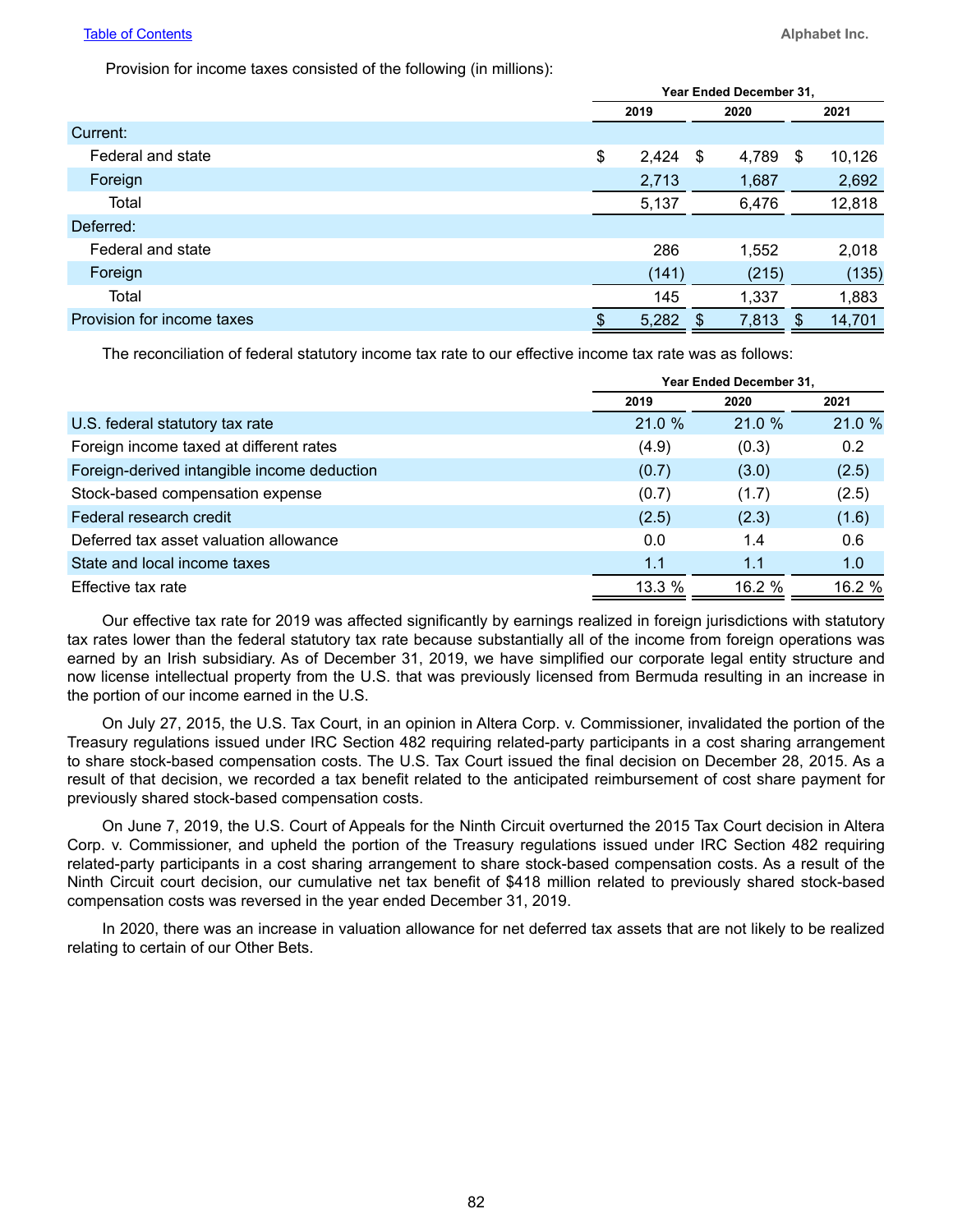Provision for income taxes consisted of the following (in millions):

| | Year Ended December 31, | | |
|---|---|---|---|
| | 2019 | 2020 | 2021 |
| Current: | | | |
| Federal and state | $ 2,424 | $ 4,789 | $ 10,126 |
| Foreign | 2,713 | 1,687 | 2,692 |
| Total | 5,137 | 6,476 | 12,818 |
| Deferred: | | | |
| Federal and state | 286 | 1,552 | 2,018 |
| Foreign | (141) | (215) | (135) |
| Total | 145 | 1,337 | 1,883 |
| Provision for income taxes | $ 5,282 | $ 7,813 | $ 14,701 |

The reconciliation of federal statutory income tax rate to our effective income tax rate was as follows:

| | Year Ended December 31, | | |
|---|---|---|---|
| | 2019 | 2020 | 2021 |
| U.S. federal statutory tax rate | 21.0 % | 21.0 % | 21.0 % |
| Foreign income taxed at different rates | (4.9) | (0.3) | 0.2 |
| Foreign-derived intangible income deduction | (0.7) | (3.0) | (2.5) |
| Stock-based compensation expense | (0.7) | (1.7) | (2.5) |
| Federal research credit | (2.5) | (2.3) | (1.6) |
| Deferred tax asset valuation allowance | 0.0 | 1.4 | 0.6 |
| State and local income taxes | 1.1 | 1.1 | 1.0 |
| Effective tax rate | 13.3 % | 16.2 % | 16.2 % |

Our effective tax rate for 2019 was affected significantly by earnings realized in foreign jurisdictions with statutory tax rates lower than the federal statutory tax rate because substantially all of the income from foreign operations was earned by an Irish subsidiary. As of December 31, 2019, we have simplified our corporate legal entity structure and now license intellectual property from the U.S. that was previously licensed from Bermuda resulting in an increase in the portion of our income earned in the U.S.

On July 27, 2015, the U.S. Tax Court, in an opinion in Altera Corp. v. Commissioner, invalidated the portion of the Treasury regulations issued under IRC Section 482 requiring related-party participants in a cost sharing arrangement to share stock-based compensation costs. The U.S. Tax Court issued the final decision on December 28, 2015. As a result of that decision, we recorded a tax benefit related to the anticipated reimbursement of cost share payment for previously shared stock-based compensation costs.

On June 7, 2019, the U.S. Court of Appeals for the Ninth Circuit overturned the 2015 Tax Court decision in Altera Corp. v. Commissioner, and upheld the portion of the Treasury regulations issued under IRC Section 482 requiring related-party participants in a cost sharing arrangement to share stock-based compensation costs. As a result of the Ninth Circuit court decision, our cumulative net tax benefit of $418 million related to previously shared stock-based compensation costs was reversed in the year ended December 31, 2019.

In 2020, there was an increase in valuation allowance for net deferred tax assets that are not likely to be realized relating to certain of our Other Bets.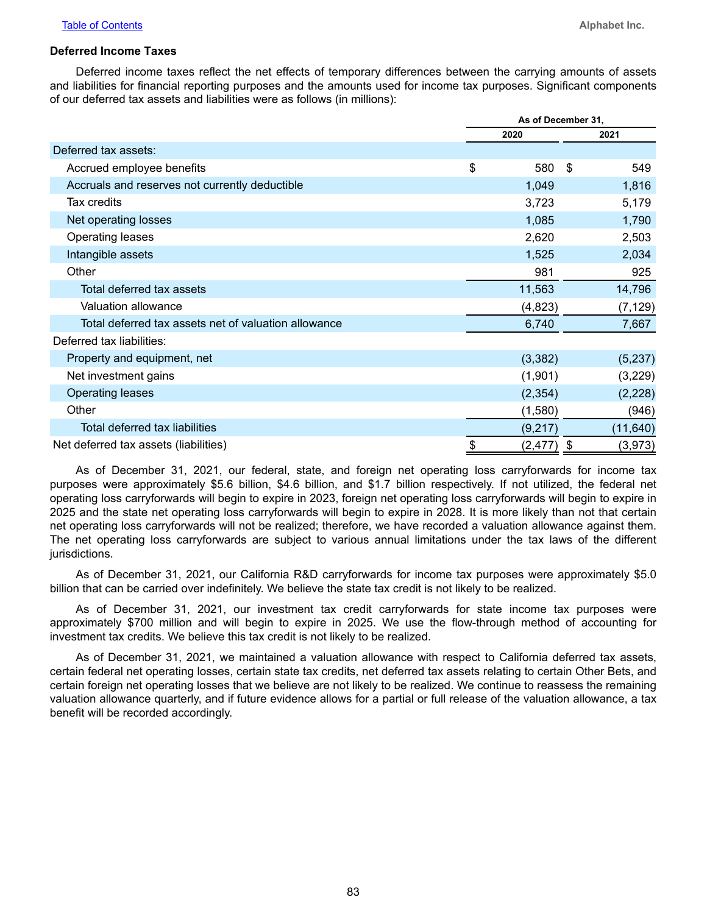### Deferred Income Taxes

Deferred income taxes reflect the net effects of temporary differences between the carrying amounts of assets and liabilities for financial reporting purposes and the amounts used for income tax purposes. Significant components of our deferred tax assets and liabilities were as follows (in millions):

| | As of December 31, | |
|---|---|---|
| | 2020 | 2021 |
| Deferred tax assets: | | |
| Accrued employee benefits | $ 580 | $ 549 |
| Accruals and reserves not currently deductible | 1,049 | 1,816 |
| Tax credits | 3,723 | 5,179 |
| Net operating losses | 1,085 | 1,790 |
| Operating leases | 2,620 | 2,503 |
| Intangible assets | 1,525 | 2,034 |
| Other | 981 | 925 |
| Total deferred tax assets | 11,563 | 14,796 |
| Valuation allowance | (4,823) | (7,129) |
| Total deferred tax assets net of valuation allowance | 6,740 | 7,667 |
| Deferred tax liabilities: | | |
| Property and equipment, net | (3,382) | (5,237) |
| Net investment gains | (1,901) | (3,229) |
| Operating leases | (2,354) | (2,228) |
| Other | (1,580) | (946) |
| Total deferred tax liabilities | (9,217) | (11,640) |
| Net deferred tax assets (liabilities) | $ (2,477) | $ (3,973) |

As of December 31, 2021, our federal, state, and foreign net operating loss carryforwards for income tax purposes were approximately $5.6 billion, $4.6 billion, and $1.7 billion respectively. If not utilized, the federal net operating loss carryforwards will begin to expire in 2023, foreign net operating loss carryforwards will begin to expire in 2025 and the state net operating loss carryforwards will begin to expire in 2028. It is more likely than not that certain net operating loss carryforwards will not be realized; therefore, we have recorded a valuation allowance against them. The net operating loss carryforwards are subject to various annual limitations under the tax laws of the different jurisdictions.

As of December 31, 2021, our California R&D carryforwards for income tax purposes were approximately $5.0 billion that can be carried over indefinitely. We believe the state tax credit is not likely to be realized.

As of December 31, 2021, our investment tax credit carryforwards for state income tax purposes were approximately $700 million and will begin to expire in 2025. We use the flow-through method of accounting for investment tax credits. We believe this tax credit is not likely to be realized.

As of December 31, 2021, we maintained a valuation allowance with respect to California deferred tax assets, certain federal net operating losses, certain state tax credits, net deferred tax assets relating to certain Other Bets, and certain foreign net operating losses that we believe are not likely to be realized. We continue to reassess the remaining valuation allowance quarterly, and if future evidence allows for a partial or full release of the valuation allowance, a tax benefit will be recorded accordingly.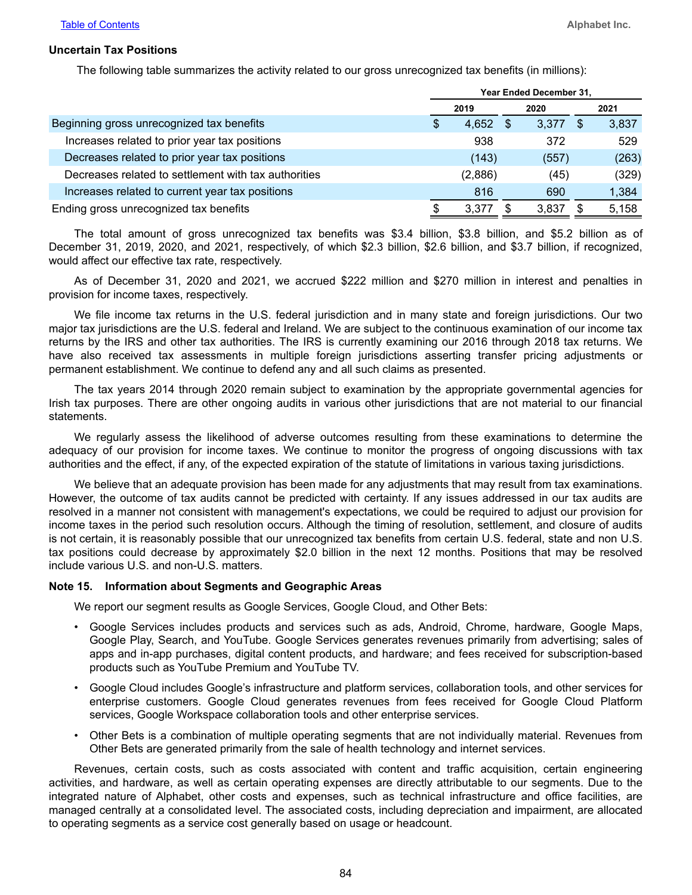### Uncertain Tax Positions

The following table summarizes the activity related to our gross unrecognized tax benefits (in millions):

| | Year Ended December 31, | | |
|---|---|---|---|
| | 2019 | 2020 | 2021 |
| Beginning gross unrecognized tax benefits | $ 4,652 | $ 3,377 | $ 3,837 |
| Increases related to prior year tax positions | 938 | 372 | 529 |
| Decreases related to prior year tax positions | (143) | (557) | (263) |
| Decreases related to settlement with tax authorities | (2,886) | (45) | (329) |
| Increases related to current year tax positions | 816 | 690 | 1,384 |
| Ending gross unrecognized tax benefits | $ 3,377 | $ 3,837 | $ 5,158 |

The total amount of gross unrecognized tax benefits was $3.4 billion, $3.8 billion, and $5.2 billion as of December 31, 2019, 2020, and 2021, respectively, of which $2.3 billion, $2.6 billion, and $3.7 billion, if recognized, would affect our effective tax rate, respectively.

As of December 31, 2020 and 2021, we accrued $222 million and $270 million in interest and penalties in provision for income taxes, respectively.

We file income tax returns in the U.S. federal jurisdiction and in many state and foreign jurisdictions. Our two major tax jurisdictions are the U.S. federal and Ireland. We are subject to the continuous examination of our income tax returns by the IRS and other tax authorities. The IRS is currently examining our 2016 through 2018 tax returns. We have also received tax assessments in multiple foreign jurisdictions asserting transfer pricing adjustments or permanent establishment. We continue to defend any and all such claims as presented.

The tax years 2014 through 2020 remain subject to examination by the appropriate governmental agencies for Irish tax purposes. There are other ongoing audits in various other jurisdictions that are not material to our financial statements.

We regularly assess the likelihood of adverse outcomes resulting from these examinations to determine the adequacy of our provision for income taxes. We continue to monitor the progress of ongoing discussions with tax authorities and the effect, if any, of the expected expiration of the statute of limitations in various taxing jurisdictions.

We believe that an adequate provision has been made for any adjustments that may result from tax examinations. However, the outcome of tax audits cannot be predicted with certainty. If any issues addressed in our tax audits are resolved in a manner not consistent with management's expectations, we could be required to adjust our provision for income taxes in the period such resolution occurs. Although the timing of resolution, settlement, and closure of audits is not certain, it is reasonably possible that our unrecognized tax benefits from certain U.S. federal, state and non U.S. tax positions could decrease by approximately $2.0 billion in the next 12 months. Positions that may be resolved include various U.S. and non-U.S. matters.

### Note 15. Information about Segments and Geographic Areas

We report our segment results as Google Services, Google Cloud, and Other Bets:

- Google Services includes products and services such as ads, Android, Chrome, hardware, Google Maps, Google Play, Search, and YouTube. Google Services generates revenues primarily from advertising; sales of apps and in-app purchases, digital content products, and hardware; and fees received for subscription-based products such as YouTube Premium and YouTube TV.
- Google Cloud includes Google's infrastructure and platform services, collaboration tools, and other services for enterprise customers. Google Cloud generates revenues from fees received for Google Cloud Platform services, Google Workspace collaboration tools and other enterprise services.
- Other Bets is a combination of multiple operating segments that are not individually material. Revenues from Other Bets are generated primarily from the sale of health technology and internet services.

Revenues, certain costs, such as costs associated with content and traffic acquisition, certain engineering activities, and hardware, as well as certain operating expenses are directly attributable to our segments. Due to the integrated nature of Alphabet, other costs and expenses, such as technical infrastructure and office facilities, are managed centrally at a consolidated level. The associated costs, including depreciation and impairment, are allocated to operating segments as a service cost generally based on usage or headcount.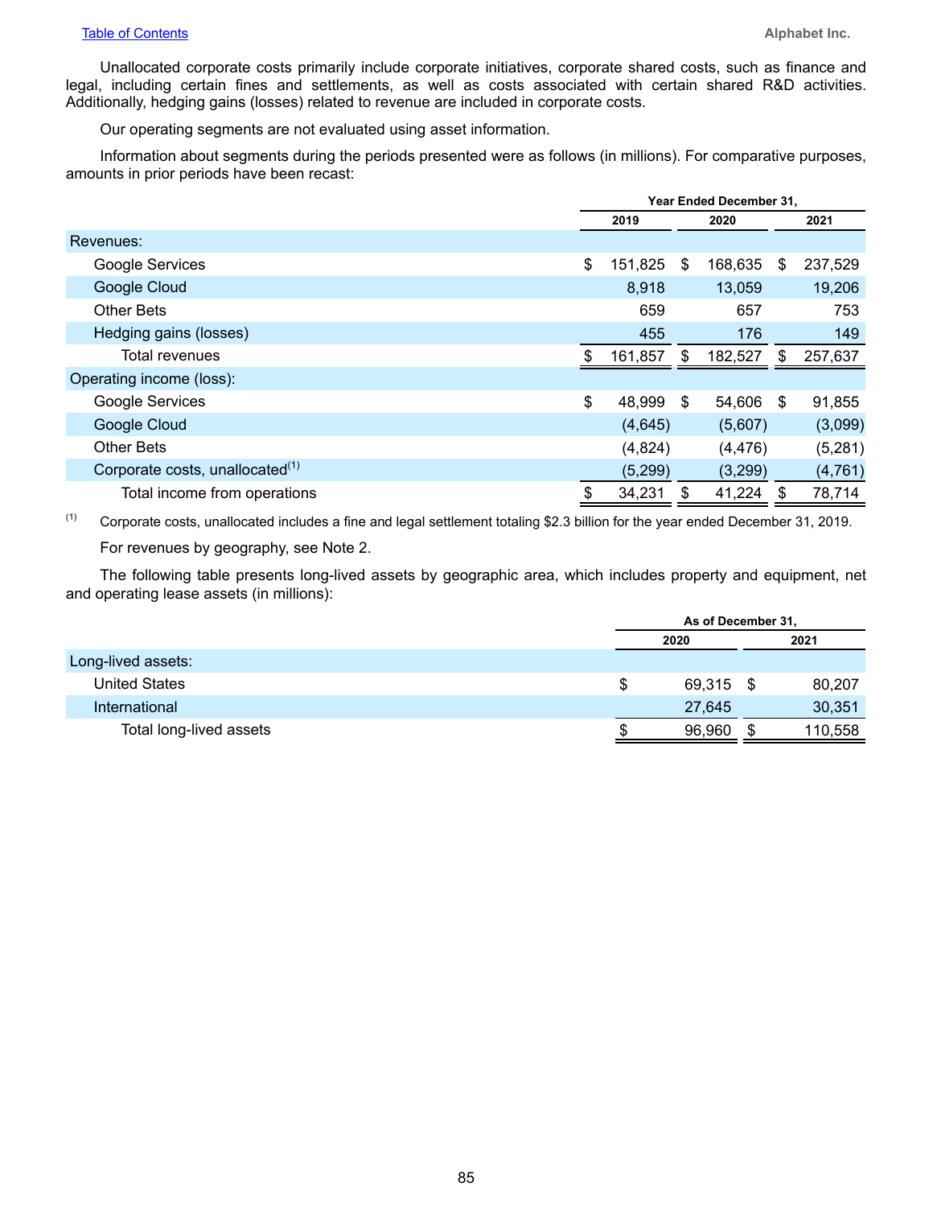Unallocated corporate costs primarily include corporate initiatives, corporate shared costs, such as finance and legal, including certain fines and settlements, as well as costs associated with certain shared R&D activities. Additionally, hedging gains (losses) related to revenue are included in corporate costs.

Our operating segments are not evaluated using asset information.

Information about segments during the periods presented were as follows (in millions). For comparative purposes, amounts in prior periods have been recast:

| | Year Ended December 31, | | |
|---|---|---|---|
| | 2019 | 2020 | 2021 |
| Revenues: | | | |
| Google Services | $ 151,825 | $ 168,635 | $ 237,529 |
| Google Cloud | 8,918 | 13,059 | 19,206 |
| Other Bets | 659 | 657 | 753 |
| Hedging gains (losses) | 455 | 176 | 149 |
| Total revenues | $ 161,857 | $ 182,527 | $ 257,637 |
| Operating income (loss): | | | |
| Google Services | $ 48,999 | $ 54,606 | $ 91,855 |
| Google Cloud | (4,645) | (5,607) | (3,099) |
| Other Bets | (4,824) | (4,476) | (5,281) |
| Corporate costs, unallocated[(1)] | (5,299) | (3,299) | (4,761) |
| Total income from operations | $ 34,231 | $ 41,224 | $ 78,714 |

(1) Corporate costs, unallocated includes a fine and legal settlement totaling $2.3 billion for the year ended December 31, 2019.

For revenues by geography, see Note 2.

The following table presents long-lived assets by geographic area, which includes property and equipment, net and operating lease assets (in millions):

| | As of December 31, | |
|---|---|---|
| | 2020 | 2021 |
| Long-lived assets: | | |
| United States | $ 69,315 | $ 80,207 |
| International | 27,645 | 30,351 |
| Total long-lived assets | $ 96,960 | $ 110,558 |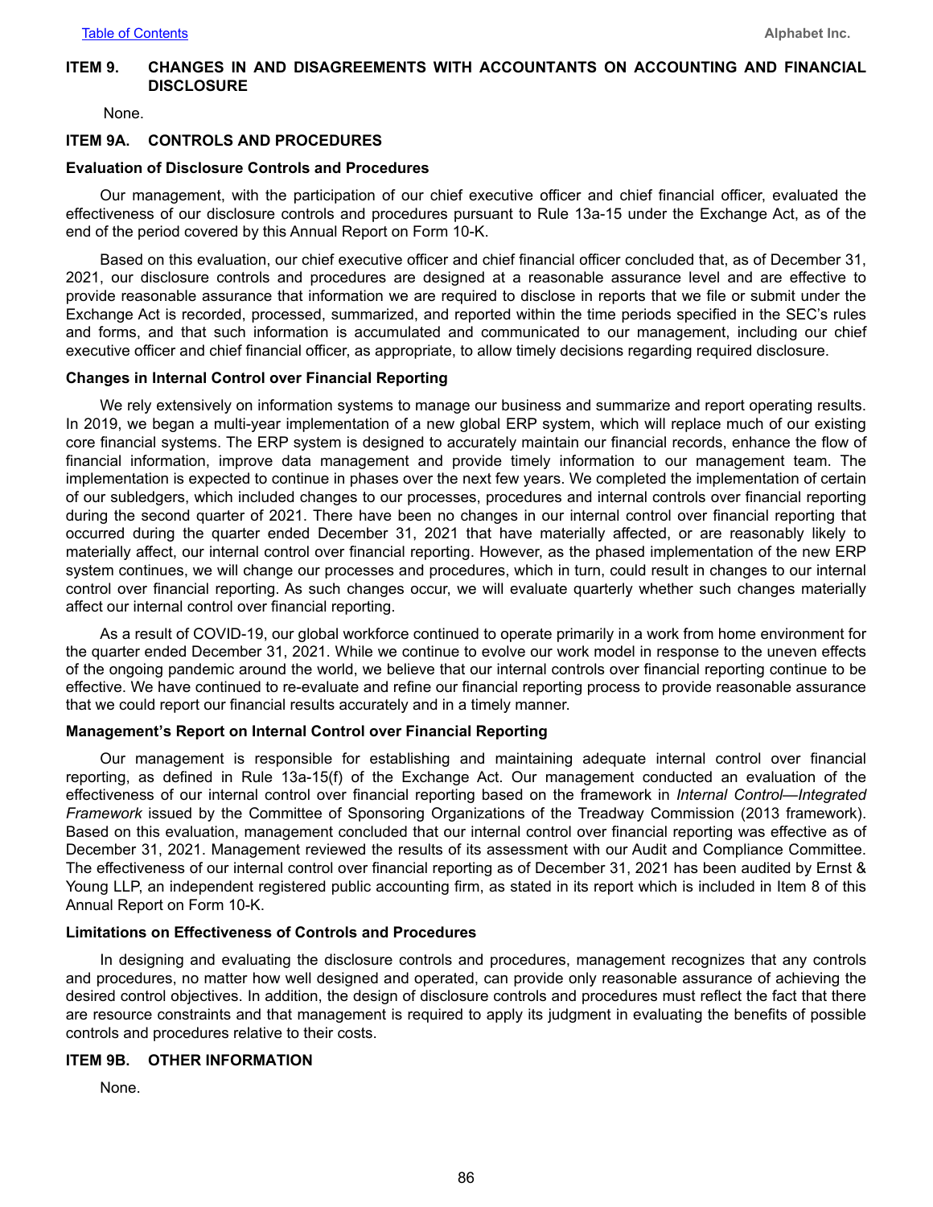## ITEM 9. CHANGES IN AND DISAGREEMENTS WITH ACCOUNTANTS ON ACCOUNTING AND FINANCIAL DISCLOSURE

None.

## ITEM 9A. CONTROLS AND PROCEDURES

### Evaluation of Disclosure Controls and Procedures

Our management, with the participation of our chief executive officer and chief financial officer, evaluated the effectiveness of our disclosure controls and procedures pursuant to Rule 13a-15 under the Exchange Act, as of the end of the period covered by this Annual Report on Form 10-K.

Based on this evaluation, our chief executive officer and chief financial officer concluded that, as of December 31, 2021, our disclosure controls and procedures are designed at a reasonable assurance level and are effective to provide reasonable assurance that information we are required to disclose in reports that we file or submit under the Exchange Act is recorded, processed, summarized, and reported within the time periods specified in the SEC's rules and forms, and that such information is accumulated and communicated to our management, including our chief executive officer and chief financial officer, as appropriate, to allow timely decisions regarding required disclosure.

### Changes in Internal Control over Financial Reporting

We rely extensively on information systems to manage our business and summarize and report operating results. In 2019, we began a multi-year implementation of a new global ERP system, which will replace much of our existing core financial systems. The ERP system is designed to accurately maintain our financial records, enhance the flow of financial information, improve data management and provide timely information to our management team. The implementation is expected to continue in phases over the next few years. We completed the implementation of certain of our subledgers, which included changes to our processes, procedures and internal controls over financial reporting during the second quarter of 2021. There have been no changes in our internal control over financial reporting that occurred during the quarter ended December 31, 2021 that have materially affected, or are reasonably likely to materially affect, our internal control over financial reporting. However, as the phased implementation of the new ERP system continues, we will change our processes and procedures, which in turn, could result in changes to our internal control over financial reporting. As such changes occur, we will evaluate quarterly whether such changes materially affect our internal control over financial reporting.

As a result of COVID-19, our global workforce continued to operate primarily in a work from home environment for the quarter ended December 31, 2021. While we continue to evolve our work model in response to the uneven effects of the ongoing pandemic around the world, we believe that our internal controls over financial reporting continue to be effective. We have continued to re-evaluate and refine our financial reporting process to provide reasonable assurance that we could report our financial results accurately and in a timely manner.

### Management's Report on Internal Control over Financial Reporting

Our management is responsible for establishing and maintaining adequate internal control over financial reporting, as defined in Rule 13a-15(f) of the Exchange Act. Our management conducted an evaluation of the effectiveness of our internal control over financial reporting based on the framework in *Internal Control—Integrated Framework* issued by the Committee of Sponsoring Organizations of the Treadway Commission (2013 framework). Based on this evaluation, management concluded that our internal control over financial reporting was effective as of December 31, 2021. Management reviewed the results of its assessment with our Audit and Compliance Committee. The effectiveness of our internal control over financial reporting as of December 31, 2021 has been audited by Ernst & Young LLP, an independent registered public accounting firm, as stated in its report which is included in Item 8 of this Annual Report on Form 10-K.

### Limitations on Effectiveness of Controls and Procedures

In designing and evaluating the disclosure controls and procedures, management recognizes that any controls and procedures, no matter how well designed and operated, can provide only reasonable assurance of achieving the desired control objectives. In addition, the design of disclosure controls and procedures must reflect the fact that there are resource constraints and that management is required to apply its judgment in evaluating the benefits of possible controls and procedures relative to their costs.

## ITEM 9B. OTHER INFORMATION

None.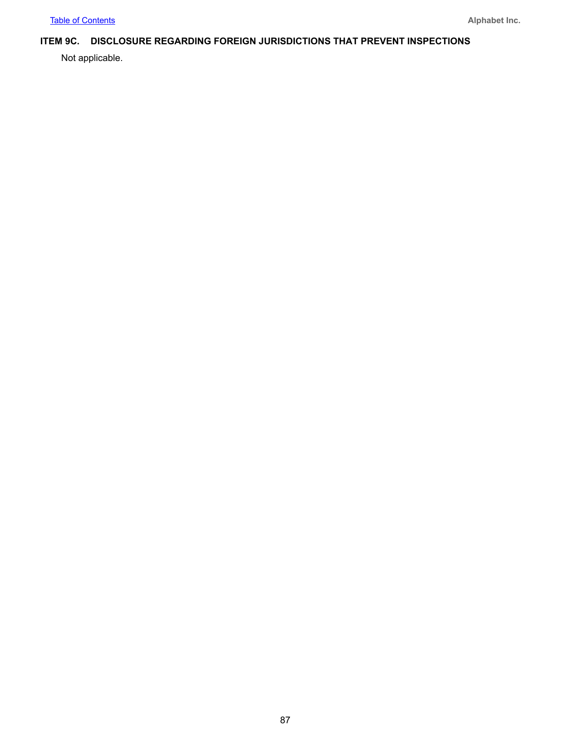## ITEM 9C. DISCLOSURE REGARDING FOREIGN JURISDICTIONS THAT PREVENT INSPECTIONS

Not applicable.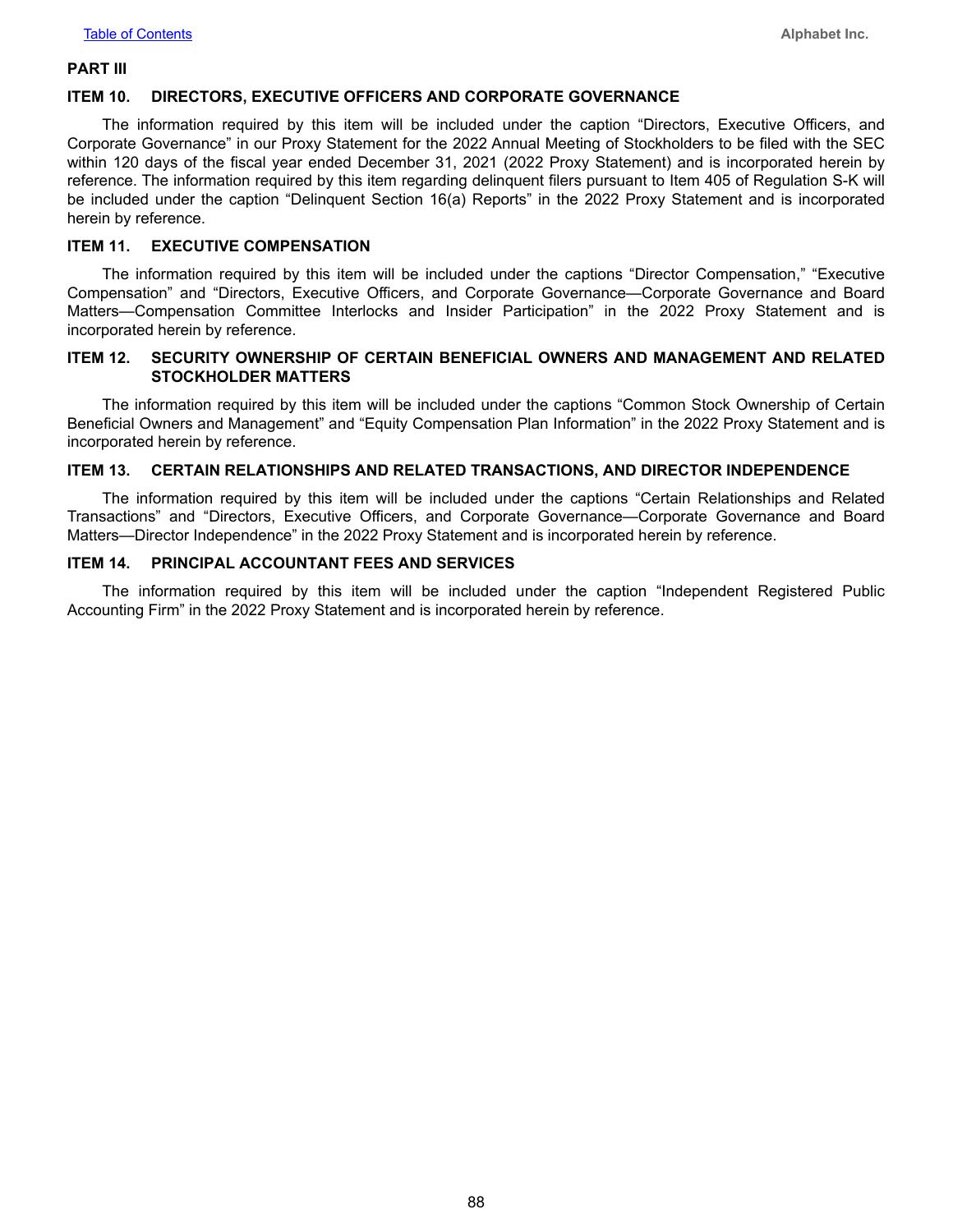## PART III

### ITEM 10. DIRECTORS, EXECUTIVE OFFICERS AND CORPORATE GOVERNANCE

The information required by this item will be included under the caption “Directors, Executive Officers, and Corporate Governance” in our Proxy Statement for the 2022 Annual Meeting of Stockholders to be filed with the SEC within 120 days of the fiscal year ended December 31, 2021 (2022 Proxy Statement) and is incorporated herein by reference. The information required by this item regarding delinquent filers pursuant to Item 405 of Regulation S-K will be included under the caption “Delinquent Section 16(a) Reports” in the 2022 Proxy Statement and is incorporated herein by reference.

### ITEM 11. EXECUTIVE COMPENSATION

The information required by this item will be included under the captions “Director Compensation,” “Executive Compensation” and “Directors, Executive Officers, and Corporate Governance—Corporate Governance and Board Matters—Compensation Committee Interlocks and Insider Participation” in the 2022 Proxy Statement and is incorporated herein by reference.

### ITEM 12. SECURITY OWNERSHIP OF CERTAIN BENEFICIAL OWNERS AND MANAGEMENT AND RELATED STOCKHOLDER MATTERS

The information required by this item will be included under the captions “Common Stock Ownership of Certain Beneficial Owners and Management” and “Equity Compensation Plan Information” in the 2022 Proxy Statement and is incorporated herein by reference.

### ITEM 13. CERTAIN RELATIONSHIPS AND RELATED TRANSACTIONS, AND DIRECTOR INDEPENDENCE

The information required by this item will be included under the captions “Certain Relationships and Related Transactions” and “Directors, Executive Officers, and Corporate Governance—Corporate Governance and Board Matters—Director Independence” in the 2022 Proxy Statement and is incorporated herein by reference.

### ITEM 14. PRINCIPAL ACCOUNTANT FEES AND SERVICES

The information required by this item will be included under the caption “Independent Registered Public Accounting Firm” in the 2022 Proxy Statement and is incorporated herein by reference.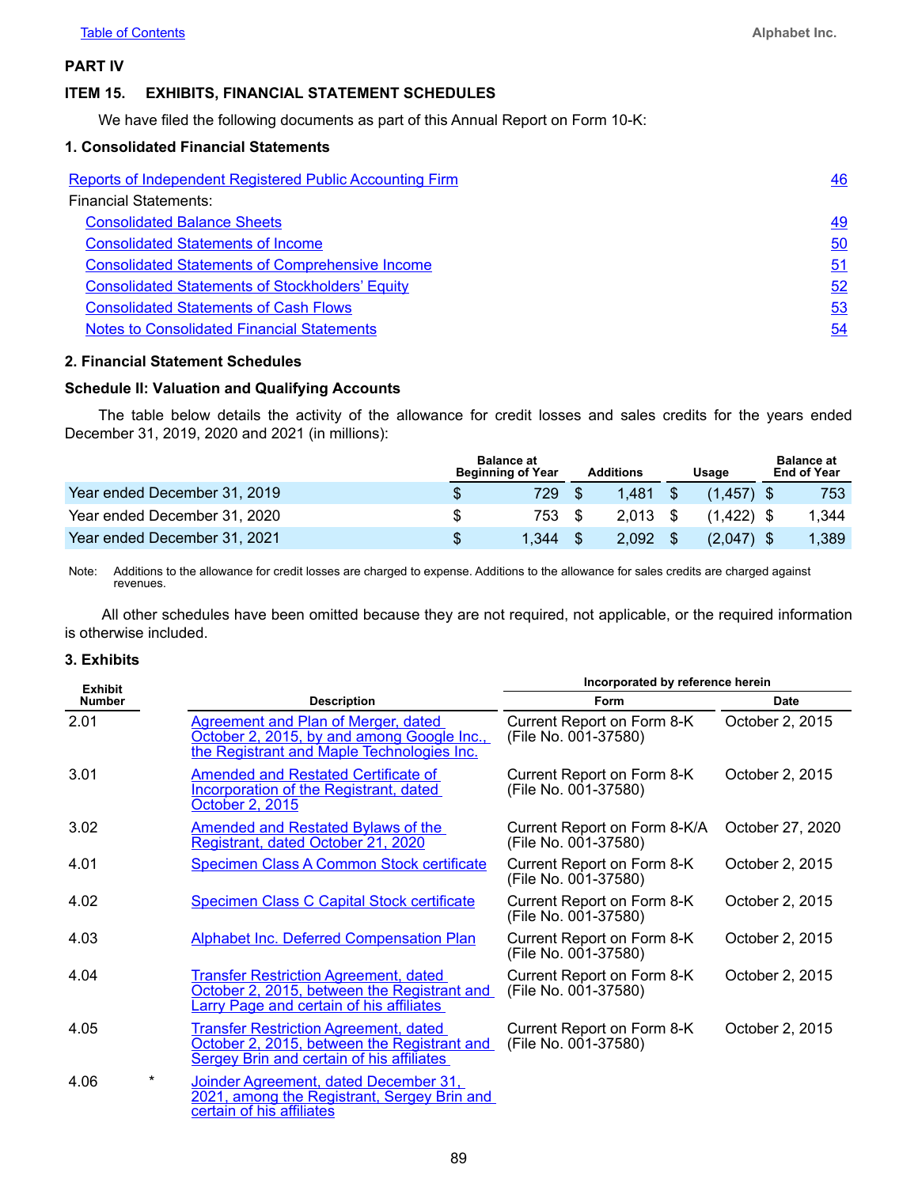## PART IV

### ITEM 15. EXHIBITS, FINANCIAL STATEMENT SCHEDULES

We have filed the following documents as part of this Annual Report on Form 10-K:

#### 1. Consolidated Financial Statements

| | |
|---|---|
| Reports of Independent Registered Public Accounting Firm | 46 |
| Financial Statements: | |
| Consolidated Balance Sheets | 49 |
| Consolidated Statements of Income | 50 |
| Consolidated Statements of Comprehensive Income | 51 |
| Consolidated Statements of Stockholders' Equity | 52 |
| Consolidated Statements of Cash Flows | 53 |
| Notes to Consolidated Financial Statements | 54 |

#### 2. Financial Statement Schedules

**Schedule II: Valuation and Qualifying Accounts**

The table below details the activity of the allowance for credit losses and sales credits for the years ended December 31, 2019, 2020 and 2021 (in millions):

| | Balance at Beginning of Year | Additions | Usage | Balance at End of Year |
|---|---|---|---|---|
| Year ended December 31, 2019 | $ 729 | $ 1,481 | $ (1,457) | $ 753 |
| Year ended December 31, 2020 | $ 753 | $ 2,013 | $ (1,422) | $ 1,344 |
| Year ended December 31, 2021 | $ 1,344 | $ 2,092 | $ (2,047) | $ 1,389 |

Note: Additions to the allowance for credit losses are charged to expense. Additions to the allowance for sales credits are charged against revenues.

All other schedules have been omitted because they are not required, not applicable, or the required information is otherwise included.

#### 3. Exhibits

| Exhibit Number | | Description | Incorporated by reference herein — Form | Incorporated by reference herein — Date |
|---|---|---|---|---|
| 2.01 | | Agreement and Plan of Merger, dated October 2, 2015, by and among Google Inc., the Registrant and Maple Technologies Inc. | Current Report on Form 8-K (File No. 001-37580) | October 2, 2015 |
| 3.01 | | Amended and Restated Certificate of Incorporation of the Registrant, dated October 2, 2015 | Current Report on Form 8-K (File No. 001-37580) | October 2, 2015 |
| 3.02 | | Amended and Restated Bylaws of the Registrant, dated October 21, 2020 | Current Report on Form 8-K/A (File No. 001-37580) | October 27, 2020 |
| 4.01 | | Specimen Class A Common Stock certificate | Current Report on Form 8-K (File No. 001-37580) | October 2, 2015 |
| 4.02 | | Specimen Class C Capital Stock certificate | Current Report on Form 8-K (File No. 001-37580) | October 2, 2015 |
| 4.03 | | Alphabet Inc. Deferred Compensation Plan | Current Report on Form 8-K (File No. 001-37580) | October 2, 2015 |
| 4.04 | | Transfer Restriction Agreement, dated October 2, 2015, between the Registrant and Larry Page and certain of his affiliates | Current Report on Form 8-K (File No. 001-37580) | October 2, 2015 |
| 4.05 | | Transfer Restriction Agreement, dated October 2, 2015, between the Registrant and Sergey Brin and certain of his affiliates | Current Report on Form 8-K (File No. 001-37580) | October 2, 2015 |
| 4.06 | * | Joinder Agreement, dated December 31, 2021, among the Registrant, Sergey Brin and certain of his affiliates | | |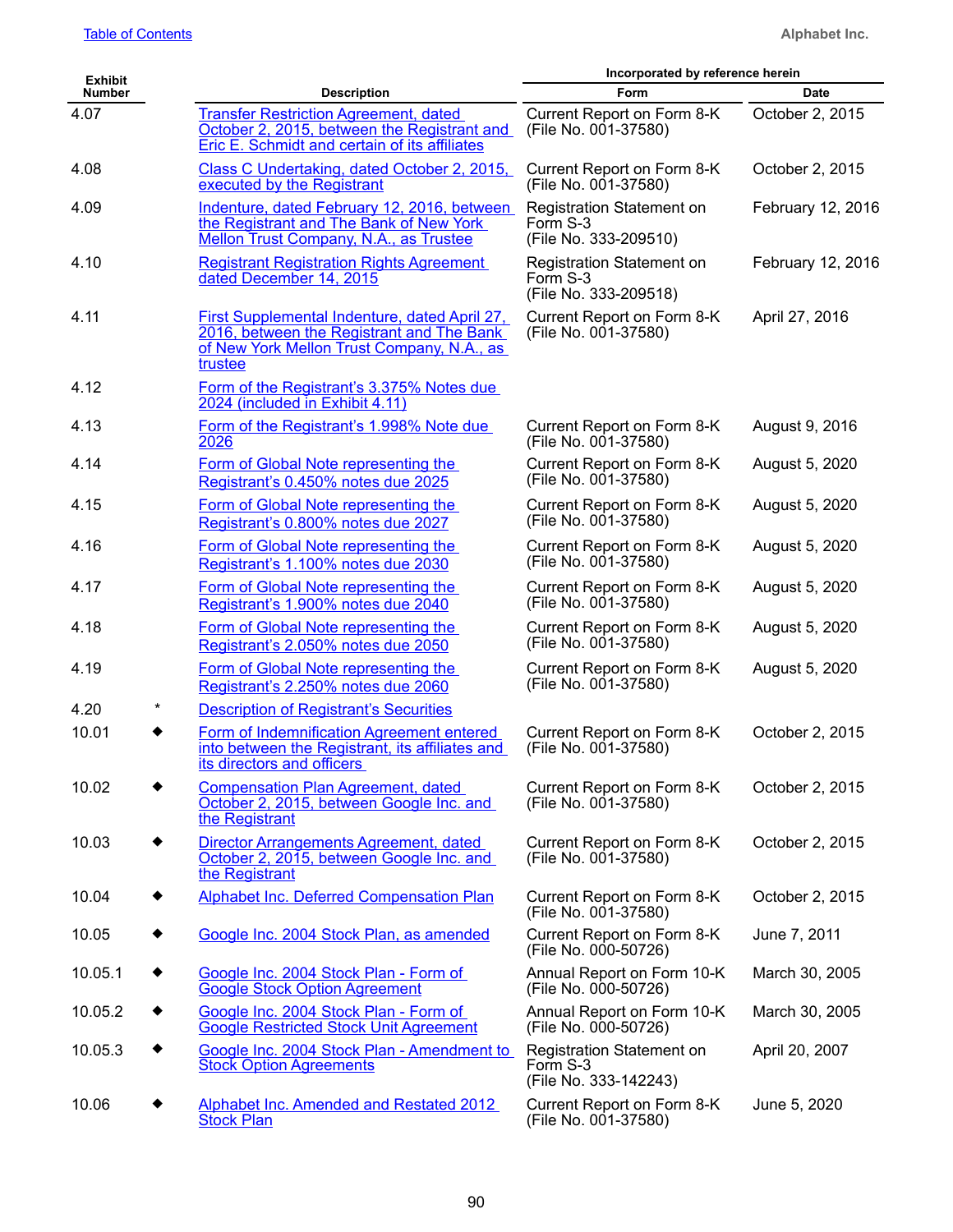| Exhibit Number | | Description | Incorporated by reference herein | |
|---|---|---|---|---|
| | | | Form | Date |
| 4.07 | | Transfer Restriction Agreement, dated October 2, 2015, between the Registrant and Eric E. Schmidt and certain of its affiliates | Current Report on Form 8-K (File No. 001-37580) | October 2, 2015 |
| 4.08 | | Class C Undertaking, dated October 2, 2015, executed by the Registrant | Current Report on Form 8-K (File No. 001-37580) | October 2, 2015 |
| 4.09 | | Indenture, dated February 12, 2016, between the Registrant and The Bank of New York Mellon Trust Company, N.A., as Trustee | Registration Statement on Form S-3 (File No. 333-209510) | February 12, 2016 |
| 4.10 | | Registrant Registration Rights Agreement dated December 14, 2015 | Registration Statement on Form S-3 (File No. 333-209518) | February 12, 2016 |
| 4.11 | | First Supplemental Indenture, dated April 27, 2016, between the Registrant and The Bank of New York Mellon Trust Company, N.A., as trustee | Current Report on Form 8-K (File No. 001-37580) | April 27, 2016 |
| 4.12 | | Form of the Registrant's 3.375% Notes due 2024 (included in Exhibit 4.11) | | |
| 4.13 | | Form of the Registrant's 1.998% Note due 2026 | Current Report on Form 8-K (File No. 001-37580) | August 9, 2016 |
| 4.14 | | Form of Global Note representing the Registrant's 0.450% notes due 2025 | Current Report on Form 8-K (File No. 001-37580) | August 5, 2020 |
| 4.15 | | Form of Global Note representing the Registrant's 0.800% notes due 2027 | Current Report on Form 8-K (File No. 001-37580) | August 5, 2020 |
| 4.16 | | Form of Global Note representing the Registrant's 1.100% notes due 2030 | Current Report on Form 8-K (File No. 001-37580) | August 5, 2020 |
| 4.17 | | Form of Global Note representing the Registrant's 1.900% notes due 2040 | Current Report on Form 8-K (File No. 001-37580) | August 5, 2020 |
| 4.18 | | Form of Global Note representing the Registrant's 2.050% notes due 2050 | Current Report on Form 8-K (File No. 001-37580) | August 5, 2020 |
| 4.19 | | Form of Global Note representing the Registrant's 2.250% notes due 2060 | Current Report on Form 8-K (File No. 001-37580) | August 5, 2020 |
| 4.20 | * | Description of Registrant's Securities | | |
| 10.01 | ◆ | Form of Indemnification Agreement entered into between the Registrant, its affiliates and its directors and officers | Current Report on Form 8-K (File No. 001-37580) | October 2, 2015 |
| 10.02 | ◆ | Compensation Plan Agreement, dated October 2, 2015, between Google Inc. and the Registrant | Current Report on Form 8-K (File No. 001-37580) | October 2, 2015 |
| 10.03 | ◆ | Director Arrangements Agreement, dated October 2, 2015, between Google Inc. and the Registrant | Current Report on Form 8-K (File No. 001-37580) | October 2, 2015 |
| 10.04 | ◆ | Alphabet Inc. Deferred Compensation Plan | Current Report on Form 8-K (File No. 001-37580) | October 2, 2015 |
| 10.05 | ◆ | Google Inc. 2004 Stock Plan, as amended | Current Report on Form 8-K (File No. 000-50726) | June 7, 2011 |
| 10.05.1 | ◆ | Google Inc. 2004 Stock Plan - Form of Google Stock Option Agreement | Annual Report on Form 10-K (File No. 000-50726) | March 30, 2005 |
| 10.05.2 | ◆ | Google Inc. 2004 Stock Plan - Form of Google Restricted Stock Unit Agreement | Annual Report on Form 10-K (File No. 000-50726) | March 30, 2005 |
| 10.05.3 | ◆ | Google Inc. 2004 Stock Plan - Amendment to Stock Option Agreements | Registration Statement on Form S-3 (File No. 333-142243) | April 20, 2007 |
| 10.06 | ◆ | Alphabet Inc. Amended and Restated 2012 Stock Plan | Current Report on Form 8-K (File No. 001-37580) | June 5, 2020 |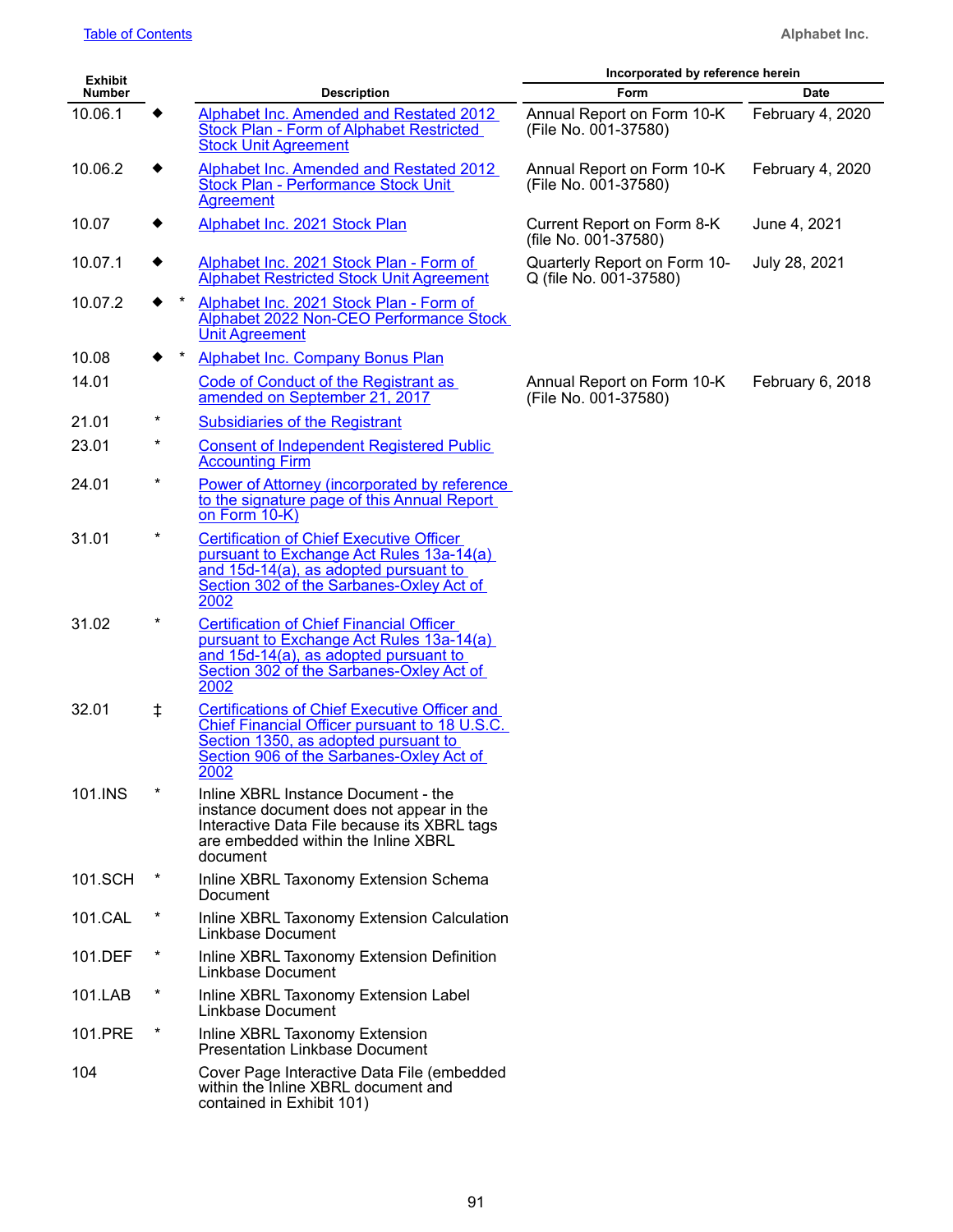| Exhibit Number | | | Description | Incorporated by reference herein | |
|---|---|---|---|---|---|
| | | | | Form | Date |
| 10.06.1 | ◆ | | Alphabet Inc. Amended and Restated 2012 Stock Plan - Form of Alphabet Restricted Stock Unit Agreement | Annual Report on Form 10-K (File No. 001-37580) | February 4, 2020 |
| 10.06.2 | ◆ | | Alphabet Inc. Amended and Restated 2012 Stock Plan - Performance Stock Unit Agreement | Annual Report on Form 10-K (File No. 001-37580) | February 4, 2020 |
| 10.07 | ◆ | | Alphabet Inc. 2021 Stock Plan | Current Report on Form 8-K (file No. 001-37580) | June 4, 2021 |
| 10.07.1 | ◆ | | Alphabet Inc. 2021 Stock Plan - Form of Alphabet Restricted Stock Unit Agreement | Quarterly Report on Form 10-Q (file No. 001-37580) | July 28, 2021 |
| 10.07.2 | ◆ | * | Alphabet Inc. 2021 Stock Plan - Form of Alphabet 2022 Non-CEO Performance Stock Unit Agreement | | |
| 10.08 | ◆ | * | Alphabet Inc. Company Bonus Plan | | |
| 14.01 | | | Code of Conduct of the Registrant as amended on September 21, 2017 | Annual Report on Form 10-K (File No. 001-37580) | February 6, 2018 |
| 21.01 | * | | Subsidiaries of the Registrant | | |
| 23.01 | * | | Consent of Independent Registered Public Accounting Firm | | |
| 24.01 | * | | Power of Attorney (incorporated by reference to the signature page of this Annual Report on Form 10-K) | | |
| 31.01 | * | | Certification of Chief Executive Officer pursuant to Exchange Act Rules 13a-14(a) and 15d-14(a), as adopted pursuant to Section 302 of the Sarbanes-Oxley Act of 2002 | | |
| 31.02 | * | | Certification of Chief Financial Officer pursuant to Exchange Act Rules 13a-14(a) and 15d-14(a), as adopted pursuant to Section 302 of the Sarbanes-Oxley Act of 2002 | | |
| 32.01 | ‡ | | Certifications of Chief Executive Officer and Chief Financial Officer pursuant to 18 U.S.C. Section 1350, as adopted pursuant to Section 906 of the Sarbanes-Oxley Act of 2002 | | |
| 101.INS | * | | Inline XBRL Instance Document - the instance document does not appear in the Interactive Data File because its XBRL tags are embedded within the Inline XBRL document | | |
| 101.SCH | * | | Inline XBRL Taxonomy Extension Schema Document | | |
| 101.CAL | * | | Inline XBRL Taxonomy Extension Calculation Linkbase Document | | |
| 101.DEF | * | | Inline XBRL Taxonomy Extension Definition Linkbase Document | | |
| 101.LAB | * | | Inline XBRL Taxonomy Extension Label Linkbase Document | | |
| 101.PRE | * | | Inline XBRL Taxonomy Extension Presentation Linkbase Document | | |
| 104 | | | Cover Page Interactive Data File (embedded within the Inline XBRL document and contained in Exhibit 101) | | |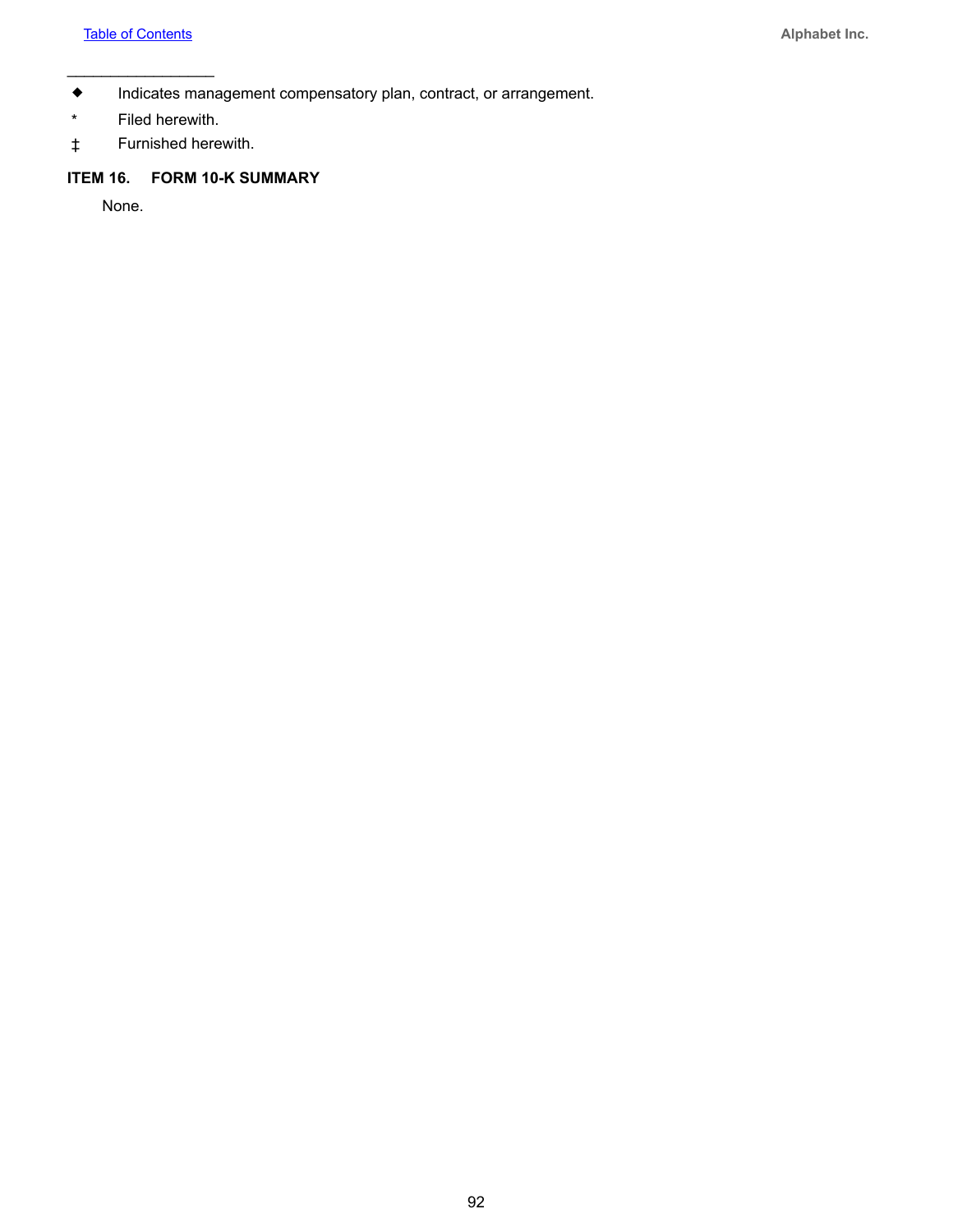_________________

◆ Indicates management compensatory plan, contract, or arrangement.

* Filed herewith.

‡ Furnished herewith.

**ITEM 16. FORM 10-K SUMMARY**

None.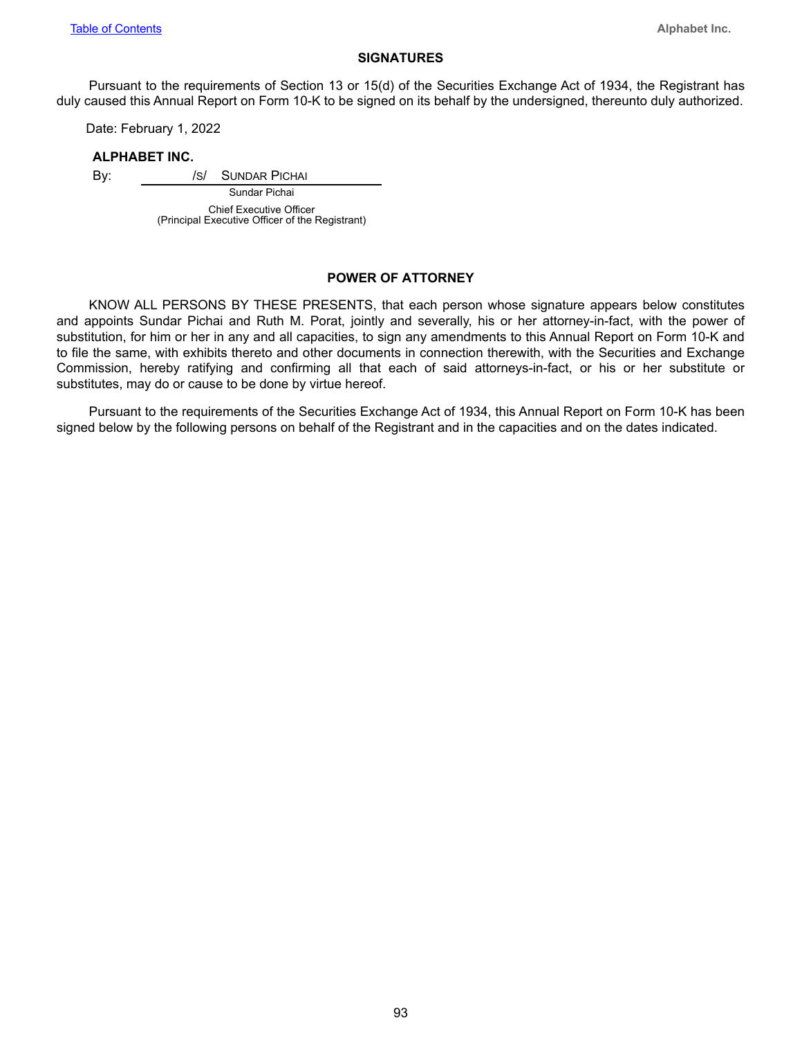## SIGNATURES

Pursuant to the requirements of Section 13 or 15(d) of the Securities Exchange Act of 1934, the Registrant has duly caused this Annual Report on Form 10-K to be signed on its behalf by the undersigned, thereunto duly authorized.

Date: February 1, 2022

**ALPHABET INC.**

By: /S/ SUNDAR PICHAI

Sundar Pichai

Chief Executive Officer
(Principal Executive Officer of the Registrant)

## POWER OF ATTORNEY

KNOW ALL PERSONS BY THESE PRESENTS, that each person whose signature appears below constitutes and appoints Sundar Pichai and Ruth M. Porat, jointly and severally, his or her attorney-in-fact, with the power of substitution, for him or her in any and all capacities, to sign any amendments to this Annual Report on Form 10-K and to file the same, with exhibits thereto and other documents in connection therewith, with the Securities and Exchange Commission, hereby ratifying and confirming all that each of said attorneys-in-fact, or his or her substitute or substitutes, may do or cause to be done by virtue hereof.

Pursuant to the requirements of the Securities Exchange Act of 1934, this Annual Report on Form 10-K has been signed below by the following persons on behalf of the Registrant and in the capacities and on the dates indicated.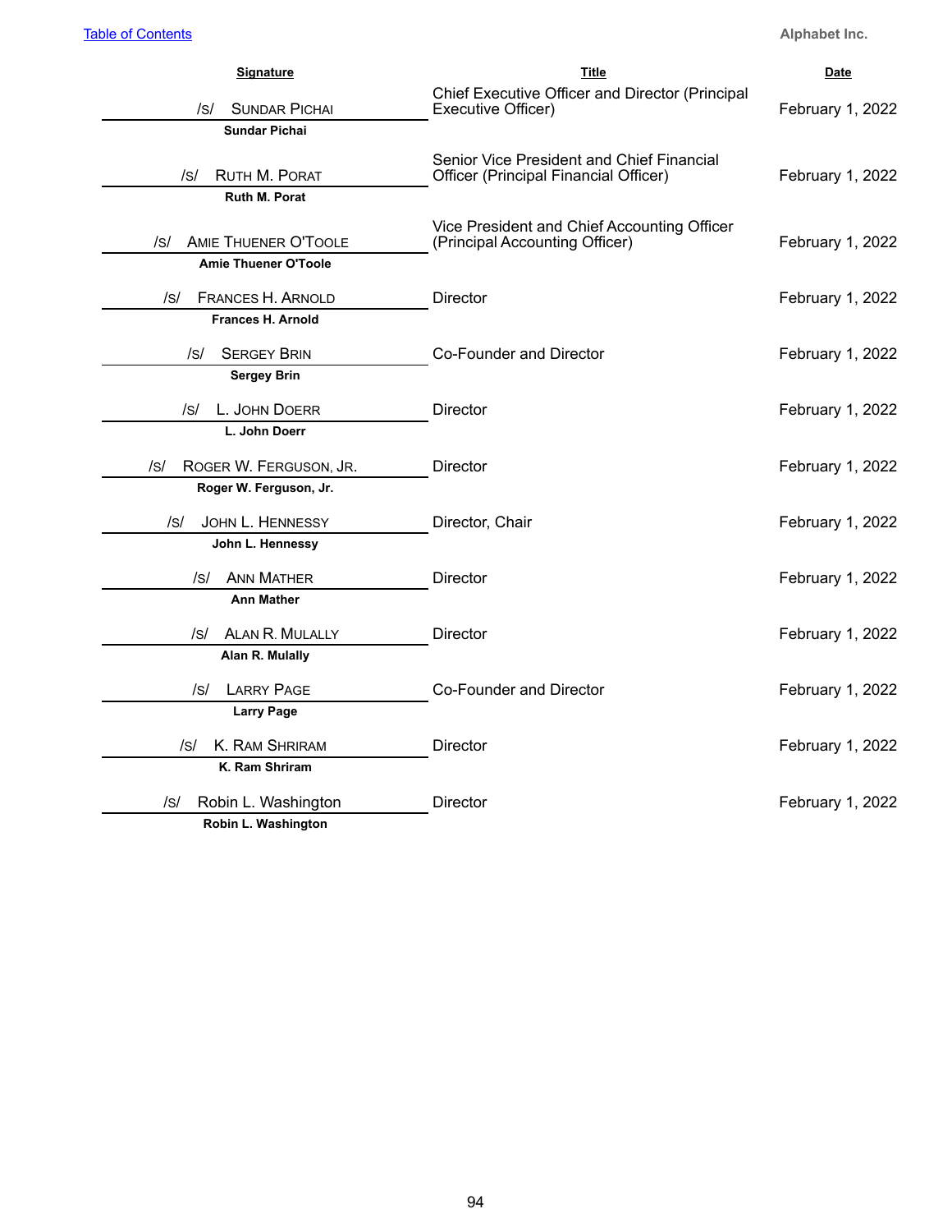| Signature | Title | Date |
|---|---|---|
| /s/ SUNDAR PICHAI<br>**Sundar Pichai** | Chief Executive Officer and Director (Principal Executive Officer) | February 1, 2022 |
| /s/ RUTH M. PORAT<br>**Ruth M. Porat** | Senior Vice President and Chief Financial Officer (Principal Financial Officer) | February 1, 2022 |
| /s/ AMIE THUENER O'TOOLE<br>**Amie Thuener O'Toole** | Vice President and Chief Accounting Officer (Principal Accounting Officer) | February 1, 2022 |
| /s/ FRANCES H. ARNOLD<br>**Frances H. Arnold** | Director | February 1, 2022 |
| /s/ SERGEY BRIN<br>**Sergey Brin** | Co-Founder and Director | February 1, 2022 |
| /s/ L. JOHN DOERR<br>**L. John Doerr** | Director | February 1, 2022 |
| /s/ ROGER W. FERGUSON, JR.<br>**Roger W. Ferguson, Jr.** | Director | February 1, 2022 |
| /s/ JOHN L. HENNESSY<br>**John L. Hennessy** | Director, Chair | February 1, 2022 |
| /s/ ANN MATHER<br>**Ann Mather** | Director | February 1, 2022 |
| /s/ ALAN R. MULALLY<br>**Alan R. Mulally** | Director | February 1, 2022 |
| /s/ LARRY PAGE<br>**Larry Page** | Co-Founder and Director | February 1, 2022 |
| /s/ K. RAM SHRIRAM<br>**K. Ram Shriram** | Director | February 1, 2022 |
| /s/ Robin L. Washington<br>**Robin L. Washington** | Director | February 1, 2022 |